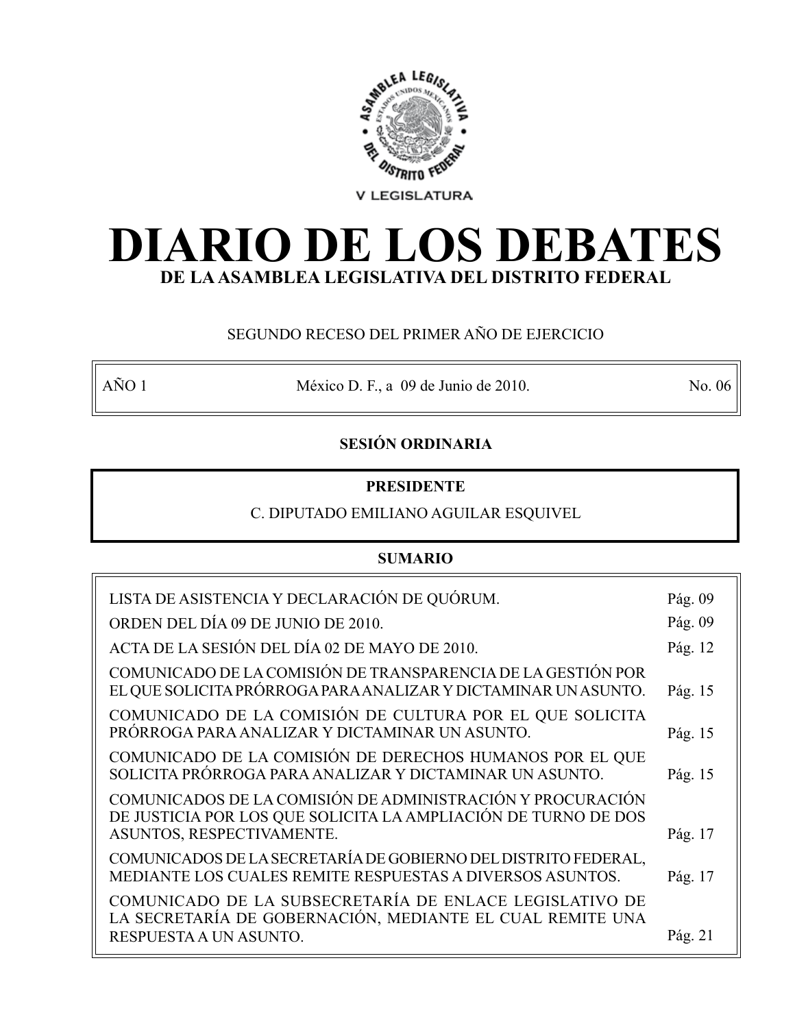V LEGISLATURA

# DIARIO DE LOS DEBATES

## DE LA ASAMBLEA LEGISLATIVA DEL DISTRITO FEDERAL

SEGUNDO RECESO DEL PRIMER AÑO DE EJERCICIO

| AÑO 1 | México D. F., a 09 de Junio de 2010. | No. 06 |
|---|---|---|

**SESIÓN ORDINARIA**

**PRESIDENTE**

C. DIPUTADO EMILIANO AGUILAR ESQUIVEL

**SUMARIO**

| | |
|---|---|
| LISTA DE ASISTENCIA Y DECLARACIÓN DE QUÓRUM. | Pág. 09 |
| ORDEN DEL DÍA 09 DE JUNIO DE 2010. | Pág. 09 |
| ACTA DE LA SESIÓN DEL DÍA 02 DE MAYO DE 2010. | Pág. 12 |
| COMUNICADO DE LA COMISIÓN DE TRANSPARENCIA DE LA GESTIÓN POR EL QUE SOLICITA PRÓRROGA PARA ANALIZAR Y DICTAMINAR UN ASUNTO. | Pág. 15 |
| COMUNICADO DE LA COMISIÓN DE CULTURA POR EL QUE SOLICITA PRÓRROGA PARA ANALIZAR Y DICTAMINAR UN ASUNTO. | Pág. 15 |
| COMUNICADO DE LA COMISIÓN DE DERECHOS HUMANOS POR EL QUE SOLICITA PRÓRROGA PARA ANALIZAR Y DICTAMINAR UN ASUNTO. | Pág. 15 |
| COMUNICADOS DE LA COMISIÓN DE ADMINISTRACIÓN Y PROCURACIÓN DE JUSTICIA POR LOS QUE SOLICITA LA AMPLIACIÓN DE TURNO DE DOS ASUNTOS, RESPECTIVAMENTE. | Pág. 17 |
| COMUNICADOS DE LA SECRETARÍA DE GOBIERNO DEL DISTRITO FEDERAL, MEDIANTE LOS CUALES REMITE RESPUESTAS A DIVERSOS ASUNTOS. | Pág. 17 |
| COMUNICADO DE LA SUBSECRETARÍA DE ENLACE LEGISLATIVO DE LA SECRETARÍA DE GOBERNACIÓN, MEDIANTE EL CUAL REMITE UNA RESPUESTA A UN ASUNTO. | Pág. 21 |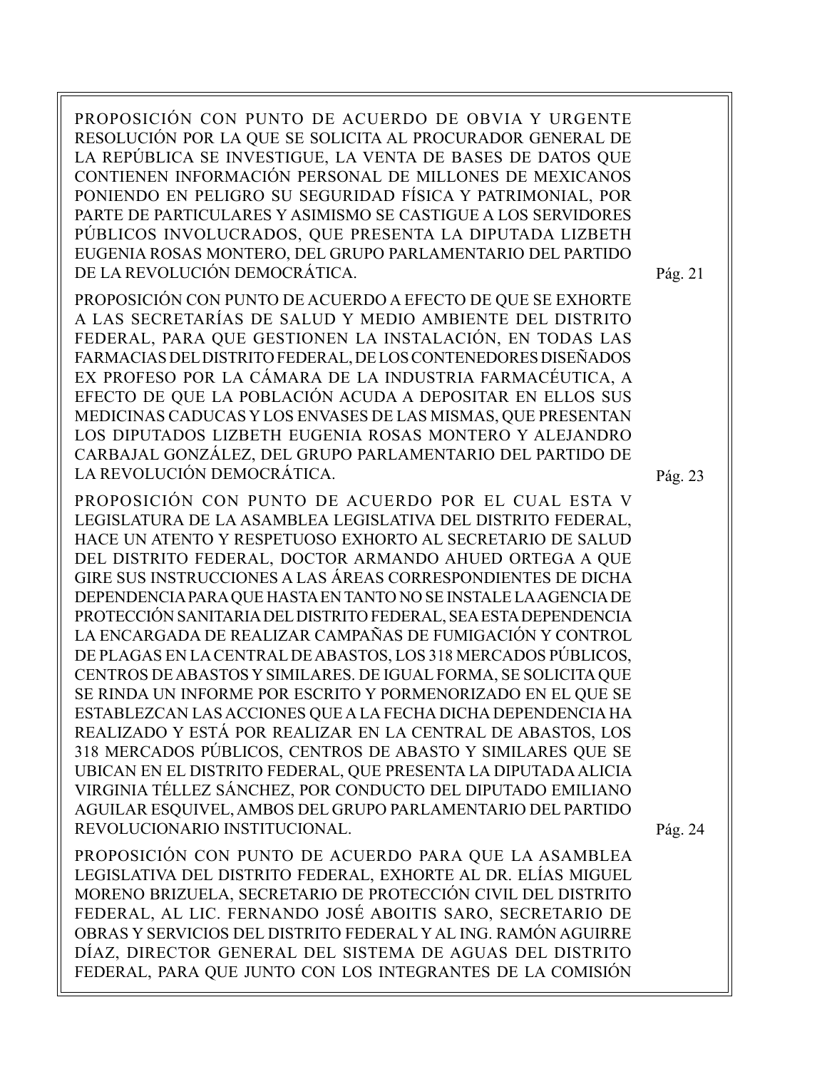PROPOSICIÓN CON PUNTO DE ACUERDO DE OBVIA Y URGENTE RESOLUCIÓN POR LA QUE SE SOLICITA AL PROCURADOR GENERAL DE LA REPÚBLICA SE INVESTIGUE, LA VENTA DE BASES DE DATOS QUE CONTIENEN INFORMACIÓN PERSONAL DE MILLONES DE MEXICANOS PONIENDO EN PELIGRO SU SEGURIDAD FÍSICA Y PATRIMONIAL, POR PARTE DE PARTICULARES Y ASIMISMO SE CASTIGUE A LOS SERVIDORES PÚBLICOS INVOLUCRADOS, QUE PRESENTA LA DIPUTADA LIZBETH EUGENIA ROSAS MONTERO, DEL GRUPO PARLAMENTARIO DEL PARTIDO DE LA REVOLUCIÓN DEMOCRÁTICA. Pág. 21

PROPOSICIÓN CON PUNTO DE ACUERDO A EFECTO DE QUE SE EXHORTE A LAS SECRETARÍAS DE SALUD Y MEDIO AMBIENTE DEL DISTRITO FEDERAL, PARA QUE GESTIONEN LA INSTALACIÓN, EN TODAS LAS FARMACIAS DEL DISTRITO FEDERAL, DE LOS CONTENEDORES DISEÑADOS EX PROFESO POR LA CÁMARA DE LA INDUSTRIA FARMACÉUTICA, A EFECTO DE QUE LA POBLACIÓN ACUDA A DEPOSITAR EN ELLOS SUS MEDICINAS CADUCAS Y LOS ENVASES DE LAS MISMAS, QUE PRESENTAN LOS DIPUTADOS LIZBETH EUGENIA ROSAS MONTERO Y ALEJANDRO CARBAJAL GONZÁLEZ, DEL GRUPO PARLAMENTARIO DEL PARTIDO DE LA REVOLUCIÓN DEMOCRÁTICA. Pág. 23

PROPOSICIÓN CON PUNTO DE ACUERDO POR EL CUAL ESTA V LEGISLATURA DE LA ASAMBLEA LEGISLATIVA DEL DISTRITO FEDERAL, HACE UN ATENTO Y RESPETUOSO EXHORTO AL SECRETARIO DE SALUD DEL DISTRITO FEDERAL, DOCTOR ARMANDO AHUED ORTEGA A QUE GIRE SUS INSTRUCCIONES A LAS ÁREAS CORRESPONDIENTES DE DICHA DEPENDENCIA PARA QUE HASTA EN TANTO NO SE INSTALE LA AGENCIA DE PROTECCIÓN SANITARIA DEL DISTRITO FEDERAL, SEA ESTA DEPENDENCIA LA ENCARGADA DE REALIZAR CAMPAÑAS DE FUMIGACIÓN Y CONTROL DE PLAGAS EN LA CENTRAL DE ABASTOS, LOS 318 MERCADOS PÚBLICOS, CENTROS DE ABASTOS Y SIMILARES. DE IGUAL FORMA, SE SOLICITA QUE SE RINDA UN INFORME POR ESCRITO Y PORMENORIZADO EN EL QUE SE ESTABLEZCAN LAS ACCIONES QUE A LA FECHA DICHA DEPENDENCIA HA REALIZADO Y ESTÁ POR REALIZAR EN LA CENTRAL DE ABASTOS, LOS 318 MERCADOS PÚBLICOS, CENTROS DE ABASTO Y SIMILARES QUE SE UBICAN EN EL DISTRITO FEDERAL, QUE PRESENTA LA DIPUTADA ALICIA VIRGINIA TÉLLEZ SÁNCHEZ, POR CONDUCTO DEL DIPUTADO EMILIANO AGUILAR ESQUIVEL, AMBOS DEL GRUPO PARLAMENTARIO DEL PARTIDO REVOLUCIONARIO INSTITUCIONAL. Pág. 24

PROPOSICIÓN CON PUNTO DE ACUERDO PARA QUE LA ASAMBLEA LEGISLATIVA DEL DISTRITO FEDERAL, EXHORTE AL DR. ELÍAS MIGUEL MORENO BRIZUELA, SECRETARIO DE PROTECCIÓN CIVIL DEL DISTRITO FEDERAL, AL LIC. FERNANDO JOSÉ ABOITIS SARO, SECRETARIO DE OBRAS Y SERVICIOS DEL DISTRITO FEDERAL Y AL ING. RAMÓN AGUIRRE DÍAZ, DIRECTOR GENERAL DEL SISTEMA DE AGUAS DEL DISTRITO FEDERAL, PARA QUE JUNTO CON LOS INTEGRANTES DE LA COMISIÓN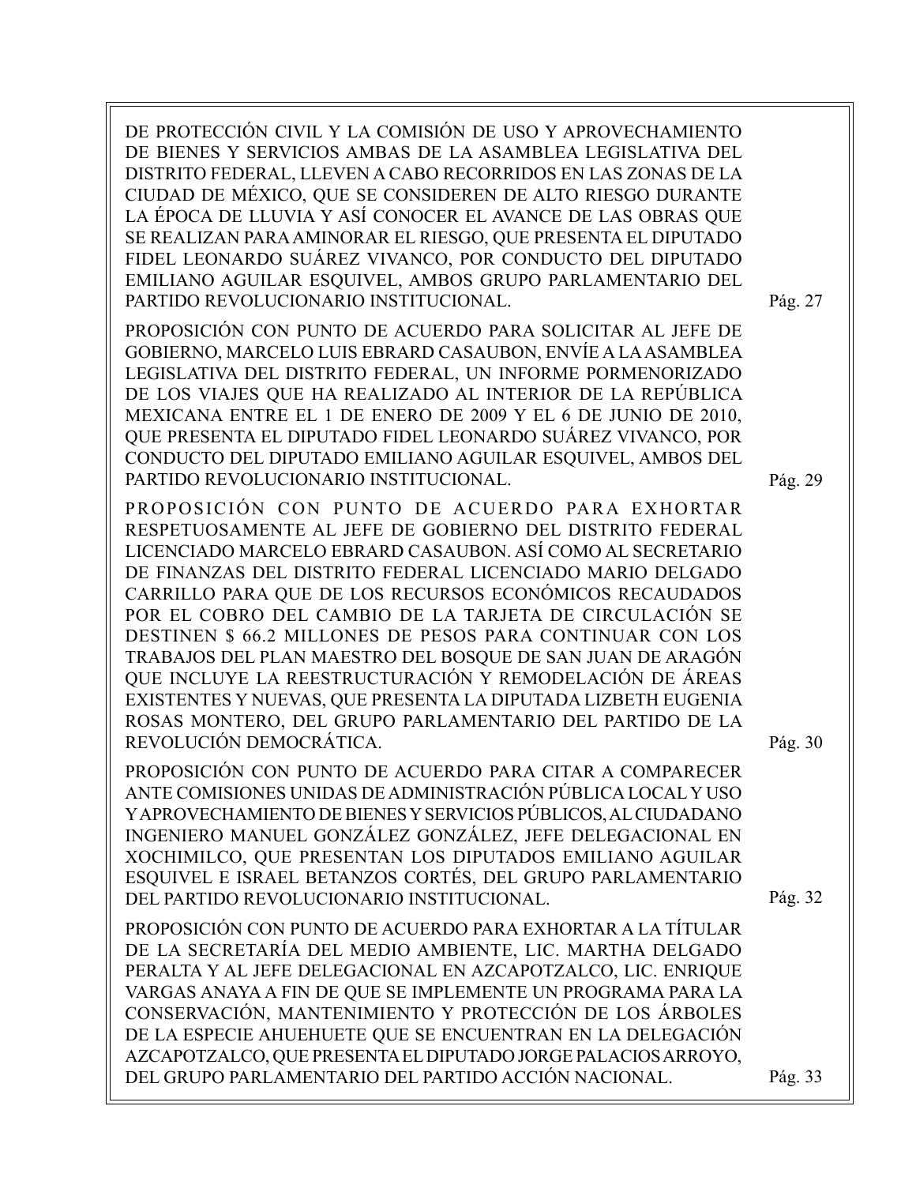DE PROTECCIÓN CIVIL Y LA COMISIÓN DE USO Y APROVECHAMIENTO DE BIENES Y SERVICIOS AMBAS DE LA ASAMBLEA LEGISLATIVA DEL DISTRITO FEDERAL, LLEVEN A CABO RECORRIDOS EN LAS ZONAS DE LA CIUDAD DE MÉXICO, QUE SE CONSIDEREN DE ALTO RIESGO DURANTE LA ÉPOCA DE LLUVIA Y ASÍ CONOCER EL AVANCE DE LAS OBRAS QUE SE REALIZAN PARA AMINORAR EL RIESGO, QUE PRESENTA EL DIPUTADO FIDEL LEONARDO SUÁREZ VIVANCO, POR CONDUCTO DEL DIPUTADO EMILIANO AGUILAR ESQUIVEL, AMBOS GRUPO PARLAMENTARIO DEL PARTIDO REVOLUCIONARIO INSTITUCIONAL. Pág. 27

PROPOSICIÓN CON PUNTO DE ACUERDO PARA SOLICITAR AL JEFE DE GOBIERNO, MARCELO LUIS EBRARD CASAUBON, ENVÍE A LA ASAMBLEA LEGISLATIVA DEL DISTRITO FEDERAL, UN INFORME PORMENORIZADO DE LOS VIAJES QUE HA REALIZADO AL INTERIOR DE LA REPÚBLICA MEXICANA ENTRE EL 1 DE ENERO DE 2009 Y EL 6 DE JUNIO DE 2010, QUE PRESENTA EL DIPUTADO FIDEL LEONARDO SUÁREZ VIVANCO, POR CONDUCTO DEL DIPUTADO EMILIANO AGUILAR ESQUIVEL, AMBOS DEL PARTIDO REVOLUCIONARIO INSTITUCIONAL. Pág. 29

PROPOSICIÓN CON PUNTO DE ACUERDO PARA EXHORTAR RESPETUOSAMENTE AL JEFE DE GOBIERNO DEL DISTRITO FEDERAL LICENCIADO MARCELO EBRARD CASAUBON. ASÍ COMO AL SECRETARIO DE FINANZAS DEL DISTRITO FEDERAL LICENCIADO MARIO DELGADO CARRILLO PARA QUE DE LOS RECURSOS ECONÓMICOS RECAUDADOS POR EL COBRO DEL CAMBIO DE LA TARJETA DE CIRCULACIÓN SE DESTINEN $ 66.2 MILLONES DE PESOS PARA CONTINUAR CON LOS TRABAJOS DEL PLAN MAESTRO DEL BOSQUE DE SAN JUAN DE ARAGÓN QUE INCLUYE LA REESTRUCTURACIÓN Y REMODELACIÓN DE ÁREAS EXISTENTES Y NUEVAS, QUE PRESENTA LA DIPUTADA LIZBETH EUGENIA ROSAS MONTERO, DEL GRUPO PARLAMENTARIO DEL PARTIDO DE LA REVOLUCIÓN DEMOCRÁTICA. Pág. 30

PROPOSICIÓN CON PUNTO DE ACUERDO PARA CITAR A COMPARECER ANTE COMISIONES UNIDAS DE ADMINISTRACIÓN PÚBLICA LOCAL Y USO Y APROVECHAMIENTO DE BIENES Y SERVICIOS PÚBLICOS, AL CIUDADANO INGENIERO MANUEL GONZÁLEZ GONZÁLEZ, JEFE DELEGACIONAL EN XOCHIMILCO, QUE PRESENTAN LOS DIPUTADOS EMILIANO AGUILAR ESQUIVEL E ISRAEL BETANZOS CORTÉS, DEL GRUPO PARLAMENTARIO DEL PARTIDO REVOLUCIONARIO INSTITUCIONAL. Pág. 32

PROPOSICIÓN CON PUNTO DE ACUERDO PARA EXHORTAR A LA TÍTULAR DE LA SECRETARÍA DEL MEDIO AMBIENTE, LIC. MARTHA DELGADO PERALTA Y AL JEFE DELEGACIONAL EN AZCAPOTZALCO, LIC. ENRIQUE VARGAS ANAYA A FIN DE QUE SE IMPLEMENTE UN PROGRAMA PARA LA CONSERVACIÓN, MANTENIMIENTO Y PROTECCIÓN DE LOS ÁRBOLES DE LA ESPECIE AHUEHUETE QUE SE ENCUENTRAN EN LA DELEGACIÓN AZCAPOTZALCO, QUE PRESENTA EL DIPUTADO JORGE PALACIOS ARROYO, DEL GRUPO PARLAMENTARIO DEL PARTIDO ACCIÓN NACIONAL. Pág. 33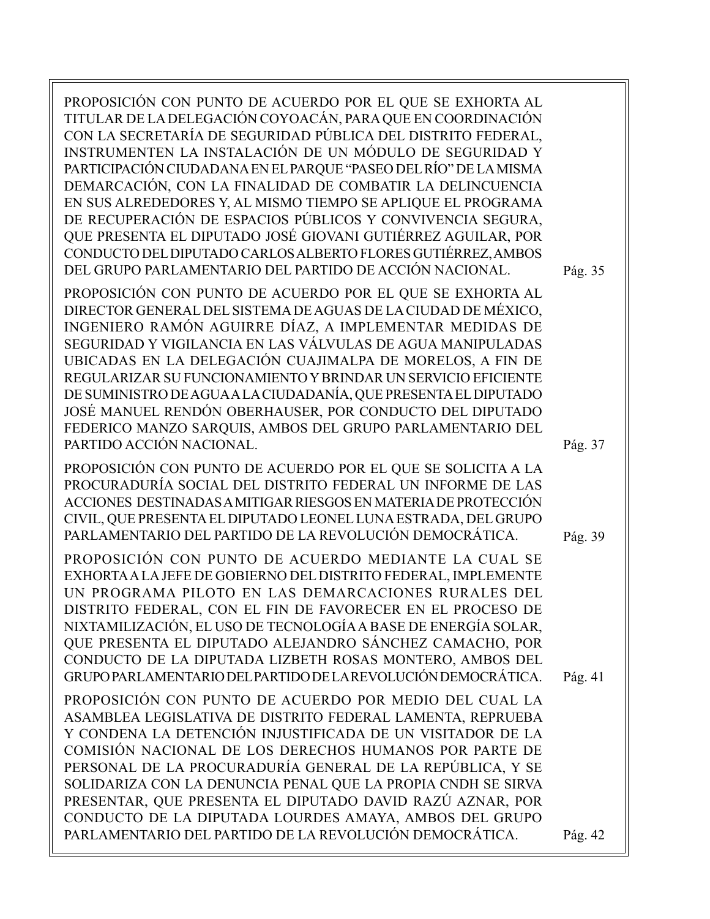PROPOSICIÓN CON PUNTO DE ACUERDO POR EL QUE SE EXHORTA AL TITULAR DE LA DELEGACIÓN COYOACÁN, PARA QUE EN COORDINACIÓN CON LA SECRETARÍA DE SEGURIDAD PÚBLICA DEL DISTRITO FEDERAL, INSTRUMENTEN LA INSTALACIÓN DE UN MÓDULO DE SEGURIDAD Y PARTICIPACIÓN CIUDADANA EN EL PARQUE "PASEO DEL RÍO" DE LA MISMA DEMARCACIÓN, CON LA FINALIDAD DE COMBATIR LA DELINCUENCIA EN SUS ALREDEDORES Y, AL MISMO TIEMPO SE APLIQUE EL PROGRAMA DE RECUPERACIÓN DE ESPACIOS PÚBLICOS Y CONVIVENCIA SEGURA, QUE PRESENTA EL DIPUTADO JOSÉ GIOVANI GUTIÉRREZ AGUILAR, POR CONDUCTO DEL DIPUTADO CARLOS ALBERTO FLORES GUTIÉRREZ, AMBOS DEL GRUPO PARLAMENTARIO DEL PARTIDO DE ACCIÓN NACIONAL. Pág. 35

PROPOSICIÓN CON PUNTO DE ACUERDO POR EL QUE SE EXHORTA AL DIRECTOR GENERAL DEL SISTEMA DE AGUAS DE LA CIUDAD DE MÉXICO, INGENIERO RAMÓN AGUIRRE DÍAZ, A IMPLEMENTAR MEDIDAS DE SEGURIDAD Y VIGILANCIA EN LAS VÁLVULAS DE AGUA MANIPULADAS UBICADAS EN LA DELEGACIÓN CUAJIMALPA DE MORELOS, A FIN DE REGULARIZAR SU FUNCIONAMIENTO Y BRINDAR UN SERVICIO EFICIENTE DE SUMINISTRO DE AGUA A LA CIUDADANÍA, QUE PRESENTA EL DIPUTADO JOSÉ MANUEL RENDÓN OBERHAUSER, POR CONDUCTO DEL DIPUTADO FEDERICO MANZO SARQUIS, AMBOS DEL GRUPO PARLAMENTARIO DEL PARTIDO ACCIÓN NACIONAL. Pág. 37

PROPOSICIÓN CON PUNTO DE ACUERDO POR EL QUE SE SOLICITA A LA PROCURADURÍA SOCIAL DEL DISTRITO FEDERAL UN INFORME DE LAS ACCIONES DESTINADAS A MITIGAR RIESGOS EN MATERIA DE PROTECCIÓN CIVIL, QUE PRESENTA EL DIPUTADO LEONEL LUNA ESTRADA, DEL GRUPO PARLAMENTARIO DEL PARTIDO DE LA REVOLUCIÓN DEMOCRÁTICA. Pág. 39

PROPOSICIÓN CON PUNTO DE ACUERDO MEDIANTE LA CUAL SE EXHORTA A LA JEFE DE GOBIERNO DEL DISTRITO FEDERAL, IMPLEMENTE UN PROGRAMA PILOTO EN LAS DEMARCACIONES RURALES DEL DISTRITO FEDERAL, CON EL FIN DE FAVORECER EN EL PROCESO DE NIXTAMILIZACIÓN, EL USO DE TECNOLOGÍA A BASE DE ENERGÍA SOLAR, QUE PRESENTA EL DIPUTADO ALEJANDRO SÁNCHEZ CAMACHO, POR CONDUCTO DE LA DIPUTADA LIZBETH ROSAS MONTERO, AMBOS DEL GRUPO PARLAMENTARIO DEL PARTIDO DE LA REVOLUCIÓN DEMOCRÁTICA. Pág. 41

PROPOSICIÓN CON PUNTO DE ACUERDO POR MEDIO DEL CUAL LA ASAMBLEA LEGISLATIVA DE DISTRITO FEDERAL LAMENTA, REPRUEBA Y CONDENA LA DETENCIÓN INJUSTIFICADA DE UN VISITADOR DE LA COMISIÓN NACIONAL DE LOS DERECHOS HUMANOS POR PARTE DE PERSONAL DE LA PROCURADURÍA GENERAL DE LA REPÚBLICA, Y SE SOLIDARIZA CON LA DENUNCIA PENAL QUE LA PROPIA CNDH SE SIRVA PRESENTAR, QUE PRESENTA EL DIPUTADO DAVID RAZÚ AZNAR, POR CONDUCTO DE LA DIPUTADA LOURDES AMAYA, AMBOS DEL GRUPO PARLAMENTARIO DEL PARTIDO DE LA REVOLUCIÓN DEMOCRÁTICA. Pág. 42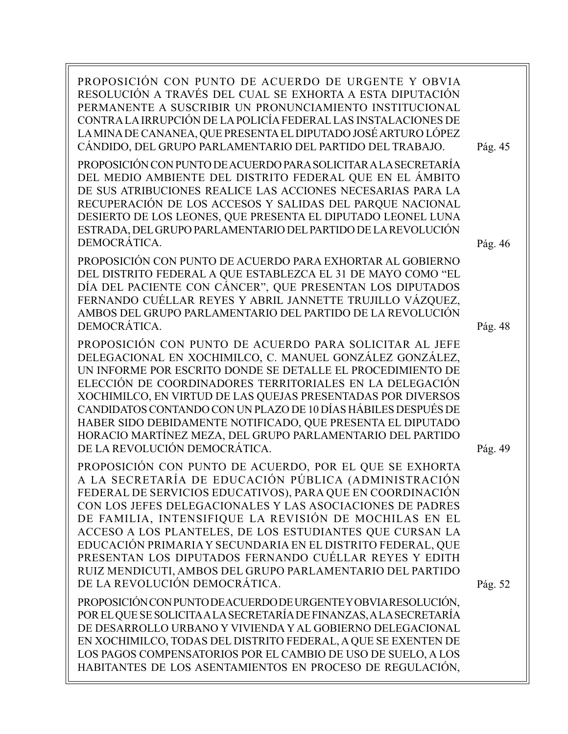PROPOSICIÓN CON PUNTO DE ACUERDO DE URGENTE Y OBVIA RESOLUCIÓN A TRAVÉS DEL CUAL SE EXHORTA A ESTA DIPUTACIÓN PERMANENTE A SUSCRIBIR UN PRONUNCIAMIENTO INSTITUCIONAL CONTRA LA IRRUPCIÓN DE LA POLICÍA FEDERAL LAS INSTALACIONES DE LA MINA DE CANANEA, QUE PRESENTA EL DIPUTADO JOSÉ ARTURO LÓPEZ CÁNDIDO, DEL GRUPO PARLAMENTARIO DEL PARTIDO DEL TRABAJO. Pág. 45

PROPOSICIÓN CON PUNTO DE ACUERDO PARA SOLICITAR A LA SECRETARÍA DEL MEDIO AMBIENTE DEL DISTRITO FEDERAL QUE EN EL ÁMBITO DE SUS ATRIBUCIONES REALICE LAS ACCIONES NECESARIAS PARA LA RECUPERACIÓN DE LOS ACCESOS Y SALIDAS DEL PARQUE NACIONAL DESIERTO DE LOS LEONES, QUE PRESENTA EL DIPUTADO LEONEL LUNA ESTRADA, DEL GRUPO PARLAMENTARIO DEL PARTIDO DE LA REVOLUCIÓN DEMOCRÁTICA. Pág. 46

PROPOSICIÓN CON PUNTO DE ACUERDO PARA EXHORTAR AL GOBIERNO DEL DISTRITO FEDERAL A QUE ESTABLEZCA EL 31 DE MAYO COMO “EL DÍA DEL PACIENTE CON CÁNCER”, QUE PRESENTAN LOS DIPUTADOS FERNANDO CUÉLLAR REYES Y ABRIL JANNETTE TRUJILLO VÁZQUEZ, AMBOS DEL GRUPO PARLAMENTARIO DEL PARTIDO DE LA REVOLUCIÓN DEMOCRÁTICA. Pág. 48

PROPOSICIÓN CON PUNTO DE ACUERDO PARA SOLICITAR AL JEFE DELEGACIONAL EN XOCHIMILCO, C. MANUEL GONZÁLEZ GONZÁLEZ, UN INFORME POR ESCRITO DONDE SE DETALLE EL PROCEDIMIENTO DE ELECCIÓN DE COORDINADORES TERRITORIALES EN LA DELEGACIÓN XOCHIMILCO, EN VIRTUD DE LAS QUEJAS PRESENTADAS POR DIVERSOS CANDIDATOS CONTANDO CON UN PLAZO DE 10 DÍAS HÁBILES DESPUÉS DE HABER SIDO DEBIDAMENTE NOTIFICADO, QUE PRESENTA EL DIPUTADO HORACIO MARTÍNEZ MEZA, DEL GRUPO PARLAMENTARIO DEL PARTIDO DE LA REVOLUCIÓN DEMOCRÁTICA. Pág. 49

PROPOSICIÓN CON PUNTO DE ACUERDO, POR EL QUE SE EXHORTA A LA SECRETARÍA DE EDUCACIÓN PÚBLICA (ADMINISTRACIÓN FEDERAL DE SERVICIOS EDUCATIVOS), PARA QUE EN COORDINACIÓN CON LOS JEFES DELEGACIONALES Y LAS ASOCIACIONES DE PADRES DE FAMILIA, INTENSIFIQUE LA REVISIÓN DE MOCHILAS EN EL ACCESO A LOS PLANTELES, DE LOS ESTUDIANTES QUE CURSAN LA EDUCACIÓN PRIMARIA Y SECUNDARIA EN EL DISTRITO FEDERAL, QUE PRESENTAN LOS DIPUTADOS FERNANDO CUÉLLAR REYES Y EDITH RUIZ MENDICUTI, AMBOS DEL GRUPO PARLAMENTARIO DEL PARTIDO DE LA REVOLUCIÓN DEMOCRÁTICA. Pág. 52

PROPOSICIÓN CON PUNTO DE ACUERDO DE URGENTE Y OBVIA RESOLUCIÓN, POR EL QUE SE SOLICITA A LA SECRETARÍA DE FINANZAS, A LA SECRETARÍA DE DESARROLLO URBANO Y VIVIENDA Y AL GOBIERNO DELEGACIONAL EN XOCHIMILCO, TODAS DEL DISTRITO FEDERAL, A QUE SE EXENTEN DE LOS PAGOS COMPENSATORIOS POR EL CAMBIO DE USO DE SUELO, A LOS HABITANTES DE LOS ASENTAMIENTOS EN PROCESO DE REGULACIÓN,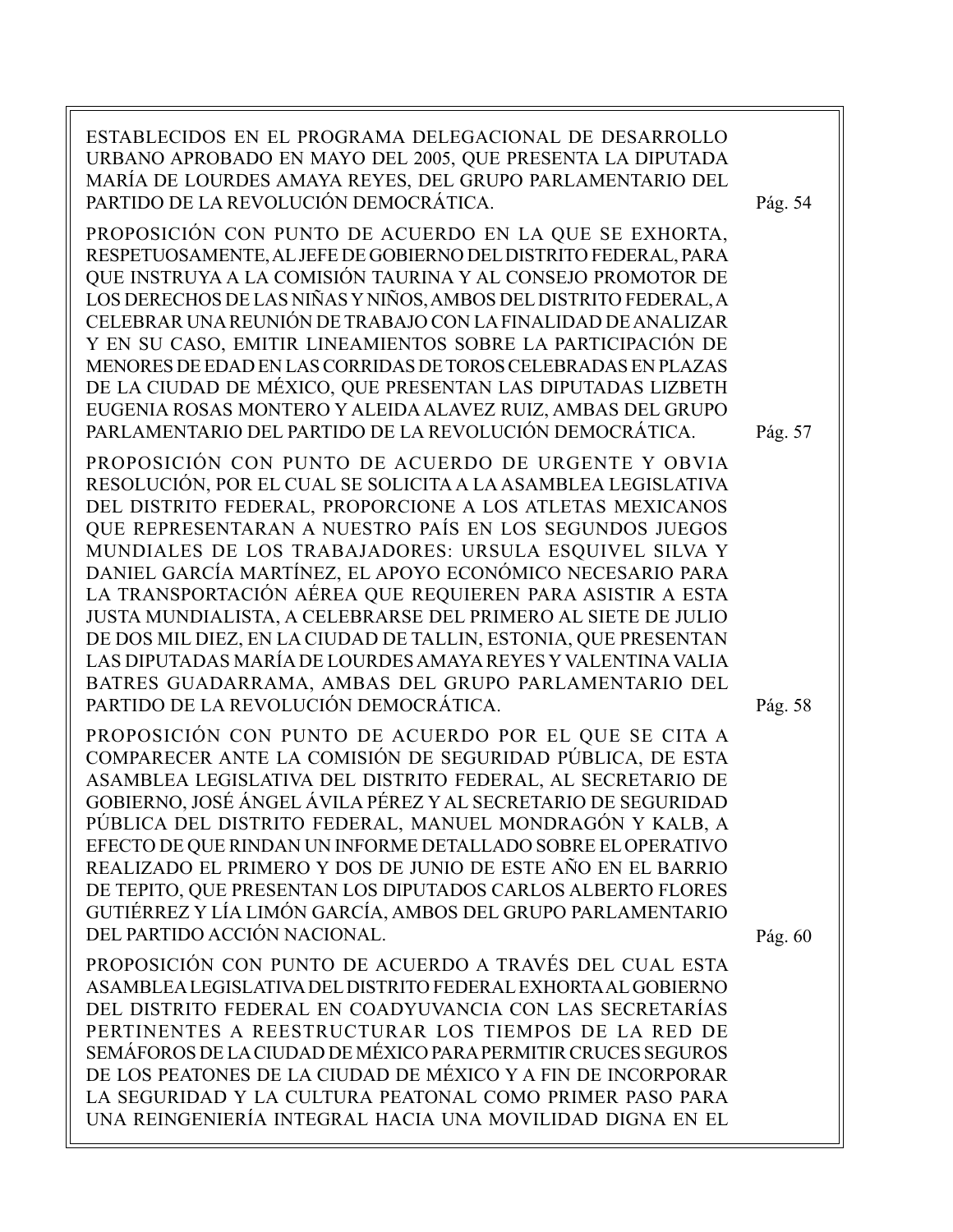ESTABLECIDOS EN EL PROGRAMA DELEGACIONAL DE DESARROLLO URBANO APROBADO EN MAYO DEL 2005, QUE PRESENTA LA DIPUTADA MARÍA DE LOURDES AMAYA REYES, DEL GRUPO PARLAMENTARIO DEL PARTIDO DE LA REVOLUCIÓN DEMOCRÁTICA. Pág. 54

PROPOSICIÓN CON PUNTO DE ACUERDO EN LA QUE SE EXHORTA, RESPETUOSAMENTE, AL JEFE DE GOBIERNO DEL DISTRITO FEDERAL, PARA QUE INSTRUYA A LA COMISIÓN TAURINA Y AL CONSEJO PROMOTOR DE LOS DERECHOS DE LAS NIÑAS Y NIÑOS, AMBOS DEL DISTRITO FEDERAL, A CELEBRAR UNA REUNIÓN DE TRABAJO CON LA FINALIDAD DE ANALIZAR Y EN SU CASO, EMITIR LINEAMIENTOS SOBRE LA PARTICIPACIÓN DE MENORES DE EDAD EN LAS CORRIDAS DE TOROS CELEBRADAS EN PLAZAS DE LA CIUDAD DE MÉXICO, QUE PRESENTAN LAS DIPUTADAS LIZBETH EUGENIA ROSAS MONTERO Y ALEIDA ALAVEZ RUIZ, AMBAS DEL GRUPO PARLAMENTARIO DEL PARTIDO DE LA REVOLUCIÓN DEMOCRÁTICA. Pág. 57

PROPOSICIÓN CON PUNTO DE ACUERDO DE URGENTE Y OBVIA RESOLUCIÓN, POR EL CUAL SE SOLICITA A LA ASAMBLEA LEGISLATIVA DEL DISTRITO FEDERAL, PROPORCIONE A LOS ATLETAS MEXICANOS QUE REPRESENTARAN A NUESTRO PAÍS EN LOS SEGUNDOS JUEGOS MUNDIALES DE LOS TRABAJADORES: URSULA ESQUIVEL SILVA Y DANIEL GARCÍA MARTÍNEZ, EL APOYO ECONÓMICO NECESARIO PARA LA TRANSPORTACIÓN AÉREA QUE REQUIEREN PARA ASISTIR A ESTA JUSTA MUNDIALISTA, A CELEBRARSE DEL PRIMERO AL SIETE DE JULIO DE DOS MIL DIEZ, EN LA CIUDAD DE TALLIN, ESTONIA, QUE PRESENTAN LAS DIPUTADAS MARÍA DE LOURDES AMAYA REYES Y VALENTINA VALIA BATRES GUADARRAMA, AMBAS DEL GRUPO PARLAMENTARIO DEL PARTIDO DE LA REVOLUCIÓN DEMOCRÁTICA. Pág. 58

PROPOSICIÓN CON PUNTO DE ACUERDO POR EL QUE SE CITA A COMPARECER ANTE LA COMISIÓN DE SEGURIDAD PÚBLICA, DE ESTA ASAMBLEA LEGISLATIVA DEL DISTRITO FEDERAL, AL SECRETARIO DE GOBIERNO, JOSÉ ÁNGEL ÁVILA PÉREZ Y AL SECRETARIO DE SEGURIDAD PÚBLICA DEL DISTRITO FEDERAL, MANUEL MONDRAGÓN Y KALB, A EFECTO DE QUE RINDAN UN INFORME DETALLADO SOBRE EL OPERATIVO REALIZADO EL PRIMERO Y DOS DE JUNIO DE ESTE AÑO EN EL BARRIO DE TEPITO, QUE PRESENTAN LOS DIPUTADOS CARLOS ALBERTO FLORES GUTIÉRREZ Y LÍA LIMÓN GARCÍA, AMBOS DEL GRUPO PARLAMENTARIO DEL PARTIDO ACCIÓN NACIONAL. Pág. 60

PROPOSICIÓN CON PUNTO DE ACUERDO A TRAVÉS DEL CUAL ESTA ASAMBLEA LEGISLATIVA DEL DISTRITO FEDERAL EXHORTA AL GOBIERNO DEL DISTRITO FEDERAL EN COADYUVANCIA CON LAS SECRETARÍAS PERTINENTES A REESTRUCTURAR LOS TIEMPOS DE LA RED DE SEMÁFOROS DE LA CIUDAD DE MÉXICO PARA PERMITIR CRUCES SEGUROS DE LOS PEATONES DE LA CIUDAD DE MÉXICO Y A FIN DE INCORPORAR LA SEGURIDAD Y LA CULTURA PEATONAL COMO PRIMER PASO PARA UNA REINGENIERÍA INTEGRAL HACIA UNA MOVILIDAD DIGNA EN EL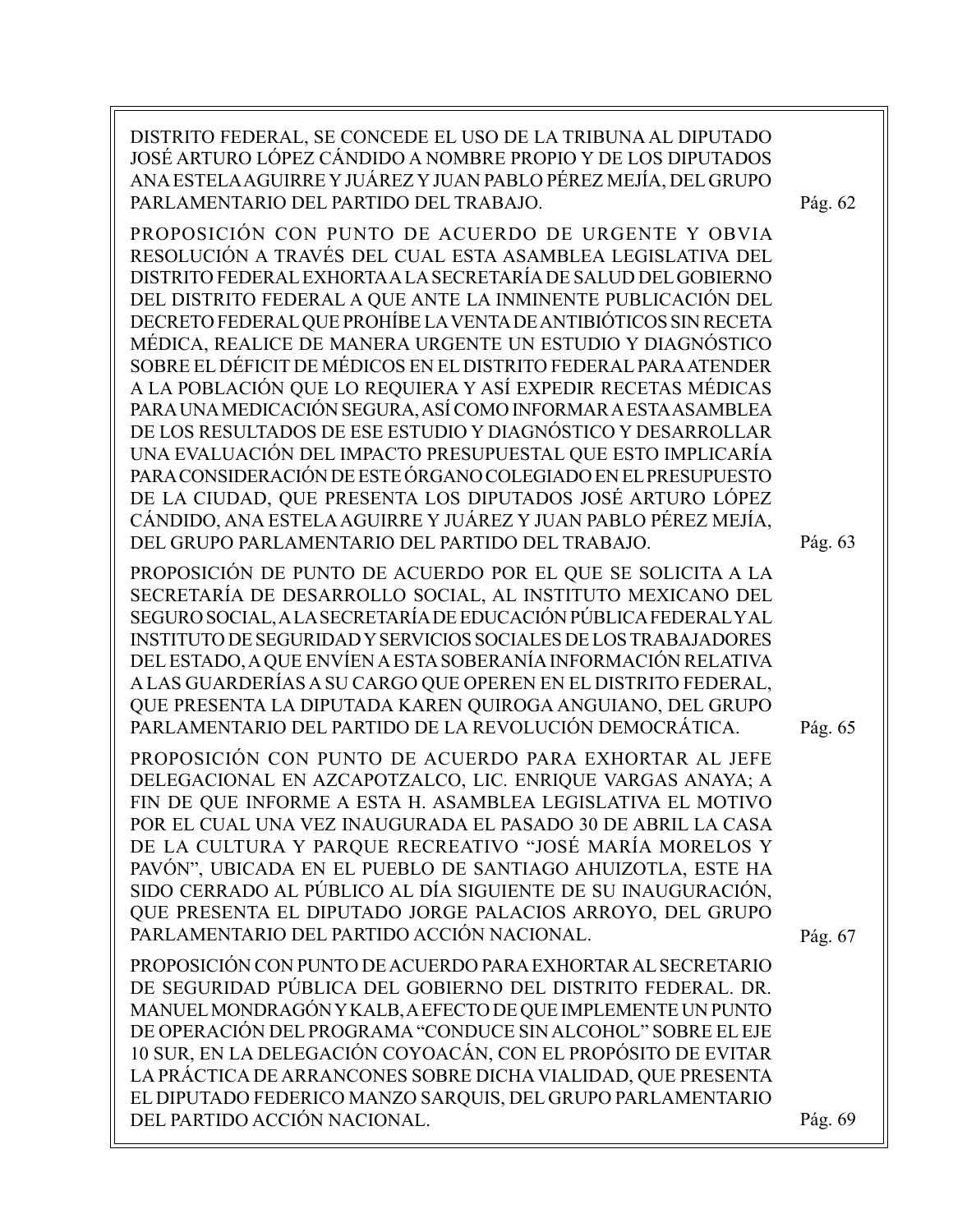DISTRITO FEDERAL, SE CONCEDE EL USO DE LA TRIBUNA AL DIPUTADO JOSÉ ARTURO LÓPEZ CÁNDIDO A NOMBRE PROPIO Y DE LOS DIPUTADOS ANA ESTELA AGUIRRE Y JUÁREZ Y JUAN PABLO PÉREZ MEJÍA, DEL GRUPO PARLAMENTARIO DEL PARTIDO DEL TRABAJO. Pág. 62

PROPOSICIÓN CON PUNTO DE ACUERDO DE URGENTE Y OBVIA RESOLUCIÓN A TRAVÉS DEL CUAL ESTA ASAMBLEA LEGISLATIVA DEL DISTRITO FEDERAL EXHORTA A LA SECRETARÍA DE SALUD DEL GOBIERNO DEL DISTRITO FEDERAL A QUE ANTE LA INMINENTE PUBLICACIÓN DEL DECRETO FEDERAL QUE PROHÍBE LA VENTA DE ANTIBIÓTICOS SIN RECETA MÉDICA, REALICE DE MANERA URGENTE UN ESTUDIO Y DIAGNÓSTICO SOBRE EL DÉFICIT DE MÉDICOS EN EL DISTRITO FEDERAL PARA ATENDER A LA POBLACIÓN QUE LO REQUIERA Y ASÍ EXPEDIR RECETAS MÉDICAS PARA UNA MEDICACIÓN SEGURA, ASÍ COMO INFORMAR A ESTA ASAMBLEA DE LOS RESULTADOS DE ESE ESTUDIO Y DIAGNÓSTICO Y DESARROLLAR UNA EVALUACIÓN DEL IMPACTO PRESUPUESTAL QUE ESTO IMPLICARÍA PARA CONSIDERACIÓN DE ESTE ÓRGANO COLEGIADO EN EL PRESUPUESTO DE LA CIUDAD, QUE PRESENTA LOS DIPUTADOS JOSÉ ARTURO LÓPEZ CÁNDIDO, ANA ESTELA AGUIRRE Y JUÁREZ Y JUAN PABLO PÉREZ MEJÍA, DEL GRUPO PARLAMENTARIO DEL PARTIDO DEL TRABAJO. Pág. 63

PROPOSICIÓN DE PUNTO DE ACUERDO POR EL QUE SE SOLICITA A LA SECRETARÍA DE DESARROLLO SOCIAL, AL INSTITUTO MEXICANO DEL SEGURO SOCIAL, A LA SECRETARÍA DE EDUCACIÓN PÚBLICA FEDERAL Y AL INSTITUTO DE SEGURIDAD Y SERVICIOS SOCIALES DE LOS TRABAJADORES DEL ESTADO, A QUE ENVÍEN A ESTA SOBERANÍA INFORMACIÓN RELATIVA A LAS GUARDERÍAS A SU CARGO QUE OPEREN EN EL DISTRITO FEDERAL, QUE PRESENTA LA DIPUTADA KAREN QUIROGA ANGUIANO, DEL GRUPO PARLAMENTARIO DEL PARTIDO DE LA REVOLUCIÓN DEMOCRÁTICA. Pág. 65

PROPOSICIÓN CON PUNTO DE ACUERDO PARA EXHORTAR AL JEFE DELEGACIONAL EN AZCAPOTZALCO, LIC. ENRIQUE VARGAS ANAYA; A FIN DE QUE INFORME A ESTA H. ASAMBLEA LEGISLATIVA EL MOTIVO POR EL CUAL UNA VEZ INAUGURADA EL PASADO 30 DE ABRIL LA CASA DE LA CULTURA Y PARQUE RECREATIVO "JOSÉ MARÍA MORELOS Y PAVÓN", UBICADA EN EL PUEBLO DE SANTIAGO AHUIZOTLA, ESTE HA SIDO CERRADO AL PÚBLICO AL DÍA SIGUIENTE DE SU INAUGURACIÓN, QUE PRESENTA EL DIPUTADO JORGE PALACIOS ARROYO, DEL GRUPO PARLAMENTARIO DEL PARTIDO ACCIÓN NACIONAL. Pág. 67

PROPOSICIÓN CON PUNTO DE ACUERDO PARA EXHORTAR AL SECRETARIO DE SEGURIDAD PÚBLICA DEL GOBIERNO DEL DISTRITO FEDERAL. DR. MANUEL MONDRAGÓN Y KALB, A EFECTO DE QUE IMPLEMENTE UN PUNTO DE OPERACIÓN DEL PROGRAMA "CONDUCE SIN ALCOHOL" SOBRE EL EJE 10 SUR, EN LA DELEGACIÓN COYOACÁN, CON EL PROPÓSITO DE EVITAR LA PRÁCTICA DE ARRANCONES SOBRE DICHA VIALIDAD, QUE PRESENTA EL DIPUTADO FEDERICO MANZO SARQUIS, DEL GRUPO PARLAMENTARIO DEL PARTIDO ACCIÓN NACIONAL. Pág. 69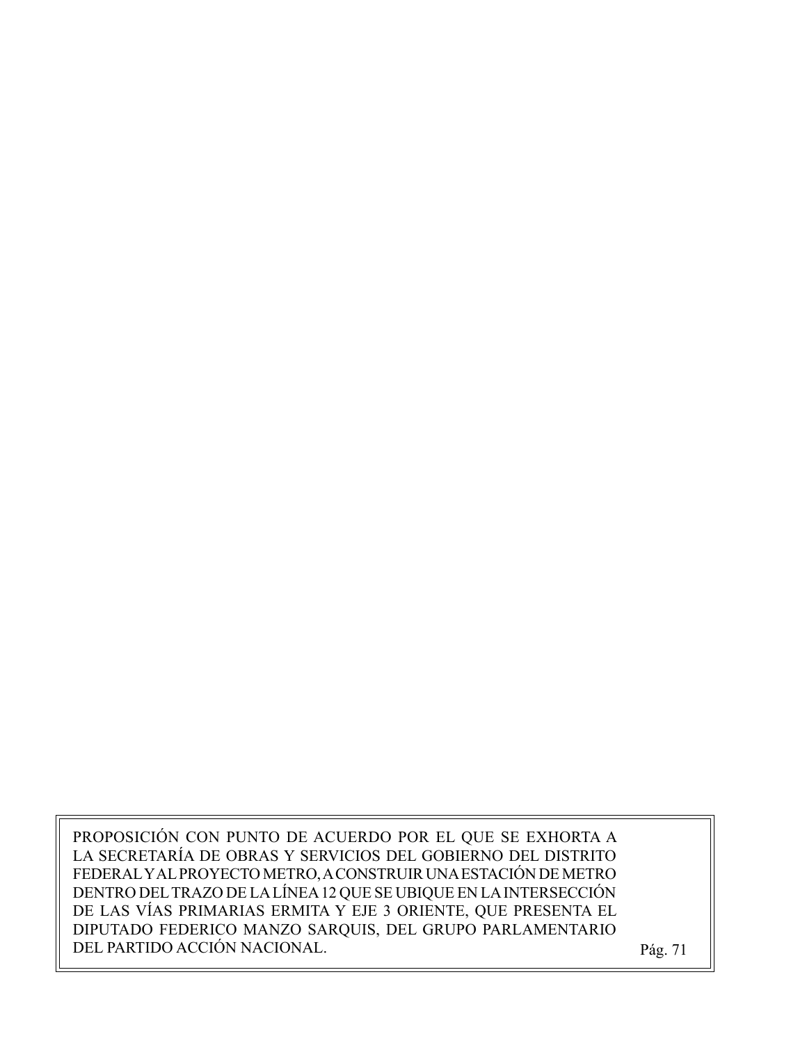PROPOSICIÓN CON PUNTO DE ACUERDO POR EL QUE SE EXHORTA A LA SECRETARÍA DE OBRAS Y SERVICIOS DEL GOBIERNO DEL DISTRITO FEDERAL Y AL PROYECTO METRO, A CONSTRUIR UNA ESTACIÓN DE METRO DENTRO DEL TRAZO DE LA LÍNEA 12 QUE SE UBIQUE EN LA INTERSECCIÓN DE LAS VÍAS PRIMARIAS ERMITA Y EJE 3 ORIENTE, QUE PRESENTA EL DIPUTADO FEDERICO MANZO SARQUIS, DEL GRUPO PARLAMENTARIO DEL PARTIDO ACCIÓN NACIONAL. Pág. 71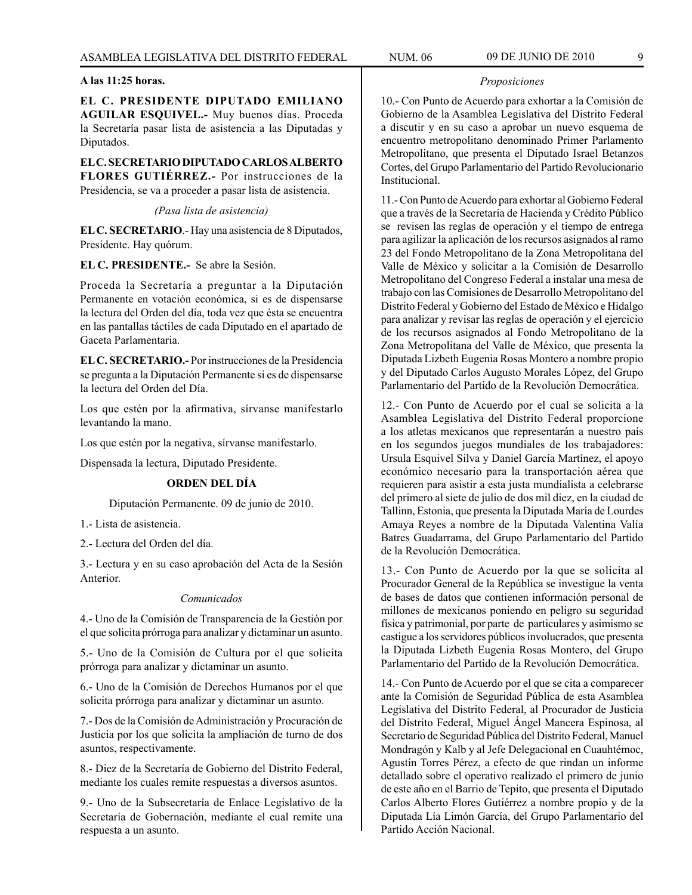**A las 11:25 horas.**

**EL C. PRESIDENTE DIPUTADO EMILIANO AGUILAR ESQUIVEL.-** Muy buenos días. Proceda la Secretaría pasar lista de asistencia a las Diputadas y Diputados.

**EL C. SECRETARIO DIPUTADO CARLOS ALBERTO FLORES GUTIÉRREZ.-** Por instrucciones de la Presidencia, se va a proceder a pasar lista de asistencia.

*(Pasa lista de asistencia)*

**EL C. SECRETARIO**.- Hay una asistencia de 8 Diputados, Presidente. Hay quórum.

**EL C. PRESIDENTE.-** Se abre la Sesión.

Proceda la Secretaría a preguntar a la Diputación Permanente en votación económica, si es de dispensarse la lectura del Orden del día, toda vez que ésta se encuentra en las pantallas táctiles de cada Diputado en el apartado de Gaceta Parlamentaria.

**EL C. SECRETARIO.-** Por instrucciones de la Presidencia se pregunta a la Diputación Permanente si es de dispensarse la lectura del Orden del Día.

Los que estén por la afirmativa, sírvanse manifestarlo levantando la mano.

Los que estén por la negativa, sírvanse manifestarlo.

Dispensada la lectura, Diputado Presidente.

**ORDEN DEL DÍA**

Diputación Permanente. 09 de junio de 2010.

1.- Lista de asistencia.

2.- Lectura del Orden del día.

3.- Lectura y en su caso aprobación del Acta de la Sesión Anterior.

*Comunicados*

4.- Uno de la Comisión de Transparencia de la Gestión por el que solicita prórroga para analizar y dictaminar un asunto.

5.- Uno de la Comisión de Cultura por el que solicita prórroga para analizar y dictaminar un asunto.

6.- Uno de la Comisión de Derechos Humanos por el que solicita prórroga para analizar y dictaminar un asunto.

7.- Dos de la Comisión de Administración y Procuración de Justicia por los que solicita la ampliación de turno de dos asuntos, respectivamente.

8.- Diez de la Secretaría de Gobierno del Distrito Federal, mediante los cuales remite respuestas a diversos asuntos.

9.- Uno de la Subsecretaría de Enlace Legislativo de la Secretaría de Gobernación, mediante el cual remite una respuesta a un asunto.

*Proposiciones*

10.- Con Punto de Acuerdo para exhortar a la Comisión de Gobierno de la Asamblea Legislativa del Distrito Federal a discutir y en su caso a aprobar un nuevo esquema de encuentro metropolitano denominado Primer Parlamento Metropolitano, que presenta el Diputado Israel Betanzos Cortes, del Grupo Parlamentario del Partido Revolucionario Institucional.

11.- Con Punto de Acuerdo para exhortar al Gobierno Federal que a través de la Secretaría de Hacienda y Crédito Público se revisen las reglas de operación y el tiempo de entrega para agilizar la aplicación de los recursos asignados al ramo 23 del Fondo Metropolitano de la Zona Metropolitana del Valle de México y solicitar a la Comisión de Desarrollo Metropolitano del Congreso Federal a instalar una mesa de trabajo con las Comisiones de Desarrollo Metropolitano del Distrito Federal y Gobierno del Estado de México e Hidalgo para analizar y revisar las reglas de operación y el ejercicio de los recursos asignados al Fondo Metropolitano de la Zona Metropolitana del Valle de México, que presenta la Diputada Lizbeth Eugenia Rosas Montero a nombre propio y del Diputado Carlos Augusto Morales López, del Grupo Parlamentario del Partido de la Revolución Democrática.

12.- Con Punto de Acuerdo por el cual se solicita a la Asamblea Legislativa del Distrito Federal proporcione a los atletas mexicanos que representarán a nuestro país en los segundos juegos mundiales de los trabajadores: Ursula Esquivel Silva y Daniel García Martínez, el apoyo económico necesario para la transportación aérea que requieren para asistir a esta justa mundialista a celebrarse del primero al siete de julio de dos mil diez, en la ciudad de Tallinn, Estonia, que presenta la Diputada María de Lourdes Amaya Reyes a nombre de la Diputada Valentina Valia Batres Guadarrama, del Grupo Parlamentario del Partido de la Revolución Democrática.

13.- Con Punto de Acuerdo por la que se solicita al Procurador General de la República se investigue la venta de bases de datos que contienen información personal de millones de mexicanos poniendo en peligro su seguridad física y patrimonial, por parte de particulares y asimismo se castigue a los servidores públicos involucrados, que presenta la Diputada Lizbeth Eugenia Rosas Montero, del Grupo Parlamentario del Partido de la Revolución Democrática.

14.- Con Punto de Acuerdo por el que se cita a comparecer ante la Comisión de Seguridad Pública de esta Asamblea Legislativa del Distrito Federal, al Procurador de Justicia del Distrito Federal, Miguel Ángel Mancera Espinosa, al Secretario de Seguridad Pública del Distrito Federal, Manuel Mondragón y Kalb y al Jefe Delegacional en Cuauhtémoc, Agustín Torres Pérez, a efecto de que rindan un informe detallado sobre el operativo realizado el primero de junio de este año en el Barrio de Tepito, que presenta el Diputado Carlos Alberto Flores Gutiérrez a nombre propio y de la Diputada Lía Limón García, del Grupo Parlamentario del Partido Acción Nacional.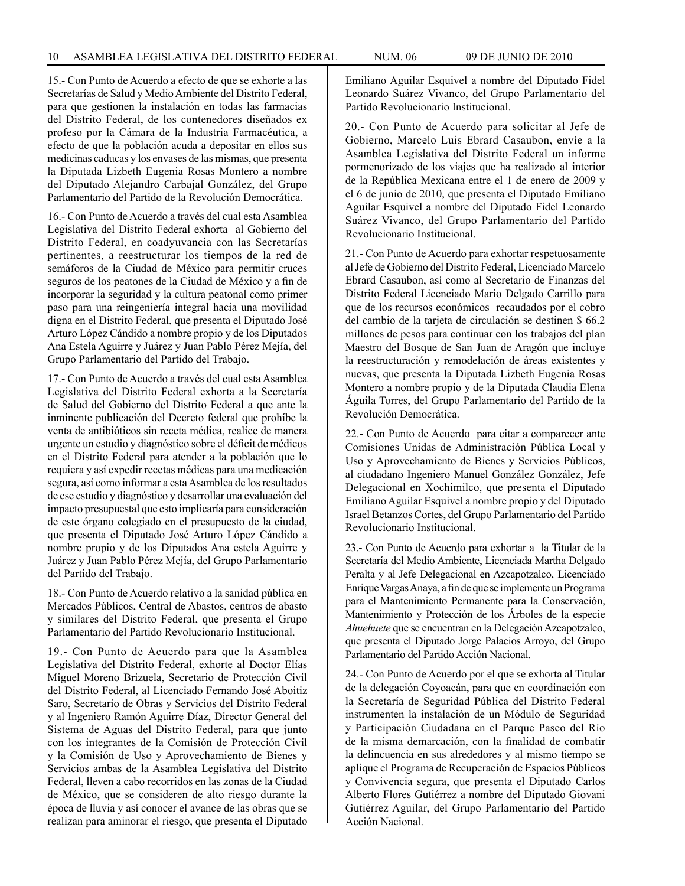15.- Con Punto de Acuerdo a efecto de que se exhorte a las Secretarías de Salud y Medio Ambiente del Distrito Federal, para que gestionen la instalación en todas las farmacias del Distrito Federal, de los contenedores diseñados ex profeso por la Cámara de la Industria Farmacéutica, a efecto de que la población acuda a depositar en ellos sus medicinas caducas y los envases de las mismas, que presenta la Diputada Lizbeth Eugenia Rosas Montero a nombre del Diputado Alejandro Carbajal González, del Grupo Parlamentario del Partido de la Revolución Democrática.

16.- Con Punto de Acuerdo a través del cual esta Asamblea Legislativa del Distrito Federal exhorta al Gobierno del Distrito Federal, en coadyuvancia con las Secretarías pertinentes, a reestructurar los tiempos de la red de semáforos de la Ciudad de México para permitir cruces seguros de los peatones de la Ciudad de México y a fin de incorporar la seguridad y la cultura peatonal como primer paso para una reingeniería integral hacia una movilidad digna en el Distrito Federal, que presenta el Diputado José Arturo López Cándido a nombre propio y de los Diputados Ana Estela Aguirre y Juárez y Juan Pablo Pérez Mejía, del Grupo Parlamentario del Partido del Trabajo.

17.- Con Punto de Acuerdo a través del cual esta Asamblea Legislativa del Distrito Federal exhorta a la Secretaría de Salud del Gobierno del Distrito Federal a que ante la inminente publicación del Decreto federal que prohíbe la venta de antibióticos sin receta médica, realice de manera urgente un estudio y diagnóstico sobre el déficit de médicos en el Distrito Federal para atender a la población que lo requiera y así expedir recetas médicas para una medicación segura, así como informar a esta Asamblea de los resultados de ese estudio y diagnóstico y desarrollar una evaluación del impacto presupuestal que esto implicaría para consideración de este órgano colegiado en el presupuesto de la ciudad, que presenta el Diputado José Arturo López Cándido a nombre propio y de los Diputados Ana estela Aguirre y Juárez y Juan Pablo Pérez Mejía, del Grupo Parlamentario del Partido del Trabajo.

18.- Con Punto de Acuerdo relativo a la sanidad pública en Mercados Públicos, Central de Abastos, centros de abasto y similares del Distrito Federal, que presenta el Grupo Parlamentario del Partido Revolucionario Institucional.

19.- Con Punto de Acuerdo para que la Asamblea Legislativa del Distrito Federal, exhorte al Doctor Elías Miguel Moreno Brizuela, Secretario de Protección Civil del Distrito Federal, al Licenciado Fernando José Aboitiz Saro, Secretario de Obras y Servicios del Distrito Federal y al Ingeniero Ramón Aguirre Díaz, Director General del Sistema de Aguas del Distrito Federal, para que junto con los integrantes de la Comisión de Protección Civil y la Comisión de Uso y Aprovechamiento de Bienes y Servicios ambas de la Asamblea Legislativa del Distrito Federal, lleven a cabo recorridos en las zonas de la Ciudad de México, que se consideren de alto riesgo durante la época de lluvia y así conocer el avance de las obras que se realizan para aminorar el riesgo, que presenta el Diputado Emiliano Aguilar Esquivel a nombre del Diputado Fidel Leonardo Suárez Vivanco, del Grupo Parlamentario del Partido Revolucionario Institucional.

20.- Con Punto de Acuerdo para solicitar al Jefe de Gobierno, Marcelo Luis Ebrard Casaubon, envíe a la Asamblea Legislativa del Distrito Federal un informe pormenorizado de los viajes que ha realizado al interior de la República Mexicana entre el 1 de enero de 2009 y el 6 de junio de 2010, que presenta el Diputado Emiliano Aguilar Esquivel a nombre del Diputado Fidel Leonardo Suárez Vivanco, del Grupo Parlamentario del Partido Revolucionario Institucional.

21.- Con Punto de Acuerdo para exhortar respetuosamente al Jefe de Gobierno del Distrito Federal, Licenciado Marcelo Ebrard Casaubon, así como al Secretario de Finanzas del Distrito Federal Licenciado Mario Delgado Carrillo para que de los recursos económicos recaudados por el cobro del cambio de la tarjeta de circulación se destinen $ 66.2 millones de pesos para continuar con los trabajos del plan Maestro del Bosque de San Juan de Aragón que incluye la reestructuración y remodelación de áreas existentes y nuevas, que presenta la Diputada Lizbeth Eugenia Rosas Montero a nombre propio y de la Diputada Claudia Elena Águila Torres, del Grupo Parlamentario del Partido de la Revolución Democrática.

22.- Con Punto de Acuerdo para citar a comparecer ante Comisiones Unidas de Administración Pública Local y Uso y Aprovechamiento de Bienes y Servicios Públicos, al ciudadano Ingeniero Manuel González González, Jefe Delegacional en Xochimilco, que presenta el Diputado Emiliano Aguilar Esquivel a nombre propio y del Diputado Israel Betanzos Cortes, del Grupo Parlamentario del Partido Revolucionario Institucional.

23.- Con Punto de Acuerdo para exhortar a la Titular de la Secretaría del Medio Ambiente, Licenciada Martha Delgado Peralta y al Jefe Delegacional en Azcapotzalco, Licenciado Enrique Vargas Anaya, a fin de que se implemente un Programa para el Mantenimiento Permanente para la Conservación, Mantenimiento y Protección de los Árboles de la especie *Ahuehuete* que se encuentran en la Delegación Azcapotzalco, que presenta el Diputado Jorge Palacios Arroyo, del Grupo Parlamentario del Partido Acción Nacional.

24.- Con Punto de Acuerdo por el que se exhorta al Titular de la delegación Coyoacán, para que en coordinación con la Secretaría de Seguridad Pública del Distrito Federal instrumenten la instalación de un Módulo de Seguridad y Participación Ciudadana en el Parque Paseo del Río de la misma demarcación, con la finalidad de combatir la delincuencia en sus alrededores y al mismo tiempo se aplique el Programa de Recuperación de Espacios Públicos y Convivencia segura, que presenta el Diputado Carlos Alberto Flores Gutiérrez a nombre del Diputado Giovani Gutiérrez Aguilar, del Grupo Parlamentario del Partido Acción Nacional.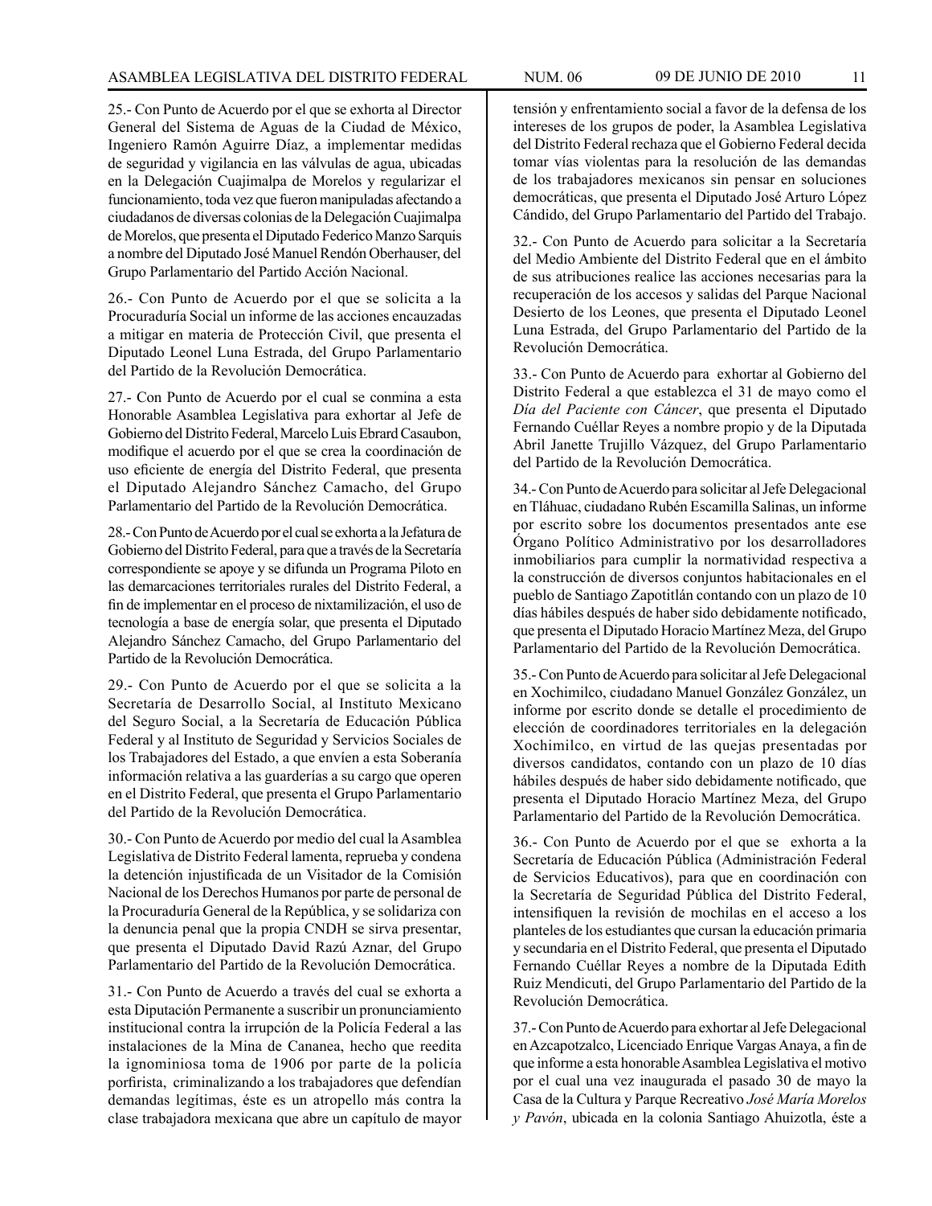25.- Con Punto de Acuerdo por el que se exhorta al Director General del Sistema de Aguas de la Ciudad de México, Ingeniero Ramón Aguirre Díaz, a implementar medidas de seguridad y vigilancia en las válvulas de agua, ubicadas en la Delegación Cuajimalpa de Morelos y regularizar el funcionamiento, toda vez que fueron manipuladas afectando a ciudadanos de diversas colonias de la Delegación Cuajimalpa de Morelos, que presenta el Diputado Federico Manzo Sarquis a nombre del Diputado José Manuel Rendón Oberhauser, del Grupo Parlamentario del Partido Acción Nacional.

26.- Con Punto de Acuerdo por el que se solicita a la Procuraduría Social un informe de las acciones encauzadas a mitigar en materia de Protección Civil, que presenta el Diputado Leonel Luna Estrada, del Grupo Parlamentario del Partido de la Revolución Democrática.

27.- Con Punto de Acuerdo por el cual se conmina a esta Honorable Asamblea Legislativa para exhortar al Jefe de Gobierno del Distrito Federal, Marcelo Luis Ebrard Casaubon, modifique el acuerdo por el que se crea la coordinación de uso eficiente de energía del Distrito Federal, que presenta el Diputado Alejandro Sánchez Camacho, del Grupo Parlamentario del Partido de la Revolución Democrática.

28.- Con Punto de Acuerdo por el cual se exhorta a la Jefatura de Gobierno del Distrito Federal, para que a través de la Secretaría correspondiente se apoye y se difunda un Programa Piloto en las demarcaciones territoriales rurales del Distrito Federal, a fin de implementar en el proceso de nixtamilización, el uso de tecnología a base de energía solar, que presenta el Diputado Alejandro Sánchez Camacho, del Grupo Parlamentario del Partido de la Revolución Democrática.

29.- Con Punto de Acuerdo por el que se solicita a la Secretaría de Desarrollo Social, al Instituto Mexicano del Seguro Social, a la Secretaría de Educación Pública Federal y al Instituto de Seguridad y Servicios Sociales de los Trabajadores del Estado, a que envíen a esta Soberanía información relativa a las guarderías a su cargo que operen en el Distrito Federal, que presenta el Grupo Parlamentario del Partido de la Revolución Democrática.

30.- Con Punto de Acuerdo por medio del cual la Asamblea Legislativa de Distrito Federal lamenta, reprueba y condena la detención injustificada de un Visitador de la Comisión Nacional de los Derechos Humanos por parte de personal de la Procuraduría General de la República, y se solidariza con la denuncia penal que la propia CNDH se sirva presentar, que presenta el Diputado David Razú Aznar, del Grupo Parlamentario del Partido de la Revolución Democrática.

31.- Con Punto de Acuerdo a través del cual se exhorta a esta Diputación Permanente a suscribir un pronunciamiento institucional contra la irrupción de la Policía Federal a las instalaciones de la Mina de Cananea, hecho que reedita la ignominiosa toma de 1906 por parte de la policía porfirista, criminalizando a los trabajadores que defendían demandas legítimas, éste es un atropello más contra la clase trabajadora mexicana que abre un capítulo de mayor tensión y enfrentamiento social a favor de la defensa de los intereses de los grupos de poder, la Asamblea Legislativa del Distrito Federal rechaza que el Gobierno Federal decida tomar vías violentas para la resolución de las demandas de los trabajadores mexicanos sin pensar en soluciones democráticas, que presenta el Diputado José Arturo López Cándido, del Grupo Parlamentario del Partido del Trabajo.

32.- Con Punto de Acuerdo para solicitar a la Secretaría del Medio Ambiente del Distrito Federal que en el ámbito de sus atribuciones realice las acciones necesarias para la recuperación de los accesos y salidas del Parque Nacional Desierto de los Leones, que presenta el Diputado Leonel Luna Estrada, del Grupo Parlamentario del Partido de la Revolución Democrática.

33.- Con Punto de Acuerdo para exhortar al Gobierno del Distrito Federal a que establezca el 31 de mayo como el *Día del Paciente con Cáncer*, que presenta el Diputado Fernando Cuéllar Reyes a nombre propio y de la Diputada Abril Janette Trujillo Vázquez, del Grupo Parlamentario del Partido de la Revolución Democrática.

34.- Con Punto de Acuerdo para solicitar al Jefe Delegacional en Tláhuac, ciudadano Rubén Escamilla Salinas, un informe por escrito sobre los documentos presentados ante ese Órgano Político Administrativo por los desarrolladores inmobiliarios para cumplir la normatividad respectiva a la construcción de diversos conjuntos habitacionales en el pueblo de Santiago Zapotitlán contando con un plazo de 10 días hábiles después de haber sido debidamente notificado, que presenta el Diputado Horacio Martínez Meza, del Grupo Parlamentario del Partido de la Revolución Democrática.

35.- Con Punto de Acuerdo para solicitar al Jefe Delegacional en Xochimilco, ciudadano Manuel González González, un informe por escrito donde se detalle el procedimiento de elección de coordinadores territoriales en la delegación Xochimilco, en virtud de las quejas presentadas por diversos candidatos, contando con un plazo de 10 días hábiles después de haber sido debidamente notificado, que presenta el Diputado Horacio Martínez Meza, del Grupo Parlamentario del Partido de la Revolución Democrática.

36.- Con Punto de Acuerdo por el que se exhorta a la Secretaría de Educación Pública (Administración Federal de Servicios Educativos), para que en coordinación con la Secretaría de Seguridad Pública del Distrito Federal, intensifiquen la revisión de mochilas en el acceso a los planteles de los estudiantes que cursan la educación primaria y secundaria en el Distrito Federal, que presenta el Diputado Fernando Cuéllar Reyes a nombre de la Diputada Edith Ruiz Mendicuti, del Grupo Parlamentario del Partido de la Revolución Democrática.

37.- Con Punto de Acuerdo para exhortar al Jefe Delegacional en Azcapotzalco, Licenciado Enrique Vargas Anaya, a fin de que informe a esta honorable Asamblea Legislativa el motivo por el cual una vez inaugurada el pasado 30 de mayo la Casa de la Cultura y Parque Recreativo *José María Morelos y Pavón*, ubicada en la colonia Santiago Ahuizotla, éste a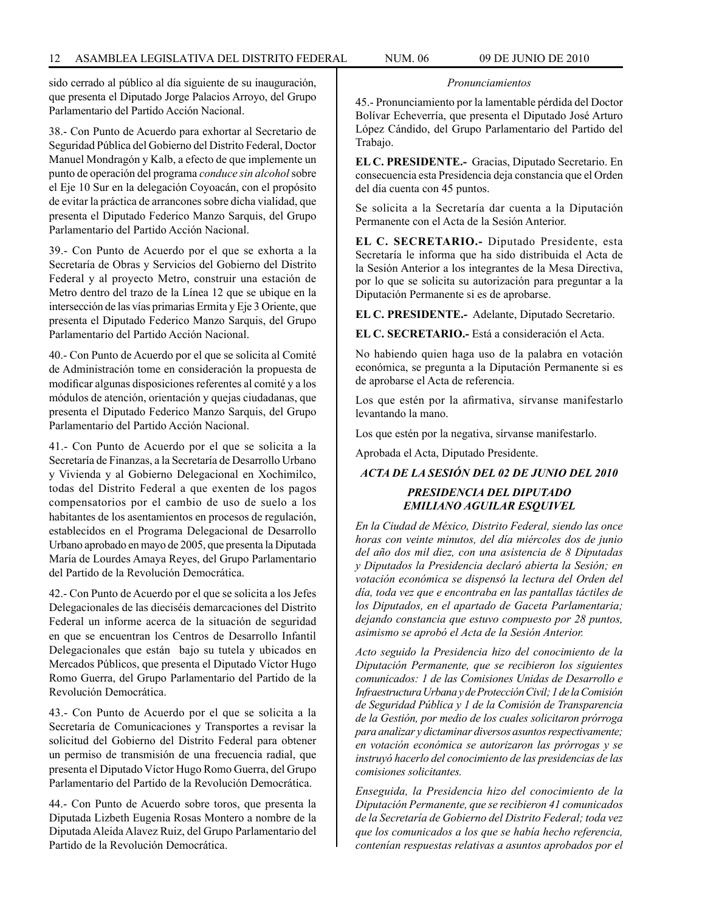sido cerrado al público al día siguiente de su inauguración, que presenta el Diputado Jorge Palacios Arroyo, del Grupo Parlamentario del Partido Acción Nacional.

38.- Con Punto de Acuerdo para exhortar al Secretario de Seguridad Pública del Gobierno del Distrito Federal, Doctor Manuel Mondragón y Kalb, a efecto de que implemente un punto de operación del programa *conduce sin alcohol* sobre el Eje 10 Sur en la delegación Coyoacán, con el propósito de evitar la práctica de arrancones sobre dicha vialidad, que presenta el Diputado Federico Manzo Sarquis, del Grupo Parlamentario del Partido Acción Nacional.

39.- Con Punto de Acuerdo por el que se exhorta a la Secretaría de Obras y Servicios del Gobierno del Distrito Federal y al proyecto Metro, construir una estación de Metro dentro del trazo de la Línea 12 que se ubique en la intersección de las vías primarias Ermita y Eje 3 Oriente, que presenta el Diputado Federico Manzo Sarquis, del Grupo Parlamentario del Partido Acción Nacional.

40.- Con Punto de Acuerdo por el que se solicita al Comité de Administración tome en consideración la propuesta de modificar algunas disposiciones referentes al comité y a los módulos de atención, orientación y quejas ciudadanas, que presenta el Diputado Federico Manzo Sarquis, del Grupo Parlamentario del Partido Acción Nacional.

41.- Con Punto de Acuerdo por el que se solicita a la Secretaría de Finanzas, a la Secretaría de Desarrollo Urbano y Vivienda y al Gobierno Delegacional en Xochimilco, todas del Distrito Federal a que exenten de los pagos compensatorios por el cambio de uso de suelo a los habitantes de los asentamientos en procesos de regulación, establecidos en el Programa Delegacional de Desarrollo Urbano aprobado en mayo de 2005, que presenta la Diputada María de Lourdes Amaya Reyes, del Grupo Parlamentario del Partido de la Revolución Democrática.

42.- Con Punto de Acuerdo por el que se solicita a los Jefes Delegacionales de las dieciséis demarcaciones del Distrito Federal un informe acerca de la situación de seguridad en que se encuentran los Centros de Desarrollo Infantil Delegacionales que están bajo su tutela y ubicados en Mercados Públicos, que presenta el Diputado Víctor Hugo Romo Guerra, del Grupo Parlamentario del Partido de la Revolución Democrática.

43.- Con Punto de Acuerdo por el que se solicita a la Secretaría de Comunicaciones y Transportes a revisar la solicitud del Gobierno del Distrito Federal para obtener un permiso de transmisión de una frecuencia radial, que presenta el Diputado Víctor Hugo Romo Guerra, del Grupo Parlamentario del Partido de la Revolución Democrática.

44.- Con Punto de Acuerdo sobre toros, que presenta la Diputada Lizbeth Eugenia Rosas Montero a nombre de la Diputada Aleida Alavez Ruiz, del Grupo Parlamentario del Partido de la Revolución Democrática.

*Pronunciamientos*

45.- Pronunciamiento por la lamentable pérdida del Doctor Bolívar Echeverría, que presenta el Diputado José Arturo López Cándido, del Grupo Parlamentario del Partido del Trabajo.

**EL C. PRESIDENTE.-** Gracias, Diputado Secretario. En consecuencia esta Presidencia deja constancia que el Orden del día cuenta con 45 puntos.

Se solicita a la Secretaría dar cuenta a la Diputación Permanente con el Acta de la Sesión Anterior.

**EL C. SECRETARIO.-** Diputado Presidente, esta Secretaría le informa que ha sido distribuida el Acta de la Sesión Anterior a los integrantes de la Mesa Directiva, por lo que se solicita su autorización para preguntar a la Diputación Permanente si es de aprobarse.

**EL C. PRESIDENTE.-** Adelante, Diputado Secretario.

**EL C. SECRETARIO.-** Está a consideración el Acta.

No habiendo quien haga uso de la palabra en votación económica, se pregunta a la Diputación Permanente si es de aprobarse el Acta de referencia.

Los que estén por la afirmativa, sírvanse manifestarlo levantando la mano.

Los que estén por la negativa, sírvanse manifestarlo.

Aprobada el Acta, Diputado Presidente.

### *ACTA DE LA SESIÓN DEL 02 DE JUNIO DEL 2010*

### *PRESIDENCIA DEL DIPUTADO EMILIANO AGUILAR ESQUIVEL*

*En la Ciudad de México, Distrito Federal, siendo las once horas con veinte minutos, del día miércoles dos de junio del año dos mil diez, con una asistencia de 8 Diputadas y Diputados la Presidencia declaró abierta la Sesión; en votación económica se dispensó la lectura del Orden del día, toda vez que e encontraba en las pantallas táctiles de los Diputados, en el apartado de Gaceta Parlamentaria; dejando constancia que estuvo compuesto por 28 puntos, asimismo se aprobó el Acta de la Sesión Anterior.*

*Acto seguido la Presidencia hizo del conocimiento de la Diputación Permanente, que se recibieron los siguientes comunicados: 1 de las Comisiones Unidas de Desarrollo e Infraestructura Urbana y de Protección Civil; 1 de la Comisión de Seguridad Pública y 1 de la Comisión de Transparencia de la Gestión, por medio de los cuales solicitaron prórroga para analizar y dictaminar diversos asuntos respectivamente; en votación económica se autorizaron las prórrogas y se instruyó hacerlo del conocimiento de las presidencias de las comisiones solicitantes.*

*Enseguida, la Presidencia hizo del conocimiento de la Diputación Permanente, que se recibieron 41 comunicados de la Secretaría de Gobierno del Distrito Federal; toda vez que los comunicados a los que se había hecho referencia, contenían respuestas relativas a asuntos aprobados por el*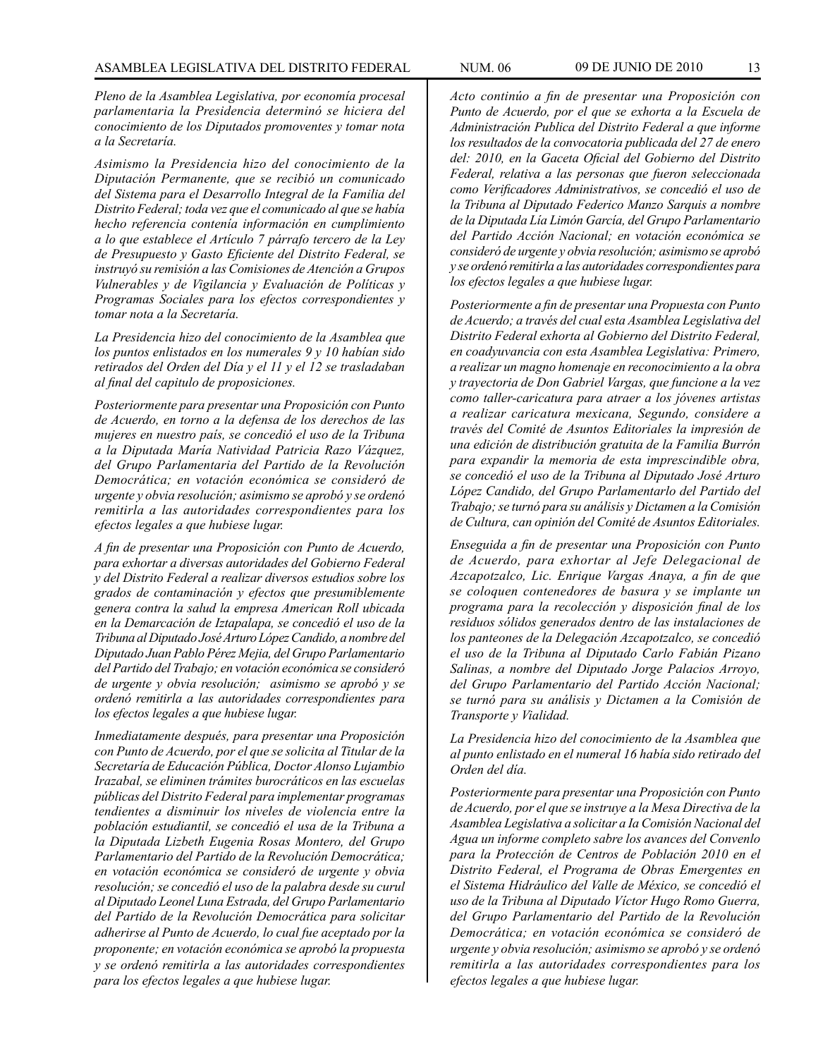*Pleno de la Asamblea Legislativa, por economía procesal parlamentaria la Presidencia determinó se hiciera del conocimiento de los Diputados promoventes y tomar nota a la Secretaría.*

*Asimismo la Presidencia hizo del conocimiento de la Diputación Permanente, que se recibió un comunicado del Sistema para el Desarrollo Integral de la Familia del Distrito Federal; toda vez que el comunicado al que se había hecho referencia contenía información en cumplimiento a lo que establece el Artículo 7 párrafo tercero de la Ley de Presupuesto y Gasto Eficiente del Distrito Federal, se instruyó su remisión a las Comisiones de Atención a Grupos Vulnerables y de Vigilancia y Evaluación de Políticas y Programas Sociales para los efectos correspondientes y tomar nota a la Secretaría.*

*La Presidencia hizo del conocimiento de la Asamblea que los puntos enlistados en los numerales 9 y 10 habían sido retirados del Orden del Día y el 11 y el 12 se trasladaban al final del capitulo de proposiciones.*

*Posteriormente para presentar una Proposición con Punto de Acuerdo, en torno a la defensa de los derechos de las mujeres en nuestro país, se concedió el uso de la Tribuna a la Diputada María Natividad Patricia Razo Vázquez, del Grupo Parlamentaria del Partido de la Revolución Democrática; en votación económica se consideró de urgente y obvia resolución; asimismo se aprobó y se ordenó remitirla a las autoridades correspondientes para los efectos legales a que hubiese lugar.*

*A fin de presentar una Proposición con Punto de Acuerdo, para exhortar a diversas autoridades del Gobierno Federal y del Distrito Federal a realizar diversos estudios sobre los grados de contaminación y efectos que presumiblemente genera contra la salud la empresa American Roll ubicada en la Demarcación de Iztapalapa, se concedió el uso de la Tribuna al Diputado José Arturo López Candido, a nombre del Diputado Juan Pablo Pérez Mejia, del Grupo Parlamentario del Partido del Trabajo; en votación económica se consideró de urgente y obvia resolución; asimismo se aprobó y se ordenó remitirla a las autoridades correspondientes para los efectos legales a que hubiese lugar.*

*Inmediatamente después, para presentar una Proposición con Punto de Acuerdo, por el que se solicita al Titular de la Secretaría de Educación Pública, Doctor Alonso Lujambio Irazabal, se eliminen trámites burocráticos en las escuelas públicas del Distrito Federal para implementar programas tendientes a disminuir los niveles de violencia entre la población estudiantil, se concedió el usa de la Tribuna a la Diputada Lizbeth Eugenia Rosas Montero, del Grupo Parlamentario del Partido de la Revolución Democrática; en votación económica se consideró de urgente y obvia resolución; se concedió el uso de la palabra desde su curul al Diputado Leonel Luna Estrada, del Grupo Parlamentario del Partido de la Revolución Democrática para solicitar adherirse al Punto de Acuerdo, lo cual fue aceptado por la proponente; en votación económica se aprobó la propuesta y se ordenó remitirla a las autoridades correspondientes para los efectos legales a que hubiese lugar.*

*Acto continúo a fin de presentar una Proposición con Punto de Acuerdo, por el que se exhorta a la Escuela de Administración Publica del Distrito Federal a que informe los resultados de la convocatoria publicada del 27 de enero del: 2010, en la Gaceta Oficial del Gobierno del Distrito Federal, relativa a las personas que fueron seleccionada como Verificadores Administrativos, se concedió el uso de la Tribuna al Diputado Federico Manzo Sarquis a nombre de la Diputada Lía Limón García, del Grupo Parlamentario del Partido Acción Nacional; en votación económica se consideró de urgente y obvia resolución; asimismo se aprobó y se ordenó remitirla a las autoridades correspondientes para los efectos legales a que hubiese lugar.*

*Posteriormente a fin de presentar una Propuesta con Punto de Acuerdo; a través del cual esta Asamblea Legislativa del Distrito Federal exhorta al Gobierno del Distrito Federal, en coadyuvancia con esta Asamblea Legislativa: Primero, a realizar un magno homenaje en reconocimiento a la obra y trayectoria de Don Gabriel Vargas, que funcione a la vez como taller-caricatura para atraer a los jóvenes artistas a realizar caricatura mexicana, Segundo, considere a través del Comité de Asuntos Editoriales la impresión de una edición de distribución gratuita de la Familia Burrón para expandir la memoria de esta imprescindible obra, se concedió el uso de la Tribuna al Diputado José Arturo López Candido, del Grupo Parlamentarlo del Partido del Trabajo; se turnó para su análisis y Dictamen a la Comisión de Cultura, can opinión del Comité de Asuntos Editoriales.*

*Enseguida a fin de presentar una Proposición con Punto de Acuerdo, para exhortar al Jefe Delegacional de Azcapotzalco, Lic. Enrique Vargas Anaya, a fin de que se coloquen contenedores de basura y se implante un programa para la recolección y disposición final de los residuos sólidos generados dentro de las instalaciones de los panteones de la Delegación Azcapotzalco, se concedió el uso de la Tribuna al Diputado Carlo Fabián Pizano Salinas, a nombre del Diputado Jorge Palacios Arroyo, del Grupo Parlamentario del Partido Acción Nacional; se turnó para su análisis y Dictamen a la Comisión de Transporte y Vialidad.*

*La Presidencia hizo del conocimiento de la Asamblea que al punto enlistado en el numeral 16 había sido retirado del Orden del día.*

*Posteriormente para presentar una Proposición con Punto de Acuerdo, por el que se instruye a la Mesa Directiva de la Asamblea Legislativa a solicitar a la Comisión Nacional del Agua un informe completo sabre los avances del Convenlo para la Protección de Centros de Población 2010 en el Distrito Federal, el Programa de Obras Emergentes en el Sistema Hidráulico del Valle de México, se concedió el uso de la Tribuna al Diputado Víctor Hugo Romo Guerra, del Grupo Parlamentario del Partido de la Revolución Democrática; en votación económica se consideró de urgente y obvia resolución; asimismo se aprobó y se ordenó remitirla a las autoridades correspondientes para los efectos legales a que hubiese lugar.*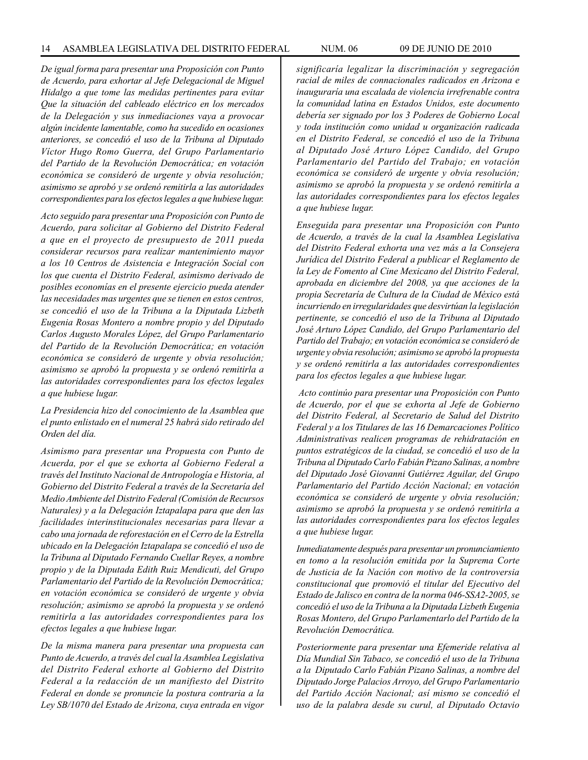*De igual forma para presentar una Proposición con Punto de Acuerdo, para exhortar al Jefe Delegacional de Miguel Hidalgo a que tome las medidas pertinentes para evitar Que la situación del cableado eléctrico en los mercados de la Delegación y sus inmediaciones vaya a provocar algún incidente lamentable, como ha sucedido en ocasiones anteriores, se concedió el uso de la Tribuna al Diputado Víctor Hugo Romo Guerra, del Grupo Parlamentario del Partido de la Revolución Democrática; en votación económica se consideró de urgente y obvia resolución; asimismo se aprobó y se ordenó remitirla a las autoridades correspondientes para los efectos legales a que hubiese lugar.*

*Acto seguido para presentar una Proposición con Punto de Acuerdo, para solicitar al Gobierno del Distrito Federal a que en el proyecto de presupuesto de 2011 pueda considerar recursos para realizar mantenimiento mayor a los 10 Centros de Asistencia e Integración Social con los que cuenta el Distrito Federal, asimismo derivado de posibles economías en el presente ejercicio pueda atender las necesidades mas urgentes que se tienen en estos centros, se concedió el uso de la Tribuna a la Diputada Lizbeth Eugenia Rosas Montero a nombre propio y del Diputado Carlos Augusto Morales López, del Grupo Parlamentario del Partido de la Revolución Democrática; en votación económica se consideró de urgente y obvia resolución; asimismo se aprobó la propuesta y se ordenó remitirla a las autoridades correspondientes para los efectos legales a que hubiese lugar.*

*La Presidencia hizo del conocimiento de la Asamblea que el punto enlistado en el numeral 25 habrá sido retirado del Orden del día.*

*Asimismo para presentar una Propuesta con Punto de Acuerda, por el que se exhorta al Gobierno Federal a través del Instituto Nacional de Antropología e Historia, al Gobierno del Distrito Federal a través de la Secretaría del Medio Ambiente del Distrito Federal (Comisión de Recursos Naturales) y a la Delegación Iztapalapa para que den las facilidades interinstitucionales necesarias para llevar a cabo una jornada de reforestación en el Cerro de la Estrella ubicado en la Delegación Iztapalapa se concedió el uso de la Tribuna al Diputado Fernando Cuellar Reyes, a nombre propio y de la Diputada Edith Ruiz Mendicuti, del Grupo Parlamentario del Partido de la Revolución Democrática; en votación económica se consideró de urgente y obvia resolución; asimismo se aprobó la propuesta y se ordenó remitirla a las autoridades correspondientes para los efectos legales a que hubiese lugar.*

*De la misma manera para presentar una propuesta can Punto de Acuerdo, a través del cual la Asamblea Legislativa del Distrito Federal exhorte al Gobierno del Distrito Federal a la redacción de un manifiesto del Distrito Federal en donde se pronuncie la postura contraria a la Ley SB/1070 del Estado de Arizona, cuya entrada en vigor significaría legalizar la discriminación y segregación racial de miles de connacionales radicados en Arizona e inauguraría una escalada de violencia irrefrenable contra la comunidad latina en Estados Unidos, este documento debería ser signado por los 3 Poderes de Gobierno Local y toda institución como unidad u organización radicada en el Distrito Federal, se concedió el uso de la Tribuna al Diputado José Arturo López Candido, del Grupo Parlamentario del Partido del Trabajo; en votación económica se consideró de urgente y obvia resolución; asimismo se aprobó la propuesta y se ordenó remitirla a las autoridades correspondientes para los efectos legales a que hubiese lugar.*

*Enseguida para presentar una Proposición con Punto de Acuerdo, a través de la cual la Asamblea Legislativa del Distrito Federal exhorta una vez más a la Consejera Jurídica del Distrito Federal a publicar el Reglamento de la Ley de Fomento al Cine Mexicano del Distrito Federal, aprobada en diciembre del 2008, ya que acciones de la propia Secretaría de Cultura de la Ciudad de México está incurriendo en irregularidades que desvirtúan la legislación pertinente, se concedió el uso de la Tribuna al Diputado José Arturo López Candido, del Grupo Parlamentario del Partido del Trabajo; en votación económica se consideró de urgente y obvia resolución; asimismo se aprobó la propuesta y se ordenó remitirla a las autoridades correspondientes para los efectos legales a que hubiese lugar.*

*Acto continúo para presentar una Proposición con Punto de Acuerdo, por el que se exhorta al Jefe de Gobierno del Distrito Federal, al Secretario de Salud del Distrito Federal y a los Titulares de las 16 Demarcaciones Político Administrativas realicen programas de rehidratación en puntos estratégicos de la ciudad, se concedió el uso de la Tribuna al Diputado Carlo Fabián Pizano Salinas, a nombre del Diputado José Giovanni Gutiérrez Aguilar, del Grupo Parlamentario del Partido Acción Nacional; en votación económica se consideró de urgente y obvia resolución; asimismo se aprobó la propuesta y se ordenó remitirla a las autoridades correspondientes para los efectos legales a que hubiese lugar.*

*Inmediatamente después para presentar un pronunciamiento en tomo a la resolución emitida por la Suprema Corte de Justicia de Ia Nación con motivo de la controversia constitucional que promovió el titular del Ejecutivo del Estado de Jalisco en contra de la norma 046-SSA2-2005, se concedió el uso de la Tribuna a la Diputada Lizbeth Eugenia Rosas Montero, del Grupo Parlamentarlo del Partido de la Revolución Democrática.*

*Posteriormente para presentar una Efemeride relativa al Día Mundial Sin Tabaco, se concedió el uso de la Tribuna a la Diputado Carlo Fabián Pizano Salinas, a nombre del Diputado Jorge Palacios Arroyo, del Grupo Parlamentario del Partido Acción Nacional; así mismo se concedió el uso de la palabra desde su curul, al Diputado Octavio*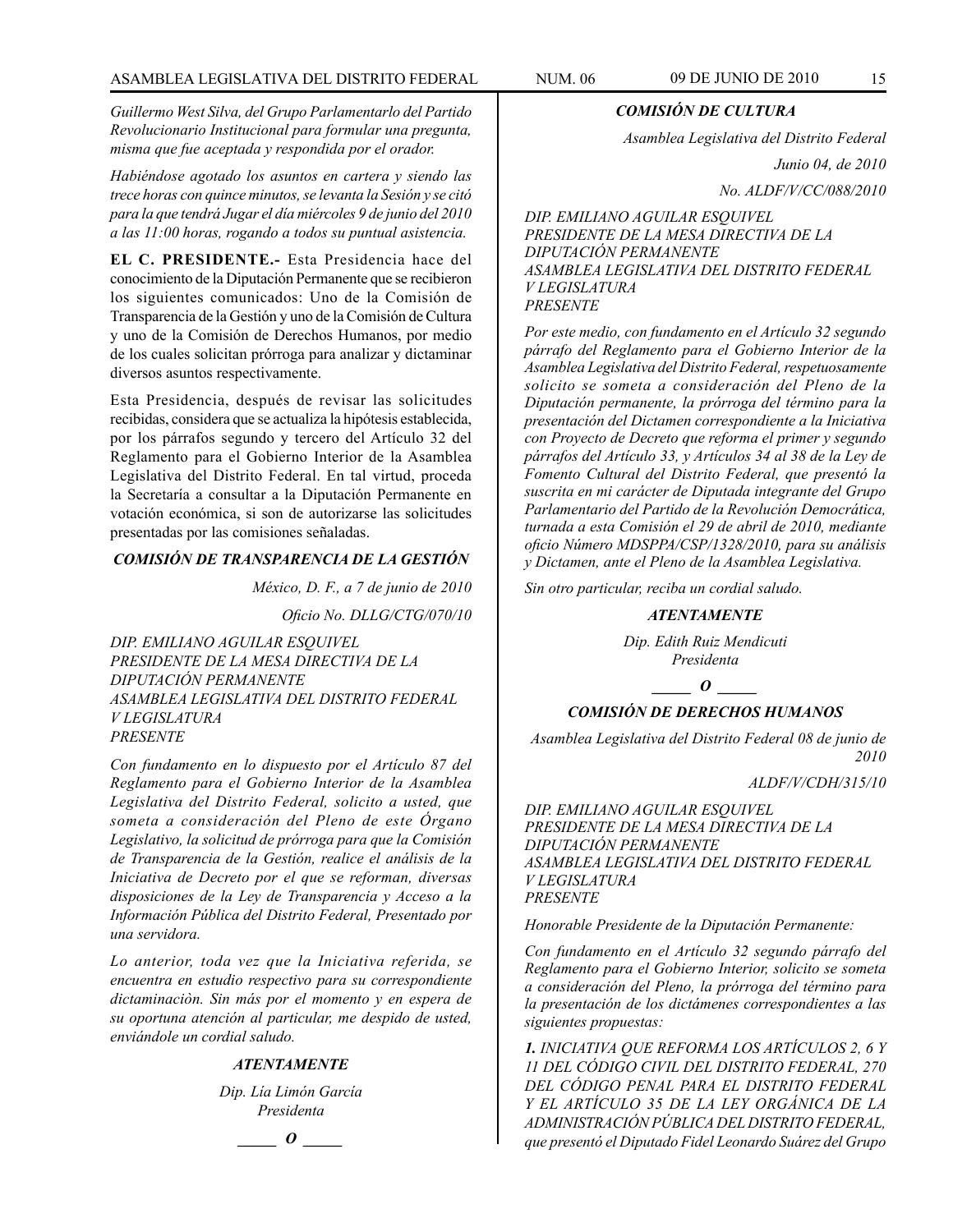*Guillermo West Silva, del Grupo Parlamentarlo del Partido Revolucionario Institucional para formular una pregunta, misma que fue aceptada y respondida por el orador.*

*Habiéndose agotado los asuntos en cartera y siendo las trece horas con quince minutos, se levanta la Sesión y se citó para la que tendrá Jugar el día miércoles 9 de junio del 2010 a las 11:00 horas, rogando a todos su puntual asistencia.*

**EL C. PRESIDENTE.-** Esta Presidencia hace del conocimiento de la Diputación Permanente que se recibieron los siguientes comunicados: Uno de la Comisión de Transparencia de la Gestión y uno de la Comisión de Cultura y uno de la Comisión de Derechos Humanos, por medio de los cuales solicitan prórroga para analizar y dictaminar diversos asuntos respectivamente.

Esta Presidencia, después de revisar las solicitudes recibidas, considera que se actualiza la hipótesis establecida, por los párrafos segundo y tercero del Artículo 32 del Reglamento para el Gobierno Interior de la Asamblea Legislativa del Distrito Federal. En tal virtud, proceda la Secretaría a consultar a la Diputación Permanente en votación económica, si son de autorizarse las solicitudes presentadas por las comisiones señaladas.

***COMISIÓN DE TRANSPARENCIA DE LA GESTIÓN***

*México, D. F., a 7 de junio de 2010*

*Oficio No. DLLG/CTG/070/10*

*DIP. EMILIANO AGUILAR ESQUIVEL*
*PRESIDENTE DE LA MESA DIRECTIVA DE LA DIPUTACIÓN PERMANENTE*
*ASAMBLEA LEGISLATIVA DEL DISTRITO FEDERAL*
*V LEGISLATURA*
*PRESENTE*

*Con fundamento en lo dispuesto por el Artículo 87 del Reglamento para el Gobierno Interior de la Asamblea Legislativa del Distrito Federal, solicito a usted, que someta a consideración del Pleno de este Órgano Legislativo, la solicitud de prórroga para que la Comisión de Transparencia de la Gestión, realice el análisis de la Iniciativa de Decreto por el que se reforman, diversas disposiciones de la Ley de Transparencia y Acceso a la Información Pública del Distrito Federal, Presentado por una servidora.*

*Lo anterior, toda vez que la Iniciativa referida, se encuentra en estudio respectivo para su correspondiente dictaminaciòn. Sin más por el momento y en espera de su oportuna atención al particular, me despido de usted, enviándole un cordial saludo.*

***ATENTAMENTE***

*Dip. Lía Limón García*
*Presidenta*

_____ *O* _____

***COMISIÓN DE CULTURA***

*Asamblea Legislativa del Distrito Federal*

*Junio 04, de 2010*

*No. ALDF/V/CC/088/2010*

*DIP. EMILIANO AGUILAR ESQUIVEL*
*PRESIDENTE DE LA MESA DIRECTIVA DE LA DIPUTACIÓN PERMANENTE*
*ASAMBLEA LEGISLATIVA DEL DISTRITO FEDERAL*
*V LEGISLATURA*
*PRESENTE*

*Por este medio, con fundamento en el Artículo 32 segundo párrafo del Reglamento para el Gobierno Interior de la Asamblea Legislativa del Distrito Federal, respetuosamente solicito se someta a consideración del Pleno de la Diputación permanente, la prórroga del término para la presentación del Dictamen correspondiente a la Iniciativa con Proyecto de Decreto que reforma el primer y segundo párrafos del Artículo 33, y Artículos 34 al 38 de la Ley de Fomento Cultural del Distrito Federal, que presentó la suscrita en mi carácter de Diputada integrante del Grupo Parlamentario del Partido de la Revolución Democrática, turnada a esta Comisión el 29 de abril de 2010, mediante oficio Número MDSPPA/CSP/1328/2010, para su análisis y Dictamen, ante el Pleno de la Asamblea Legislativa.*

*Sin otro particular, reciba un cordial saludo.*

***ATENTAMENTE***

*Dip. Edith Ruiz Mendicuti*
*Presidenta*

_____ *O* _____

***COMISIÓN DE DERECHOS HUMANOS***

*Asamblea Legislativa del Distrito Federal 08 de junio de 2010*

*ALDF/V/CDH/315/10*

*DIP. EMILIANO AGUILAR ESQUIVEL*
*PRESIDENTE DE LA MESA DIRECTIVA DE LA DIPUTACIÓN PERMANENTE*
*ASAMBLEA LEGISLATIVA DEL DISTRITO FEDERAL*
*V LEGISLATURA*
*PRESENTE*

*Honorable Presidente de la Diputación Permanente:*

*Con fundamento en el Artículo 32 segundo párrafo del Reglamento para el Gobierno Interior, solicito se someta a consideración del Pleno, la prórroga del término para la presentación de los dictámenes correspondientes a las siguientes propuestas:*

***1.*** *INICIATIVA QUE REFORMA LOS ARTÍCULOS 2, 6 Y 11 DEL CÓDIGO CIVIL DEL DISTRITO FEDERAL, 270 DEL CÓDIGO PENAL PARA EL DISTRITO FEDERAL Y EL ARTÍCULO 35 DE LA LEY ORGÁNICA DE LA ADMINISTRACIÓN PÚBLICA DEL DISTRITO FEDERAL, que presentó el Diputado Fidel Leonardo Suárez del Grupo*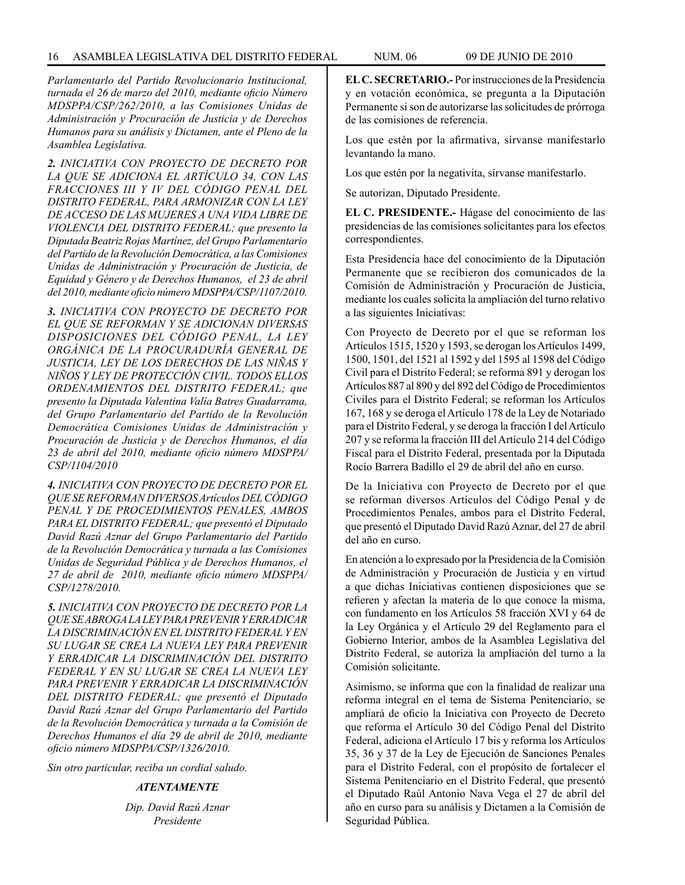*Parlamentarlo del Partido Revolucionario Institucional, turnada el 26 de marzo del 2010, mediante oficio Número MDSPPA/CSP/262/2010, a las Comisiones Unidas de Administración y Procuración de Justicia y de Derechos Humanos para su análisis y Dictamen, ante el Pleno de la Asamblea Legislativa.*

***2.*** *INICIATIVA CON PROYECTO DE DECRETO POR LA QUE SE ADICIONA EL ARTÍCULO 34, CON LAS FRACCIONES III Y IV DEL CÓDIGO PENAL DEL DISTRITO FEDERAL, PARA ARMONIZAR CON LA LEY DE ACCESO DE LAS MUJERES A UNA VIDA LIBRE DE VIOLENCIA DEL DISTRITO FEDERAL; que presento la Diputada Beatriz Rojas Martínez, del Grupo Parlamentario del Partido de la Revolución Democrática, a las Comisiones Unidas de Administración y Procuración de Justicia, de Equidad y Género y de Derechos Humanos, el 23 de abril del 2010, mediante oficio número MDSPPA/CSP/1107/2010.*

***3.*** *INICIATIVA CON PROYECTO DE DECRETO POR EL QUE SE REFORMAN Y SE ADICIONAN DIVERSAS DISPOSICIONES DEL CÓDIGO PENAL, LA LEY ORGÁNICA DE LA PROCURADURÍA GENERAL DE JUSTICIA, LEY DE LOS DERECHOS DE LAS NIÑAS Y NIÑOS Y LEY DE PROTECCIÓN CIVIL. TODOS ELLOS ORDENAMIENTOS DEL DISTRITO FEDERAL; que presento la Diputada Valentina Valía Batres Guadarrama, del Grupo Parlamentario del Partido de la Revolución Democrática Comisiones Unidas de Administración y Procuración de Justicia y de Derechos Humanos, el día 23 de abril del 2010, mediante oficio número MDSPPA/CSP/1104/2010*

***4.*** *INICIATIVA CON PROYECTO DE DECRETO POR EL QUE SE REFORMAN DIVERSOS Artículos DEL CÓDIGO PENAL Y DE PROCEDIMIENTOS PENALES, AMBOS PARA EL DISTRITO FEDERAL; que presentó el Diputado David Razú Aznar del Grupo Parlamentario del Partido de la Revolución Democrática y turnada a las Comisiones Unidas de Seguridad Pública y de Derechos Humanos, el 27 de abril de 2010, mediante oficio número MDSPPA/CSP/1278/2010.*

***5.*** *INICIATIVA CON PROYECTO DE DECRETO POR LA QUE SE ABROGA LA LEY PARA PREVENIR Y ERRADICAR LA DISCRIMINACIÓN EN EL DISTRITO FEDERAL Y EN SU LUGAR SE CREA LA NUEVA LEY PARA PREVENIR Y ERRADICAR LA DISCRIMINACIÓN DEL DISTRITO FEDERAL Y EN SU LUGAR SE CREA LA NUEVA LEY PARA PREVENIR Y ERRADICAR LA DISCRIMINACIÓN DEL DISTRITO FEDERAL; que presentó el Diputado David Razú Aznar del Grupo Parlamentario del Partido de la Revolución Democrática y turnada a la Comisión de Derechos Humanos el día 29 de abril de 2010, mediante oficio número MDSPPA/CSP/1326/2010.*

*Sin otro particular, reciba un cordial saludo.*

***ATENTAMENTE***

*Dip. David Razú Aznar*
*Presidente*

**EL C. SECRETARIO.-** Por instrucciones de la Presidencia y en votación económica, se pregunta a la Diputación Permanente si son de autorizarse las solicitudes de prórroga de las comisiones de referencia.

Los que estén por la afirmativa, sírvanse manifestarlo levantando la mano.

Los que estén por la negativita, sírvanse manifestarlo.

Se autorizan, Diputado Presidente.

**EL C. PRESIDENTE.-** Hágase del conocimiento de las presidencias de las comisiones solicitantes para los efectos correspondientes.

Esta Presidencia hace del conocimiento de la Diputación Permanente que se recibieron dos comunicados de la Comisión de Administración y Procuración de Justicia, mediante los cuales solicita la ampliación del turno relativo a las siguientes Iniciativas:

Con Proyecto de Decreto por el que se reforman los Artículos 1515, 1520 y 1593, se derogan los Artículos 1499, 1500, 1501, del 1521 al 1592 y del 1595 al 1598 del Código Civil para el Distrito Federal; se reforma 891 y derogan los Artículos 887 al 890 y del 892 del Código de Procedimientos Civiles para el Distrito Federal; se reforman los Artículos 167, 168 y se deroga el Artículo 178 de la Ley de Notariado para el Distrito Federal, y se deroga la fracción I del Artículo 207 y se reforma la fracción III del Artículo 214 del Código Fiscal para el Distrito Federal, presentada por la Diputada Rocío Barrera Badillo el 29 de abril del año en curso.

De la Iniciativa con Proyecto de Decreto por el que se reforman diversos Artículos del Código Penal y de Procedimientos Penales, ambos para el Distrito Federal, que presentó el Diputado David Razú Aznar, del 27 de abril del año en curso.

En atención a lo expresado por la Presidencia de la Comisión de Administración y Procuración de Justicia y en virtud a que dichas Iniciativas contienen disposiciones que se refieren y afectan la materia de lo que conoce la misma, con fundamento en los Artículos 58 fracción XVI y 64 de la Ley Orgánica y el Artículo 29 del Reglamento para el Gobierno Interior, ambos de la Asamblea Legislativa del Distrito Federal, se autoriza la ampliación del turno a la Comisión solicitante.

Asimismo, se informa que con la finalidad de realizar una reforma integral en el tema de Sistema Penitenciario, se ampliará de oficio la Iniciativa con Proyecto de Decreto que reforma el Artículo 30 del Código Penal del Distrito Federal, adiciona el Artículo 17 bis y reforma los Artículos 35, 36 y 37 de la Ley de Ejecución de Sanciones Penales para el Distrito Federal, con el propósito de fortalecer el Sistema Penitenciario en el Distrito Federal, que presentó el Diputado Raúl Antonio Nava Vega el 27 de abril del año en curso para su análisis y Dictamen a la Comisión de Seguridad Pública.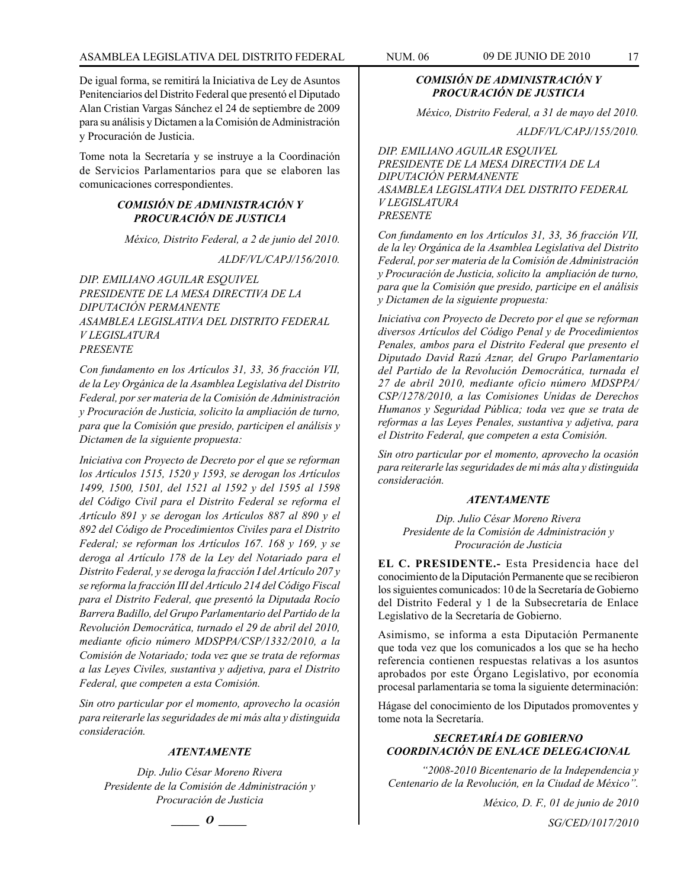De igual forma, se remitirá la Iniciativa de Ley de Asuntos Penitenciarios del Distrito Federal que presentó el Diputado Alan Cristian Vargas Sánchez el 24 de septiembre de 2009 para su análisis y Dictamen a la Comisión de Administración y Procuración de Justicia.

Tome nota la Secretaría y se instruye a la Coordinación de Servicios Parlamentarios para que se elaboren las comunicaciones correspondientes.

***COMISIÓN DE ADMINISTRACIÓN Y PROCURACIÓN DE JUSTICIA***

*México, Distrito Federal, a 2 de junio del 2010.*

*ALDF/VL/CAPJ/156/2010.*

*DIP. EMILIANO AGUILAR ESQUIVEL*
*PRESIDENTE DE LA MESA DIRECTIVA DE LA DIPUTACIÓN PERMANENTE*
*ASAMBLEA LEGISLATIVA DEL DISTRITO FEDERAL*
*V LEGISLATURA*
*PRESENTE*

*Con fundamento en los Artículos 31, 33, 36 fracción VII, de la Ley Orgánica de la Asamblea Legislativa del Distrito Federal, por ser materia de la Comisión de Administración y Procuración de Justicia, solicito la ampliación de turno, para que la Comisión que presido, participen el análisis y Dictamen de la siguiente propuesta:*

*Iniciativa con Proyecto de Decreto por el que se reforman los Artículos 1515, 1520 y 1593, se derogan los Artículos 1499, 1500, 1501, del 1521 al 1592 y del 1595 al 1598 del Código Civil para el Distrito Federal se reforma el Artículo 891 y se derogan los Artículos 887 al 890 y el 892 del Código de Procedimientos Civiles para el Distrito Federal; se reforman los Artículos 167. 168 y 169, y se deroga al Artículo 178 de la Ley del Notariado para el Distrito Federal, y se deroga la fracción I del Artículo 207 y se reforma la fracción III del Artículo 214 del Código Fiscal para el Distrito Federal, que presentó la Diputada Rocío Barrera Badillo, del Grupo Parlamentario del Partido de la Revolución Democrática, turnado el 29 de abril del 2010, mediante oficio número MDSPPA/CSP/1332/2010, a la Comisión de Notariado; toda vez que se trata de reformas a las Leyes Civiles, sustantiva y adjetiva, para el Distrito Federal, que competen a esta Comisión.*

*Sin otro particular por el momento, aprovecho la ocasión para reiterarle las seguridades de mi más alta y distinguida consideración.*

***ATENTAMENTE***

*Dip. Julio César Moreno Rivera*
*Presidente de la Comisión de Administración y Procuración de Justicia*

_____ *O* _____

***COMISIÓN DE ADMINISTRACIÓN Y PROCURACIÓN DE JUSTICIA***

*México, Distrito Federal, a 31 de mayo del 2010.*

*ALDF/VL/CAPJ/155/2010.*

*DIP. EMILIANO AGUILAR ESQUIVEL*
*PRESIDENTE DE LA MESA DIRECTIVA DE LA DIPUTACIÓN PERMANENTE*
*ASAMBLEA LEGISLATIVA DEL DISTRITO FEDERAL*
*V LEGISLATURA*
*PRESENTE*

*Con fundamento en los Artículos 31, 33, 36 fracción VII, de la ley Orgánica de la Asamblea Legislativa del Distrito Federal, por ser materia de la Comisión de Administración y Procuración de Justicia, solicito la ampliación de turno, para que la Comisión que presido, participe en el análisis y Dictamen de la siguiente propuesta:*

*Iniciativa con Proyecto de Decreto por el que se reforman diversos Artículos del Código Penal y de Procedimientos Penales, ambos para el Distrito Federal que presento el Diputado David Razú Aznar, del Grupo Parlamentario del Partido de la Revolución Democrática, turnada el 27 de abril 2010, mediante oficio número MDSPPA/CSP/1278/2010, a las Comisiones Unidas de Derechos Humanos y Seguridad Pública; toda vez que se trata de reformas a las Leyes Penales, sustantiva y adjetiva, para el Distrito Federal, que competen a esta Comisión.*

*Sin otro particular por el momento, aprovecho la ocasión para reiterarle las seguridades de mi más alta y distinguida consideración.*

***ATENTAMENTE***

*Dip. Julio César Moreno Rivera*
*Presidente de la Comisión de Administración y Procuración de Justicia*

**EL C. PRESIDENTE.-** Esta Presidencia hace del conocimiento de la Diputación Permanente que se recibieron los siguientes comunicados: 10 de la Secretaría de Gobierno del Distrito Federal y 1 de la Subsecretaría de Enlace Legislativo de la Secretaría de Gobierno.

Asimismo, se informa a esta Diputación Permanente que toda vez que los comunicados a los que se ha hecho referencia contienen respuestas relativas a los asuntos aprobados por este Órgano Legislativo, por economía procesal parlamentaria se toma la siguiente determinación:

Hágase del conocimiento de los Diputados promoventes y tome nota la Secretaría.

***SECRETARÍA DE GOBIERNO COORDINACIÓN DE ENLACE DELEGACIONAL***

*“2008-2010 Bicentenario de la Independencia y Centenario de la Revolución, en la Ciudad de México”.*

*México, D. F., 01 de junio de 2010*

*SG/CED/1017/2010*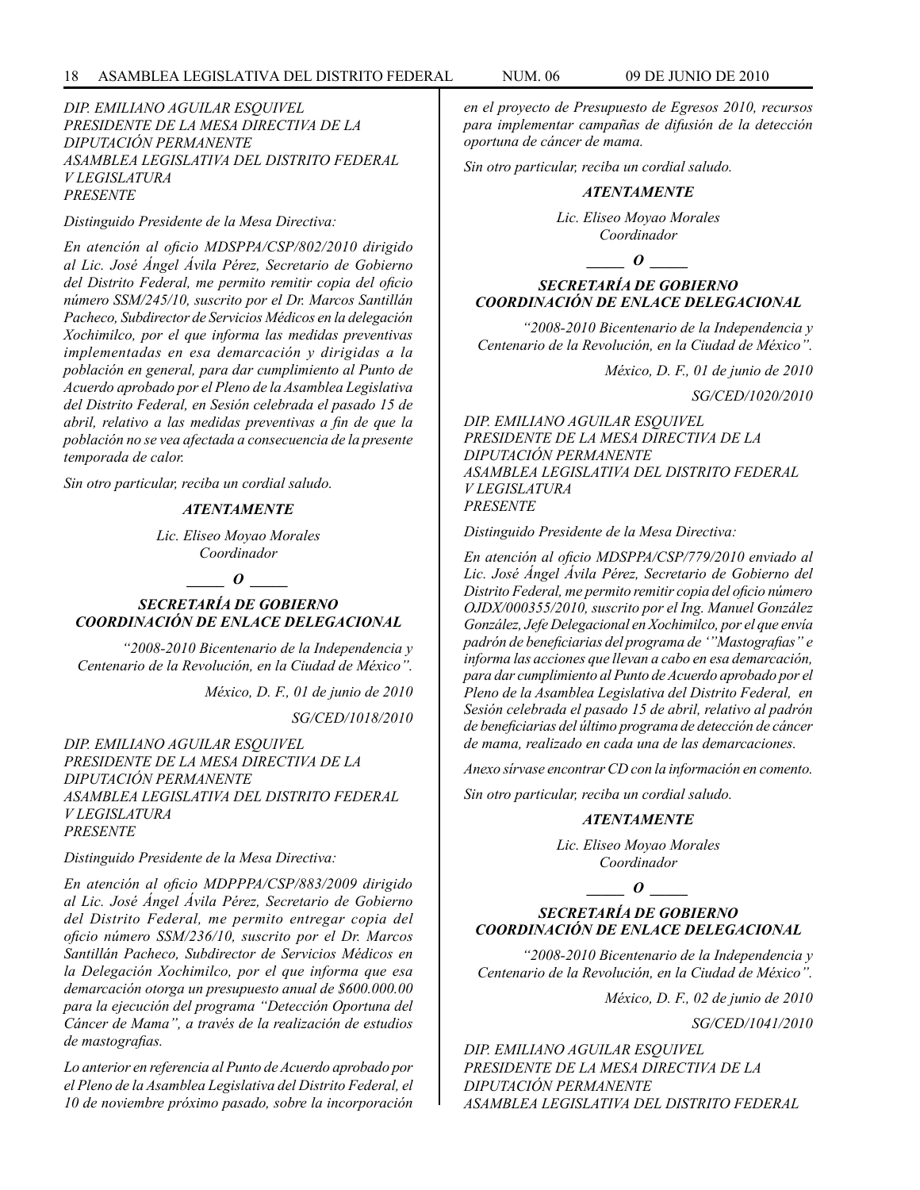*DIP. EMILIANO AGUILAR ESQUIVEL*
*PRESIDENTE DE LA MESA DIRECTIVA DE LA DIPUTACIÓN PERMANENTE*
*ASAMBLEA LEGISLATIVA DEL DISTRITO FEDERAL*
*V LEGISLATURA*
*PRESENTE*

*Distinguido Presidente de la Mesa Directiva:*

*En atención al oficio MDSPPA/CSP/802/2010 dirigido al Lic. José Ángel Ávila Pérez, Secretario de Gobierno del Distrito Federal, me permito remitir copia del oficio número SSM/245/10, suscrito por el Dr. Marcos Santillán Pacheco, Subdirector de Servicios Médicos en la delegación Xochimilco, por el que informa las medidas preventivas implementadas en esa demarcación y dirigidas a la población en general, para dar cumplimiento al Punto de Acuerdo aprobado por el Pleno de la Asamblea Legislativa del Distrito Federal, en Sesión celebrada el pasado 15 de abril, relativo a las medidas preventivas a fin de que la población no se vea afectada a consecuencia de la presente temporada de calor.*

*Sin otro particular, reciba un cordial saludo.*

***ATENTAMENTE***

*Lic. Eliseo Moyao Morales*
*Coordinador*

***_____ O _____***

***SECRETARÍA DE GOBIERNO***
***COORDINACIÓN DE ENLACE DELEGACIONAL***

*"2008-2010 Bicentenario de la Independencia y Centenario de la Revolución, en la Ciudad de México".*

*México, D. F., 01 de junio de 2010*

*SG/CED/1018/2010*

*DIP. EMILIANO AGUILAR ESQUIVEL*
*PRESIDENTE DE LA MESA DIRECTIVA DE LA DIPUTACIÓN PERMANENTE*
*ASAMBLEA LEGISLATIVA DEL DISTRITO FEDERAL*
*V LEGISLATURA*
*PRESENTE*

*Distinguido Presidente de la Mesa Directiva:*

*En atención al oficio MDPPPA/CSP/883/2009 dirigido al Lic. José Ángel Ávila Pérez, Secretario de Gobierno del Distrito Federal, me permito entregar copia del oficio número SSM/236/10, suscrito por el Dr. Marcos Santillán Pacheco, Subdirector de Servicios Médicos en la Delegación Xochimilco, por el que informa que esa demarcación otorga un presupuesto anual de $600.000.00 para la ejecución del programa "Detección Oportuna del Cáncer de Mama", a través de la realización de estudios de mastografías.*

*Lo anterior en referencia al Punto de Acuerdo aprobado por el Pleno de la Asamblea Legislativa del Distrito Federal, el 10 de noviembre próximo pasado, sobre la incorporación en el proyecto de Presupuesto de Egresos 2010, recursos para implementar campañas de difusión de la detección oportuna de cáncer de mama.*

*Sin otro particular, reciba un cordial saludo.*

***ATENTAMENTE***

*Lic. Eliseo Moyao Morales*
*Coordinador*

***_____ O _____***

***SECRETARÍA DE GOBIERNO***
***COORDINACIÓN DE ENLACE DELEGACIONAL***

*"2008-2010 Bicentenario de la Independencia y Centenario de la Revolución, en la Ciudad de México".*

*México, D. F., 01 de junio de 2010*

*SG/CED/1020/2010*

*DIP. EMILIANO AGUILAR ESQUIVEL*
*PRESIDENTE DE LA MESA DIRECTIVA DE LA DIPUTACIÓN PERMANENTE*
*ASAMBLEA LEGISLATIVA DEL DISTRITO FEDERAL*
*V LEGISLATURA*
*PRESENTE*

*Distinguido Presidente de la Mesa Directiva:*

*En atención al oficio MDSPPA/CSP/779/2010 enviado al Lic. José Ángel Ávila Pérez, Secretario de Gobierno del Distrito Federal, me permito remitir copia del oficio número OJDX/000355/2010, suscrito por el Ing. Manuel González González, Jefe Delegacional en Xochimilco, por el que envía padrón de beneficiarias del programa de '"Mastografías" e informa las acciones que llevan a cabo en esa demarcación, para dar cumplimiento al Punto de Acuerdo aprobado por el Pleno de la Asamblea Legislativa del Distrito Federal, en Sesión celebrada el pasado 15 de abril, relativo al padrón de beneficiarias del último programa de detección de cáncer de mama, realizado en cada una de las demarcaciones.*

*Anexo sírvase encontrar CD con la información en comento.*

*Sin otro particular, reciba un cordial saludo.*

***ATENTAMENTE***

*Lic. Eliseo Moyao Morales*
*Coordinador*

***_____ O _____***

***SECRETARÍA DE GOBIERNO***
***COORDINACIÓN DE ENLACE DELEGACIONAL***

*"2008-2010 Bicentenario de la Independencia y Centenario de la Revolución, en la Ciudad de México".*

*México, D. F., 02 de junio de 2010*

*SG/CED/1041/2010*

*DIP. EMILIANO AGUILAR ESQUIVEL*
*PRESIDENTE DE LA MESA DIRECTIVA DE LA DIPUTACIÓN PERMANENTE*
*ASAMBLEA LEGISLATIVA DEL DISTRITO FEDERAL*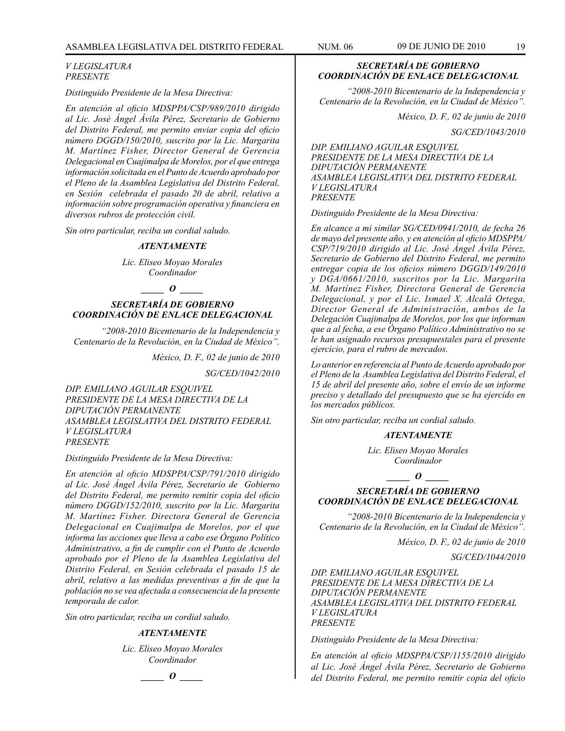*V LEGISLATURA*
*PRESENTE*

*Distinguido Presidente de la Mesa Directiva:*

*En atención al oficio MDSPPA/CSP/989/2010 dirigido al Lic. José Ángel Ávila Pérez, Secretario de Gobierno del Distrito Federal, me permito enviar copia del oficio número DGGD/150/2010, suscrito por la Lic. Margarita M. Martínez Fisher, Director General de Gerencia Delegacional en Cuajimalpa de Morelos, por el que entrega información solicitada en el Punto de Acuerdo aprobado por el Pleno de la Asamblea Legislativa del Distrito Federal, en Sesión celebrada el pasado 20 de abril, relativo a información sobre programación operativa y financiera en diversos rubros de protección civil.*

*Sin otro particular, reciba un cordial saludo.*

***ATENTAMENTE***

*Lic. Eliseo Moyao Morales*
*Coordinador*

***_____ O _____***

***SECRETARÍA DE GOBIERNO***
***COORDINACIÓN DE ENLACE DELEGACIONAL***

*"2008-2010 Bicentenario de la Independencia y Centenario de la Revolución, en la Ciudad de México".*

*México, D. F., 02 de junio de 2010*

*SG/CED/1042/2010*

*DIP. EMILIANO AGUILAR ESQUIVEL*
*PRESIDENTE DE LA MESA DIRECTIVA DE LA DIPUTACIÓN PERMANENTE*
*ASAMBLEA LEGISLATIVA DEL DISTRITO FEDERAL*
*V LEGISLATURA*
*PRESENTE*

*Distinguido Presidente de la Mesa Directiva:*

*En atención al oficio MDSPPA/CSP/791/2010 dirigido al Lic. José Ángel Ávila Pérez, Secretario de Gobierno del Distrito Federal, me permito remitir copia del oficio número DGGD/152/2010, suscrito por la Lic. Margarita M. Martínez Fisher. Directora General de Gerencia Delegacional en Cuajimalpa de Morelos, por el que informa las acciones que lleva a cabo ese Órgano Político Administrativo, a fin de cumplir con el Punto de Acuerdo aprobado por el Pleno de la Asamblea Legislativa del Distrito Federal, en Sesión celebrada el pasado 15 de abril, relativo a las medidas preventivas a fin de que la población no se vea afectada a consecuencia de la presente temporada de calor.*

*Sin otro particular, reciba un cordial saludo.*

***ATENTAMENTE***

*Lic. Eliseo Moyao Morales*
*Coordinador*

***_____ O _____***

***SECRETARÍA DE GOBIERNO***
***COORDINACIÓN DE ENLACE DELEGACIONAL***

*"2008-2010 Bicentenario de la Independencia y Centenario de la Revolución, en la Ciudad de México".*

*México, D. F., 02 de junio de 2010*

*SG/CED/1043/2010*

*DIP. EMILIANO AGUILAR ESQUIVEL*
*PRESIDENTE DE LA MESA DIRECTIVA DE LA DIPUTACIÓN PERMANENTE*
*ASAMBLEA LEGISLATIVA DEL DISTRITO FEDERAL*
*V LEGISLATURA*
*PRESENTE*

*Distinguido Presidente de la Mesa Directiva:*

*En alcance a mi similar SG/CED/0941/2010, de fecha 26 de mayo del presente año, y en atención al oficio MDSPPA/CSP/719/2010 dirigido al Lic. José Ángel Ávila Pérez, Secretario de Gobierno del Distrito Federal, me permito entregar copia de los oficios número DGGD/149/2010 y DGA/0661/2010, suscritos por la Lic. Margarita M. Martínez Fisher, Directora General de Gerencia Delegacional, y por el Lic. Ismael X. Alcalá Ortega, Director General de Administración, ambos de la Delegación Cuajimalpa de Morelos, por los que informan que a la fecha, a ese Órgano Político Administrativo no se le han asignado recursos presupuestales para el presente ejercicio, para el rubro de mercados.*

*Lo anterior en referencia al Punto de Acuerdo aprobado por el Pleno de la Asamblea Legislativa del Distrito Federal, el 15 de abril del presente año, sobre el envío de un informe preciso y detallado del presupuesto que se ha ejercido en los mercados públicos.*

*Sin otro particular, reciba un cordial saludo.*

***ATENTAMENTE***

*Lic. Eliseo Moyao Morales*
*Coordinador*

***_____ O _____***

***SECRETARÍA DE GOBIERNO***
***COORDINACIÓN DE ENLACE DELEGACIONAL***

*"2008-2010 Bicentenario de la Independencia y Centenario de la Revolución, en la Ciudad de México".*

*México, D. F., 02 de junio de 2010*

*SG/CED/1044/2010*

*DIP. EMILIANO AGUILAR ESQUIVEL*
*PRESIDENTE DE LA MESA DIRECTIVA DE LA DIPUTACIÓN PERMANENTE*
*ASAMBLEA LEGISLATIVA DEL DISTRITO FEDERAL*
*V LEGISLATURA*
*PRESENTE*

*Distinguido Presidente de la Mesa Directiva:*

*En atención al oficio MDSPPA/CSP/1155/2010 dirigido al Lic. José Ángel Ávila Pérez, Secretario de Gobierno del Distrito Federal, me permito remitir copia del oficio*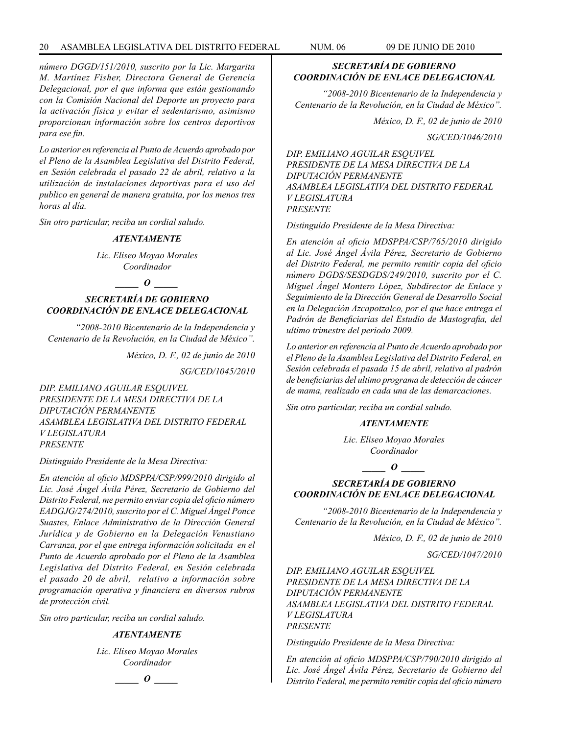*número DGGD/151/2010, suscrito por la Lic. Margarita M. Martínez Fisher, Directora General de Gerencia Delegacional, por el que informa que están gestionando con la Comisión Nacional del Deporte un proyecto para la activación física y evitar el sedentarismo, asimismo proporcionan información sobre los centros deportivos para ese fin.*

*Lo anterior en referencia al Punto de Acuerdo aprobado por el Pleno de la Asamblea Legislativa del Distrito Federal, en Sesión celebrada el pasado 22 de abril, relativo a la utilización de instalaciones deportivas para el uso del publico en general de manera gratuita, por los menos tres horas al día.*

*Sin otro particular, reciba un cordial saludo.*

***ATENTAMENTE***

*Lic. Eliseo Moyao Morales*
*Coordinador*

***\_\_\_\_\_ O \_\_\_\_\_***

***SECRETARÍA DE GOBIERNO***
***COORDINACIÓN DE ENLACE DELEGACIONAL***

*"2008-2010 Bicentenario de la Independencia y Centenario de la Revolución, en la Ciudad de México".*

*México, D. F., 02 de junio de 2010*

*SG/CED/1045/2010*

*DIP. EMILIANO AGUILAR ESQUIVEL*
*PRESIDENTE DE LA MESA DIRECTIVA DE LA DIPUTACIÓN PERMANENTE*
*ASAMBLEA LEGISLATIVA DEL DISTRITO FEDERAL*
*V LEGISLATURA*
*PRESENTE*

*Distinguido Presidente de la Mesa Directiva:*

*En atención al oficio MDSPPA/CSP/999/2010 dirigido al Lic. José Ángel Ávila Pérez, Secretario de Gobierno del Distrito Federal, me permito enviar copia del oficio número EADGJG/274/2010, suscrito por el C. Miguel Ángel Ponce Suastes, Enlace Administrativo de la Dirección General Jurídica y de Gobierno en la Delegación Venustiano Carranza, por el que entrega información solicitada en el Punto de Acuerdo aprobado por el Pleno de la Asamblea Legislativa del Distrito Federal, en Sesión celebrada el pasado 20 de abril, relativo a información sobre programación operativa y financiera en diversos rubros de protección civil.*

*Sin otro particular, reciba un cordial saludo.*

***ATENTAMENTE***

*Lic. Eliseo Moyao Morales*
*Coordinador*

***\_\_\_\_\_ O \_\_\_\_\_***

***SECRETARÍA DE GOBIERNO***
***COORDINACIÓN DE ENLACE DELEGACIONAL***

*"2008-2010 Bicentenario de la Independencia y Centenario de la Revolución, en la Ciudad de México".*

*México, D. F., 02 de junio de 2010*

*SG/CED/1046/2010*

*DIP. EMILIANO AGUILAR ESQUIVEL*
*PRESIDENTE DE LA MESA DIRECTIVA DE LA DIPUTACIÓN PERMANENTE*
*ASAMBLEA LEGISLATIVA DEL DISTRITO FEDERAL*
*V LEGISLATURA*
*PRESENTE*

*Distinguido Presidente de la Mesa Directiva:*

*En atención al oficio MDSPPA/CSP/765/2010 dirigido al Lic. José Ángel Ávila Pérez, Secretario de Gobierno del Distrito Federal, me permito remitir copia del oficio número DGDS/SESDGDS/249/2010, suscrito por el C. Miguel Ángel Montero López, Subdirector de Enlace y Seguimiento de la Dirección General de Desarrollo Social en la Delegación Azcapotzalco, por el que hace entrega el Padrón de Beneficiarias del Estudio de Mastografia, del ultimo trimestre del periodo 2009.*

*Lo anterior en referencia al Punto de Acuerdo aprobado por el Pleno de la Asamblea Legislativa del Distrito Federal, en Sesión celebrada el pasada 15 de abril, relativo al padrón de beneficiarias del ultimo programa de detección de cáncer de mama, realizado en cada una de las demarcaciones.*

*Sin otro particular, reciba un cordial saludo.*

***ATENTAMENTE***

*Lic. Eliseo Moyao Morales*
*Coordinador*

***\_\_\_\_\_ O \_\_\_\_\_***

***SECRETARÍA DE GOBIERNO***
***COORDINACIÓN DE ENLACE DELEGACIONAL***

*"2008-2010 Bicentenario de la Independencia y Centenario de la Revolución, en la Ciudad de México".*

*México, D. F., 02 de junio de 2010*

*SG/CED/1047/2010*

*DIP. EMILIANO AGUILAR ESQUIVEL*
*PRESIDENTE DE LA MESA DIRECTIVA DE LA DIPUTACIÓN PERMANENTE*
*ASAMBLEA LEGISLATIVA DEL DISTRITO FEDERAL*
*V LEGISLATURA*
*PRESENTE*

*Distinguido Presidente de la Mesa Directiva:*

*En atención al oficio MDSPPA/CSP/790/2010 dirigido al Lic. José Ángel Ávila Pérez, Secretario de Gobierno del Distrito Federal, me permito remitir copia del oficio número*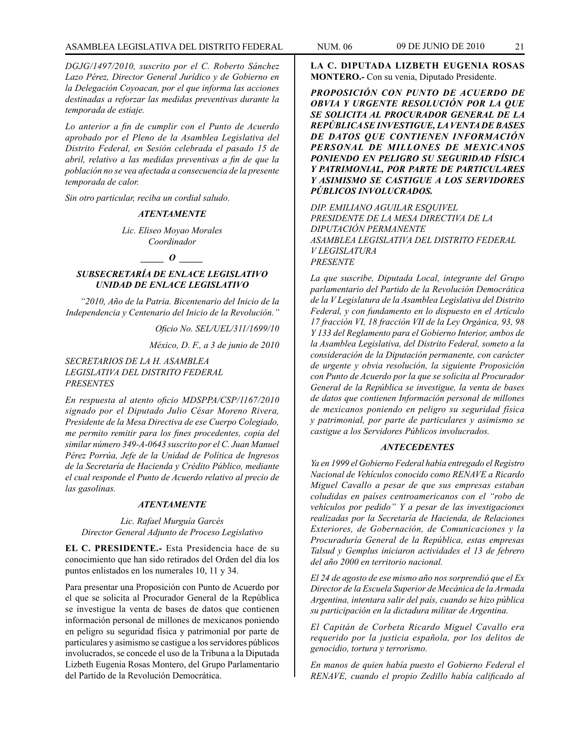*DGJG/1497/2010, suscrito por el C. Roberto Sánchez Lazo Pérez, Director General Jurídico y de Gobierno en la Delegación Coyoacan, por el que informa las acciones destinadas a reforzar las medidas preventivas durante la temporada de estiaje.*

*Lo anterior a fin de cumplir con el Punto de Acuerdo aprobado por el Pleno de la Asamblea Legislativa del Distrito Federal, en Sesión celebrada el pasado 15 de abril, relativo a las medidas preventivas a fin de que la población no se vea afectada a consecuencia de la presente temporada de calor.*

*Sin otro particular, reciba un cordial saludo.*

***ATENTAMENTE***

*Lic. Eliseo Moyao Morales*
*Coordinador*

***\_\_\_\_\_ O \_\_\_\_\_***

***SUBSECRETARÍA DE ENLACE LEGISLATIVO***
***UNIDAD DE ENLACE LEGISLATIVO***

*"2010, Año de la Patria. Bicentenario del Inicio de la Independencia y Centenario del Inicio de la Revolución."*

*Oficio No. SEL/UEL/311/1699/10*

*México, D. F., a 3 de junio de 2010*

*SECRETARIOS DE LA H. ASAMBLEA*
*LEGISLATIVA DEL DISTRITO FEDERAL*
*PRESENTES*

*En respuesta al atento oficio MDSPPA/CSP/1167/2010 signado por el Diputado Julio César Moreno Rivera, Presidente de la Mesa Directiva de ese Cuerpo Colegiado, me permito remitir para los fines procedentes, copia del similar número 349-A-0643 suscrito por el C. Juan Manuel Pérez Porrúa, Jefe de la Unidad de Política de Ingresos de la Secretaría de Hacienda y Crédito Público, mediante el cual responde el Punto de Acuerdo relativo al precio de las gasolinas.*

***ATENTAMENTE***

*Lic. Rafael Murguía Garcés*
*Director General Adjunto de Proceso Legislativo*

**EL C. PRESIDENTE.-** Esta Presidencia hace de su conocimiento que han sido retirados del Orden del día los puntos enlistados en los numerales 10, 11 y 34.

Para presentar una Proposición con Punto de Acuerdo por el que se solicita al Procurador General de la República se investigue la venta de bases de datos que contienen información personal de millones de mexicanos poniendo en peligro su seguridad física y patrimonial por parte de particulares y asimismo se castigue a los servidores públicos involucrados, se concede el uso de la Tribuna a la Diputada Lizbeth Eugenia Rosas Montero, del Grupo Parlamentario del Partido de la Revolución Democrática.

**LA C. DIPUTADA LIZBETH EUGENIA ROSAS MONTERO.-** Con su venia, Diputado Presidente.

***PROPOSICIÓN CON PUNTO DE ACUERDO DE OBVIA Y URGENTE RESOLUCIÓN POR LA QUE SE SOLICITA AL PROCURADOR GENERAL DE LA REPÚBLICA SE INVESTIGUE, LA VENTA DE BASES DE DATOS QUE CONTIENEN INFORMACIÓN PERSONAL DE MILLONES DE MEXICANOS PONIENDO EN PELIGRO SU SEGURIDAD FÍSICA Y PATRIMONIAL, POR PARTE DE PARTICULARES Y ASIMISMO SE CASTIGUE A LOS SERVIDORES PÚBLICOS INVOLUCRADOS.***

*DIP. EMILIANO AGUILAR ESQUIVEL*
*PRESIDENTE DE LA MESA DIRECTIVA DE LA DIPUTACIÓN PERMANENTE*
*ASAMBLEA LEGISLATIVA DEL DISTRITO FEDERAL*
*V LEGISLATURA*
*PRESENTE*

*La que suscribe, Diputada Local, integrante del Grupo parlamentario del Partido de la Revolución Democrática de la V Legislatura de la Asamblea Legislativa del Distrito Federal, y con fundamento en lo dispuesto en el Artículo 17 fracción VI, 18 fracción VII de la Ley Orgánica, 93, 98 Y 133 del Reglamento para el Gobierno Interior, ambos de la Asamblea Legislativa, del Distrito Federal, someto a la consideración de la Diputación permanente, con carácter de urgente y obvia resolución, la siguiente Proposición con Punto de Acuerdo por la que se solicita al Procurador General de la República se investigue, la venta de bases de datos que contienen Información personal de millones de mexicanos poniendo en peligro su seguridad física y patrimonial, por parte de particulares y asimismo se castigue a los Servidores Públicos involucrados.*

***ANTECEDENTES***

*Ya en 1999 el Gobierno Federal había entregado el Registro Nacional de Vehículos conocido como RENAVE a Ricardo Miguel Cavallo a pesar de que sus empresas estaban coludidas en países centroamericanos con el "robo de vehículos por pedido" Y a pesar de las investigaciones realizadas por la Secretaría de Hacienda, de Relaciones Exteriores, de Gobernación, de Comunicaciones y la Procuraduría General de la República, estas empresas Talsud y Gemplus iniciaron actividades el 13 de febrero del año 2000 en territorio nacional.*

*El 24 de agosto de ese mismo año nos sorprendió que el Ex Director de la Escuela Superior de Mecánica de la Armada Argentina, intentara salir del país, cuando se hizo pública su participación en la dictadura militar de Argentina.*

*El Capitán de Corbeta Ricardo Miguel Cavallo era requerido por la justicia española, por los delitos de genocidio, tortura y terrorismo.*

*En manos de quien había puesto el Gobierno Federal el RENAVE, cuando el propio Zedillo había calificado al*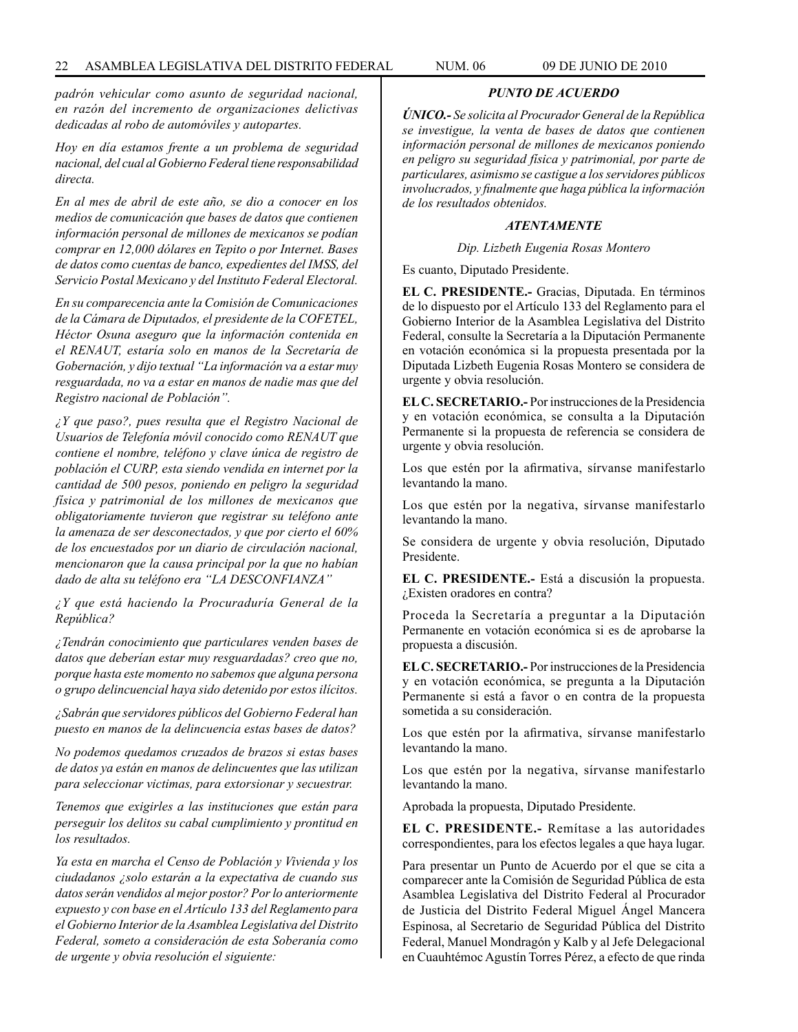*padrón vehicular como asunto de seguridad nacional, en razón del incremento de organizaciones delictivas dedicadas al robo de automóviles y autopartes.*

*Hoy en día estamos frente a un problema de seguridad nacional, del cual al Gobierno Federal tiene responsabilidad directa.*

*En al mes de abril de este año, se dio a conocer en los medios de comunicación que bases de datos que contienen información personal de millones de mexicanos se podían comprar en 12,000 dólares en Tepito o por Internet. Bases de datos como cuentas de banco, expedientes del IMSS, del Servicio Postal Mexicano y del Instituto Federal Electoral.*

*En su comparecencia ante la Comisión de Comunicaciones de la Cámara de Diputados, el presidente de la COFETEL, Héctor Osuna aseguro que la información contenida en el RENAUT, estaría solo en manos de la Secretaría de Gobernación, y dijo textual "La información va a estar muy resguardada, no va a estar en manos de nadie mas que del Registro nacional de Población".*

*¿Y que paso?, pues resulta que el Registro Nacional de Usuarios de Telefonía móvil conocido como RENAUT que contiene el nombre, teléfono y clave única de registro de población el CURP, esta siendo vendida en internet por la cantidad de 500 pesos, poniendo en peligro la seguridad física y patrimonial de los millones de mexicanos que obligatoriamente tuvieron que registrar su teléfono ante la amenaza de ser desconectados, y que por cierto el 60% de los encuestados por un diario de circulación nacional, mencionaron que la causa principal por la que no habían dado de alta su teléfono era "LA DESCONFIANZA"*

*¿Y que está haciendo la Procuraduría General de la República?*

*¿Tendrán conocimiento que particulares venden bases de datos que deberían estar muy resguardadas? creo que no, porque hasta este momento no sabemos que alguna persona o grupo delincuencial haya sido detenido por estos ilícitos.*

*¿Sabrán que servidores públicos del Gobierno Federal han puesto en manos de la delincuencia estas bases de datos?*

*No podemos quedamos cruzados de brazos si estas bases de datos ya están en manos de delincuentes que las utilizan para seleccionar victimas, para extorsionar y secuestrar.*

*Tenemos que exigirles a las instituciones que están para perseguir los delitos su cabal cumplimiento y prontitud en los resultados.*

*Ya esta en marcha el Censo de Población y Vivienda y los ciudadanos ¿solo estarán a la expectativa de cuando sus datos serán vendidos al mejor postor? Por lo anteriormente expuesto y con base en el Artículo 133 del Reglamento para el Gobierno Interior de la Asamblea Legislativa del Distrito Federal, someto a consideración de esta Soberanía como de urgente y obvia resolución el siguiente:*

***PUNTO DE ACUERDO***

***ÚNICO.-*** *Se solicita al Procurador General de la República se investigue, la venta de bases de datos que contienen información personal de millones de mexicanos poniendo en peligro su seguridad física y patrimonial, por parte de particulares, asimismo se castigue a los servidores públicos involucrados, y finalmente que haga pública la información de los resultados obtenidos.*

***ATENTAMENTE***

*Dip. Lizbeth Eugenia Rosas Montero*

Es cuanto, Diputado Presidente.

**EL C. PRESIDENTE.-** Gracias, Diputada. En términos de lo dispuesto por el Artículo 133 del Reglamento para el Gobierno Interior de la Asamblea Legislativa del Distrito Federal, consulte la Secretaría a la Diputación Permanente en votación económica si la propuesta presentada por la Diputada Lizbeth Eugenia Rosas Montero se considera de urgente y obvia resolución.

**EL C. SECRETARIO.-** Por instrucciones de la Presidencia y en votación económica, se consulta a la Diputación Permanente si la propuesta de referencia se considera de urgente y obvia resolución.

Los que estén por la afirmativa, sírvanse manifestarlo levantando la mano.

Los que estén por la negativa, sírvanse manifestarlo levantando la mano.

Se considera de urgente y obvia resolución, Diputado Presidente.

**EL C. PRESIDENTE.-** Está a discusión la propuesta. ¿Existen oradores en contra?

Proceda la Secretaría a preguntar a la Diputación Permanente en votación económica si es de aprobarse la propuesta a discusión.

**EL C. SECRETARIO.-** Por instrucciones de la Presidencia y en votación económica, se pregunta a la Diputación Permanente si está a favor o en contra de la propuesta sometida a su consideración.

Los que estén por la afirmativa, sírvanse manifestarlo levantando la mano.

Los que estén por la negativa, sírvanse manifestarlo levantando la mano.

Aprobada la propuesta, Diputado Presidente.

**EL C. PRESIDENTE.-** Remítase a las autoridades correspondientes, para los efectos legales a que haya lugar.

Para presentar un Punto de Acuerdo por el que se cita a comparecer ante la Comisión de Seguridad Pública de esta Asamblea Legislativa del Distrito Federal al Procurador de Justicia del Distrito Federal Miguel Ángel Mancera Espinosa, al Secretario de Seguridad Pública del Distrito Federal, Manuel Mondragón y Kalb y al Jefe Delegacional en Cuauhtémoc Agustín Torres Pérez, a efecto de que rinda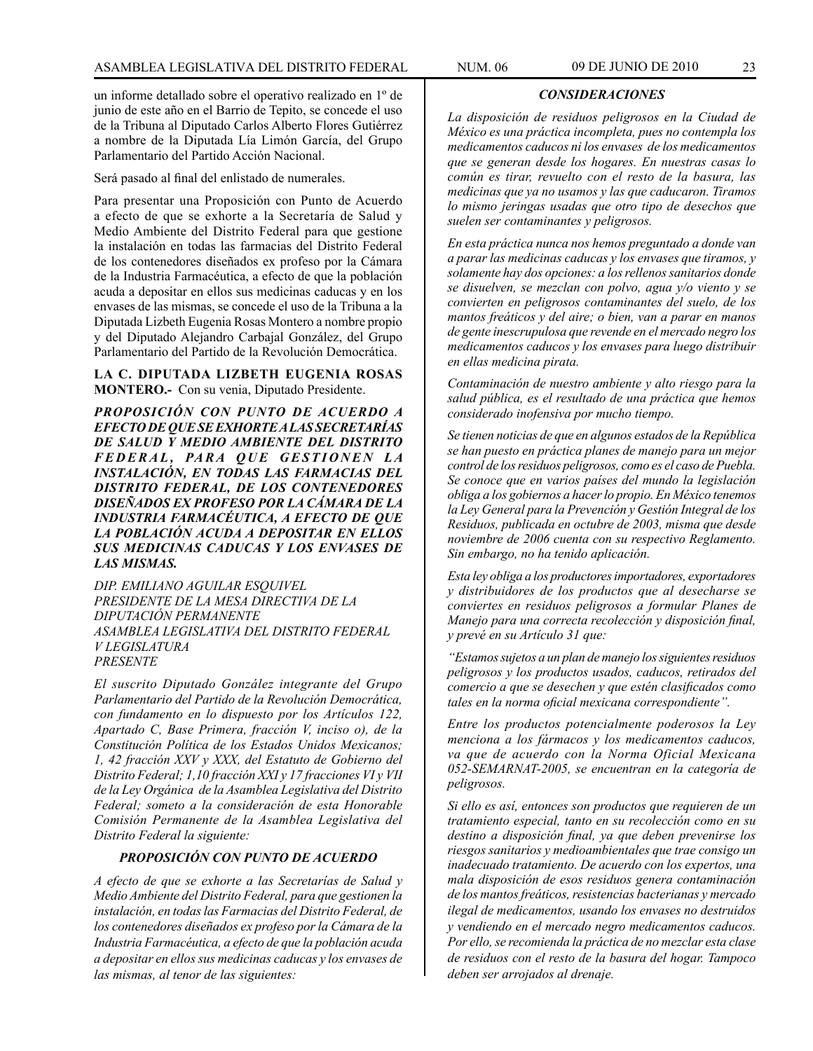un informe detallado sobre el operativo realizado en 1º de junio de este año en el Barrio de Tepito, se concede el uso de la Tribuna al Diputado Carlos Alberto Flores Gutiérrez a nombre de la Diputada Lía Limón García, del Grupo Parlamentario del Partido Acción Nacional.

Será pasado al final del enlistado de numerales.

Para presentar una Proposición con Punto de Acuerdo a efecto de que se exhorte a la Secretaría de Salud y Medio Ambiente del Distrito Federal para que gestione la instalación en todas las farmacias del Distrito Federal de los contenedores diseñados ex profeso por la Cámara de la Industria Farmacéutica, a efecto de que la población acuda a depositar en ellos sus medicinas caducas y en los envases de las mismas, se concede el uso de la Tribuna a la Diputada Lizbeth Eugenia Rosas Montero a nombre propio y del Diputado Alejandro Carbajal González, del Grupo Parlamentario del Partido de la Revolución Democrática.

**LA C. DIPUTADA LIZBETH EUGENIA ROSAS MONTERO.-** Con su venia, Diputado Presidente.

***PROPOSICIÓN CON PUNTO DE ACUERDO A EFECTO DE QUE SE EXHORTE A LAS SECRETARÍAS DE SALUD Y MEDIO AMBIENTE DEL DISTRITO FEDERAL, PARA QUE GESTIONEN LA INSTALACIÓN, EN TODAS LAS FARMACIAS DEL DISTRITO FEDERAL, DE LOS CONTENEDORES DISEÑADOS EX PROFESO POR LA CÁMARA DE LA INDUSTRIA FARMACÉUTICA, A EFECTO DE QUE LA POBLACIÓN ACUDA A DEPOSITAR EN ELLOS SUS MEDICINAS CADUCAS Y LOS ENVASES DE LAS MISMAS.***

*DIP. EMILIANO AGUILAR ESQUIVEL*
*PRESIDENTE DE LA MESA DIRECTIVA DE LA DIPUTACIÓN PERMANENTE*
*ASAMBLEA LEGISLATIVA DEL DISTRITO FEDERAL*
*V LEGISLATURA*
*PRESENTE*

*El suscrito Diputado González integrante del Grupo Parlamentario del Partido de la Revolución Democrática, con fundamento en lo dispuesto por los Artículos 122, Apartado C, Base Primera, fracción V, inciso o), de la Constitución Política de los Estados Unidos Mexicanos; 1, 42 fracción XXV y XXX, del Estatuto de Gobierno del Distrito Federal; 1,10 fracción XXI y 17 fracciones VI y VII de la Ley Orgánica de la Asamblea Legislativa del Distrito Federal; someto a la consideración de esta Honorable Comisión Permanente de la Asamblea Legislativa del Distrito Federal la siguiente:*

***PROPOSICIÓN CON PUNTO DE ACUERDO***

*A efecto de que se exhorte a las Secretarías de Salud y Medio Ambiente del Distrito Federal, para que gestionen la instalación, en todas las Farmacias del Distrito Federal, de los contenedores diseñados ex profeso por la Cámara de la Industria Farmacéutica, a efecto de que la población acuda a depositar en ellos sus medicinas caducas y los envases de las mismas, al tenor de las siguientes:*

***CONSIDERACIONES***

*La disposición de residuos peligrosos en la Ciudad de México es una práctica incompleta, pues no contempla los medicamentos caducos ni los envases de los medicamentos que se generan desde los hogares. En nuestras casas lo común es tirar, revuelto con el resto de la basura, las medicinas que ya no usamos y las que caducaron. Tiramos lo mismo jeringas usadas que otro tipo de desechos que suelen ser contaminantes y peligrosos.*

*En esta práctica nunca nos hemos preguntado a donde van a parar las medicinas caducas y los envases que tiramos, y solamente hay dos opciones: a los rellenos sanitarios donde se disuelven, se mezclan con polvo, agua y/o viento y se convierten en peligrosos contaminantes del suelo, de los mantos freáticos y del aire; o bien, van a parar en manos de gente inescrupulosa que revende en el mercado negro los medicamentos caducos y los envases para luego distribuir en ellas medicina pirata.*

*Contaminación de nuestro ambiente y alto riesgo para la salud pública, es el resultado de una práctica que hemos considerado inofensiva por mucho tiempo.*

*Se tienen noticias de que en algunos estados de la República se han puesto en práctica planes de manejo para un mejor control de los residuos peligrosos, como es el caso de Puebla. Se conoce que en varios países del mundo la legislación obliga a los gobiernos a hacer lo propio. En México tenemos la Ley General para la Prevención y Gestión Integral de los Residuos, publicada en octubre de 2003, misma que desde noviembre de 2006 cuenta con su respectivo Reglamento. Sin embargo, no ha tenido aplicación.*

*Esta ley obliga a los productores importadores, exportadores y distribuidores de los productos que al desecharse se convierten en residuos peligrosos a formular Planes de Manejo para una correcta recolección y disposición final, y prevé en su Artículo 31 que:*

*"Estamos sujetos a un plan de manejo los siguientes residuos peligrosos y los productos usados, caducos, retirados del comercio a que se desechen y que estén clasificados como tales en la norma oficial mexicana correspondiente".*

*Entre los productos potencialmente poderosos la Ley menciona a los fármacos y los medicamentos caducos, ya que de acuerdo con la Norma Oficial Mexicana 052-SEMARNAT-2005, se encuentran en la categoría de peligrosos.*

*Si ello es así, entonces son productos que requieren de un tratamiento especial, tanto en su recolección como en su destino a disposición final, ya que deben prevenirse los riesgos sanitarios y medioambientales que trae consigo un inadecuado tratamiento. De acuerdo con los expertos, una mala disposición de esos residuos genera contaminación de los mantos freáticos, resistencias bacterianas y mercado ilegal de medicamentos, usando los envases no destruidos y vendiendo en el mercado negro medicamentos caducos. Por ello, se recomienda la práctica de no mezclar esta clase de residuos con el resto de la basura del hogar. Tampoco deben ser arrojados al drenaje.*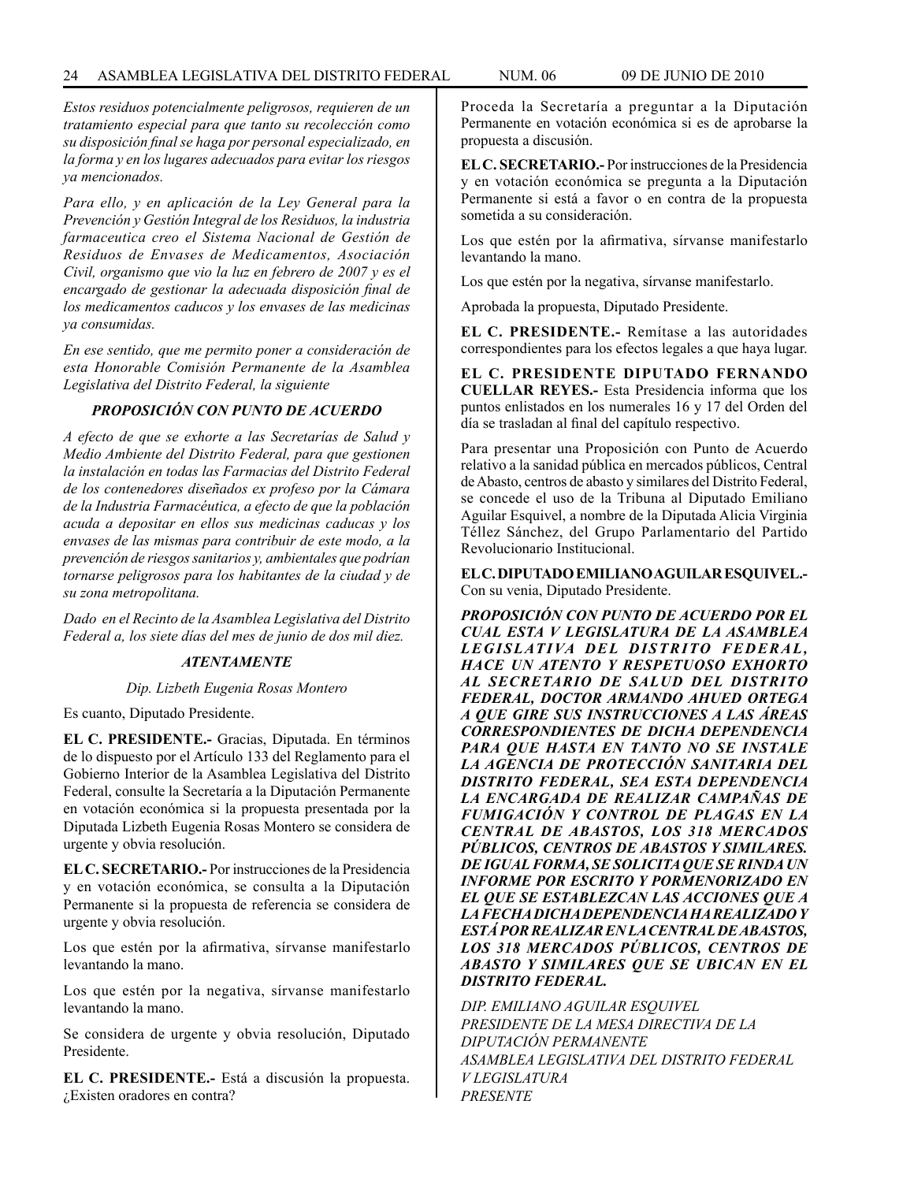*Estos residuos potencialmente peligrosos, requieren de un tratamiento especial para que tanto su recolección como su disposición final se haga por personal especializado, en la forma y en los lugares adecuados para evitar los riesgos ya mencionados.*

*Para ello, y en aplicación de la Ley General para la Prevención y Gestión Integral de los Residuos, la industria farmaceutica creo el Sistema Nacional de Gestión de Residuos de Envases de Medicamentos, Asociación Civil, organismo que vio la luz en febrero de 2007 y es el encargado de gestionar la adecuada disposición final de los medicamentos caducos y los envases de las medicinas ya consumidas.*

*En ese sentido, que me permito poner a consideración de esta Honorable Comisión Permanente de la Asamblea Legislativa del Distrito Federal, la siguiente*

***PROPOSICIÓN CON PUNTO DE ACUERDO***

*A efecto de que se exhorte a las Secretarías de Salud y Medio Ambiente del Distrito Federal, para que gestionen la instalación en todas las Farmacias del Distrito Federal de los contenedores diseñados ex profeso por la Cámara de la Industria Farmacéutica, a efecto de que la población acuda a depositar en ellos sus medicinas caducas y los envases de las mismas para contribuir de este modo, a la prevención de riesgos sanitarios y, ambientales que podrían tornarse peligrosos para los habitantes de la ciudad y de su zona metropolitana.*

*Dado en el Recinto de la Asamblea Legislativa del Distrito Federal a, los siete días del mes de junio de dos mil diez.*

***ATENTAMENTE***

*Dip. Lizbeth Eugenia Rosas Montero*

Es cuanto, Diputado Presidente.

**EL C. PRESIDENTE.-** Gracias, Diputada. En términos de lo dispuesto por el Artículo 133 del Reglamento para el Gobierno Interior de la Asamblea Legislativa del Distrito Federal, consulte la Secretaría a la Diputación Permanente en votación económica si la propuesta presentada por la Diputada Lizbeth Eugenia Rosas Montero se considera de urgente y obvia resolución.

**EL C. SECRETARIO.-** Por instrucciones de la Presidencia y en votación económica, se consulta a la Diputación Permanente si la propuesta de referencia se considera de urgente y obvia resolución.

Los que estén por la afirmativa, sírvanse manifestarlo levantando la mano.

Los que estén por la negativa, sírvanse manifestarlo levantando la mano.

Se considera de urgente y obvia resolución, Diputado Presidente.

**EL C. PRESIDENTE.-** Está a discusión la propuesta. ¿Existen oradores en contra?

Proceda la Secretaría a preguntar a la Diputación Permanente en votación económica si es de aprobarse la propuesta a discusión.

**EL C. SECRETARIO.-** Por instrucciones de la Presidencia y en votación económica se pregunta a la Diputación Permanente si está a favor o en contra de la propuesta sometida a su consideración.

Los que estén por la afirmativa, sírvanse manifestarlo levantando la mano.

Los que estén por la negativa, sírvanse manifestarlo.

Aprobada la propuesta, Diputado Presidente.

**EL C. PRESIDENTE.-** Remítase a las autoridades correspondientes para los efectos legales a que haya lugar.

**EL C. PRESIDENTE DIPUTADO FERNANDO CUELLAR REYES.-** Esta Presidencia informa que los puntos enlistados en los numerales 16 y 17 del Orden del día se trasladan al final del capítulo respectivo.

Para presentar una Proposición con Punto de Acuerdo relativo a la sanidad pública en mercados públicos, Central de Abasto, centros de abasto y similares del Distrito Federal, se concede el uso de la Tribuna al Diputado Emiliano Aguilar Esquivel, a nombre de la Diputada Alicia Virginia Téllez Sánchez, del Grupo Parlamentario del Partido Revolucionario Institucional.

**EL C. DIPUTADO EMILIANO AGUILAR ESQUIVEL.-** Con su venia, Diputado Presidente.

***PROPOSICIÓN CON PUNTO DE ACUERDO POR EL CUAL ESTA V LEGISLATURA DE LA ASAMBLEA LEGISLATIVA DEL DISTRITO FEDERAL, HACE UN ATENTO Y RESPETUOSO EXHORTO AL SECRETARIO DE SALUD DEL DISTRITO FEDERAL, DOCTOR ARMANDO AHUED ORTEGA A QUE GIRE SUS INSTRUCCIONES A LAS ÁREAS CORRESPONDIENTES DE DICHA DEPENDENCIA PARA QUE HASTA EN TANTO NO SE INSTALE LA AGENCIA DE PROTECCIÓN SANITARIA DEL DISTRITO FEDERAL, SEA ESTA DEPENDENCIA LA ENCARGADA DE REALIZAR CAMPAÑAS DE FUMIGACIÓN Y CONTROL DE PLAGAS EN LA CENTRAL DE ABASTOS, LOS 318 MERCADOS PÚBLICOS, CENTROS DE ABASTOS Y SIMILARES. DE IGUAL FORMA, SE SOLICITA QUE SE RINDA UN INFORME POR ESCRITO Y PORMENORIZADO EN EL QUE SE ESTABLEZCAN LAS ACCIONES QUE A LA FECHA DICHA DEPENDENCIA HA REALIZADO Y ESTÁ POR REALIZAR EN LA CENTRAL DE ABASTOS, LOS 318 MERCADOS PÚBLICOS, CENTROS DE ABASTO Y SIMILARES QUE SE UBICAN EN EL DISTRITO FEDERAL.***

*DIP. EMILIANO AGUILAR ESQUIVEL*
*PRESIDENTE DE LA MESA DIRECTIVA DE LA DIPUTACIÓN PERMANENTE*
*ASAMBLEA LEGISLATIVA DEL DISTRITO FEDERAL*
*V LEGISLATURA*
*PRESENTE*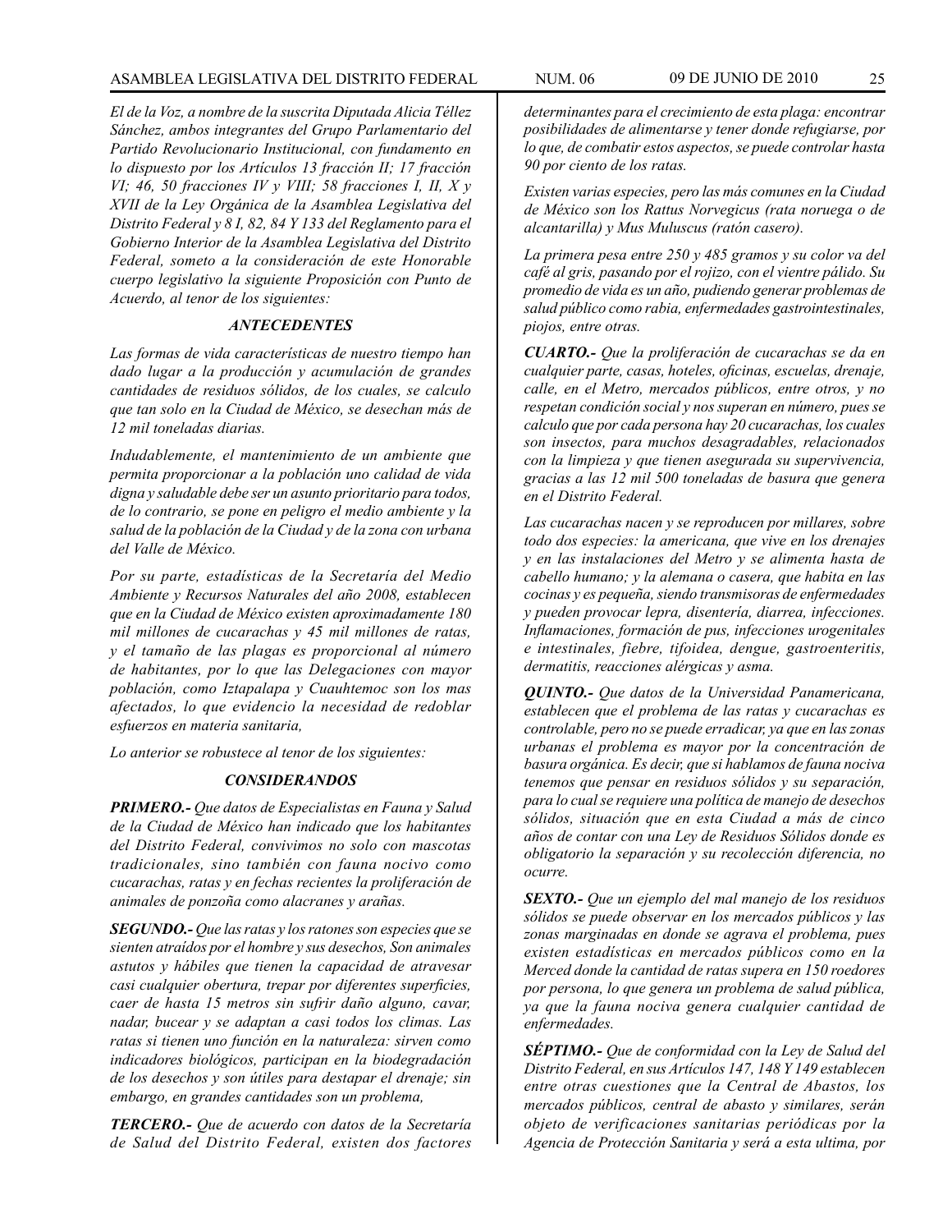*El de la Voz, a nombre de la suscrita Diputada Alicia Téllez Sánchez, ambos integrantes del Grupo Parlamentario del Partido Revolucionario Institucional, con fundamento en lo dispuesto por los Artículos 13 fracción II; 17 fracción VI; 46, 50 fracciones IV y VIII; 58 fracciones I, II, X y XVII de la Ley Orgánica de la Asamblea Legislativa del Distrito Federal y 8 I, 82, 84 Y 133 del Reglamento para el Gobierno Interior de la Asamblea Legislativa del Distrito Federal, someto a la consideración de este Honorable cuerpo legislativo la siguiente Proposición con Punto de Acuerdo, al tenor de los siguientes:*

### *ANTECEDENTES*

*Las formas de vida características de nuestro tiempo han dado lugar a la producción y acumulación de grandes cantidades de residuos sólidos, de los cuales, se calculo que tan solo en la Ciudad de México, se desechan más de 12 mil toneladas diarias.*

*Indudablemente, el mantenimiento de un ambiente que permita proporcionar a la población uno calidad de vida digna y saludable debe ser un asunto prioritario para todos, de lo contrario, se pone en peligro el medio ambiente y la salud de la población de la Ciudad y de la zona con urbana del Valle de México.*

*Por su parte, estadísticas de la Secretaría del Medio Ambiente y Recursos Naturales del año 2008, establecen que en la Ciudad de México existen aproximadamente 180 mil millones de cucarachas y 45 mil millones de ratas, y el tamaño de las plagas es proporcional al número de habitantes, por lo que las Delegaciones con mayor población, como Iztapalapa y Cuauhtemoc son los mas afectados, lo que evidencio la necesidad de redoblar esfuerzos en materia sanitaria,*

*Lo anterior se robustece al tenor de los siguientes:*

### *CONSIDERANDOS*

***PRIMERO.-*** *Que datos de Especialistas en Fauna y Salud de la Ciudad de México han indicado que los habitantes del Distrito Federal, convivimos no solo con mascotas tradicionales, sino también con fauna nocivo como cucarachas, ratas y en fechas recientes la proliferación de animales de ponzoña como alacranes y arañas.*

***SEGUNDO.-*** *Que las ratas y los ratones son especies que se sienten atraídos por el hombre y sus desechos, Son animales astutos y hábiles que tienen la capacidad de atravesar casi cualquier obertura, trepar por diferentes superficies, caer de hasta 15 metros sin sufrir daño alguno, cavar, nadar, bucear y se adaptan a casi todos los climas. Las ratas si tienen uno función en la naturaleza: sirven como indicadores biológicos, participan en la biodegradación de los desechos y son útiles para destapar el drenaje; sin embargo, en grandes cantidades son un problema,*

***TERCERO.-*** *Que de acuerdo con datos de la Secretaría de Salud del Distrito Federal, existen dos factores determinantes para el crecimiento de esta plaga: encontrar posibilidades de alimentarse y tener donde refugiarse, por lo que, de combatir estos aspectos, se puede controlar hasta 90 por ciento de los ratas.*

*Existen varias especies, pero las más comunes en la Ciudad de México son los Rattus Norvegicus (rata noruega o de alcantarilla) y Mus Muluscus (ratón casero).*

*La primera pesa entre 250 y 485 gramos y su color va del café al gris, pasando por el rojizo, con el vientre pálido. Su promedio de vida es un año, pudiendo generar problemas de salud público como rabia, enfermedades gastrointestinales, piojos, entre otras.*

***CUARTO.-*** *Que la proliferación de cucarachas se da en cualquier parte, casas, hoteles, oficinas, escuelas, drenaje, calle, en el Metro, mercados públicos, entre otros, y no respetan condición social y nos superan en número, pues se calculo que por cada persona hay 20 cucarachas, los cuales son insectos, para muchos desagradables, relacionados con la limpieza y que tienen asegurada su supervivencia, gracias a las 12 mil 500 toneladas de basura que genera en el Distrito Federal.*

*Las cucarachas nacen y se reproducen por millares, sobre todo dos especies: la americana, que vive en los drenajes y en las instalaciones del Metro y se alimenta hasta de cabello humano; y la alemana o casera, que habita en las cocinas y es pequeña, siendo transmisoras de enfermedades y pueden provocar lepra, disentería, diarrea, infecciones. Inflamaciones, formación de pus, infecciones urogenitales e intestinales, fiebre, tifoidea, dengue, gastroenteritis, dermatitis, reacciones alérgicas y asma.*

***QUINTO.-*** *Que datos de la Universidad Panamericana, establecen que el problema de las ratas y cucarachas es controlable, pero no se puede erradicar, ya que en las zonas urbanas el problema es mayor por la concentración de basura orgánica. Es decir, que si hablamos de fauna nociva tenemos que pensar en residuos sólidos y su separación, para lo cual se requiere una política de manejo de desechos sólidos, situación que en esta Ciudad a más de cinco años de contar con una Ley de Residuos Sólidos donde es obligatorio la separación y su recolección diferencia, no ocurre.*

***SEXTO.-*** *Que un ejemplo del mal manejo de los residuos sólidos se puede observar en los mercados públicos y las zonas marginadas en donde se agrava el problema, pues existen estadísticas en mercados públicos como en la Merced donde la cantidad de ratas supera en 150 roedores por persona, lo que genera un problema de salud pública, ya que la fauna nociva genera cualquier cantidad de enfermedades.*

***SÉPTIMO.-*** *Que de conformidad con la Ley de Salud del Distrito Federal, en sus Artículos 147, 148 Y 149 establecen entre otras cuestiones que la Central de Abastos, los mercados públicos, central de abasto y similares, serán objeto de verificaciones sanitarias periódicas por la Agencia de Protección Sanitaria y será a esta ultima, por*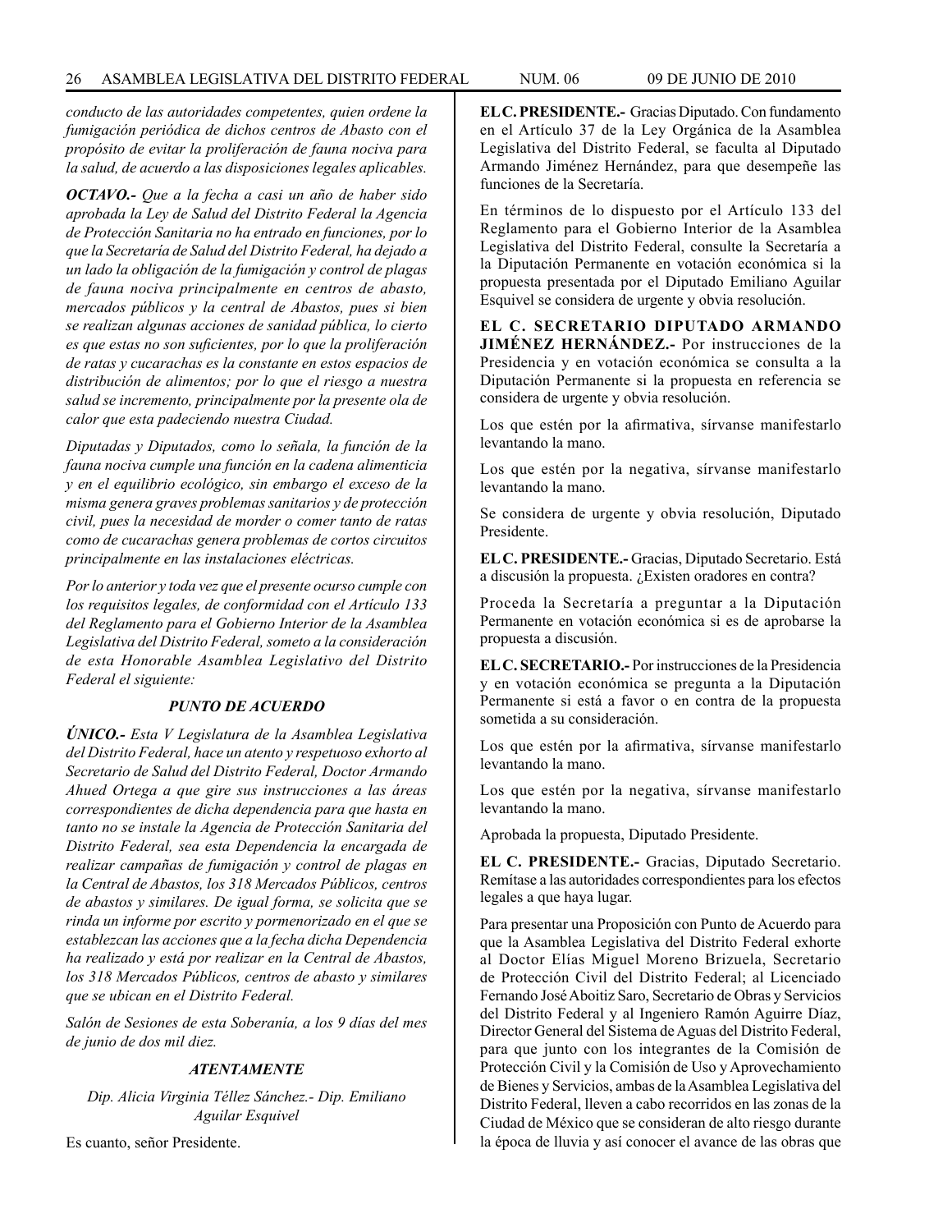*conducto de las autoridades competentes, quien ordene la fumigación periódica de dichos centros de Abasto con el propósito de evitar la proliferación de fauna nociva para la salud, de acuerdo a las disposiciones legales aplicables.*

***OCTAVO.-*** *Que a la fecha a casi un año de haber sido aprobada la Ley de Salud del Distrito Federal la Agencia de Protección Sanitaria no ha entrado en funciones, por lo que la Secretaría de Salud del Distrito Federal, ha dejado a un lado la obligación de la fumigación y control de plagas de fauna nociva principalmente en centros de abasto, mercados públicos y la central de Abastos, pues si bien se realizan algunas acciones de sanidad pública, lo cierto es que estas no son suficientes, por lo que la proliferación de ratas y cucarachas es la constante en estos espacios de distribución de alimentos; por lo que el riesgo a nuestra salud se incremento, principalmente por la presente ola de calor que esta padeciendo nuestra Ciudad.*

*Diputadas y Diputados, como lo señala, la función de la fauna nociva cumple una función en la cadena alimenticia y en el equilibrio ecológico, sin embargo el exceso de la misma genera graves problemas sanitarios y de protección civil, pues la necesidad de morder o comer tanto de ratas como de cucarachas genera problemas de cortos circuitos principalmente en las instalaciones eléctricas.*

*Por lo anterior y toda vez que el presente ocurso cumple con los requisitos legales, de conformidad con el Artículo 133 del Reglamento para el Gobierno Interior de la Asamblea Legislativa del Distrito Federal, someto a la consideración de esta Honorable Asamblea Legislativo del Distrito Federal el siguiente:*

***PUNTO DE ACUERDO***

***ÚNICO.-*** *Esta V Legislatura de la Asamblea Legislativa del Distrito Federal, hace un atento y respetuoso exhorto al Secretario de Salud del Distrito Federal, Doctor Armando Ahued Ortega a que gire sus instrucciones a las áreas correspondientes de dicha dependencia para que hasta en tanto no se instale la Agencia de Protección Sanitaria del Distrito Federal, sea esta Dependencia la encargada de realizar campañas de fumigación y control de plagas en la Central de Abastos, los 318 Mercados Públicos, centros de abastos y similares. De igual forma, se solicita que se rinda un informe por escrito y pormenorizado en el que se establezcan las acciones que a la fecha dicha Dependencia ha realizado y está por realizar en la Central de Abastos, los 318 Mercados Públicos, centros de abasto y similares que se ubican en el Distrito Federal.*

*Salón de Sesiones de esta Soberanía, a los 9 días del mes de junio de dos mil diez.*

***ATENTAMENTE***

*Dip. Alicia Virginia Téllez Sánchez.- Dip. Emiliano Aguilar Esquivel*

Es cuanto, señor Presidente.

**EL C. PRESIDENTE.-** Gracias Diputado. Con fundamento en el Artículo 37 de la Ley Orgánica de la Asamblea Legislativa del Distrito Federal, se faculta al Diputado Armando Jiménez Hernández, para que desempeñe las funciones de la Secretaría.

En términos de lo dispuesto por el Artículo 133 del Reglamento para el Gobierno Interior de la Asamblea Legislativa del Distrito Federal, consulte la Secretaría a la Diputación Permanente en votación económica si la propuesta presentada por el Diputado Emiliano Aguilar Esquivel se considera de urgente y obvia resolución.

**EL C. SECRETARIO DIPUTADO ARMANDO JIMÉNEZ HERNÁNDEZ.-** Por instrucciones de la Presidencia y en votación económica se consulta a la Diputación Permanente si la propuesta en referencia se considera de urgente y obvia resolución.

Los que estén por la afirmativa, sírvanse manifestarlo levantando la mano.

Los que estén por la negativa, sírvanse manifestarlo levantando la mano.

Se considera de urgente y obvia resolución, Diputado Presidente.

**EL C. PRESIDENTE.-** Gracias, Diputado Secretario. Está a discusión la propuesta. ¿Existen oradores en contra?

Proceda la Secretaría a preguntar a la Diputación Permanente en votación económica si es de aprobarse la propuesta a discusión.

**EL C. SECRETARIO.-** Por instrucciones de la Presidencia y en votación económica se pregunta a la Diputación Permanente si está a favor o en contra de la propuesta sometida a su consideración.

Los que estén por la afirmativa, sírvanse manifestarlo levantando la mano.

Los que estén por la negativa, sírvanse manifestarlo levantando la mano.

Aprobada la propuesta, Diputado Presidente.

**EL C. PRESIDENTE.-** Gracias, Diputado Secretario. Remítase a las autoridades correspondientes para los efectos legales a que haya lugar.

Para presentar una Proposición con Punto de Acuerdo para que la Asamblea Legislativa del Distrito Federal exhorte al Doctor Elías Miguel Moreno Brizuela, Secretario de Protección Civil del Distrito Federal; al Licenciado Fernando José Aboitiz Saro, Secretario de Obras y Servicios del Distrito Federal y al Ingeniero Ramón Aguirre Díaz, Director General del Sistema de Aguas del Distrito Federal, para que junto con los integrantes de la Comisión de Protección Civil y la Comisión de Uso y Aprovechamiento de Bienes y Servicios, ambas de la Asamblea Legislativa del Distrito Federal, lleven a cabo recorridos en las zonas de la Ciudad de México que se consideran de alto riesgo durante la época de lluvia y así conocer el avance de las obras que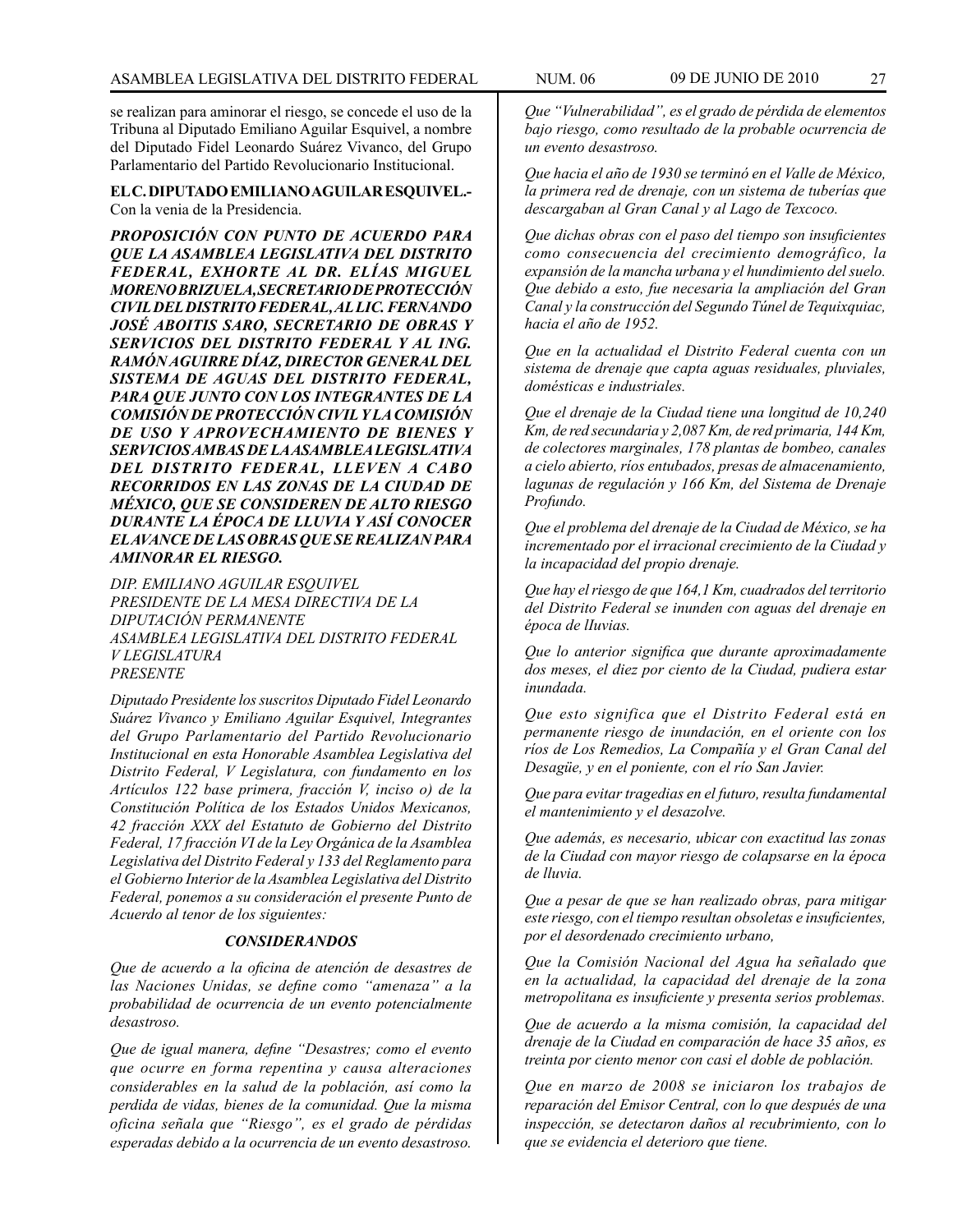se realizan para aminorar el riesgo, se concede el uso de la Tribuna al Diputado Emiliano Aguilar Esquivel, a nombre del Diputado Fidel Leonardo Suárez Vivanco, del Grupo Parlamentario del Partido Revolucionario Institucional.

**EL C. DIPUTADO EMILIANO AGUILAR ESQUIVEL.-** Con la venia de la Presidencia.

***PROPOSICIÓN CON PUNTO DE ACUERDO PARA QUE LA ASAMBLEA LEGISLATIVA DEL DISTRITO FEDERAL, EXHORTE AL DR. ELÍAS MIGUEL MORENO BRIZUELA, SECRETARIO DE PROTECCIÓN CIVIL DEL DISTRITO FEDERAL, AL LIC. FERNANDO JOSÉ ABOITIS SARO, SECRETARIO DE OBRAS Y SERVICIOS DEL DISTRITO FEDERAL Y AL ING. RAMÓN AGUIRRE DÍAZ, DIRECTOR GENERAL DEL SISTEMA DE AGUAS DEL DISTRITO FEDERAL, PARA QUE JUNTO CON LOS INTEGRANTES DE LA COMISIÓN DE PROTECCIÓN CIVIL Y LA COMISIÓN DE USO Y APROVECHAMIENTO DE BIENES Y SERVICIOS AMBAS DE LA ASAMBLEA LEGISLATIVA DEL DISTRITO FEDERAL, LLEVEN A CABO RECORRIDOS EN LAS ZONAS DE LA CIUDAD DE MÉXICO, QUE SE CONSIDEREN DE ALTO RIESGO DURANTE LA ÉPOCA DE LLUVIA Y ASÍ CONOCER EL AVANCE DE LAS OBRAS QUE SE REALIZAN PARA AMINORAR EL RIESGO.***

*DIP. EMILIANO AGUILAR ESQUIVEL*
*PRESIDENTE DE LA MESA DIRECTIVA DE LA DIPUTACIÓN PERMANENTE*
*ASAMBLEA LEGISLATIVA DEL DISTRITO FEDERAL*
*V LEGISLATURA*
*PRESENTE*

*Diputado Presidente los suscritos Diputado Fidel Leonardo Suárez Vivanco y Emiliano Aguilar Esquivel, Integrantes del Grupo Parlamentario del Partido Revolucionario Institucional en esta Honorable Asamblea Legislativa del Distrito Federal, V Legislatura, con fundamento en los Artículos 122 base primera, fracción V, inciso o) de la Constitución Política de los Estados Unidos Mexicanos, 42 fracción XXX del Estatuto de Gobierno del Distrito Federal, 17 fracción VI de la Ley Orgánica de la Asamblea Legislativa del Distrito Federal y 133 del Reglamento para el Gobierno Interior de la Asamblea Legislativa del Distrito Federal, ponemos a su consideración el presente Punto de Acuerdo al tenor de los siguientes:*

***CONSIDERANDOS***

*Que de acuerdo a la oficina de atención de desastres de las Naciones Unidas, se define como "amenaza" a la probabilidad de ocurrencia de un evento potencialmente desastroso.*

*Que de igual manera, define "Desastres; como el evento que ocurre en forma repentina y causa alteraciones considerables en la salud de la población, así como la perdida de vidas, bienes de la comunidad. Que la misma oficina señala que "Riesgo", es el grado de pérdidas esperadas debido a la ocurrencia de un evento desastroso.*

*Que "Vulnerabilidad", es el grado de pérdida de elementos bajo riesgo, como resultado de la probable ocurrencia de un evento desastroso.*

*Que hacia el año de 1930 se terminó en el Valle de México, la primera red de drenaje, con un sistema de tuberías que descargaban al Gran Canal y al Lago de Texcoco.*

*Que dichas obras con el paso del tiempo son insuficientes como consecuencia del crecimiento demográfico, la expansión de la mancha urbana y el hundimiento del suelo. Que debido a esto, fue necesaria la ampliación del Gran Canal y la construcción del Segundo Túnel de Tequixquiac, hacia el año de 1952.*

*Que en la actualidad el Distrito Federal cuenta con un sistema de drenaje que capta aguas residuales, pluviales, domésticas e industriales.*

*Que el drenaje de la Ciudad tiene una longitud de 10,240 Km, de red secundaria y 2,087 Km, de red primaria, 144 Km, de colectores marginales, 178 plantas de bombeo, canales a cielo abierto, ríos entubados, presas de almacenamiento, lagunas de regulación y 166 Km, del Sistema de Drenaje Profundo.*

*Que el problema del drenaje de la Ciudad de México, se ha incrementado por el irracional crecimiento de la Ciudad y la incapacidad del propio drenaje.*

*Que hay el riesgo de que 164,1 Km, cuadrados del territorio del Distrito Federal se inunden con aguas del drenaje en época de lluvias.*

*Que lo anterior significa que durante aproximadamente dos meses, el diez por ciento de la Ciudad, pudiera estar inundada.*

*Que esto significa que el Distrito Federal está en permanente riesgo de inundación, en el oriente con los ríos de Los Remedios, La Compañía y el Gran Canal del Desagüe, y en el poniente, con el río San Javier.*

*Que para evitar tragedias en el futuro, resulta fundamental el mantenimiento y el desazolve.*

*Que además, es necesario, ubicar con exactitud las zonas de la Ciudad con mayor riesgo de colapsarse en la época de lluvia.*

*Que a pesar de que se han realizado obras, para mitigar este riesgo, con el tiempo resultan obsoletas e insuficientes, por el desordenado crecimiento urbano,*

*Que la Comisión Nacional del Agua ha señalado que en la actualidad, la capacidad del drenaje de la zona metropolitana es insuficiente y presenta serios problemas.*

*Que de acuerdo a la misma comisión, la capacidad del drenaje de la Ciudad en comparación de hace 35 años, es treinta por ciento menor con casi el doble de población.*

*Que en marzo de 2008 se iniciaron los trabajos de reparación del Emisor Central, con lo que después de una inspección, se detectaron daños al recubrimiento, con lo que se evidencia el deterioro que tiene.*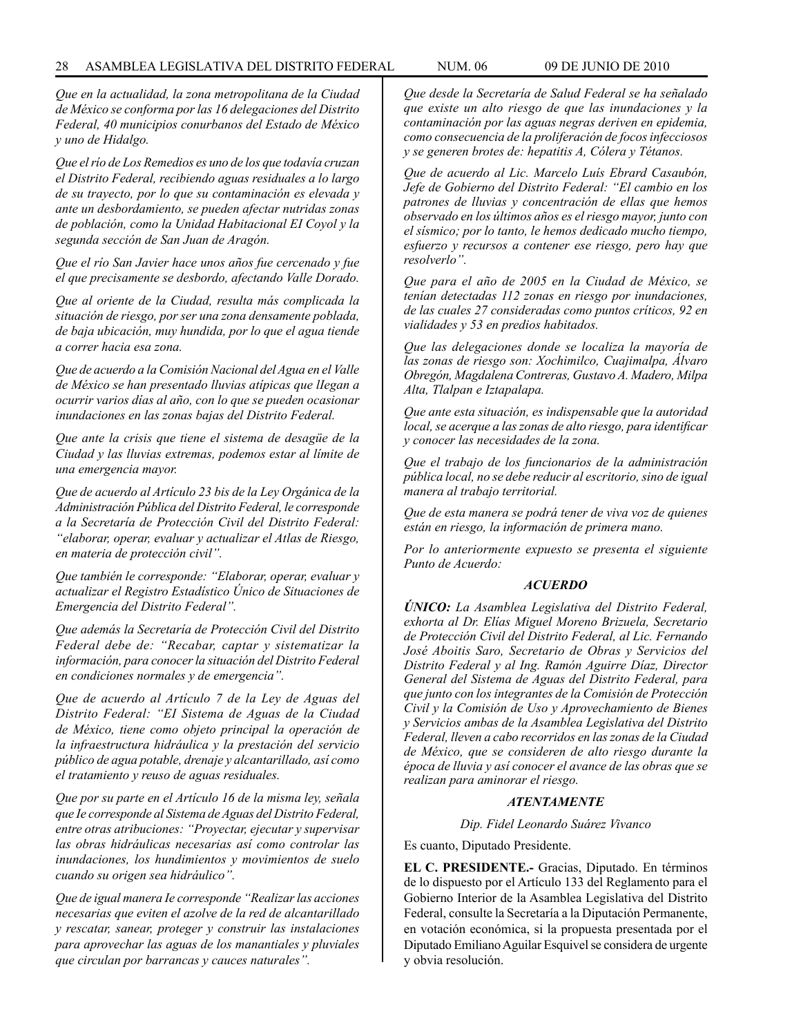*Que en la actualidad, la zona metropolitana de la Ciudad de México se conforma por las 16 delegaciones del Distrito Federal, 40 municipios conurbanos del Estado de México y uno de Hidalgo.*

*Que el río de Los Remedios es uno de los que todavía cruzan el Distrito Federal, recibiendo aguas residuales a lo largo de su trayecto, por lo que su contaminación es elevada y ante un desbordamiento, se pueden afectar nutridas zonas de población, como la Unidad Habitacional El Coyol y la segunda sección de San Juan de Aragón.*

*Que el río San Javier hace unos años fue cercenado y fue el que precisamente se desbordo, afectando Valle Dorado.*

*Que al oriente de la Ciudad, resulta más complicada la situación de riesgo, por ser una zona densamente poblada, de baja ubicación, muy hundida, por lo que el agua tiende a correr hacia esa zona.*

*Que de acuerdo a la Comisión Nacional del Agua en el Valle de México se han presentado lluvias atípicas que llegan a ocurrir varios días al año, con lo que se pueden ocasionar inundaciones en las zonas bajas del Distrito Federal.*

*Que ante la crisis que tiene el sistema de desagüe de la Ciudad y las lluvias extremas, podemos estar al límite de una emergencia mayor.*

*Que de acuerdo al Artículo 23 bis de la Ley Orgánica de la Administración Pública del Distrito Federal, le corresponde a la Secretaría de Protección Civil del Distrito Federal: "elaborar, operar, evaluar y actualizar el Atlas de Riesgo, en materia de protección civil".*

*Que también le corresponde: "Elaborar, operar, evaluar y actualizar el Registro Estadístico Único de Situaciones de Emergencia del Distrito Federal".*

*Que además la Secretaría de Protección Civil del Distrito Federal debe de: "Recabar, captar y sistematizar la información, para conocer la situación del Distrito Federal en condiciones normales y de emergencia".*

*Que de acuerdo al Artículo 7 de la Ley de Aguas del Distrito Federal: "El Sistema de Aguas de la Ciudad de México, tiene como objeto principal la operación de la infraestructura hidráulica y la prestación del servicio público de agua potable, drenaje y alcantarillado, así como el tratamiento y reuso de aguas residuales.*

*Que por su parte en el Artículo 16 de la misma ley, señala que le corresponde al Sistema de Aguas del Distrito Federal, entre otras atribuciones: "Proyectar, ejecutar y supervisar las obras hidráulicas necesarias así como controlar las inundaciones, los hundimientos y movimientos de suelo cuando su origen sea hidráulico".*

*Que de igual manera le corresponde "Realizar las acciones necesarias que eviten el azolve de la red de alcantarillado y rescatar, sanear, proteger y construir las instalaciones para aprovechar las aguas de los manantiales y pluviales que circulan por barrancas y cauces naturales".*

*Que desde la Secretaría de Salud Federal se ha señalado que existe un alto riesgo de que las inundaciones y la contaminación por las aguas negras deriven en epidemia, como consecuencia de la proliferación de focos infecciosos y se generen brotes de: hepatitis A, Cólera y Tétanos.*

*Que de acuerdo al Lic. Marcelo Luís Ebrard Casaubón, Jefe de Gobierno del Distrito Federal: "El cambio en los patrones de lluvias y concentración de ellas que hemos observado en los últimos años es el riesgo mayor, junto con el sísmico; por lo tanto, le hemos dedicado mucho tiempo, esfuerzo y recursos a contener ese riesgo, pero hay que resolverlo".*

*Que para el año de 2005 en la Ciudad de México, se tenían detectadas 112 zonas en riesgo por inundaciones, de las cuales 27 consideradas como puntos críticos, 92 en vialidades y 53 en predios habitados.*

*Que las delegaciones donde se localiza la mayoría de las zonas de riesgo son: Xochimilco, Cuajimalpa, Álvaro Obregón, Magdalena Contreras, Gustavo A. Madero, Milpa Alta, Tlalpan e Iztapalapa.*

*Que ante esta situación, es indispensable que la autoridad local, se acerque a las zonas de alto riesgo, para identificar y conocer las necesidades de la zona.*

*Que el trabajo de los funcionarios de la administración pública local, no se debe reducir al escritorio, sino de igual manera al trabajo territorial.*

*Que de esta manera se podrá tener de viva voz de quienes están en riesgo, la información de primera mano.*

*Por lo anteriormente expuesto se presenta el siguiente Punto de Acuerdo:*

***ACUERDO***

***ÚNICO:*** *La Asamblea Legislativa del Distrito Federal, exhorta al Dr. Elías Miguel Moreno Brizuela, Secretario de Protección Civil del Distrito Federal, al Lic. Fernando José Aboitis Saro, Secretario de Obras y Servicios del Distrito Federal y al Ing. Ramón Aguirre Díaz, Director General del Sistema de Aguas del Distrito Federal, para que junto con los integrantes de la Comisión de Protección Civil y la Comisión de Uso y Aprovechamiento de Bienes y Servicios ambas de la Asamblea Legislativa del Distrito Federal, lleven a cabo recorridos en las zonas de la Ciudad de México, que se consideren de alto riesgo durante la época de lluvia y así conocer el avance de las obras que se realizan para aminorar el riesgo.*

***ATENTAMENTE***

*Dip. Fidel Leonardo Suárez Vivanco*

Es cuanto, Diputado Presidente.

**EL C. PRESIDENTE.-** Gracias, Diputado. En términos de lo dispuesto por el Artículo 133 del Reglamento para el Gobierno Interior de la Asamblea Legislativa del Distrito Federal, consulte la Secretaría a la Diputación Permanente, en votación económica, si la propuesta presentada por el Diputado Emiliano Aguilar Esquivel se considera de urgente y obvia resolución.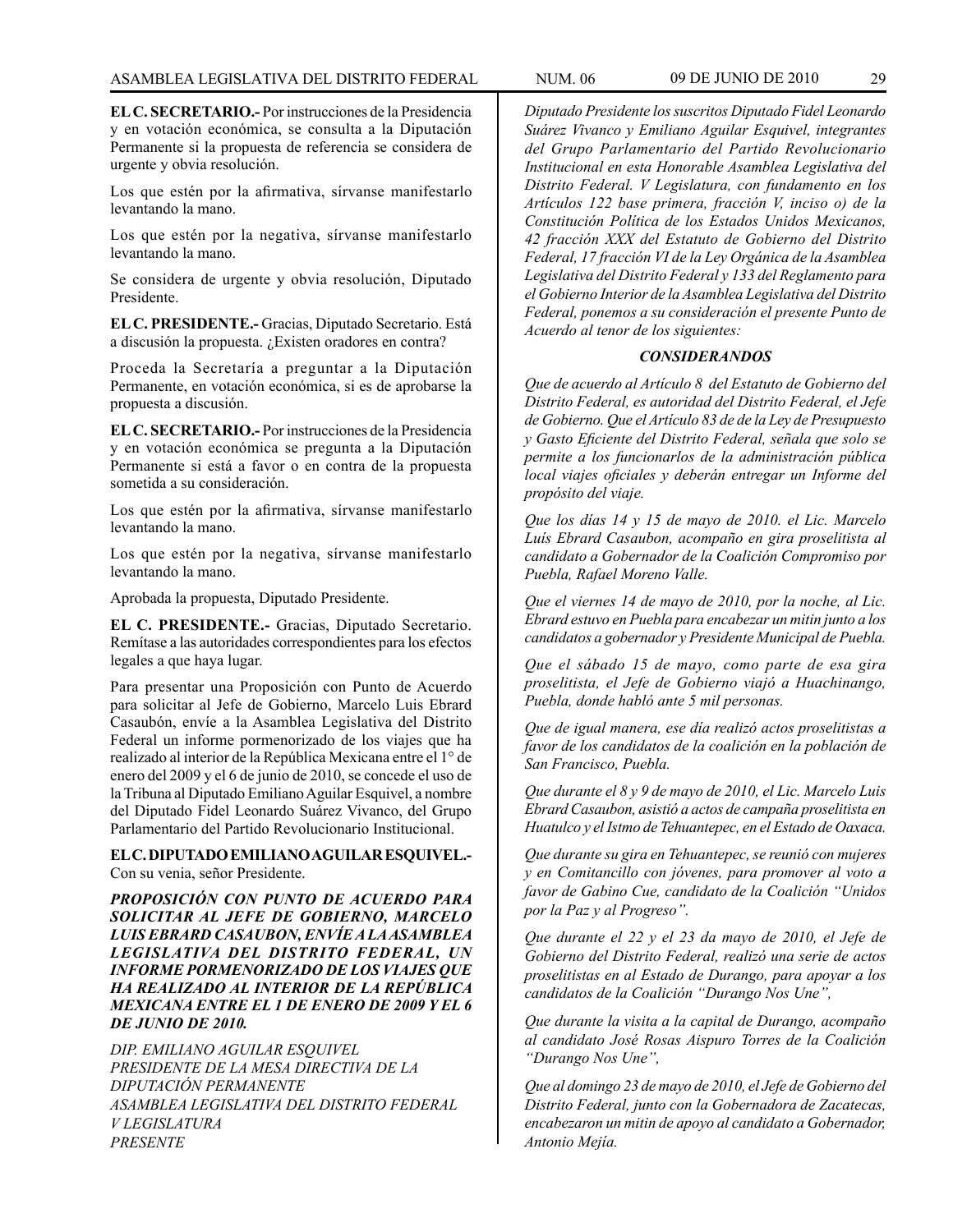**EL C. SECRETARIO.-** Por instrucciones de la Presidencia y en votación económica, se consulta a la Diputación Permanente si la propuesta de referencia se considera de urgente y obvia resolución.

Los que estén por la afirmativa, sírvanse manifestarlo levantando la mano.

Los que estén por la negativa, sírvanse manifestarlo levantando la mano.

Se considera de urgente y obvia resolución, Diputado Presidente.

**EL C. PRESIDENTE.-** Gracias, Diputado Secretario. Está a discusión la propuesta. ¿Existen oradores en contra?

Proceda la Secretaría a preguntar a la Diputación Permanente, en votación económica, si es de aprobarse la propuesta a discusión.

**EL C. SECRETARIO.-** Por instrucciones de la Presidencia y en votación económica se pregunta a la Diputación Permanente si está a favor o en contra de la propuesta sometida a su consideración.

Los que estén por la afirmativa, sírvanse manifestarlo levantando la mano.

Los que estén por la negativa, sírvanse manifestarlo levantando la mano.

Aprobada la propuesta, Diputado Presidente.

**EL C. PRESIDENTE.-** Gracias, Diputado Secretario. Remítase a las autoridades correspondientes para los efectos legales a que haya lugar.

Para presentar una Proposición con Punto de Acuerdo para solicitar al Jefe de Gobierno, Marcelo Luis Ebrard Casaubón, envíe a la Asamblea Legislativa del Distrito Federal un informe pormenorizado de los viajes que ha realizado al interior de la República Mexicana entre el 1° de enero del 2009 y el 6 de junio de 2010, se concede el uso de la Tribuna al Diputado Emiliano Aguilar Esquivel, a nombre del Diputado Fidel Leonardo Suárez Vivanco, del Grupo Parlamentario del Partido Revolucionario Institucional.

**EL C. DIPUTADO EMILIANO AGUILAR ESQUIVEL.-** Con su venia, señor Presidente.

***PROPOSICIÓN CON PUNTO DE ACUERDO PARA SOLICITAR AL JEFE DE GOBIERNO, MARCELO LUIS EBRARD CASAUBON, ENVÍE A LA ASAMBLEA LEGISLATIVA DEL DISTRITO FEDERAL, UN INFORME PORMENORIZADO DE LOS VIAJES QUE HA REALIZADO AL INTERIOR DE LA REPÚBLICA MEXICANA ENTRE EL 1 DE ENERO DE 2009 Y EL 6 DE JUNIO DE 2010.***

*DIP. EMILIANO AGUILAR ESQUIVEL*
*PRESIDENTE DE LA MESA DIRECTIVA DE LA DIPUTACIÓN PERMANENTE*
*ASAMBLEA LEGISLATIVA DEL DISTRITO FEDERAL*
*V LEGISLATURA*
*PRESENTE*

*Diputado Presidente los suscritos Diputado Fidel Leonardo Suárez Vivanco y Emiliano Aguilar Esquivel, integrantes del Grupo Parlamentario del Partido Revolucionario Institucional en esta Honorable Asamblea Legislativa del Distrito Federal. V Legislatura, con fundamento en los Artículos 122 base primera, fracción V, inciso o) de la Constitución Política de los Estados Unidos Mexicanos, 42 fracción XXX del Estatuto de Gobierno del Distrito Federal, 17 fracción VI de la Ley Orgánica de la Asamblea Legislativa del Distrito Federal y 133 del Reglamento para el Gobierno Interior de la Asamblea Legislativa del Distrito Federal, ponemos a su consideración el presente Punto de Acuerdo al tenor de los siguientes:*

***CONSIDERANDOS***

*Que de acuerdo al Artículo 8 del Estatuto de Gobierno del Distrito Federal, es autoridad del Distrito Federal, el Jefe de Gobierno. Que el Artículo 83 de de la Ley de Presupuesto y Gasto Eficiente del Distrito Federal, señala que solo se permite a los funcionarlos de la administración pública local viajes oficiales y deberán entregar un Informe del propósito del viaje.*

*Que los días 14 y 15 de mayo de 2010. el Lic. Marcelo Luís Ebrard Casaubon, acompaño en gira proselitista al candidato a Gobernador de la Coalición Compromiso por Puebla, Rafael Moreno Valle.*

*Que el viernes 14 de mayo de 2010, por la noche, al Lic. Ebrard estuvo en Puebla para encabezar un mitin junto a los candidatos a gobernador y Presidente Municipal de Puebla.*

*Que el sábado 15 de mayo, como parte de esa gira proselitista, el Jefe de Gobierno viajó a Huachinango, Puebla, donde habló ante 5 mil personas.*

*Que de igual manera, ese día realizó actos proselitistas a favor de los candidatos de la coalición en la población de San Francisco, Puebla.*

*Que durante el 8 y 9 de mayo de 2010, el Lic. Marcelo Luis Ebrard Casaubon, asistió a actos de campaña proselitista en Huatulco y el Istmo de Tehuantepec, en el Estado de Oaxaca.*

*Que durante su gira en Tehuantepec, se reunió con mujeres y en Comitancillo con jóvenes, para promover al voto a favor de Gabino Cue, candidato de la Coalición "Unidos por la Paz y al Progreso".*

*Que durante el 22 y el 23 da mayo de 2010, el Jefe de Gobierno del Distrito Federal, realizó una serie de actos proselitistas en al Estado de Durango, para apoyar a los candidatos de la Coalición "Durango Nos Une",*

*Que durante la visita a la capital de Durango, acompaño al candidato José Rosas Aispuro Torres de la Coalición "Durango Nos Une",*

*Que al domingo 23 de mayo de 2010, el Jefe de Gobierno del Distrito Federal, junto con la Gobernadora de Zacatecas, encabezaron un mitin de apoyo al candidato a Gobernador, Antonio Mejía.*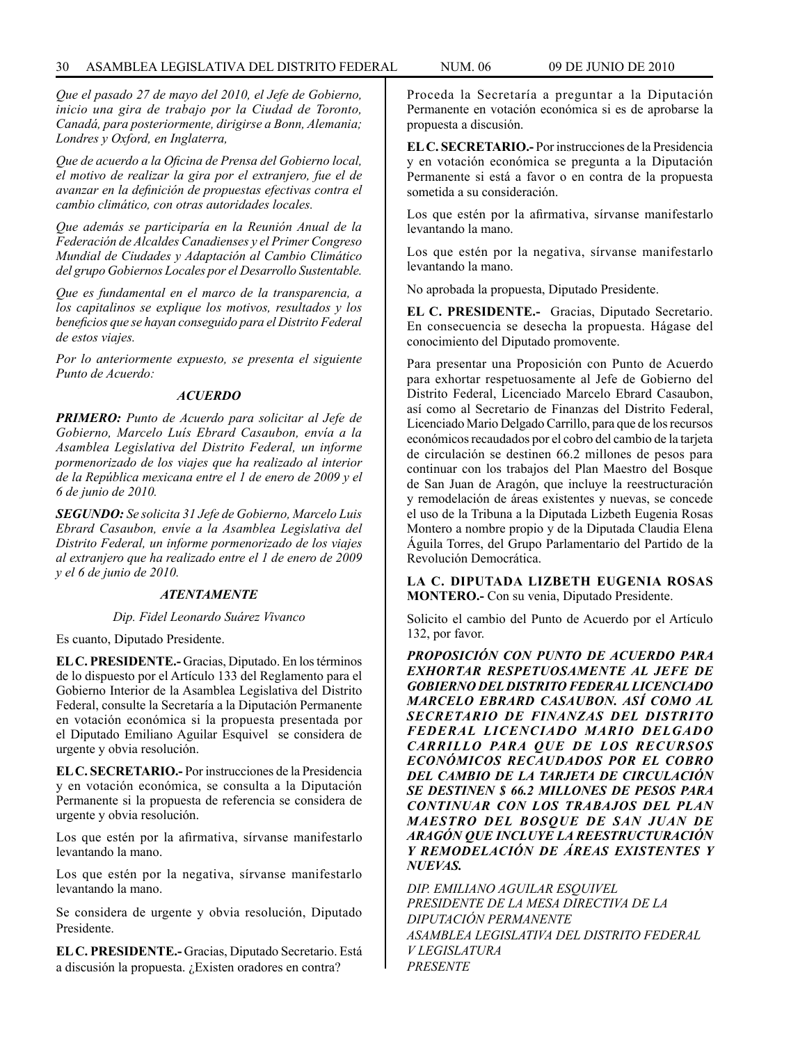*Que el pasado 27 de mayo del 2010, el Jefe de Gobierno, inicio una gira de trabajo por la Ciudad de Toronto, Canadá, para posteriormente, dirigirse a Bonn, Alemania; Londres y Oxford, en Inglaterra,*

*Que de acuerdo a la Oficina de Prensa del Gobierno local, el motivo de realizar la gira por el extranjero, fue el de avanzar en la definición de propuestas efectivas contra el cambio climático, con otras autoridades locales.*

*Que además se participaría en la Reunión Anual de la Federación de Alcaldes Canadienses y el Primer Congreso Mundial de Ciudades y Adaptación al Cambio Climático del grupo Gobiernos Locales por el Desarrollo Sustentable.*

*Que es fundamental en el marco de la transparencia, a los capitalinos se explique los motivos, resultados y los beneficios que se hayan conseguido para el Distrito Federal de estos viajes.*

*Por lo anteriormente expuesto, se presenta el siguiente Punto de Acuerdo:*

***ACUERDO***

***PRIMERO:*** *Punto de Acuerdo para solicitar al Jefe de Gobierno, Marcelo Luís Ebrard Casaubon, envía a la Asamblea Legislativa del Distrito Federal, un informe pormenorizado de los viajes que ha realizado al interior de la República mexicana entre el 1 de enero de 2009 y el 6 de junio de 2010.*

***SEGUNDO:*** *Se solicita 31 Jefe de Gobierno, Marcelo Luis Ebrard Casaubon, envíe a la Asamblea Legislativa del Distrito Federal, un informe pormenorizado de los viajes al extranjero que ha realizado entre el 1 de enero de 2009 y el 6 de junio de 2010.*

***ATENTAMENTE***

*Dip. Fidel Leonardo Suárez Vivanco*

Es cuanto, Diputado Presidente.

**EL C. PRESIDENTE.-** Gracias, Diputado. En los términos de lo dispuesto por el Artículo 133 del Reglamento para el Gobierno Interior de la Asamblea Legislativa del Distrito Federal, consulte la Secretaría a la Diputación Permanente en votación económica si la propuesta presentada por el Diputado Emiliano Aguilar Esquivel se considera de urgente y obvia resolución.

**EL C. SECRETARIO.-** Por instrucciones de la Presidencia y en votación económica, se consulta a la Diputación Permanente si la propuesta de referencia se considera de urgente y obvia resolución.

Los que estén por la afirmativa, sírvanse manifestarlo levantando la mano.

Los que estén por la negativa, sírvanse manifestarlo levantando la mano.

Se considera de urgente y obvia resolución, Diputado Presidente.

**EL C. PRESIDENTE.-** Gracias, Diputado Secretario. Está a discusión la propuesta. ¿Existen oradores en contra?

Proceda la Secretaría a preguntar a la Diputación Permanente en votación económica si es de aprobarse la propuesta a discusión.

**EL C. SECRETARIO.-** Por instrucciones de la Presidencia y en votación económica se pregunta a la Diputación Permanente si está a favor o en contra de la propuesta sometida a su consideración.

Los que estén por la afirmativa, sírvanse manifestarlo levantando la mano.

Los que estén por la negativa, sírvanse manifestarlo levantando la mano.

No aprobada la propuesta, Diputado Presidente.

**EL C. PRESIDENTE.-** Gracias, Diputado Secretario. En consecuencia se desecha la propuesta. Hágase del conocimiento del Diputado promovente.

Para presentar una Proposición con Punto de Acuerdo para exhortar respetuosamente al Jefe de Gobierno del Distrito Federal, Licenciado Marcelo Ebrard Casaubon, así como al Secretario de Finanzas del Distrito Federal, Licenciado Mario Delgado Carrillo, para que de los recursos económicos recaudados por el cobro del cambio de la tarjeta de circulación se destinen 66.2 millones de pesos para continuar con los trabajos del Plan Maestro del Bosque de San Juan de Aragón, que incluye la reestructuración y remodelación de áreas existentes y nuevas, se concede el uso de la Tribuna a la Diputada Lizbeth Eugenia Rosas Montero a nombre propio y de la Diputada Claudia Elena Águila Torres, del Grupo Parlamentario del Partido de la Revolución Democrática.

**LA C. DIPUTADA LIZBETH EUGENIA ROSAS MONTERO.-** Con su venia, Diputado Presidente.

Solicito el cambio del Punto de Acuerdo por el Artículo 132, por favor.

***PROPOSICIÓN CON PUNTO DE ACUERDO PARA EXHORTAR RESPETUOSAMENTE AL JEFE DE GOBIERNO DEL DISTRITO FEDERAL LICENCIADO MARCELO EBRARD CASAUBON. ASÍ COMO AL SECRETARIO DE FINANZAS DEL DISTRITO FEDERAL LICENCIADO MARIO DELGADO CARRILLO PARA QUE DE LOS RECURSOS ECONÓMICOS RECAUDADOS POR EL COBRO DEL CAMBIO DE LA TARJETA DE CIRCULACIÓN SE DESTINEN $ 66.2 MILLONES DE PESOS PARA CONTINUAR CON LOS TRABAJOS DEL PLAN MAESTRO DEL BOSQUE DE SAN JUAN DE ARAGÓN QUE INCLUYE LA REESTRUCTURACIÓN Y REMODELACIÓN DE ÁREAS EXISTENTES Y NUEVAS.***

*DIP. EMILIANO AGUILAR ESQUIVEL*
*PRESIDENTE DE LA MESA DIRECTIVA DE LA DIPUTACIÓN PERMANENTE*
*ASAMBLEA LEGISLATIVA DEL DISTRITO FEDERAL*
*V LEGISLATURA*
*PRESENTE*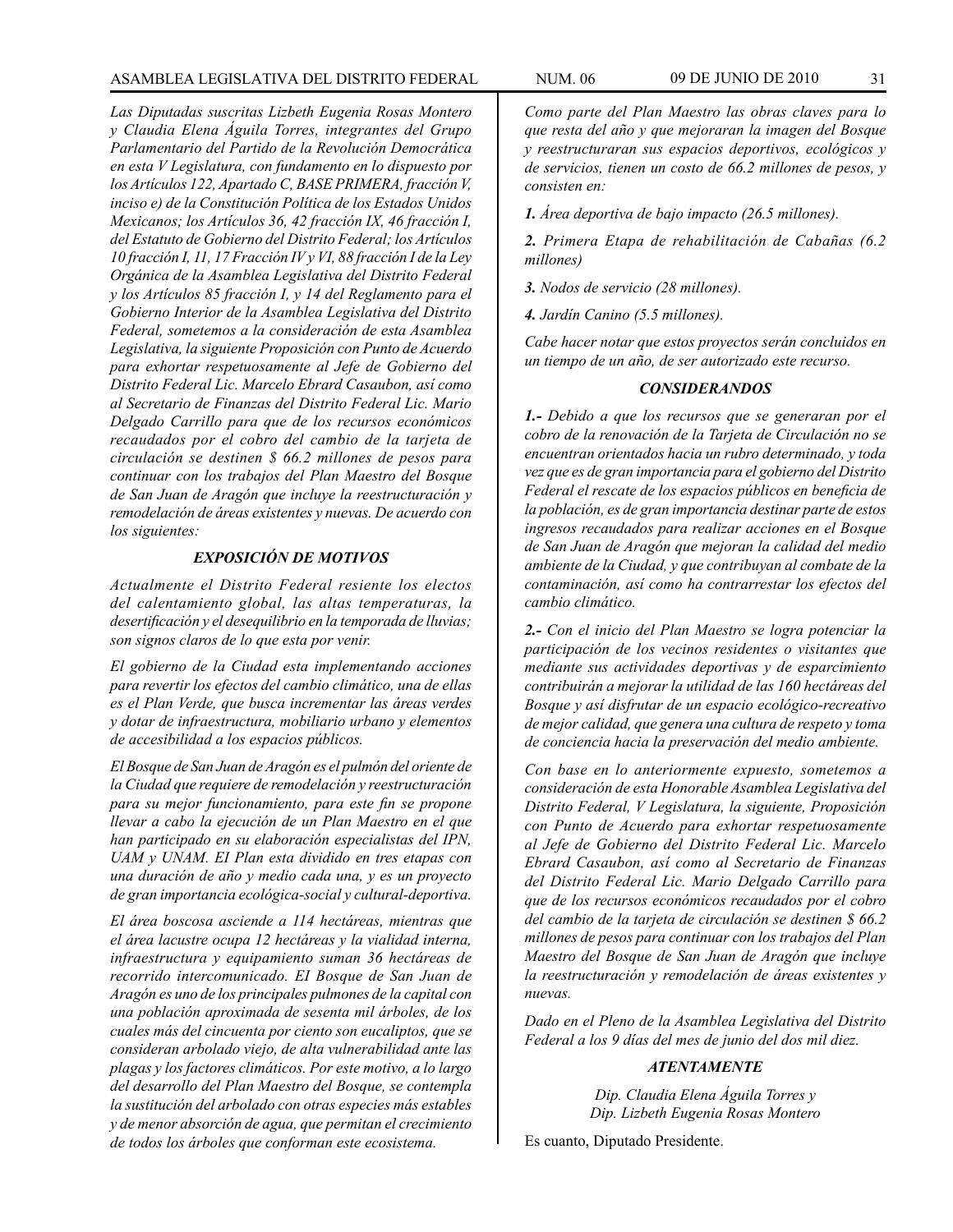*Las Diputadas suscritas Lizbeth Eugenia Rosas Montero y Claudia Elena Águila Torres, integrantes del Grupo Parlamentario del Partido de la Revolución Democrática en esta V Legislatura, con fundamento en lo dispuesto por los Artículos 122, Apartado C, BASE PRIMERA, fracción V, inciso e) de la Constitución Política de los Estados Unidos Mexicanos; los Artículos 36, 42 fracción IX, 46 fracción I, del Estatuto de Gobierno del Distrito Federal; los Artículos 10 fracción I, 11, 17 Fracción IV y VI, 88 fracción I de la Ley Orgánica de la Asamblea Legislativa del Distrito Federal y los Artículos 85 fracción I, y 14 del Reglamento para el Gobierno Interior de la Asamblea Legislativa del Distrito Federal, sometemos a la consideración de esta Asamblea Legislativa, la siguiente Proposición con Punto de Acuerdo para exhortar respetuosamente al Jefe de Gobierno del Distrito Federal Lic. Marcelo Ebrard Casaubon, así como al Secretario de Finanzas del Distrito Federal Lic. Mario Delgado Carrillo para que de los recursos económicos recaudados por el cobro del cambio de la tarjeta de circulación se destinen $ 66.2 millones de pesos para continuar con los trabajos del Plan Maestro del Bosque de San Juan de Aragón que incluye la reestructuración y remodelación de áreas existentes y nuevas. De acuerdo con los siguientes:*

### *EXPOSICIÓN DE MOTIVOS*

*Actualmente el Distrito Federal resiente los electos del calentamiento global, las altas temperaturas, la desertificación y el desequilibrio en la temporada de lluvias; son signos claros de lo que esta por venir.*

*El gobierno de la Ciudad esta implementando acciones para revertir los efectos del cambio climático, una de ellas es el Plan Verde, que busca incrementar las áreas verdes y dotar de infraestructura, mobiliario urbano y elementos de accesibilidad a los espacios públicos.*

*El Bosque de San Juan de Aragón es el pulmón del oriente de la Ciudad que requiere de remodelación y reestructuración para su mejor funcionamiento, para este fin se propone llevar a cabo la ejecución de un Plan Maestro en el que han participado en su elaboración especialistas del IPN, UAM y UNAM. El Plan esta dividido en tres etapas con una duración de año y medio cada una, y es un proyecto de gran importancia ecológica-social y cultural-deportiva.*

*El área boscosa asciende a 114 hectáreas, mientras que el área lacustre ocupa 12 hectáreas y la vialidad interna, infraestructura y equipamiento suman 36 hectáreas de recorrido intercomunicado. El Bosque de San Juan de Aragón es uno de los principales pulmones de la capital con una población aproximada de sesenta mil árboles, de los cuales más del cincuenta por ciento son eucaliptos, que se consideran arbolado viejo, de alta vulnerabilidad ante las plagas y los factores climáticos. Por este motivo, a lo largo del desarrollo del Plan Maestro del Bosque, se contempla la sustitución del arbolado con otras especies más estables y de menor absorción de agua, que permitan el crecimiento de todos los árboles que conforman este ecosistema.*

*Como parte del Plan Maestro las obras claves para lo que resta del año y que mejoraran la imagen del Bosque y reestructuraran sus espacios deportivos, ecológicos y de servicios, tienen un costo de 66.2 millones de pesos, y consisten en:*

***1.** Área deportiva de bajo impacto (26.5 millones).*

***2.** Primera Etapa de rehabilitación de Cabañas (6.2 millones)*

***3.** Nodos de servicio (28 millones).*

***4.** Jardín Canino (5.5 millones).*

*Cabe hacer notar que estos proyectos serán concluidos en un tiempo de un año, de ser autorizado este recurso.*

### *CONSIDERANDOS*

***1.-** Debido a que los recursos que se generaran por el cobro de la renovación de la Tarjeta de Circulación no se encuentran orientados hacia un rubro determinado, y toda vez que es de gran importancia para el gobierno del Distrito Federal el rescate de los espacios públicos en beneficia de la población, es de gran importancia destinar parte de estos ingresos recaudados para realizar acciones en el Bosque de San Juan de Aragón que mejoran la calidad del medio ambiente de la Ciudad, y que contribuyan al combate de la contaminación, así como ha contrarrestar los efectos del cambio climático.*

***2.-** Con el inicio del Plan Maestro se logra potenciar la participación de los vecinos residentes o visitantes que mediante sus actividades deportivas y de esparcimiento contribuirán a mejorar la utilidad de las 160 hectáreas del Bosque y así disfrutar de un espacio ecológico-recreativo de mejor calidad, que genera una cultura de respeto y toma de conciencia hacia la preservación del medio ambiente.*

*Con base en lo anteriormente expuesto, sometemos a consideración de esta Honorable Asamblea Legislativa del Distrito Federal, V Legislatura, la siguiente, Proposición con Punto de Acuerdo para exhortar respetuosamente al Jefe de Gobierno del Distrito Federal Lic. Marcelo Ebrard Casaubon, así como al Secretario de Finanzas del Distrito Federal Lic. Mario Delgado Carrillo para que de los recursos económicos recaudados por el cobro del cambio de la tarjeta de circulación se destinen $ 66.2 millones de pesos para continuar con los trabajos del Plan Maestro del Bosque de San Juan de Aragón que incluye la reestructuración y remodelación de áreas existentes y nuevas.*

*Dado en el Pleno de la Asamblea Legislativa del Distrito Federal a los 9 días del mes de junio del dos mil diez.*

### *ATENTAMENTE*

*Dip. Claudia Elena Águila Torres y*
*Dip. Lizbeth Eugenia Rosas Montero*

Es cuanto, Diputado Presidente.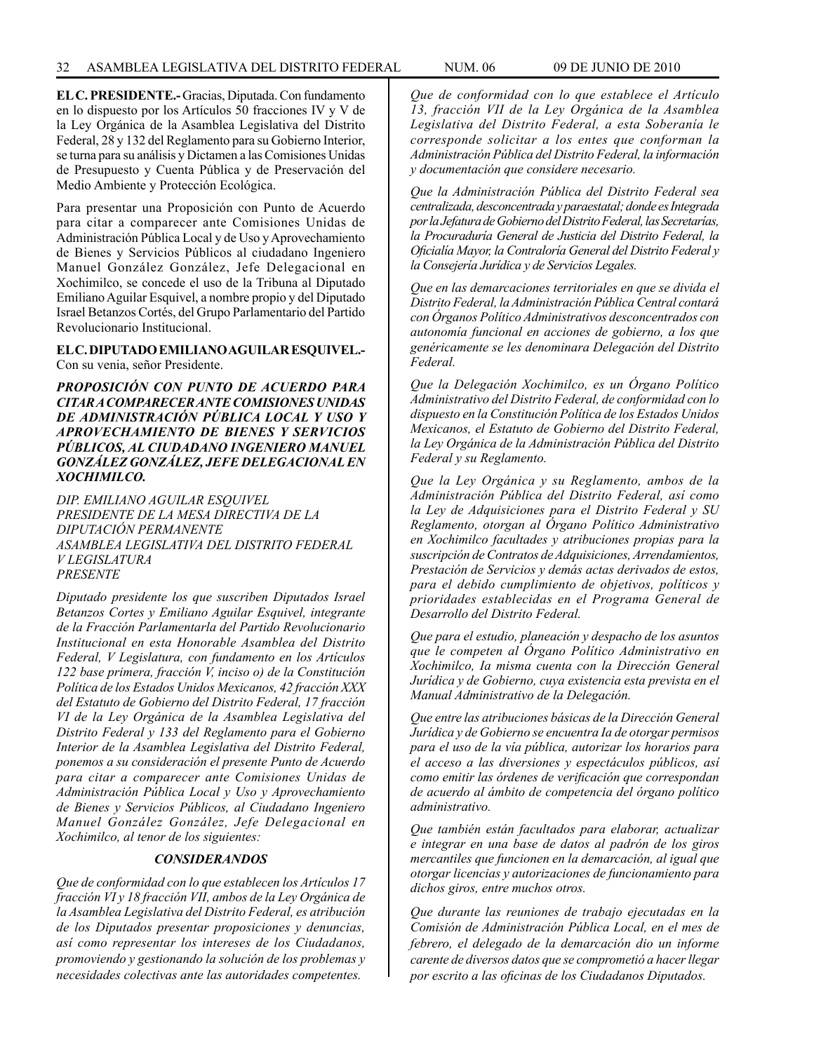**EL C. PRESIDENTE.-** Gracias, Diputada. Con fundamento en lo dispuesto por los Artículos 50 fracciones IV y V de la Ley Orgánica de la Asamblea Legislativa del Distrito Federal, 28 y 132 del Reglamento para su Gobierno Interior, se turna para su análisis y Dictamen a las Comisiones Unidas de Presupuesto y Cuenta Pública y de Preservación del Medio Ambiente y Protección Ecológica.

Para presentar una Proposición con Punto de Acuerdo para citar a comparecer ante Comisiones Unidas de Administración Pública Local y de Uso y Aprovechamiento de Bienes y Servicios Públicos al ciudadano Ingeniero Manuel González González, Jefe Delegacional en Xochimilco, se concede el uso de la Tribuna al Diputado Emiliano Aguilar Esquivel, a nombre propio y del Diputado Israel Betanzos Cortés, del Grupo Parlamentario del Partido Revolucionario Institucional.

**EL C. DIPUTADO EMILIANO AGUILAR ESQUIVEL.-** Con su venia, señor Presidente.

***PROPOSICIÓN CON PUNTO DE ACUERDO PARA CITAR A COMPARECER ANTE COMISIONES UNIDAS DE ADMINISTRACIÓN PÚBLICA LOCAL Y USO Y APROVECHAMIENTO DE BIENES Y SERVICIOS PÚBLICOS, AL CIUDADANO INGENIERO MANUEL GONZÁLEZ GONZÁLEZ, JEFE DELEGACIONAL EN XOCHIMILCO.***

*DIP. EMILIANO AGUILAR ESQUIVEL*
*PRESIDENTE DE LA MESA DIRECTIVA DE LA DIPUTACIÓN PERMANENTE*
*ASAMBLEA LEGISLATIVA DEL DISTRITO FEDERAL*
*V LEGISLATURA*
*PRESENTE*

*Diputado presidente los que suscriben Diputados Israel Betanzos Cortes y Emiliano Aguilar Esquivel, integrante de la Fracción Parlamentarla del Partido Revolucionario Institucional en esta Honorable Asamblea del Distrito Federal, V Legislatura, con fundamento en los Artículos 122 base primera, fracción V, inciso o) de la Constitución Política de los Estados Unidos Mexicanos, 42 fracción XXX del Estatuto de Gobierno del Distrito Federal, 17 fracción VI de la Ley Orgánica de la Asamblea Legislativa del Distrito Federal y 133 del Reglamento para el Gobierno Interior de la Asamblea Legislativa del Distrito Federal, ponemos a su consideración el presente Punto de Acuerdo para citar a comparecer ante Comisiones Unidas de Administración Pública Local y Uso y Aprovechamiento de Bienes y Servicios Públicos, al Ciudadano Ingeniero Manuel González González, Jefe Delegacional en Xochimilco, al tenor de los siguientes:*

***CONSIDERANDOS***

*Que de conformidad con lo que establecen los Artículos 17 fracción VI y 18 fracción VII, ambos de la Ley Orgánica de la Asamblea Legislativa del Distrito Federal, es atribución de los Diputados presentar proposiciones y denuncias, así como representar los intereses de los Ciudadanos, promoviendo y gestionando la solución de los problemas y necesidades colectivas ante las autoridades competentes.*

*Que de conformidad con lo que establece el Artículo 13, fracción VII de la Ley Orgánica de la Asamblea Legislativa del Distrito Federal, a esta Soberanía le corresponde solicitar a los entes que conforman la Administración Pública del Distrito Federal, la información y documentación que considere necesario.*

*Que la Administración Pública del Distrito Federal sea centralizada, desconcentrada y paraestatal; donde es Integrada por la Jefatura de Gobierno del Distrito Federal, las Secretarías, la Procuraduría General de Justicia del Distrito Federal, la Oficialía Mayor, la Contraloría General del Distrito Federal y la Consejería Jurídica y de Servicios Legales.*

*Que en las demarcaciones territoriales en que se divida el Distrito Federal, la Administración Pública Central contará con Órganos Político Administrativos desconcentrados con autonomía funcional en acciones de gobierno, a los que genéricamente se les denominara Delegación del Distrito Federal.*

*Que la Delegación Xochimilco, es un Órgano Político Administrativo del Distrito Federal, de conformidad con lo dispuesto en la Constitución Política de los Estados Unidos Mexicanos, el Estatuto de Gobierno del Distrito Federal, la Ley Orgánica de la Administración Pública del Distrito Federal y su Reglamento.*

*Que la Ley Orgánica y su Reglamento, ambos de la Administración Pública del Distrito Federal, así como la Ley de Adquisiciones para el Distrito Federal y SU Reglamento, otorgan al Órgano Político Administrativo en Xochimilco facultades y atribuciones propias para la suscripción de Contratos de Adquisiciones, Arrendamientos, Prestación de Servicios y demás actas derivados de estos, para el debido cumplimiento de objetivos, políticos y prioridades establecidas en el Programa General de Desarrollo del Distrito Federal.*

*Que para el estudio, planeación y despacho de los asuntos que le competen al Órgano Político Administrativo en Xochimilco, Ia misma cuenta con la Dirección General Jurídica y de Gobierno, cuya existencia esta prevista en el Manual Administrativo de la Delegación.*

*Que entre las atribuciones básicas de la Dirección General Jurídica y de Gobierno se encuentra Ia de otorgar permisos para el uso de la vía pública, autorizar los horarios para el acceso a las diversiones y espectáculos públicos, así como emitir las órdenes de verificación que correspondan de acuerdo al ámbito de competencia del órgano político administrativo.*

*Que también están facultados para elaborar, actualizar e integrar en una base de datos al padrón de los giros mercantiles que funcionen en la demarcación, al igual que otorgar licencias y autorizaciones de funcionamiento para dichos giros, entre muchos otros.*

*Que durante las reuniones de trabajo ejecutadas en la Comisión de Administración Pública Local, en el mes de febrero, el delegado de la demarcación dio un informe carente de diversos datos que se comprometió a hacer llegar por escrito a las oficinas de los Ciudadanos Diputados.*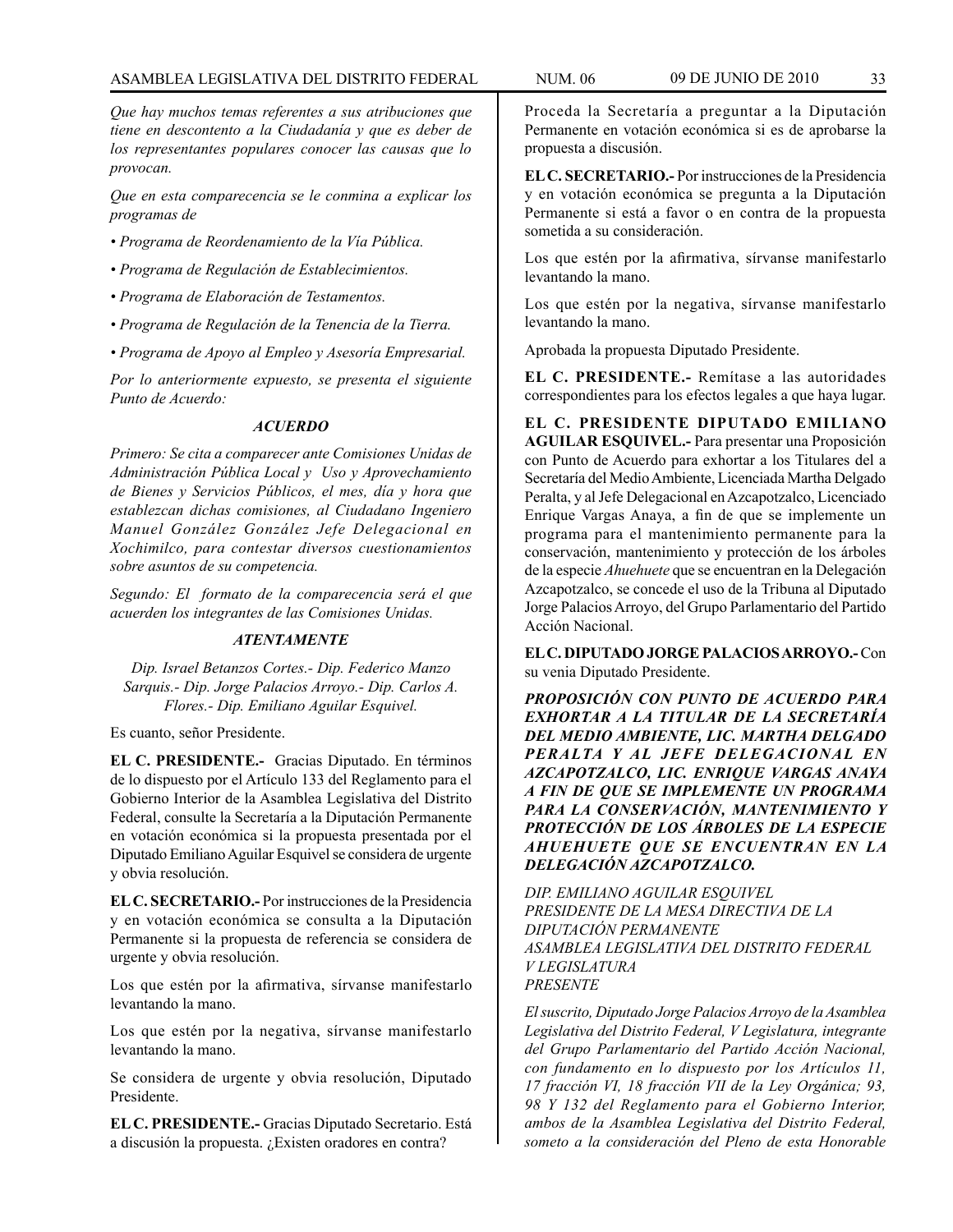*Que hay muchos temas referentes a sus atribuciones que tiene en descontento a la Ciudadanía y que es deber de los representantes populares conocer las causas que lo provocan.*

*Que en esta comparecencia se le conmina a explicar los programas de*

- *Programa de Reordenamiento de la Vía Pública.*
- *Programa de Regulación de Establecimientos.*
- *Programa de Elaboración de Testamentos.*
- *Programa de Regulación de la Tenencia de la Tierra.*
- *Programa de Apoyo al Empleo y Asesoría Empresarial.*

*Por lo anteriormente expuesto, se presenta el siguiente Punto de Acuerdo:*

***ACUERDO***

*Primero: Se cita a comparecer ante Comisiones Unidas de Administración Pública Local y Uso y Aprovechamiento de Bienes y Servicios Públicos, el mes, día y hora que establezcan dichas comisiones, al Ciudadano Ingeniero Manuel González González Jefe Delegacional en Xochimilco, para contestar diversos cuestionamientos sobre asuntos de su competencia.*

*Segundo: El formato de la comparecencia será el que acuerden los integrantes de las Comisiones Unidas.*

***ATENTAMENTE***

*Dip. Israel Betanzos Cortes.- Dip. Federico Manzo Sarquis.- Dip. Jorge Palacios Arroyo.- Dip. Carlos A. Flores.- Dip. Emiliano Aguilar Esquivel.*

Es cuanto, señor Presidente.

**EL C. PRESIDENTE.-** Gracias Diputado. En términos de lo dispuesto por el Artículo 133 del Reglamento para el Gobierno Interior de la Asamblea Legislativa del Distrito Federal, consulte la Secretaría a la Diputación Permanente en votación económica si la propuesta presentada por el Diputado Emiliano Aguilar Esquivel se considera de urgente y obvia resolución.

**EL C. SECRETARIO.-** Por instrucciones de la Presidencia y en votación económica se consulta a la Diputación Permanente si la propuesta de referencia se considera de urgente y obvia resolución.

Los que estén por la afirmativa, sírvanse manifestarlo levantando la mano.

Los que estén por la negativa, sírvanse manifestarlo levantando la mano.

Se considera de urgente y obvia resolución, Diputado Presidente.

**EL C. PRESIDENTE.-** Gracias Diputado Secretario. Está a discusión la propuesta. ¿Existen oradores en contra?

Proceda la Secretaría a preguntar a la Diputación Permanente en votación económica si es de aprobarse la propuesta a discusión.

**EL C. SECRETARIO.-** Por instrucciones de la Presidencia y en votación económica se pregunta a la Diputación Permanente si está a favor o en contra de la propuesta sometida a su consideración.

Los que estén por la afirmativa, sírvanse manifestarlo levantando la mano.

Los que estén por la negativa, sírvanse manifestarlo levantando la mano.

Aprobada la propuesta Diputado Presidente.

**EL C. PRESIDENTE.-** Remítase a las autoridades correspondientes para los efectos legales a que haya lugar.

**EL C. PRESIDENTE DIPUTADO EMILIANO AGUILAR ESQUIVEL.-** Para presentar una Proposición con Punto de Acuerdo para exhortar a los Titulares del a Secretaría del Medio Ambiente, Licenciada Martha Delgado Peralta, y al Jefe Delegacional en Azcapotzalco, Licenciado Enrique Vargas Anaya, a fin de que se implemente un programa para el mantenimiento permanente para la conservación, mantenimiento y protección de los árboles de la especie *Ahuehuete* que se encuentran en la Delegación Azcapotzalco, se concede el uso de la Tribuna al Diputado Jorge Palacios Arroyo, del Grupo Parlamentario del Partido Acción Nacional.

**EL C. DIPUTADO JORGE PALACIOS ARROYO.-** Con su venia Diputado Presidente.

***PROPOSICIÓN CON PUNTO DE ACUERDO PARA EXHORTAR A LA TITULAR DE LA SECRETARÍA DEL MEDIO AMBIENTE, LIC. MARTHA DELGADO PERALTA Y AL JEFE DELEGACIONAL EN AZCAPOTZALCO, LIC. ENRIQUE VARGAS ANAYA A FIN DE QUE SE IMPLEMENTE UN PROGRAMA PARA LA CONSERVACIÓN, MANTENIMIENTO Y PROTECCIÓN DE LOS ÁRBOLES DE LA ESPECIE AHUEHUETE QUE SE ENCUENTRAN EN LA DELEGACIÓN AZCAPOTZALCO.***

*DIP. EMILIANO AGUILAR ESQUIVEL*
*PRESIDENTE DE LA MESA DIRECTIVA DE LA DIPUTACIÓN PERMANENTE*
*ASAMBLEA LEGISLATIVA DEL DISTRITO FEDERAL*
*V LEGISLATURA*
*PRESENTE*

*El suscrito, Diputado Jorge Palacios Arroyo de la Asamblea Legislativa del Distrito Federal, V Legislatura, integrante del Grupo Parlamentario del Partido Acción Nacional, con fundamento en lo dispuesto por los Artículos 11, 17 fracción VI, 18 fracción VII de la Ley Orgánica; 93, 98 Y 132 del Reglamento para el Gobierno Interior, ambos de la Asamblea Legislativa del Distrito Federal, someto a la consideración del Pleno de esta Honorable*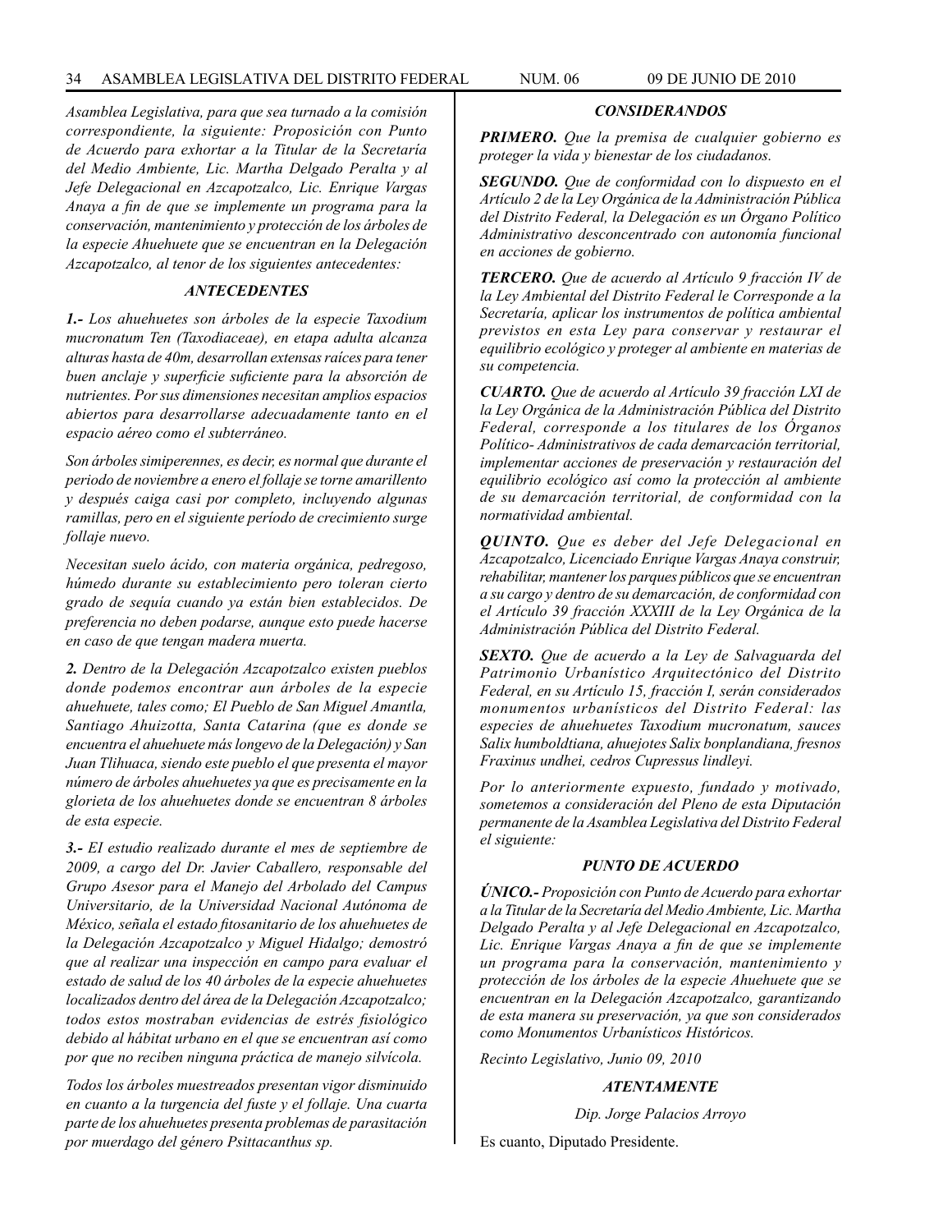*Asamblea Legislativa, para que sea turnado a la comisión correspondiente, la siguiente: Proposición con Punto de Acuerdo para exhortar a la Titular de la Secretaría del Medio Ambiente, Lic. Martha Delgado Peralta y al Jefe Delegacional en Azcapotzalco, Lic. Enrique Vargas Anaya a fin de que se implemente un programa para la conservación, mantenimiento y protección de los árboles de la especie Ahuehuete que se encuentran en la Delegación Azcapotzalco, al tenor de los siguientes antecedentes:*

### *ANTECEDENTES*

***1.-*** *Los ahuehuetes son árboles de la especie Taxodium mucronatum Ten (Taxodiaceae), en etapa adulta alcanza alturas hasta de 40m, desarrollan extensas raíces para tener buen anclaje y superficie suficiente para la absorción de nutrientes. Por sus dimensiones necesitan amplios espacios abiertos para desarrollarse adecuadamente tanto en el espacio aéreo como el subterráneo.*

*Son árboles simiperennes, es decir, es normal que durante el periodo de noviembre a enero el follaje se torne amarillento y después caiga casi por completo, incluyendo algunas ramillas, pero en el siguiente período de crecimiento surge follaje nuevo.*

*Necesitan suelo ácido, con materia orgánica, pedregoso, húmedo durante su establecimiento pero toleran cierto grado de sequía cuando ya están bien establecidos. De preferencia no deben podarse, aunque esto puede hacerse en caso de que tengan madera muerta.*

***2.*** *Dentro de la Delegación Azcapotzalco existen pueblos donde podemos encontrar aun árboles de la especie ahuehuete, tales como; El Pueblo de San Miguel Amantla, Santiago Ahuizotta, Santa Catarina (que es donde se encuentra el ahuehuete más longevo de la Delegación) y San Juan Tlihuaca, siendo este pueblo el que presenta el mayor número de árboles ahuehuetes ya que es precisamente en la glorieta de los ahuehuetes donde se encuentran 8 árboles de esta especie.*

***3.-*** *El estudio realizado durante el mes de septiembre de 2009, a cargo del Dr. Javier Caballero, responsable del Grupo Asesor para el Manejo del Arbolado del Campus Universitario, de la Universidad Nacional Autónoma de México, señala el estado fitosanitario de los ahuehuetes de la Delegación Azcapotzalco y Miguel Hidalgo; demostró que al realizar una inspección en campo para evaluar el estado de salud de los 40 árboles de la especie ahuehuetes localizados dentro del área de la Delegación Azcapotzalco; todos estos mostraban evidencias de estrés fisiológico debido al hábitat urbano en el que se encuentran así como por que no reciben ninguna práctica de manejo silvícola.*

*Todos los árboles muestreados presentan vigor disminuido en cuanto a la turgencia del fuste y el follaje. Una cuarta parte de los ahuehuetes presenta problemas de parasitación por muerdago del género Psittacanthus sp.*

### *CONSIDERANDOS*

***PRIMERO.*** *Que la premisa de cualquier gobierno es proteger la vida y bienestar de los ciudadanos.*

***SEGUNDO.*** *Que de conformidad con lo dispuesto en el Artículo 2 de la Ley Orgánica de la Administración Pública del Distrito Federal, la Delegación es un Órgano Político Administrativo desconcentrado con autonomía funcional en acciones de gobierno.*

***TERCERO.*** *Que de acuerdo al Artículo 9 fracción IV de la Ley Ambiental del Distrito Federal le Corresponde a la Secretaría, aplicar los instrumentos de política ambiental previstos en esta Ley para conservar y restaurar el equilibrio ecológico y proteger al ambiente en materias de su competencia.*

***CUARTO.*** *Que de acuerdo al Artículo 39 fracción LXI de la Ley Orgánica de la Administración Pública del Distrito Federal, corresponde a los titulares de los Órganos Político- Administrativos de cada demarcación territorial, implementar acciones de preservación y restauración del equilibrio ecológico así como la protección al ambiente de su demarcación territorial, de conformidad con la normatividad ambiental.*

***QUINTO.*** *Que es deber del Jefe Delegacional en Azcapotzalco, Licenciado Enrique Vargas Anaya construir, rehabilitar, mantener los parques públicos que se encuentran a su cargo y dentro de su demarcación, de conformidad con el Artículo 39 fracción XXXIII de la Ley Orgánica de la Administración Pública del Distrito Federal.*

***SEXTO.*** *Que de acuerdo a la Ley de Salvaguarda del Patrimonio Urbanístico Arquitectónico del Distrito Federal, en su Artículo 15, fracción I, serán considerados monumentos urbanísticos del Distrito Federal: las especies de ahuehuetes Taxodium mucronatum, sauces Salix humboldtiana, ahuejotes Salix bonplandiana, fresnos Fraxinus undhei, cedros Cupressus lindleyi.*

*Por lo anteriormente expuesto, fundado y motivado, sometemos a consideración del Pleno de esta Diputación permanente de la Asamblea Legislativa del Distrito Federal el siguiente:*

### *PUNTO DE ACUERDO*

***ÚNICO.-*** *Proposición con Punto de Acuerdo para exhortar a la Titular de la Secretaría del Medio Ambiente, Lic. Martha Delgado Peralta y al Jefe Delegacional en Azcapotzalco, Lic. Enrique Vargas Anaya a fin de que se implemente un programa para la conservación, mantenimiento y protección de los árboles de la especie Ahuehuete que se encuentran en la Delegación Azcapotzalco, garantizando de esta manera su preservación, ya que son considerados como Monumentos Urbanísticos Históricos.*

*Recinto Legislativo, Junio 09, 2010*

***ATENTAMENTE***

*Dip. Jorge Palacios Arroyo*

Es cuanto, Diputado Presidente.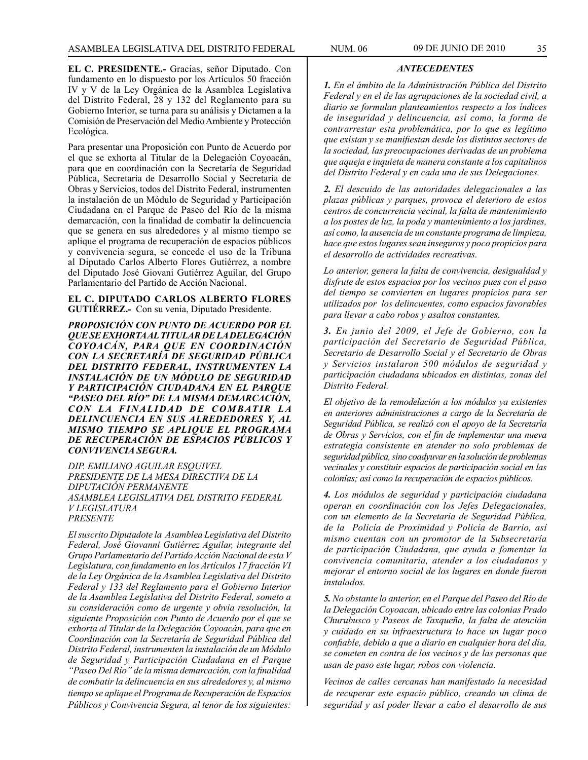**EL C. PRESIDENTE.-** Gracias, señor Diputado. Con fundamento en lo dispuesto por los Artículos 50 fracción IV y V de la Ley Orgánica de la Asamblea Legislativa del Distrito Federal, 28 y 132 del Reglamento para su Gobierno Interior, se turna para su análisis y Dictamen a la Comisión de Preservación del Medio Ambiente y Protección Ecológica.

Para presentar una Proposición con Punto de Acuerdo por el que se exhorta al Titular de la Delegación Coyoacán, para que en coordinación con la Secretaría de Seguridad Pública, Secretaría de Desarrollo Social y Secretaría de Obras y Servicios, todos del Distrito Federal, instrumenten la instalación de un Módulo de Seguridad y Participación Ciudadana en el Parque de Paseo del Río de la misma demarcación, con la finalidad de combatir la delincuencia que se genera en sus alrededores y al mismo tiempo se aplique el programa de recuperación de espacios públicos y convivencia segura, se concede el uso de la Tribuna al Diputado Carlos Alberto Flores Gutiérrez, a nombre del Diputado José Giovani Gutiérrez Aguilar, del Grupo Parlamentario del Partido de Acción Nacional.

**EL C. DIPUTADO CARLOS ALBERTO FLORES GUTIÉRREZ.-** Con su venia, Diputado Presidente.

***PROPOSICIÓN CON PUNTO DE ACUERDO POR EL QUE SE EXHORTA AL TITULAR DE LA DELEGACIÓN COYOACÁN, PARA QUE EN COORDINACIÓN CON LA SECRETARÍA DE SEGURIDAD PÚBLICA DEL DISTRITO FEDERAL, INSTRUMENTEN LA INSTALACIÓN DE UN MÓDULO DE SEGURIDAD Y PARTICIPACIÓN CIUDADANA EN EL PARQUE "PASEO DEL RÍO" DE LA MISMA DEMARCACIÓN, CON LA FINALIDAD DE COMBATIR LA DELINCUENCIA EN SUS ALREDEDORES Y, AL MISMO TIEMPO SE APLIQUE EL PROGRAMA DE RECUPERACIÓN DE ESPACIOS PÚBLICOS Y CONVIVENCIA SEGURA.***

*DIP. EMILIANO AGUILAR ESQUIVEL*
*PRESIDENTE DE LA MESA DIRECTIVA DE LA DIPUTACIÓN PERMANENTE*
*ASAMBLEA LEGISLATIVA DEL DISTRITO FEDERAL*
*V LEGISLATURA*
*PRESENTE*

*El suscrito Diputadote la Asamblea Legislativa del Distrito Federal, José Giovanni Gutiérrez Aguilar, integrante del Grupo Parlamentario del Partido Acción Nacional de esta V Legislatura, con fundamento en los Artículos 17 fracción VI de la Ley Orgánica de la Asamblea Legislativa del Distrito Federal y 133 del Reglamento para el Gobierno Interior de la Asamblea Legislativa del Distrito Federal, someto a su consideración como de urgente y obvia resolución, la siguiente Proposición con Punto de Acuerdo por el que se exhorta al Titular de la Delegación Coyoacán, para que en Coordinación con la Secretaría de Seguridad Pública del Distrito Federal, instrumenten la instalación de un Módulo de Seguridad y Participación Ciudadana en el Parque "Paseo Del Río" de la misma demarcación, con la finalidad de combatir la delincuencia en sus alrededores y, al mismo tiempo se aplique el Programa de Recuperación de Espacios Públicos y Convivencia Segura, al tenor de los siguientes:*

***ANTECEDENTES***

***1.*** *En el ámbito de la Administración Pública del Distrito Federal y en el de las agrupaciones de la sociedad civil, a diario se formulan planteamientos respecto a los índices de inseguridad y delincuencia, así como, la forma de contrarrestar esta problemática, por lo que es legítimo que existan y se manifiestan desde los distintos sectores de la sociedad, las preocupaciones derivadas de un problema que aqueja e inquieta de manera constante a los capitalinos del Distrito Federal y en cada una de sus Delegaciones.*

***2.*** *El descuido de las autoridades delegacionales a las plazas públicas y parques, provoca el deterioro de estos centros de concurrencia vecinal, la falta de mantenimiento a los postes de luz, la poda y mantenimiento a los jardines, así como, la ausencia de un constante programa de limpieza, hace que estos lugares sean inseguros y poco propicios para el desarrollo de actividades recreativas.*

*Lo anterior, genera la falta de convivencia, desigualdad y disfrute de estos espacios por los vecinos pues con el paso del tiempo se convierten en lugares propicios para ser utilizados por los delincuentes, como espacios favorables para llevar a cabo robos y asaltos constantes.*

***3.*** *En junio del 2009, el Jefe de Gobierno, con la participación del Secretario de Seguridad Pública, Secretario de Desarrollo Social y el Secretario de Obras y Servicios instalaron 500 módulos de seguridad y participación ciudadana ubicados en distintas, zonas del Distrito Federal.*

*El objetivo de la remodelación a los módulos ya existentes en anteriores administraciones a cargo de la Secretaría de Seguridad Pública, se realizó con el apoyo de la Secretaría de Obras y Servicios, con el fin de implementar una nueva estrategia consistente en atender no solo problemas de seguridad pública, sino coadyuvar en la solución de problemas vecinales y constituir espacios de participación social en las colonias; así como la recuperación de espacios públicos.*

***4.*** *Los módulos de seguridad y participación ciudadana operan en coordinación con los Jefes Delegacionales, con un elemento de la Secretaría de Seguridad Pública, de la Policía de Proximidad y Policía de Barrio, así mismo cuentan con un promotor de la Subsecretaría de participación Ciudadana, que ayuda a fomentar la convivencia comunitaria, atender a los ciudadanos y mejorar el entorno social de los lugares en donde fueron instalados.*

***5.*** *No obstante lo anterior, en el Parque del Paseo del Río de la Delegación Coyoacan, ubicado entre las colonias Prado Churubusco y Paseos de Taxqueña, la falta de atención y cuidado en su infraestructura lo hace un lugar poco confiable, debido a que a diario en cualquier hora del día, se cometen en contra de los vecinos y de las personas que usan de paso este lugar, robos con violencia.*

*Vecinos de calles cercanas han manifestado la necesidad de recuperar este espacio público, creando un clima de seguridad y así poder llevar a cabo el desarrollo de sus*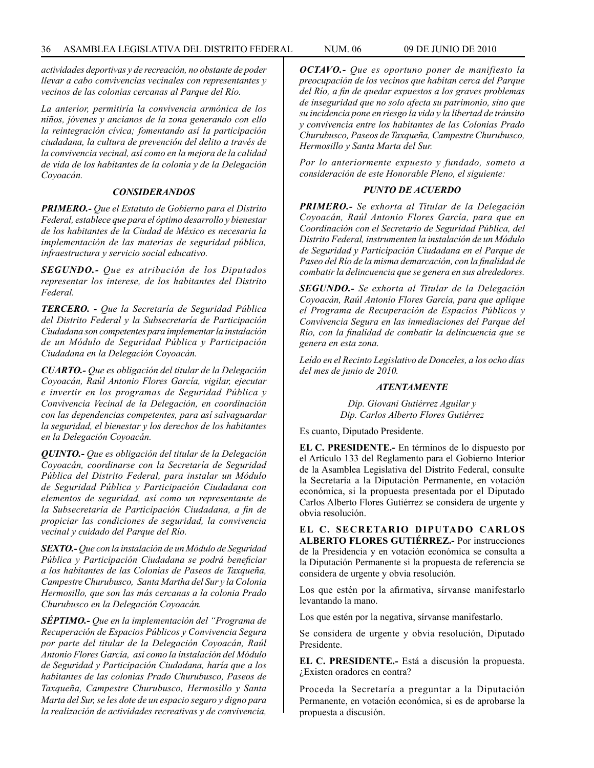*actividades deportivas y de recreación, no obstante de poder llevar a cabo convivencias vecinales con representantes y vecinos de las colonias cercanas al Parque del Río.*

*La anterior, permitiría la convivencia armónica de los niños, jóvenes y ancianos de la zona generando con ello la reintegración cívica; fomentando así la participación ciudadana, la cultura de prevención del delito a través de la convivencia vecinal, así como en la mejora de la calidad de vida de los habitantes de la colonia y de la Delegación Coyoacán.*

### *CONSIDERANDOS*

***PRIMERO.-*** *Que el Estatuto de Gobierno para el Distrito Federal, establece que para el óptimo desarrollo y bienestar de los habitantes de la Ciudad de México es necesaria la implementación de las materias de seguridad pública, infraestructura y servicio social educativo.*

***SEGUNDO.-*** *Que es atribución de los Diputados representar los interese, de los habitantes del Distrito Federal.*

***TERCERO. -*** *Que la Secretaría de Seguridad Pública del Distrito Federal y la Subsecretaría de Participación Ciudadana son competentes para implementar la instalación de un Módulo de Seguridad Pública y Participación Ciudadana en la Delegación Coyoacán.*

***CUARTO.-*** *Que es obligación del titular de la Delegación Coyoacán, Raúl Antonio Flores García, vigilar, ejecutar e invertir en los programas de Seguridad Pública y Convivencia Vecinal de la Delegación, en coordinación con las dependencias competentes, para así salvaguardar la seguridad, el bienestar y los derechos de los habitantes en la Delegación Coyoacán.*

***QUINTO.-*** *Que es obligación del titular de la Delegación Coyoacán, coordinarse con la Secretaría de Seguridad Pública del Distrito Federal, para instalar un Módulo de Seguridad Pública y Participación Ciudadana con elementos de seguridad, así como un representante de la Subsecretaría de Participación Ciudadana, a fin de propiciar las condiciones de seguridad, la convivencia vecinal y cuidado del Parque del Río.*

***SEXTO.-*** *Que con la instalación de un Módulo de Seguridad Pública y Participación Ciudadana se podrá beneficiar a los habitantes de las Colonias de Paseos de Taxqueña, Campestre Churubusco, Santa Martha del Sur y la Colonia Hermosillo, que son las más cercanas a la colonia Prado Churubusco en la Delegación Coyoacán.*

***SÉPTIMO.-*** *Que en la implementación del "Programa de Recuperación de Espacios Públicos y Convivencia Segura por parte del titular de la Delegación Coyoacán, Raúl Antonio Flores García, así como la instalación del Módulo de Seguridad y Participación Ciudadana, haría que a los habitantes de las colonias Prado Churubusco, Paseos de Taxqueña, Campestre Churubusco, Hermosillo y Santa Marta del Sur, se les dote de un espacio seguro y digno para la realización de actividades recreativas y de convivencia,*

***OCTAVO.-*** *Que es oportuno poner de manifiesto la preocupación de los vecinos que habitan cerca del Parque del Río, a fin de quedar expuestos a los graves problemas de inseguridad que no solo afecta su patrimonio, sino que su incidencia pone en riesgo la vida y la libertad de tránsito y convivencia entre los habitantes de las Colonias Prado Churubusco, Paseos de Taxqueña, Campestre Churubusco, Hermosillo y Santa Marta del Sur.*

*Por lo anteriormente expuesto y fundado, someto a consideración de este Honorable Pleno, el siguiente:*

### *PUNTO DE ACUERDO*

***PRIMERO.-*** *Se exhorta al Titular de la Delegación Coyoacán, Raúl Antonio Flores García, para que en Coordinación con el Secretario de Seguridad Pública, del Distrito Federal, instrumenten la instalación de un Módulo de Seguridad y Participación Ciudadana en el Parque de Paseo del Río de la misma demarcación, con la finalidad de combatir la delincuencia que se genera en sus alrededores.*

***SEGUNDO.-*** *Se exhorta al Titular de la Delegación Coyoacán, Raúl Antonio Flores García, para que aplique el Programa de Recuperación de Espacios Públicos y Convivencia Segura en las inmediaciones del Parque del Río, con la finalidad de combatir la delincuencia que se genera en esta zona.*

*Leído en el Recinto Legislativo de Donceles, a los ocho días del mes de junio de 2010.*

***ATENTAMENTE***

*Dip. Giovani Gutiérrez Aguilar y*
*Dip. Carlos Alberto Flores Gutiérrez*

Es cuanto, Diputado Presidente.

**EL C. PRESIDENTE.-** En términos de lo dispuesto por el Artículo 133 del Reglamento para el Gobierno Interior de la Asamblea Legislativa del Distrito Federal, consulte la Secretaría a la Diputación Permanente, en votación económica, si la propuesta presentada por el Diputado Carlos Alberto Flores Gutiérrez se considera de urgente y obvia resolución.

**EL C. SECRETARIO DIPUTADO CARLOS ALBERTO FLORES GUTIÉRREZ.-** Por instrucciones de la Presidencia y en votación económica se consulta a la Diputación Permanente si la propuesta de referencia se considera de urgente y obvia resolución.

Los que estén por la afirmativa, sírvanse manifestarlo levantando la mano.

Los que estén por la negativa, sírvanse manifestarlo.

Se considera de urgente y obvia resolución, Diputado Presidente.

**EL C. PRESIDENTE.-** Está a discusión la propuesta. ¿Existen oradores en contra?

Proceda la Secretaría a preguntar a la Diputación Permanente, en votación económica, si es de aprobarse la propuesta a discusión.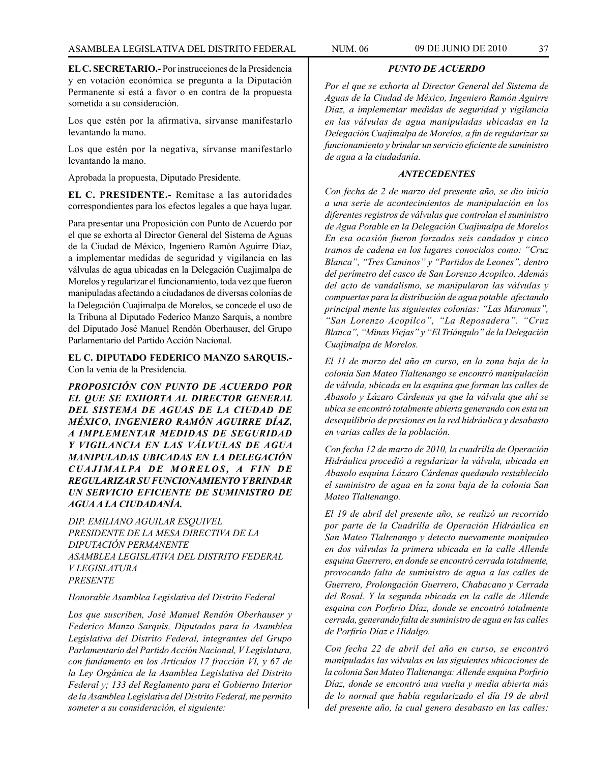**EL C. SECRETARIO.-** Por instrucciones de la Presidencia y en votación económica se pregunta a la Diputación Permanente si está a favor o en contra de la propuesta sometida a su consideración.

Los que estén por la afirmativa, sírvanse manifestarlo levantando la mano.

Los que estén por la negativa, sírvanse manifestarlo levantando la mano.

Aprobada la propuesta, Diputado Presidente.

**EL C. PRESIDENTE.-** Remítase a las autoridades correspondientes para los efectos legales a que haya lugar.

Para presentar una Proposición con Punto de Acuerdo por el que se exhorta al Director General del Sistema de Aguas de la Ciudad de México, Ingeniero Ramón Aguirre Díaz, a implementar medidas de seguridad y vigilancia en las válvulas de agua ubicadas en la Delegación Cuajimalpa de Morelos y regularizar el funcionamiento, toda vez que fueron manipuladas afectando a ciudadanos de diversas colonias de la Delegación Cuajimalpa de Morelos, se concede el uso de la Tribuna al Diputado Federico Manzo Sarquis, a nombre del Diputado José Manuel Rendón Oberhauser, del Grupo Parlamentario del Partido Acción Nacional.

**EL C. DIPUTADO FEDERICO MANZO SARQUIS.-** Con la venia de la Presidencia.

***PROPOSICIÓN CON PUNTO DE ACUERDO POR EL QUE SE EXHORTA AL DIRECTOR GENERAL DEL SISTEMA DE AGUAS DE LA CIUDAD DE MÉXICO, INGENIERO RAMÓN AGUIRRE DÍAZ, A IMPLEMENTAR MEDIDAS DE SEGURIDAD Y VIGILANCIA EN LAS VÁLVULAS DE AGUA MANIPULADAS UBICADAS EN LA DELEGACIÓN CUAJIMALPA DE MORELOS, A FIN DE REGULARIZAR SU FUNCIONAMIENTO Y BRINDAR UN SERVICIO EFICIENTE DE SUMINISTRO DE AGUA A LA CIUDADANÍA.***

*DIP. EMILIANO AGUILAR ESQUIVEL*
*PRESIDENTE DE LA MESA DIRECTIVA DE LA DIPUTACIÓN PERMANENTE*
*ASAMBLEA LEGISLATIVA DEL DISTRITO FEDERAL*
*V LEGISLATURA*
*PRESENTE*

*Honorable Asamblea Legislativa del Distrito Federal*

*Los que suscriben, José Manuel Rendón Oberhauser y Federico Manzo Sarquis, Diputados para la Asamblea Legislativa del Distrito Federal, integrantes del Grupo Parlamentario del Partido Acción Nacional, V Legislatura, con fundamento en los Artículos 17 fracción VI, y 67 de la Ley Orgánica de la Asamblea Legislativa del Distrito Federal y; 133 del Reglamento para el Gobierno Interior de la Asamblea Legislativa del Distrito Federal, me permito someter a su consideración, el siguiente:*

***PUNTO DE ACUERDO***

*Por el que se exhorta al Director General del Sistema de Aguas de la Ciudad de México, Ingeniero Ramón Aguirre Díaz, a implementar medidas de seguridad y vigilancia en las válvulas de agua manipuladas ubicadas en la Delegación Cuajimalpa de Morelos, a fin de regularizar su funcionamiento y brindar un servicio eficiente de suministro de agua a la ciudadanía.*

***ANTECEDENTES***

*Con fecha de 2 de marzo del presente año, se dio inicio a una serie de acontecimientos de manipulación en los diferentes registros de válvulas que controlan el suministro de Agua Potable en la Delegación Cuajimalpa de Morelos En esa ocasión fueron forzados seis candados y cinco tramos de cadena en los lugares conocidos como: "Cruz Blanca", "Tres Caminos" y "Partidos de Leones", dentro del perímetro del casco de San Lorenzo Acopilco, Además del acto de vandalismo, se manipularon las válvulas y compuertas para la distribución de agua potable afectando principal mente las siguientes colonias: "Las Maromas", "San Lorenzo Acopilco", "La Reposadera". "Cruz Blanca", "Minas Viejas" y "El Triángulo" de la Delegación Cuajimalpa de Morelos.*

*El 11 de marzo del año en curso, en la zona baja de la colonia San Mateo Tlaltenango se encontró manipulación de válvula, ubicada en la esquina que forman las calles de Abasolo y Lázaro Cárdenas ya que la válvula que ahí se ubica se encontró totalmente abierta generando con esta un desequilibrio de presiones en la red hidráulica y desabasto en varias calles de la población.*

*Con fecha 12 de marzo de 2010, la cuadrilla de Operación Hidráulica procedió a regularizar la válvula, ubicada en Abasolo esquina Lázaro Cárdenas quedando restablecido el suministro de agua en la zona baja de la colonia San Mateo Tlaltenango.*

*El 19 de abril del presente año, se realizó un recorrido por parte de la Cuadrilla de Operación Hidráulica en San Mateo Tlaltenango y detecto nuevamente manipuleo en dos válvulas la primera ubicada en la calle Allende esquina Guerrero, en donde se encontró cerrada totalmente, provocando falta de suministro de agua a las calles de Guerrero, Prolongación Guerrero, Chabacano y Cerrada del Rosal. Y la segunda ubicada en la calle de Allende esquina con Porfirio Díaz, donde se encontró totalmente cerrada, generando falta de suministro de agua en las calles de Porfirio Díaz e Hidalgo.*

*Con fecha 22 de abril del año en curso, se encontró manipuladas las válvulas en las siguientes ubicaciones de la colonia San Mateo Tlaltenanga: Allende esquina Porfirio Díaz, donde se encontró una vuelta y media abierta más de lo normal que había regularizado el día 19 de abril del presente año, la cual genero desabasto en las calles:*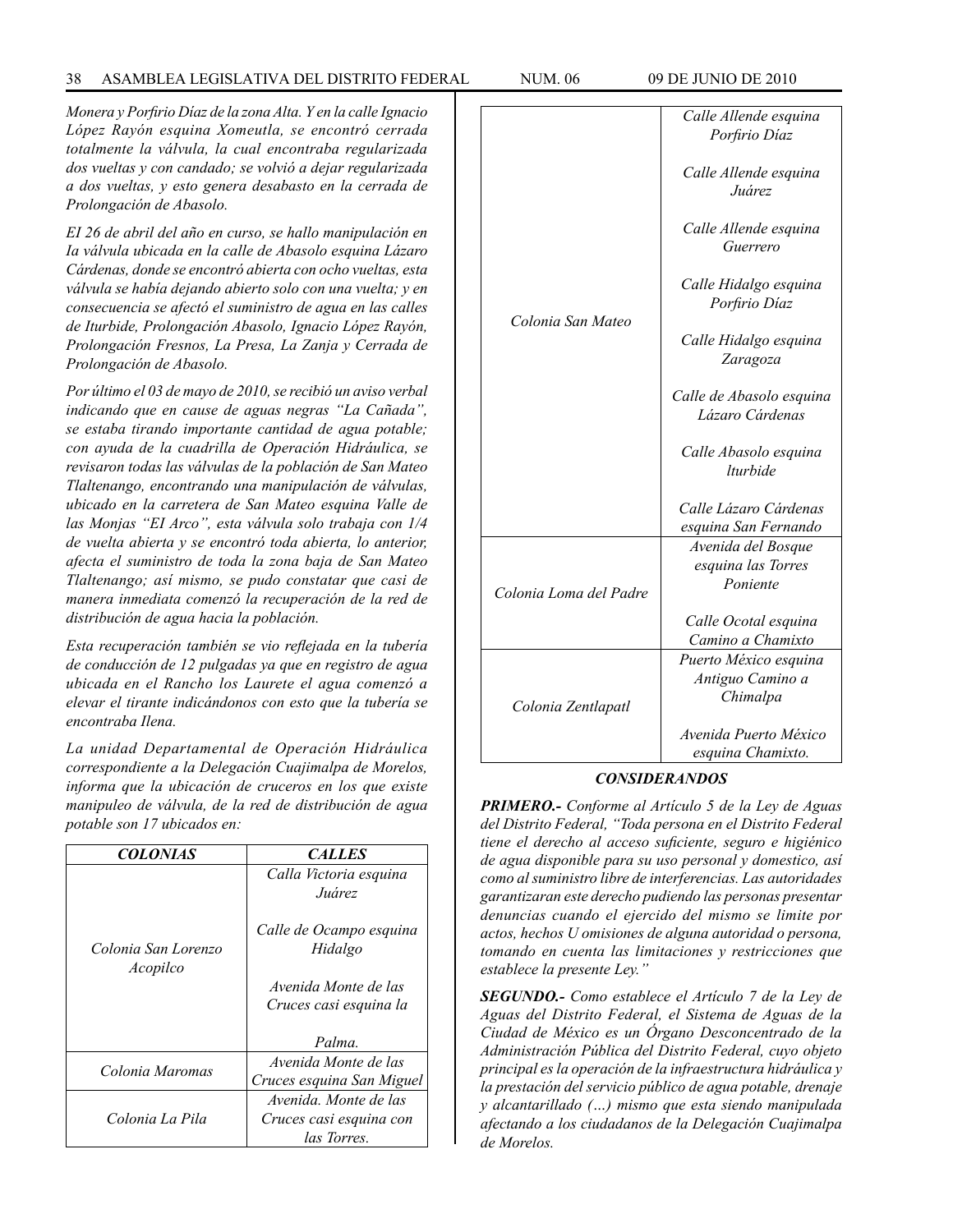*Monera y Porfirio Díaz de la zona Alta. Y en la calle Ignacio López Rayón esquina Xomeutla, se encontró cerrada totalmente la válvula, la cual encontraba regularizada dos vueltas y con candado; se volvió a dejar regularizada a dos vueltas, y esto genera desabasto en la cerrada de Prolongación de Abasolo.*

*El 26 de abril del año en curso, se hallo manipulación en la válvula ubicada en la calle de Abasolo esquina Lázaro Cárdenas, donde se encontró abierta con ocho vueltas, esta válvula se había dejando abierto solo con una vuelta; y en consecuencia se afectó el suministro de agua en las calles de Iturbide, Prolongación Abasolo, Ignacio López Rayón, Prolongación Fresnos, La Presa, La Zanja y Cerrada de Prolongación de Abasolo.*

*Por último el 03 de mayo de 2010, se recibió un aviso verbal indicando que en cause de aguas negras "La Cañada", se estaba tirando importante cantidad de agua potable; con ayuda de la cuadrilla de Operación Hidráulica, se revisaron todas las válvulas de la población de San Mateo Tlaltenango, encontrando una manipulación de válvulas, ubicado en la carretera de San Mateo esquina Valle de las Monjas "El Arco", esta válvula solo trabaja con 1/4 de vuelta abierta y se encontró toda abierta, lo anterior, afecta el suministro de toda la zona baja de San Mateo Tlaltenango; así mismo, se pudo constatar que casi de manera inmediata comenzó la recuperación de la red de distribución de agua hacia la población.*

*Esta recuperación también se vio reflejada en la tubería de conducción de 12 pulgadas ya que en registro de agua ubicada en el Rancho los Laurete el agua comenzó a elevar el tirante indicándonos con esto que la tubería se encontraba llena.*

*La unidad Departamental de Operación Hidráulica correspondiente a la Delegación Cuajimalpa de Morelos, informa que la ubicación de cruceros en los que existe manipuleo de válvula, de la red de distribución de agua potable son 17 ubicados en:*

| ***COLONIAS*** | ***CALLES*** |
|---|---|
| *Colonia San Lorenzo Acopilco* | *Calla Victoria esquina Juárez*<br><br>*Calle de Ocampo esquina Hidalgo*<br><br>*Avenida Monte de las Cruces casi esquina la Palma.* |
| *Colonia Maromas* | *Avenida Monte de las Cruces esquina San Miguel* |
| *Colonia La Pila* | *Avenida. Monte de las Cruces casi esquina con las Torres.* |
| *Colonia San Mateo* | *Calle Allende esquina Porfirio Díaz*<br><br>*Calle Allende esquina Juárez*<br><br>*Calle Allende esquina Guerrero*<br><br>*Calle Hidalgo esquina Porfirio Díaz*<br><br>*Calle Hidalgo esquina Zaragoza*<br><br>*Calle de Abasolo esquina Lázaro Cárdenas*<br><br>*Calle Abasolo esquina Iturbide*<br><br>*Calle Lázaro Cárdenas esquina San Fernando* |
| *Colonia Loma del Padre* | *Avenida del Bosque esquina las Torres Poniente*<br><br>*Calle Ocotal esquina Camino a Chamixto* |
| *Colonia Zentlapatl* | *Puerto México esquina Antiguo Camino a Chimalpa*<br><br>*Avenida Puerto México esquina Chamixto.* |

### ***CONSIDERANDOS***

***PRIMERO.-*** *Conforme al Artículo 5 de la Ley de Aguas del Distrito Federal, "Toda persona en el Distrito Federal tiene el derecho al acceso suficiente, seguro e higiénico de agua disponible para su uso personal y domestico, así como al suministro libre de interferencias. Las autoridades garantizaran este derecho pudiendo las personas presentar denuncias cuando el ejercido del mismo se limite por actos, hechos U omisiones de alguna autoridad o persona, tomando en cuenta las limitaciones y restricciones que establece la presente Ley."*

***SEGUNDO.-*** *Como establece el Artículo 7 de la Ley de Aguas del Distrito Federal, el Sistema de Aguas de la Ciudad de México es un Órgano Desconcentrado de la Administración Pública del Distrito Federal, cuyo objeto principal es la operación de la infraestructura hidráulica y la prestación del servicio público de agua potable, drenaje y alcantarillado (…) mismo que esta siendo manipulada afectando a los ciudadanos de la Delegación Cuajimalpa de Morelos.*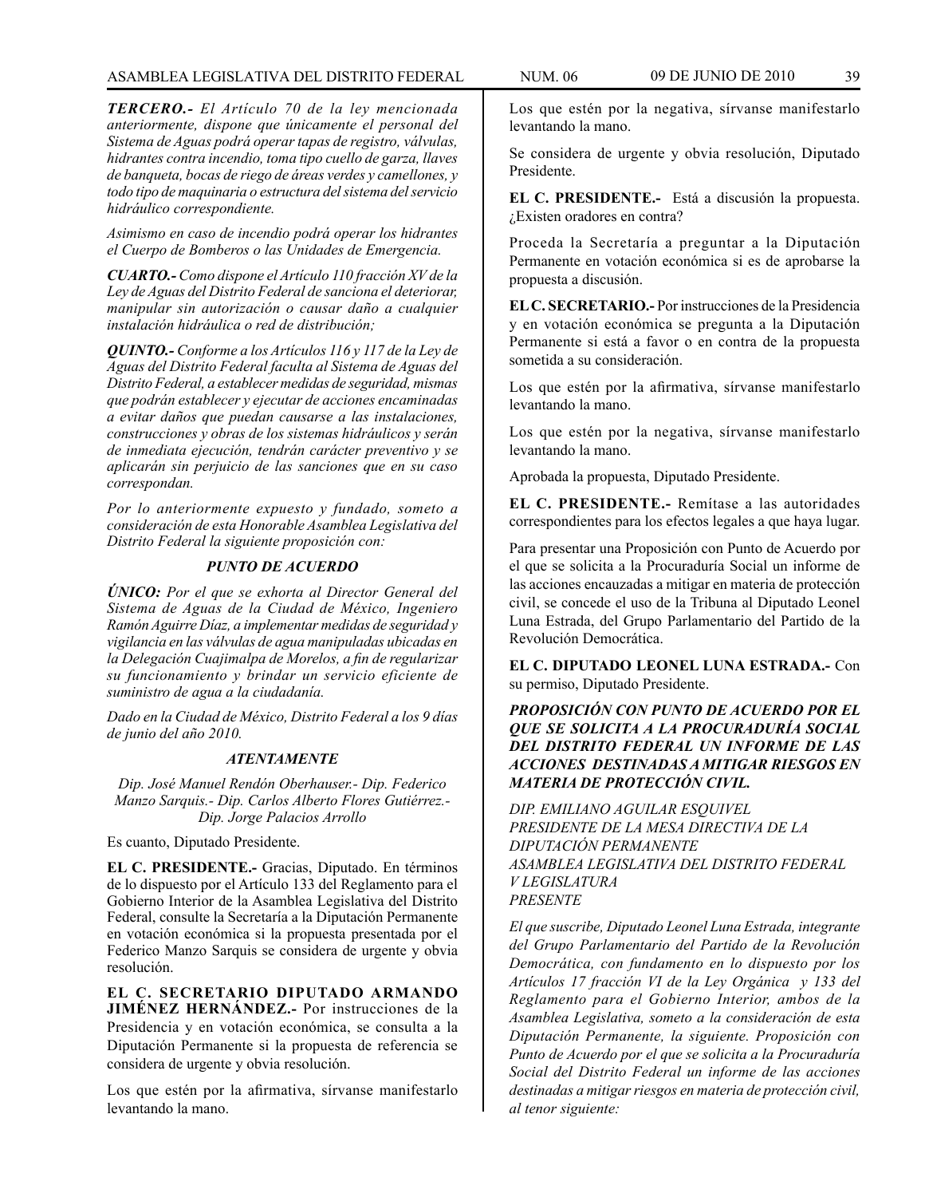***TERCERO.-*** *El Artículo 70 de la ley mencionada anteriormente, dispone que únicamente el personal del Sistema de Aguas podrá operar tapas de registro, válvulas, hidrantes contra incendio, toma tipo cuello de garza, llaves de banqueta, bocas de riego de áreas verdes y camellones, y todo tipo de maquinaria o estructura del sistema del servicio hidráulico correspondiente.*

*Asimismo en caso de incendio podrá operar los hidrantes el Cuerpo de Bomberos o las Unidades de Emergencia.*

***CUARTO.-*** *Como dispone el Artículo 110 fracción XV de la Ley de Aguas del Distrito Federal de sanciona el deteriorar, manipular sin autorización o causar daño a cualquier instalación hidráulica o red de distribución;*

***QUINTO.-*** *Conforme a los Artículos 116 y 117 de la Ley de Aguas del Distrito Federal faculta al Sistema de Aguas del Distrito Federal, a establecer medidas de seguridad, mismas que podrán establecer y ejecutar de acciones encaminadas a evitar daños que puedan causarse a las instalaciones, construcciones y obras de los sistemas hidráulicos y serán de inmediata ejecución, tendrán carácter preventivo y se aplicarán sin perjuicio de las sanciones que en su caso correspondan.*

*Por lo anteriormente expuesto y fundado, someto a consideración de esta Honorable Asamblea Legislativa del Distrito Federal la siguiente proposición con:*

***PUNTO DE ACUERDO***

***ÚNICO:*** *Por el que se exhorta al Director General del Sistema de Aguas de la Ciudad de México, Ingeniero Ramón Aguirre Díaz, a implementar medidas de seguridad y vigilancia en las válvulas de agua manipuladas ubicadas en la Delegación Cuajimalpa de Morelos, a fin de regularizar su funcionamiento y brindar un servicio eficiente de suministro de agua a la ciudadanía.*

*Dado en la Ciudad de México, Distrito Federal a los 9 días de junio del año 2010.*

***ATENTAMENTE***

*Dip. José Manuel Rendón Oberhauser.- Dip. Federico Manzo Sarquis.- Dip. Carlos Alberto Flores Gutiérrez.- Dip. Jorge Palacios Arrollo*

Es cuanto, Diputado Presidente.

**EL C. PRESIDENTE.-** Gracias, Diputado. En términos de lo dispuesto por el Artículo 133 del Reglamento para el Gobierno Interior de la Asamblea Legislativa del Distrito Federal, consulte la Secretaría a la Diputación Permanente en votación económica si la propuesta presentada por el Federico Manzo Sarquis se considera de urgente y obvia resolución.

**EL C. SECRETARIO DIPUTADO ARMANDO JIMÉNEZ HERNÁNDEZ.-** Por instrucciones de la Presidencia y en votación económica, se consulta a la Diputación Permanente si la propuesta de referencia se considera de urgente y obvia resolución.

Los que estén por la afirmativa, sírvanse manifestarlo levantando la mano.

Los que estén por la negativa, sírvanse manifestarlo levantando la mano.

Se considera de urgente y obvia resolución, Diputado Presidente.

**EL C. PRESIDENTE.-** Está a discusión la propuesta. ¿Existen oradores en contra?

Proceda la Secretaría a preguntar a la Diputación Permanente en votación económica si es de aprobarse la propuesta a discusión.

**EL C. SECRETARIO.-** Por instrucciones de la Presidencia y en votación económica se pregunta a la Diputación Permanente si está a favor o en contra de la propuesta sometida a su consideración.

Los que estén por la afirmativa, sírvanse manifestarlo levantando la mano.

Los que estén por la negativa, sírvanse manifestarlo levantando la mano.

Aprobada la propuesta, Diputado Presidente.

**EL C. PRESIDENTE.-** Remítase a las autoridades correspondientes para los efectos legales a que haya lugar.

Para presentar una Proposición con Punto de Acuerdo por el que se solicita a la Procuraduría Social un informe de las acciones encauzadas a mitigar en materia de protección civil, se concede el uso de la Tribuna al Diputado Leonel Luna Estrada, del Grupo Parlamentario del Partido de la Revolución Democrática.

**EL C. DIPUTADO LEONEL LUNA ESTRADA.-** Con su permiso, Diputado Presidente.

***PROPOSICIÓN CON PUNTO DE ACUERDO POR EL QUE SE SOLICITA A LA PROCURADURÍA SOCIAL DEL DISTRITO FEDERAL UN INFORME DE LAS ACCIONES DESTINADAS A MITIGAR RIESGOS EN MATERIA DE PROTECCIÓN CIVIL.***

*DIP. EMILIANO AGUILAR ESQUIVEL*
*PRESIDENTE DE LA MESA DIRECTIVA DE LA DIPUTACIÓN PERMANENTE*
*ASAMBLEA LEGISLATIVA DEL DISTRITO FEDERAL*
*V LEGISLATURA*
*PRESENTE*

*El que suscribe, Diputado Leonel Luna Estrada, integrante del Grupo Parlamentario del Partido de la Revolución Democrática, con fundamento en lo dispuesto por los Artículos 17 fracción VI de la Ley Orgánica y 133 del Reglamento para el Gobierno Interior, ambos de la Asamblea Legislativa, someto a la consideración de esta Diputación Permanente, la siguiente. Proposición con Punto de Acuerdo por el que se solicita a la Procuraduría Social del Distrito Federal un informe de las acciones destinadas a mitigar riesgos en materia de protección civil, al tenor siguiente:*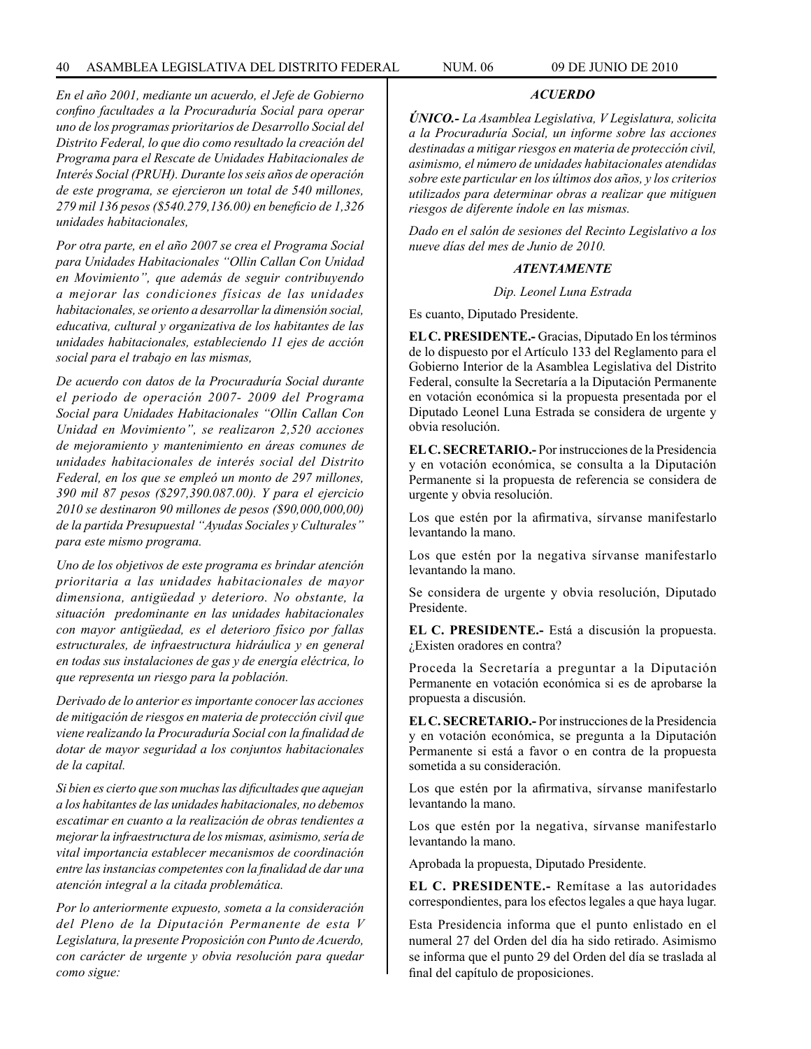*En el año 2001, mediante un acuerdo, el Jefe de Gobierno confino facultades a la Procuraduría Social para operar uno de los programas prioritarios de Desarrollo Social del Distrito Federal, lo que dio como resultado la creación del Programa para el Rescate de Unidades Habitacionales de Interés Social (PRUH). Durante los seis años de operación de este programa, se ejercieron un total de 540 millones, 279 mil 136 pesos ($540.279,136.00) en beneficio de 1,326 unidades habitacionales,*

*Por otra parte, en el año 2007 se crea el Programa Social para Unidades Habitacionales "Ollin Callan Con Unidad en Movimiento", que además de seguir contribuyendo a mejorar las condiciones físicas de las unidades habitacionales, se oriento a desarrollar la dimensión social, educativa, cultural y organizativa de los habitantes de las unidades habitacionales, estableciendo 11 ejes de acción social para el trabajo en las mismas,*

*De acuerdo con datos de la Procuraduría Social durante el periodo de operación 2007- 2009 del Programa Social para Unidades Habitacionales "Ollin Callan Con Unidad en Movimiento", se realizaron 2,520 acciones de mejoramiento y mantenimiento en áreas comunes de unidades habitacionales de interés social del Distrito Federal, en los que se empleó un monto de 297 millones, 390 mil 87 pesos ($297,390.087.00). Y para el ejercicio 2010 se destinaron 90 millones de pesos ($90,000,000,00) de la partida Presupuestal "Ayudas Sociales y Culturales" para este mismo programa.*

*Uno de los objetivos de este programa es brindar atención prioritaria a las unidades habitacionales de mayor dimensiona, antigüedad y deterioro. No obstante, la situación predominante en las unidades habitacionales con mayor antigüedad, es el deterioro físico por fallas estructurales, de infraestructura hidráulica y en general en todas sus instalaciones de gas y de energía eléctrica, lo que representa un riesgo para la población.*

*Derivado de lo anterior es importante conocer las acciones de mitigación de riesgos en materia de protección civil que viene realizando la Procuraduría Social con la finalidad de dotar de mayor seguridad a los conjuntos habitacionales de la capital.*

*Si bien es cierto que son muchas las dificultades que aquejan a los habitantes de las unidades habitacionales, no debemos escatimar en cuanto a la realización de obras tendientes a mejorar la infraestructura de los mismas, asimismo, sería de vital importancia establecer mecanismos de coordinación entre las instancias competentes con la finalidad de dar una atención integral a la citada problemática.*

*Por lo anteriormente expuesto, someta a la consideración del Pleno de la Diputación Permanente de esta V Legislatura, la presente Proposición con Punto de Acuerdo, con carácter de urgente y obvia resolución para quedar como sigue:*

***ACUERDO***

***ÚNICO.-*** *La Asamblea Legislativa, V Legislatura, solicita a la Procuraduría Social, un informe sobre las acciones destinadas a mitigar riesgos en materia de protección civil, asimismo, el número de unidades habitacionales atendidas sobre este particular en los últimos dos años, y los criterios utilizados para determinar obras a realizar que mitiguen riesgos de diferente índole en las mismas.*

*Dado en el salón de sesiones del Recinto Legislativo a los nueve días del mes de Junio de 2010.*

***ATENTAMENTE***

*Dip. Leonel Luna Estrada*

Es cuanto, Diputado Presidente.

**EL C. PRESIDENTE.-** Gracias, Diputado En los términos de lo dispuesto por el Artículo 133 del Reglamento para el Gobierno Interior de la Asamblea Legislativa del Distrito Federal, consulte la Secretaría a la Diputación Permanente en votación económica si la propuesta presentada por el Diputado Leonel Luna Estrada se considera de urgente y obvia resolución.

**EL C. SECRETARIO.-** Por instrucciones de la Presidencia y en votación económica, se consulta a la Diputación Permanente si la propuesta de referencia se considera de urgente y obvia resolución.

Los que estén por la afirmativa, sírvanse manifestarlo levantando la mano.

Los que estén por la negativa sírvanse manifestarlo levantando la mano.

Se considera de urgente y obvia resolución, Diputado Presidente.

**EL C. PRESIDENTE.-** Está a discusión la propuesta. ¿Existen oradores en contra?

Proceda la Secretaría a preguntar a la Diputación Permanente en votación económica si es de aprobarse la propuesta a discusión.

**EL C. SECRETARIO.-** Por instrucciones de la Presidencia y en votación económica, se pregunta a la Diputación Permanente si está a favor o en contra de la propuesta sometida a su consideración.

Los que estén por la afirmativa, sírvanse manifestarlo levantando la mano.

Los que estén por la negativa, sírvanse manifestarlo levantando la mano.

Aprobada la propuesta, Diputado Presidente.

**EL C. PRESIDENTE.-** Remítase a las autoridades correspondientes, para los efectos legales a que haya lugar.

Esta Presidencia informa que el punto enlistado en el numeral 27 del Orden del día ha sido retirado. Asimismo se informa que el punto 29 del Orden del día se traslada al final del capítulo de proposiciones.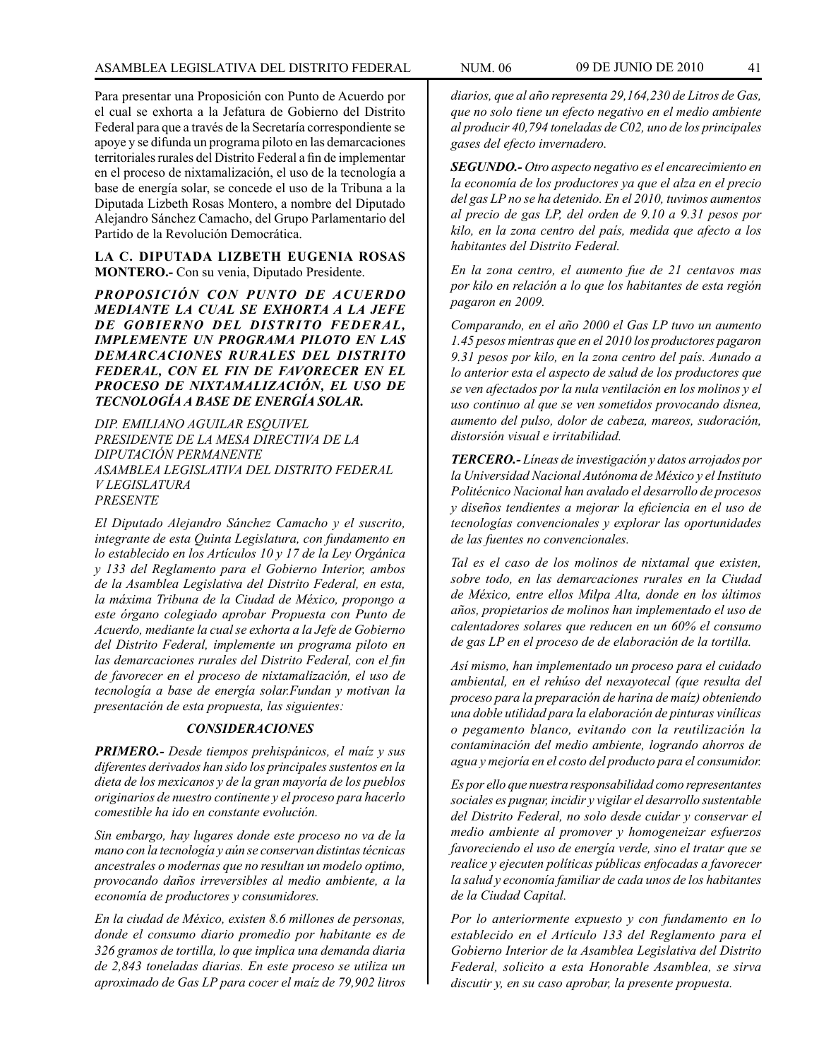Para presentar una Proposición con Punto de Acuerdo por el cual se exhorta a la Jefatura de Gobierno del Distrito Federal para que a través de la Secretaría correspondiente se apoye y se difunda un programa piloto en las demarcaciones territoriales rurales del Distrito Federal a fin de implementar en el proceso de nixtamalización, el uso de la tecnología a base de energía solar, se concede el uso de la Tribuna a la Diputada Lizbeth Rosas Montero, a nombre del Diputado Alejandro Sánchez Camacho, del Grupo Parlamentario del Partido de la Revolución Democrática.

**LA C. DIPUTADA LIZBETH EUGENIA ROSAS MONTERO.-** Con su venia, Diputado Presidente.

***PROPOSICIÓN CON PUNTO DE ACUERDO MEDIANTE LA CUAL SE EXHORTA A LA JEFE DE GOBIERNO DEL DISTRITO FEDERAL, IMPLEMENTE UN PROGRAMA PILOTO EN LAS DEMARCACIONES RURALES DEL DISTRITO FEDERAL, CON EL FIN DE FAVORECER EN EL PROCESO DE NIXTAMALIZACIÓN, EL USO DE TECNOLOGÍA A BASE DE ENERGÍA SOLAR.***

*DIP. EMILIANO AGUILAR ESQUIVEL*
*PRESIDENTE DE LA MESA DIRECTIVA DE LA DIPUTACIÓN PERMANENTE*
*ASAMBLEA LEGISLATIVA DEL DISTRITO FEDERAL*
*V LEGISLATURA*
*PRESENTE*

*El Diputado Alejandro Sánchez Camacho y el suscrito, integrante de esta Quinta Legislatura, con fundamento en lo establecido en los Artículos 10 y 17 de la Ley Orgánica y 133 del Reglamento para el Gobierno Interior, ambos de la Asamblea Legislativa del Distrito Federal, en esta, la máxima Tribuna de la Ciudad de México, propongo a este órgano colegiado aprobar Propuesta con Punto de Acuerdo, mediante la cual se exhorta a la Jefe de Gobierno del Distrito Federal, implemente un programa piloto en las demarcaciones rurales del Distrito Federal, con el fin de favorecer en el proceso de nixtamalización, el uso de tecnología a base de energía solar.Fundan y motivan la presentación de esta propuesta, las siguientes:*

***CONSIDERACIONES***

***PRIMERO.-*** *Desde tiempos prehispánicos, el maíz y sus diferentes derivados han sido los principales sustentos en la dieta de los mexicanos y de la gran mayoría de los pueblos originarios de nuestro continente y el proceso para hacerlo comestible ha ido en constante evolución.*

*Sin embargo, hay lugares donde este proceso no va de la mano con la tecnología y aún se conservan distintas técnicas ancestrales o modernas que no resultan un modelo optimo, provocando daños irreversibles al medio ambiente, a la economía de productores y consumidores.*

*En la ciudad de México, existen 8.6 millones de personas, donde el consumo diario promedio por habitante es de 326 gramos de tortilla, lo que implica una demanda diaria de 2,843 toneladas diarias. En este proceso se utiliza un aproximado de Gas LP para cocer el maíz de 79,902 litros diarios, que al año representa 29,164,230 de Litros de Gas, que no solo tiene un efecto negativo en el medio ambiente al producir 40,794 toneladas de C02, uno de los principales gases del efecto invernadero.*

***SEGUNDO.-*** *Otro aspecto negativo es el encarecimiento en la economía de los productores ya que el alza en el precio del gas LP no se ha detenido. En el 2010, tuvimos aumentos al precio de gas LP, del orden de 9.10 a 9.31 pesos por kilo, en la zona centro del país, medida que afecto a los habitantes del Distrito Federal.*

*En la zona centro, el aumento fue de 21 centavos mas por kilo en relación a lo que los habitantes de esta región pagaron en 2009.*

*Comparando, en el año 2000 el Gas LP tuvo un aumento 1.45 pesos mientras que en el 2010 los productores pagaron 9.31 pesos por kilo, en la zona centro del país. Aunado a lo anterior esta el aspecto de salud de los productores que se ven afectados por la nula ventilación en los molinos y el uso continuo al que se ven sometidos provocando disnea, aumento del pulso, dolor de cabeza, mareos, sudoración, distorsión visual e irritabilidad.*

***TERCERO.-*** *Líneas de investigación y datos arrojados por la Universidad Nacional Autónoma de México y el Instituto Politécnico Nacional han avalado el desarrollo de procesos y diseños tendientes a mejorar la eficiencia en el uso de tecnologías convencionales y explorar las oportunidades de las fuentes no convencionales.*

*Tal es el caso de los molinos de nixtamal que existen, sobre todo, en las demarcaciones rurales en la Ciudad de México, entre ellos Milpa Alta, donde en los últimos años, propietarios de molinos han implementado el uso de calentadores solares que reducen en un 60% el consumo de gas LP en el proceso de de elaboración de la tortilla.*

*Así mismo, han implementado un proceso para el cuidado ambiental, en el rehúso del nexayotecal (que resulta del proceso para la preparación de harina de maíz) obteniendo una doble utilidad para la elaboración de pinturas vinílicas o pegamento blanco, evitando con la reutilización la contaminación del medio ambiente, logrando ahorros de agua y mejoría en el costo del producto para el consumidor.*

*Es por ello que nuestra responsabilidad como representantes sociales es pugnar, incidir y vigilar el desarrollo sustentable del Distrito Federal, no solo desde cuidar y conservar el medio ambiente al promover y homogeneizar esfuerzos favoreciendo el uso de energía verde, sino el tratar que se realice y ejecuten políticas públicas enfocadas a favorecer la salud y economía familiar de cada unos de los habitantes de la Ciudad Capital.*

*Por lo anteriormente expuesto y con fundamento en lo establecido en el Artículo 133 del Reglamento para el Gobierno Interior de la Asamblea Legislativa del Distrito Federal, solicito a esta Honorable Asamblea, se sirva discutir y, en su caso aprobar, la presente propuesta.*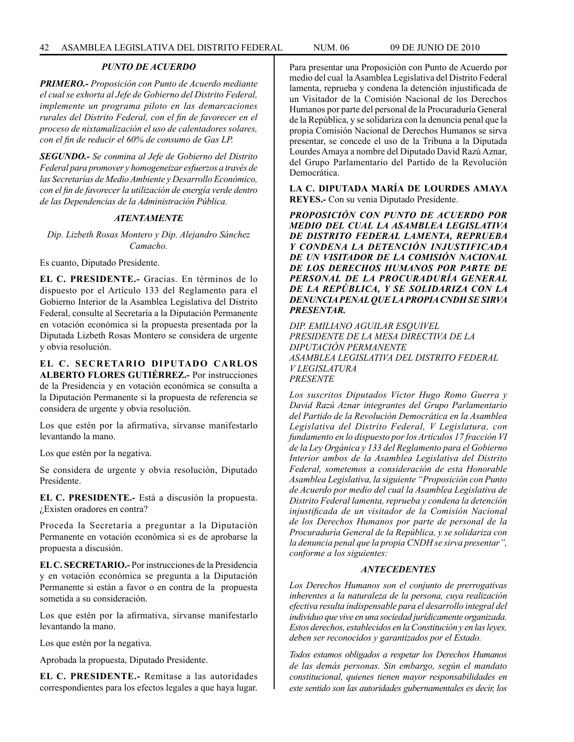### *PUNTO DE ACUERDO*

***PRIMERO.-*** *Proposición con Punto de Acuerdo mediante el cual se exhorta al Jefe de Gobierno del Distrito Federal, implemente un programa piloto en las demarcaciones rurales del Distrito Federal, con el fin de favorecer en el proceso de nixtamalización el uso de calentadores solares, con el fin de reducir el 60% de consumo de Gas LP.*

***SEGUNDO.-*** *Se conmina al Jefe de Gobierno del Distrito Federal para promover y homogeneizar esfuerzos a través de las Secretarías de Medio Ambiente y Desarrollo Económico, con el fin de favorecer la utilización de energía verde dentro de las Dependencias de la Administración Pública.*

*ATENTAMENTE*

*Dip. Lizbeth Rosas Montero y Dip. Alejandro Sánchez Camacho.*

Es cuanto, Diputado Presidente.

**EL C. PRESIDENTE.-** Gracias. En términos de lo dispuesto por el Artículo 133 del Reglamento para el Gobierno Interior de la Asamblea Legislativa del Distrito Federal, consulte al Secretaría a la Diputación Permanente en votación económica si la propuesta presentada por la Diputada Lizbeth Rosas Montero se considera de urgente y obvia resolución.

**EL C. SECRETARIO DIPUTADO CARLOS ALBERTO FLORES GUTIÉRREZ.-** Por instrucciones de la Presidencia y en votación económica se consulta a la Diputación Permanente si la propuesta de referencia se considera de urgente y obvia resolución.

Los que estén por la afirmativa, sírvanse manifestarlo levantando la mano.

Los que estén por la negativa.

Se considera de urgente y obvia resolución, Diputado Presidente.

**EL C. PRESIDENTE.-** Está a discusión la propuesta. ¿Existen oradores en contra?

Proceda la Secretaría a preguntar a la Diputación Permanente en votación económica si es de aprobarse la propuesta a discusión.

**EL C. SECRETARIO.-** Por instrucciones de la Presidencia y en votación económica se pregunta a la Diputación Permanente si están a favor o en contra de la propuesta sometida a su consideración.

Los que estén por la afirmativa, sírvanse manifestarlo levantando la mano.

Los que estén por la negativa.

Aprobada la propuesta, Diputado Presidente.

**EL C. PRESIDENTE.-** Remítase a las autoridades correspondientes para los efectos legales a que haya lugar.

Para presentar una Proposición con Punto de Acuerdo por medio del cual la Asamblea Legislativa del Distrito Federal lamenta, reprueba y condena la detención injustificada de un Visitador de la Comisión Nacional de los Derechos Humanos por parte del personal de la Procuraduría General de la República, y se solidariza con la denuncia penal que la propia Comisión Nacional de Derechos Humanos se sirva presentar, se concede el uso de la Tribuna a la Diputada Lourdes Amaya a nombre del Diputado David Razú Aznar, del Grupo Parlamentario del Partido de la Revolución Democrática.

**LA C. DIPUTADA MARÍA DE LOURDES AMAYA REYES.-** Con su venia Diputado Presidente.

***PROPOSICIÓN CON PUNTO DE ACUERDO POR MEDIO DEL CUAL LA ASAMBLEA LEGISLATIVA DE DISTRITO FEDERAL LAMENTA, REPRUEBA Y CONDENA LA DETENCIÓN INJUSTIFICADA DE UN VISITADOR DE LA COMISIÓN NACIONAL DE LOS DERECHOS HUMANOS POR PARTE DE PERSONAL DE LA PROCURADURÍA GENERAL DE LA REPÚBLICA, Y SE SOLIDARIZA CON LA DENUNCIA PENAL QUE LA PROPIA CNDH SE SIRVA PRESENTAR.***

*DIP. EMILIANO AGUILAR ESQUIVEL*
*PRESIDENTE DE LA MESA DIRECTIVA DE LA DIPUTACIÓN PERMANENTE*
*ASAMBLEA LEGISLATIVA DEL DISTRITO FEDERAL*
*V LEGISLATURA*
*PRESENTE*

*Los suscritos Diputados Víctor Hugo Romo Guerra y David Razú Aznar integrantes del Grupo Parlamentario del Partido de la Revolución Democrática en la Asamblea Legislativa del Distrito Federal, V Legislatura, con fundamento en lo dispuesto por los Artículos 17 fracción VI de la Ley Orgánica y 133 del Reglamento para el Gobierno Interior ambos de la Asamblea Legislativa del Distrito Federal, sometemos a consideración de esta Honorable Asamblea Legislativa, la siguiente "Proposición con Punto de Acuerdo por medio del cual la Asamblea Legislativa de Distrito Federal lamenta, reprueba y condena la detención injustificada de un visitador de la Comisión Nacional de los Derechos Humanos por parte de personal de la Procuraduría General de la República, y se solidariza con la denuncia penal que la propia CNDH se sirva presentar", conforme a los siguientes:*

### *ANTECEDENTES*

*Los Derechos Humanos son el conjunto de prerrogativas inherentes a la naturaleza de la persona, cuya realización efectiva resulta indispensable para el desarrollo integral del individuo que vive en una sociedad jurídicamente organizada. Estos derechos, establecidos en la Constitución y en las leyes, deben ser reconocidos y garantizados por el Estado.*

*Todos estamos obligados a respetar los Derechos Humanos de las demás personas. Sin embargo, según el mandato constitucional, quienes tienen mayor responsabilidades en este sentido son las autoridades gubernamentales es decir, los*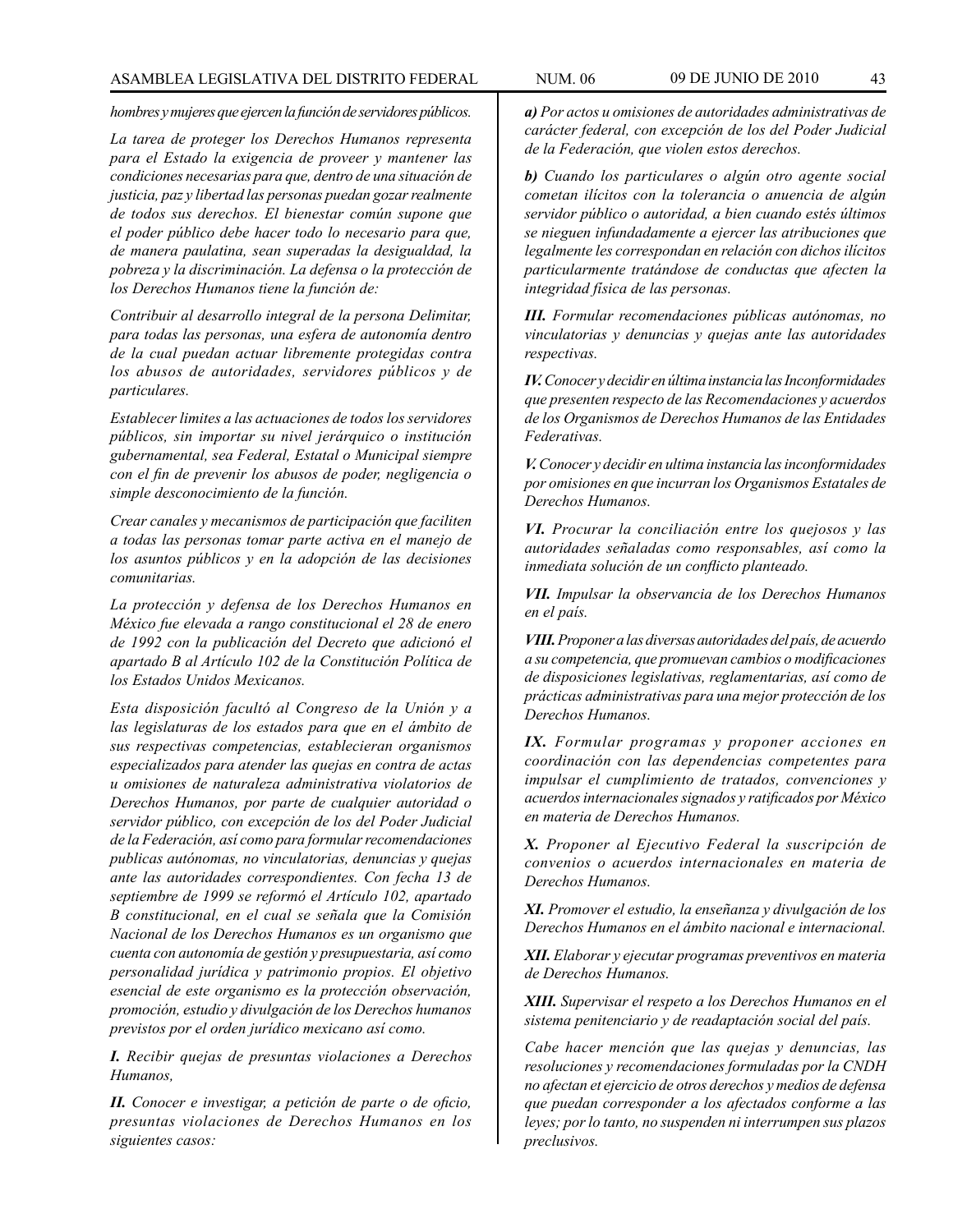*hombres y mujeres que ejercen la función de servidores públicos.*

*La tarea de proteger los Derechos Humanos representa para el Estado la exigencia de proveer y mantener las condiciones necesarias para que, dentro de una situación de justicia, paz y libertad las personas puedan gozar realmente de todos sus derechos. El bienestar común supone que el poder público debe hacer todo lo necesario para que, de manera paulatina, sean superadas la desigualdad, la pobreza y la discriminación. La defensa o la protección de los Derechos Humanos tiene la función de:*

*Contribuir al desarrollo integral de la persona Delimitar, para todas las personas, una esfera de autonomía dentro de la cual puedan actuar libremente protegidas contra los abusos de autoridades, servidores públicos y de particulares.*

*Establecer limites a las actuaciones de todos los servidores públicos, sin importar su nivel jerárquico o institución gubernamental, sea Federal, Estatal o Municipal siempre con el fin de prevenir los abusos de poder, negligencia o simple desconocimiento de la función.*

*Crear canales y mecanismos de participación que faciliten a todas las personas tomar parte activa en el manejo de los asuntos públicos y en la adopción de las decisiones comunitarias.*

*La protección y defensa de los Derechos Humanos en México fue elevada a rango constitucional el 28 de enero de 1992 con la publicación del Decreto que adicionó el apartado B al Artículo 102 de la Constitución Política de los Estados Unidos Mexicanos.*

*Esta disposición facultó al Congreso de la Unión y a las legislaturas de los estados para que en el ámbito de sus respectivas competencias, establecieran organismos especializados para atender las quejas en contra de actas u omisiones de naturaleza administrativa violatorios de Derechos Humanos, por parte de cualquier autoridad o servidor público, con excepción de los del Poder Judicial de la Federación, así como para formular recomendaciones publicas autónomas, no vinculatorias, denuncias y quejas ante las autoridades correspondientes. Con fecha 13 de septiembre de 1999 se reformó el Artículo 102, apartado B constitucional, en el cual se señala que la Comisión Nacional de los Derechos Humanos es un organismo que cuenta con autonomía de gestión y presupuestaria, así como personalidad jurídica y patrimonio propios. El objetivo esencial de este organismo es la protección observación, promoción, estudio y divulgación de los Derechos humanos previstos por el orden jurídico mexicano así como.*

***I.*** *Recibir quejas de presuntas violaciones a Derechos Humanos,*

***II.*** *Conocer e investigar, a petición de parte o de oficio, presuntas violaciones de Derechos Humanos en los siguientes casos:*

***a)*** *Por actos u omisiones de autoridades administrativas de carácter federal, con excepción de los del Poder Judicial de la Federación, que violen estos derechos.*

***b)*** *Cuando los particulares o algún otro agente social cometan ilícitos con la tolerancia o anuencia de algún servidor público o autoridad, a bien cuando estés últimos se nieguen infundadamente a ejercer las atribuciones que legalmente les correspondan en relación con dichos ilícitos particularmente tratándose de conductas que afecten la integridad física de las personas.*

***III.*** *Formular recomendaciones públicas autónomas, no vinculatorias y denuncias y quejas ante las autoridades respectivas.*

***IV.*** *Conocer y decidir en última instancia las Inconformidades que presenten respecto de las Recomendaciones y acuerdos de los Organismos de Derechos Humanos de las Entidades Federativas.*

***V.*** *Conocer y decidir en ultima instancia las inconformidades por omisiones en que incurran los Organismos Estatales de Derechos Humanos.*

***VI.*** *Procurar la conciliación entre los quejosos y las autoridades señaladas como responsables, así como la inmediata solución de un conflicto planteado.*

***VII.*** *Impulsar la observancia de los Derechos Humanos en el país.*

***VIII.*** *Proponer a las diversas autoridades del país, de acuerdo a su competencia, que promuevan cambios o modificaciones de disposiciones legislativas, reglamentarias, así como de prácticas administrativas para una mejor protección de los Derechos Humanos.*

***IX.*** *Formular programas y proponer acciones en coordinación con las dependencias competentes para impulsar el cumplimiento de tratados, convenciones y acuerdos internacionales signados y ratificados por México en materia de Derechos Humanos.*

***X.*** *Proponer al Ejecutivo Federal la suscripción de convenios o acuerdos internacionales en materia de Derechos Humanos.*

***XI.*** *Promover el estudio, la enseñanza y divulgación de los Derechos Humanos en el ámbito nacional e internacional.*

***XII.*** *Elaborar y ejecutar programas preventivos en materia de Derechos Humanos.*

***XIII.*** *Supervisar el respeto a los Derechos Humanos en el sistema penitenciario y de readaptación social del país.*

*Cabe hacer mención que las quejas y denuncias, las resoluciones y recomendaciones formuladas por la CNDH no afectan et ejercicio de otros derechos y medios de defensa que puedan corresponder a los afectados conforme a las leyes; por lo tanto, no suspenden ni interrumpen sus plazos preclusivos.*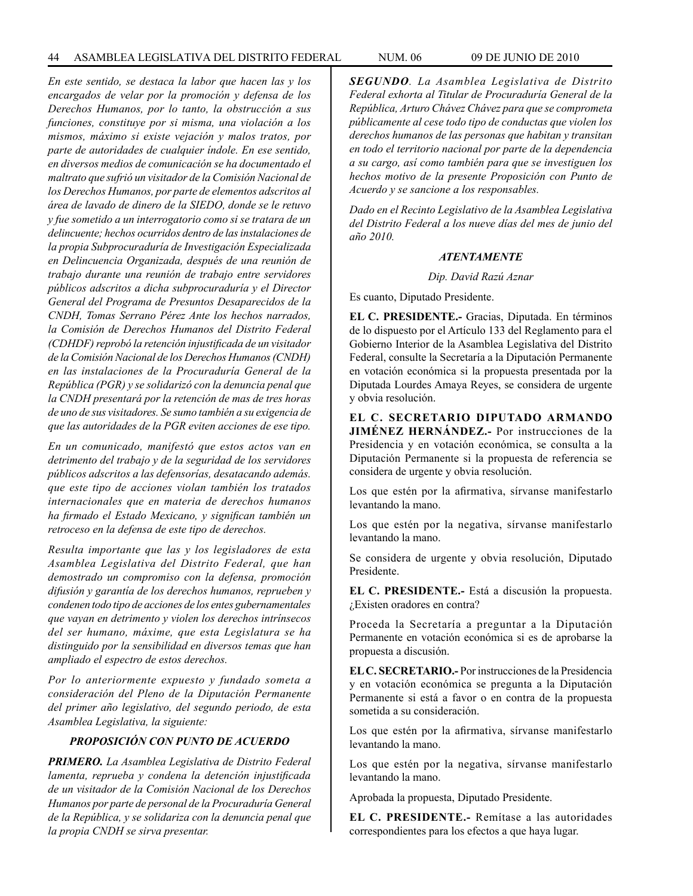*En este sentido, se destaca la labor que hacen las y los encargados de velar por la promoción y defensa de los Derechos Humanos, por lo tanto, la obstrucción a sus funciones, constituye por si misma, una violación a los mismos, máximo si existe vejación y malos tratos, por parte de autoridades de cualquier índole. En ese sentido, en diversos medios de comunicación se ha documentado el maltrato que sufrió un visitador de la Comisión Nacional de los Derechos Humanos, por parte de elementos adscritos al área de lavado de dinero de la SIEDO, donde se le retuvo y fue sometido a un interrogatorio como si se tratara de un delincuente; hechos ocurridos dentro de las instalaciones de la propia Subprocuraduría de Investigación Especializada en Delincuencia Organizada, después de una reunión de trabajo durante una reunión de trabajo entre servidores públicos adscritos a dicha subprocuraduría y el Director General del Programa de Presuntos Desaparecidos de la CNDH, Tomas Serrano Pérez Ante los hechos narrados, la Comisión de Derechos Humanos del Distrito Federal (CDHDF) reprobó la retención injustificada de un visitador de la Comisión Nacional de los Derechos Humanos (CNDH) en las instalaciones de la Procuraduría General de la República (PGR) y se solidarizó con la denuncia penal que la CNDH presentará por la retención de mas de tres horas de uno de sus visitadores. Se sumo también a su exigencia de que las autoridades de la PGR eviten acciones de ese tipo.*

*En un comunicado, manifestó que estos actos van en detrimento del trabajo y de la seguridad de los servidores públicos adscritos a las defensorías, desatacando además. que este tipo de acciones violan también los tratados internacionales que en materia de derechos humanos ha firmado el Estado Mexicano, y significan también un retroceso en la defensa de este tipo de derechos.*

*Resulta importante que las y los legisladores de esta Asamblea Legislativa del Distrito Federal, que han demostrado un compromiso con la defensa, promoción difusión y garantía de los derechos humanos, reprueben y condenen todo tipo de acciones de los entes gubernamentales que vayan en detrimento y violen los derechos intrínsecos del ser humano, máxime, que esta Legislatura se ha distinguido por la sensibilidad en diversos temas que han ampliado el espectro de estos derechos.*

*Por lo anteriormente expuesto y fundado someta a consideración del Pleno de la Diputación Permanente del primer año legislativo, del segundo periodo, de esta Asamblea Legislativa, la siguiente:*

***PROPOSICIÓN CON PUNTO DE ACUERDO***

***PRIMERO.*** *La Asamblea Legislativa de Distrito Federal lamenta, reprueba y condena la detención injustificada de un visitador de la Comisión Nacional de los Derechos Humanos por parte de personal de la Procuraduría General de la República, y se solidariza con la denuncia penal que la propia CNDH se sirva presentar.*

***SEGUNDO****. La Asamblea Legislativa de Distrito Federal exhorta al Titular de Procuraduría General de la República, Arturo Chávez Chávez para que se comprometa públicamente al cese todo tipo de conductas que violen los derechos humanos de las personas que habitan y transitan en todo el territorio nacional por parte de la dependencia a su cargo, así como también para que se investiguen los hechos motivo de la presente Proposición con Punto de Acuerdo y se sancione a los responsables.*

*Dado en el Recinto Legislativo de la Asamblea Legislativa del Distrito Federal a los nueve días del mes de junio del año 2010.*

***ATENTAMENTE***

*Dip. David Razú Aznar*

Es cuanto, Diputado Presidente.

**EL C. PRESIDENTE.-** Gracias, Diputada. En términos de lo dispuesto por el Artículo 133 del Reglamento para el Gobierno Interior de la Asamblea Legislativa del Distrito Federal, consulte la Secretaría a la Diputación Permanente en votación económica si la propuesta presentada por la Diputada Lourdes Amaya Reyes, se considera de urgente y obvia resolución.

**EL C. SECRETARIO DIPUTADO ARMANDO JIMÉNEZ HERNÁNDEZ.-** Por instrucciones de la Presidencia y en votación económica, se consulta a la Diputación Permanente si la propuesta de referencia se considera de urgente y obvia resolución.

Los que estén por la afirmativa, sírvanse manifestarlo levantando la mano.

Los que estén por la negativa, sírvanse manifestarlo levantando la mano.

Se considera de urgente y obvia resolución, Diputado Presidente.

**EL C. PRESIDENTE.-** Está a discusión la propuesta. ¿Existen oradores en contra?

Proceda la Secretaría a preguntar a la Diputación Permanente en votación económica si es de aprobarse la propuesta a discusión.

**EL C. SECRETARIO.-** Por instrucciones de la Presidencia y en votación económica se pregunta a la Diputación Permanente si está a favor o en contra de la propuesta sometida a su consideración.

Los que estén por la afirmativa, sírvanse manifestarlo levantando la mano.

Los que estén por la negativa, sírvanse manifestarlo levantando la mano.

Aprobada la propuesta, Diputado Presidente.

**EL C. PRESIDENTE.-** Remítase a las autoridades correspondientes para los efectos a que haya lugar.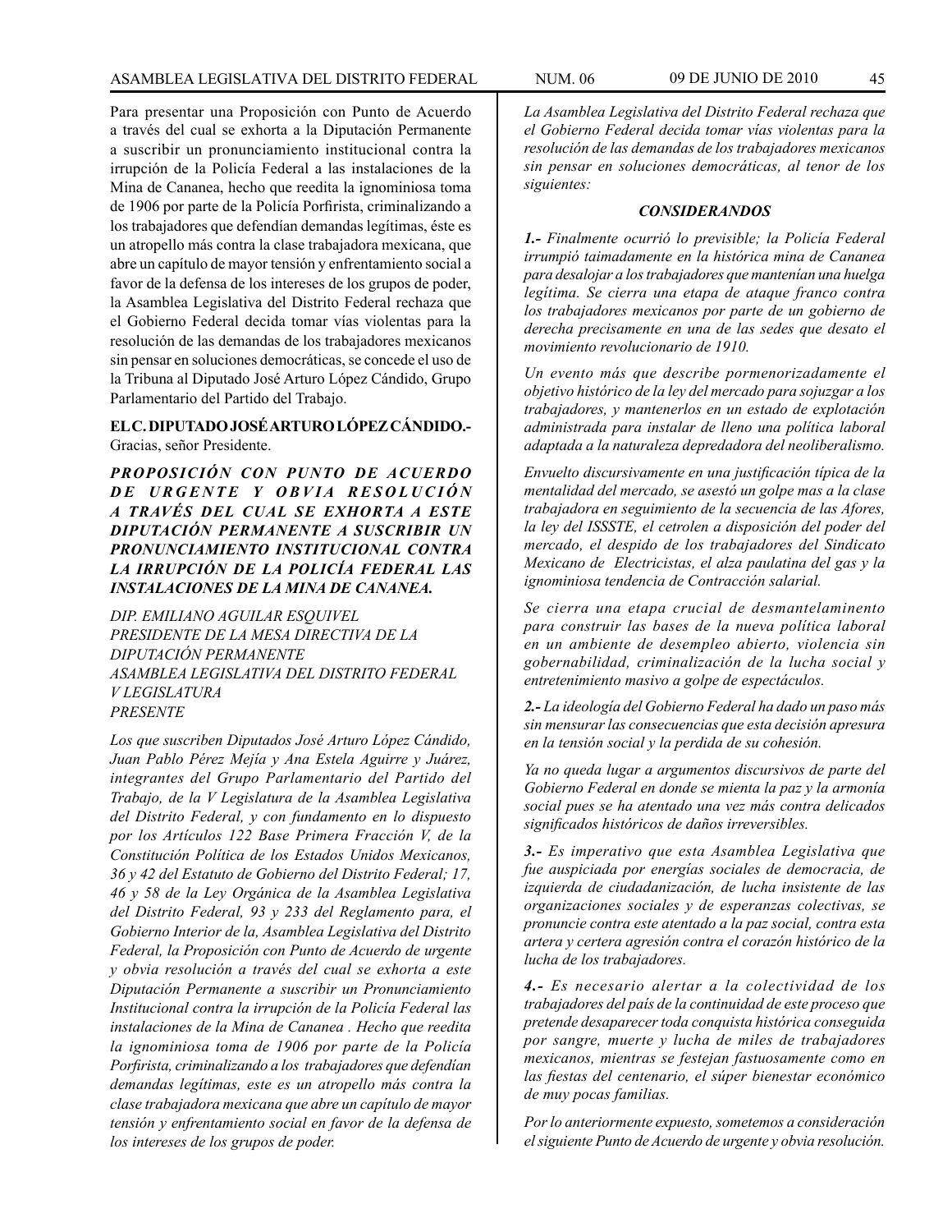Para presentar una Proposición con Punto de Acuerdo a través del cual se exhorta a la Diputación Permanente a suscribir un pronunciamiento institucional contra la irrupción de la Policía Federal a las instalaciones de la Mina de Cananea, hecho que reedita la ignominiosa toma de 1906 por parte de la Policía Porfirista, criminalizando a los trabajadores que defendían demandas legítimas, éste es un atropello más contra la clase trabajadora mexicana, que abre un capítulo de mayor tensión y enfrentamiento social a favor de la defensa de los intereses de los grupos de poder, la Asamblea Legislativa del Distrito Federal rechaza que el Gobierno Federal decida tomar vías violentas para la resolución de las demandas de los trabajadores mexicanos sin pensar en soluciones democráticas, se concede el uso de la Tribuna al Diputado José Arturo López Cándido, Grupo Parlamentario del Partido del Trabajo.

**EL C. DIPUTADO JOSÉ ARTURO LÓPEZ CÁNDIDO.-** Gracias, señor Presidente.

***PROPOSICIÓN CON PUNTO DE ACUERDO DE URGENTE Y OBVIA RESOLUCIÓN A TRAVÉS DEL CUAL SE EXHORTA A ESTE DIPUTACIÓN PERMANENTE A SUSCRIBIR UN PRONUNCIAMIENTO INSTITUCIONAL CONTRA LA IRRUPCIÓN DE LA POLICÍA FEDERAL LAS INSTALACIONES DE LA MINA DE CANANEA.***

*DIP. EMILIANO AGUILAR ESQUIVEL*
*PRESIDENTE DE LA MESA DIRECTIVA DE LA DIPUTACIÓN PERMANENTE*
*ASAMBLEA LEGISLATIVA DEL DISTRITO FEDERAL*
*V LEGISLATURA*
*PRESENTE*

*Los que suscriben Diputados José Arturo López Cándido, Juan Pablo Pérez Mejía y Ana Estela Aguirre y Juárez, integrantes del Grupo Parlamentario del Partido del Trabajo, de la V Legislatura de la Asamblea Legislativa del Distrito Federal, y con fundamento en lo dispuesto por los Artículos 122 Base Primera Fracción V, de la Constitución Política de los Estados Unidos Mexicanos, 36 y 42 del Estatuto de Gobierno del Distrito Federal; 17, 46 y 58 de la Ley Orgánica de la Asamblea Legislativa del Distrito Federal, 93 y 233 del Reglamento para, el Gobierno Interior de la, Asamblea Legislativa del Distrito Federal, la Proposición con Punto de Acuerdo de urgente y obvia resolución a través del cual se exhorta a este Diputación Permanente a suscribir un Pronunciamiento Institucional contra la irrupción de la Policía Federal las instalaciones de la Mina de Cananea . Hecho que reedita la ignominiosa toma de 1906 por parte de la Policía Porfirista, criminalizando a los trabajadores que defendían demandas legítimas, este es un atropello más contra la clase trabajadora mexicana que abre un capítulo de mayor tensión y enfrentamiento social en favor de la defensa de los intereses de los grupos de poder.*

*La Asamblea Legislativa del Distrito Federal rechaza que el Gobierno Federal decida tomar vías violentas para la resolución de las demandas de los trabajadores mexicanos sin pensar en soluciones democráticas, al tenor de los siguientes:*

***CONSIDERANDOS***

***1.-*** *Finalmente ocurrió lo previsible; la Policía Federal irrumpió taimadamente en la histórica mina de Cananea para desalojar a los trabajadores que mantenían una huelga legítima. Se cierra una etapa de ataque franco contra los trabajadores mexicanos por parte de un gobierno de derecha precisamente en una de las sedes que desato el movimiento revolucionario de 1910.*

*Un evento más que describe pormenorizadamente el objetivo histórico de la ley del mercado para sojuzgar a los trabajadores, y mantenerlos en un estado de explotación administrada para instalar de lleno una política laboral adaptada a la naturaleza depredadora del neoliberalismo.*

*Envuelto discursivamente en una justificación típica de la mentalidad del mercado, se asestó un golpe mas a la clase trabajadora en seguimiento de la secuencia de las Afores, la ley del ISSSTE, el cetrolen a disposición del poder del mercado, el despido de los trabajadores del Sindicato Mexicano de Electricistas, el alza paulatina del gas y la ignominiosa tendencia de Contracción salarial.*

*Se cierra una etapa crucial de desmantelaminento para construir las bases de la nueva política laboral en un ambiente de desempleo abierto, violencia sin gobernabilidad, criminalización de la lucha social y entretenimiento masivo a golpe de espectáculos.*

***2.-*** *La ideología del Gobierno Federal ha dado un paso más sin mensurar las consecuencias que esta decisión apresura en la tensión social y la perdida de su cohesión.*

*Ya no queda lugar a argumentos discursivos de parte del Gobierno Federal en donde se mienta la paz y la armonía social pues se ha atentado una vez más contra delicados significados históricos de daños irreversibles.*

***3.-*** *Es imperativo que esta Asamblea Legislativa que fue auspiciada por energías sociales de democracia, de izquierda de ciudadanización, de lucha insistente de las organizaciones sociales y de esperanzas colectivas, se pronuncie contra este atentado a la paz social, contra esta artera y certera agresión contra el corazón histórico de la lucha de los trabajadores.*

***4.-*** *Es necesario alertar a la colectividad de los trabajadores del país de la continuidad de este proceso que pretende desaparecer toda conquista histórica conseguida por sangre, muerte y lucha de miles de trabajadores mexicanos, mientras se festejan fastuosamente como en las fiestas del centenario, el súper bienestar económico de muy pocas familias.*

*Por lo anteriormente expuesto, sometemos a consideración el siguiente Punto de Acuerdo de urgente y obvia resolución.*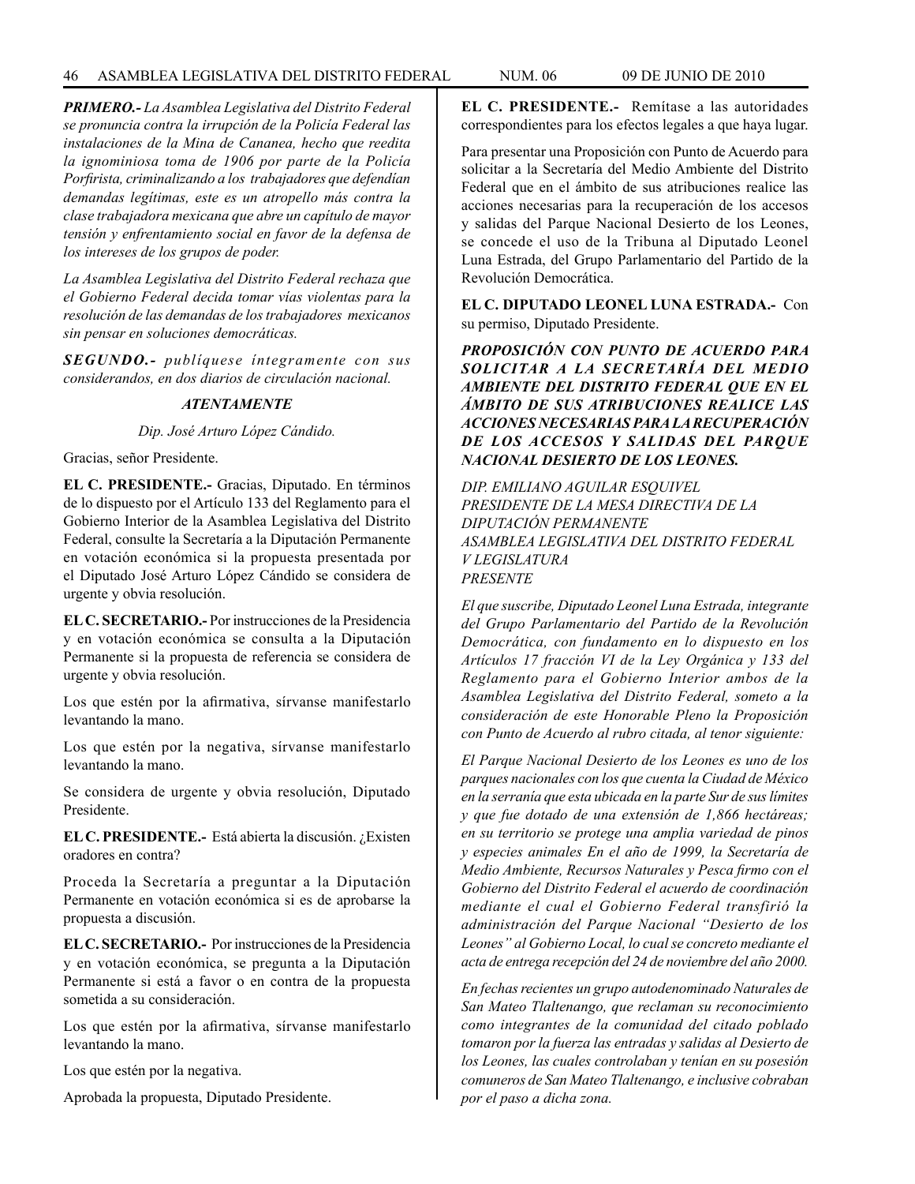***PRIMERO.-*** *La Asamblea Legislativa del Distrito Federal se pronuncia contra la irrupción de la Policía Federal las instalaciones de la Mina de Cananea, hecho que reedita la ignominiosa toma de 1906 por parte de la Policía Porfirista, criminalizando a los trabajadores que defendían demandas legítimas, este es un atropello más contra la clase trabajadora mexicana que abre un capítulo de mayor tensión y enfrentamiento social en favor de la defensa de los intereses de los grupos de poder.*

*La Asamblea Legislativa del Distrito Federal rechaza que el Gobierno Federal decida tomar vías violentas para la resolución de las demandas de los trabajadores mexicanos sin pensar en soluciones democráticas.*

***SEGUNDO.-*** *publíquese íntegramente con sus considerandos, en dos diarios de circulación nacional.*

*ATENTAMENTE*

*Dip. José Arturo López Cándido.*

Gracias, señor Presidente.

**EL C. PRESIDENTE.-** Gracias, Diputado. En términos de lo dispuesto por el Artículo 133 del Reglamento para el Gobierno Interior de la Asamblea Legislativa del Distrito Federal, consulte la Secretaría a la Diputación Permanente en votación económica si la propuesta presentada por el Diputado José Arturo López Cándido se considera de urgente y obvia resolución.

**EL C. SECRETARIO.-** Por instrucciones de la Presidencia y en votación económica se consulta a la Diputación Permanente si la propuesta de referencia se considera de urgente y obvia resolución.

Los que estén por la afirmativa, sírvanse manifestarlo levantando la mano.

Los que estén por la negativa, sírvanse manifestarlo levantando la mano.

Se considera de urgente y obvia resolución, Diputado Presidente.

**EL C. PRESIDENTE.-** Está abierta la discusión. ¿Existen oradores en contra?

Proceda la Secretaría a preguntar a la Diputación Permanente en votación económica si es de aprobarse la propuesta a discusión.

**EL C. SECRETARIO.-** Por instrucciones de la Presidencia y en votación económica, se pregunta a la Diputación Permanente si está a favor o en contra de la propuesta sometida a su consideración.

Los que estén por la afirmativa, sírvanse manifestarlo levantando la mano.

Los que estén por la negativa.

Aprobada la propuesta, Diputado Presidente.

**EL C. PRESIDENTE.-** Remítase a las autoridades correspondientes para los efectos legales a que haya lugar.

Para presentar una Proposición con Punto de Acuerdo para solicitar a la Secretaría del Medio Ambiente del Distrito Federal que en el ámbito de sus atribuciones realice las acciones necesarias para la recuperación de los accesos y salidas del Parque Nacional Desierto de los Leones, se concede el uso de la Tribuna al Diputado Leonel Luna Estrada, del Grupo Parlamentario del Partido de la Revolución Democrática.

**EL C. DIPUTADO LEONEL LUNA ESTRADA.-** Con su permiso, Diputado Presidente.

***PROPOSICIÓN CON PUNTO DE ACUERDO PARA SOLICITAR A LA SECRETARÍA DEL MEDIO AMBIENTE DEL DISTRITO FEDERAL QUE EN EL ÁMBITO DE SUS ATRIBUCIONES REALICE LAS ACCIONES NECESARIAS PARA LA RECUPERACIÓN DE LOS ACCESOS Y SALIDAS DEL PARQUE NACIONAL DESIERTO DE LOS LEONES.***

*DIP. EMILIANO AGUILAR ESQUIVEL*
*PRESIDENTE DE LA MESA DIRECTIVA DE LA DIPUTACIÓN PERMANENTE*
*ASAMBLEA LEGISLATIVA DEL DISTRITO FEDERAL*
*V LEGISLATURA*
*PRESENTE*

*El que suscribe, Diputado Leonel Luna Estrada, integrante del Grupo Parlamentario del Partido de la Revolución Democrática, con fundamento en lo dispuesto en los Artículos 17 fracción VI de la Ley Orgánica y 133 del Reglamento para el Gobierno Interior ambos de la Asamblea Legislativa del Distrito Federal, someto a la consideración de este Honorable Pleno la Proposición con Punto de Acuerdo al rubro citada, al tenor siguiente:*

*El Parque Nacional Desierto de los Leones es uno de los parques nacionales con los que cuenta la Ciudad de México en la serranía que esta ubicada en la parte Sur de sus límites y que fue dotado de una extensión de 1,866 hectáreas; en su territorio se protege una amplia variedad de pinos y especies animales En el año de 1999, la Secretaría de Medio Ambiente, Recursos Naturales y Pesca firmo con el Gobierno del Distrito Federal el acuerdo de coordinación mediante el cual el Gobierno Federal transfirió la administración del Parque Nacional "Desierto de los Leones" al Gobierno Local, lo cual se concreto mediante el acta de entrega recepción del 24 de noviembre del año 2000.*

*En fechas recientes un grupo autodenominado Naturales de San Mateo Tlaltenango, que reclaman su reconocimiento como integrantes de la comunidad del citado poblado tomaron por la fuerza las entradas y salidas al Desierto de los Leones, las cuales controlaban y tenían en su posesión comuneros de San Mateo Tlaltenango, e inclusive cobraban por el paso a dicha zona.*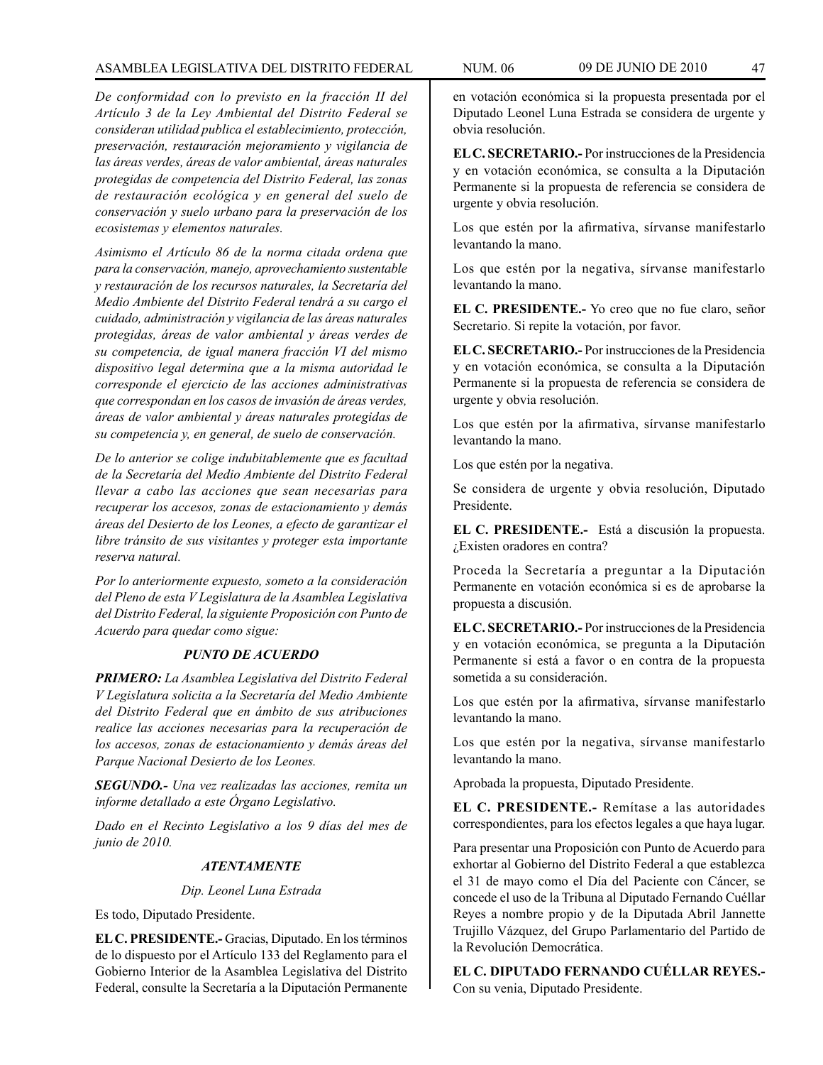*De conformidad con lo previsto en la fracción II del Artículo 3 de la Ley Ambiental del Distrito Federal se consideran utilidad publica el establecimiento, protección, preservación, restauración mejoramiento y vigilancia de las áreas verdes, áreas de valor ambiental, áreas naturales protegidas de competencia del Distrito Federal, las zonas de restauración ecológica y en general del suelo de conservación y suelo urbano para la preservación de los ecosistemas y elementos naturales.*

*Asimismo el Artículo 86 de la norma citada ordena que para la conservación, manejo, aprovechamiento sustentable y restauración de los recursos naturales, la Secretaría del Medio Ambiente del Distrito Federal tendrá a su cargo el cuidado, administración y vigilancia de las áreas naturales protegidas, áreas de valor ambiental y áreas verdes de su competencia, de igual manera fracción VI del mismo dispositivo legal determina que a la misma autoridad le corresponde el ejercicio de las acciones administrativas que correspondan en los casos de invasión de áreas verdes, áreas de valor ambiental y áreas naturales protegidas de su competencia y, en general, de suelo de conservación.*

*De lo anterior se colige indubitablemente que es facultad de la Secretaría del Medio Ambiente del Distrito Federal llevar a cabo las acciones que sean necesarias para recuperar los accesos, zonas de estacionamiento y demás áreas del Desierto de los Leones, a efecto de garantizar el libre tránsito de sus visitantes y proteger esta importante reserva natural.*

*Por lo anteriormente expuesto, someto a la consideración del Pleno de esta V Legislatura de la Asamblea Legislativa del Distrito Federal, la siguiente Proposición con Punto de Acuerdo para quedar como sigue:*

***PUNTO DE ACUERDO***

***PRIMERO:** La Asamblea Legislativa del Distrito Federal V Legislatura solicita a la Secretaría del Medio Ambiente del Distrito Federal que en ámbito de sus atribuciones realice las acciones necesarias para la recuperación de los accesos, zonas de estacionamiento y demás áreas del Parque Nacional Desierto de los Leones.*

***SEGUNDO.-** Una vez realizadas las acciones, remita un informe detallado a este Órgano Legislativo.*

*Dado en el Recinto Legislativo a los 9 días del mes de junio de 2010.*

***ATENTAMENTE***

*Dip. Leonel Luna Estrada*

Es todo, Diputado Presidente.

**EL C. PRESIDENTE.-** Gracias, Diputado. En los términos de lo dispuesto por el Artículo 133 del Reglamento para el Gobierno Interior de la Asamblea Legislativa del Distrito Federal, consulte la Secretaría a la Diputación Permanente en votación económica si la propuesta presentada por el Diputado Leonel Luna Estrada se considera de urgente y obvia resolución.

**EL C. SECRETARIO.-** Por instrucciones de la Presidencia y en votación económica, se consulta a la Diputación Permanente si la propuesta de referencia se considera de urgente y obvia resolución.

Los que estén por la afirmativa, sírvanse manifestarlo levantando la mano.

Los que estén por la negativa, sírvanse manifestarlo levantando la mano.

**EL C. PRESIDENTE.-** Yo creo que no fue claro, señor Secretario. Si repite la votación, por favor.

**EL C. SECRETARIO.-** Por instrucciones de la Presidencia y en votación económica, se consulta a la Diputación Permanente si la propuesta de referencia se considera de urgente y obvia resolución.

Los que estén por la afirmativa, sírvanse manifestarlo levantando la mano.

Los que estén por la negativa.

Se considera de urgente y obvia resolución, Diputado Presidente.

**EL C. PRESIDENTE.-** Está a discusión la propuesta. ¿Existen oradores en contra?

Proceda la Secretaría a preguntar a la Diputación Permanente en votación económica si es de aprobarse la propuesta a discusión.

**EL C. SECRETARIO.-** Por instrucciones de la Presidencia y en votación económica, se pregunta a la Diputación Permanente si está a favor o en contra de la propuesta sometida a su consideración.

Los que estén por la afirmativa, sírvanse manifestarlo levantando la mano.

Los que estén por la negativa, sírvanse manifestarlo levantando la mano.

Aprobada la propuesta, Diputado Presidente.

**EL C. PRESIDENTE.-** Remítase a las autoridades correspondientes, para los efectos legales a que haya lugar.

Para presentar una Proposición con Punto de Acuerdo para exhortar al Gobierno del Distrito Federal a que establezca el 31 de mayo como el Día del Paciente con Cáncer, se concede el uso de la Tribuna al Diputado Fernando Cuéllar Reyes a nombre propio y de la Diputada Abril Jannette Trujillo Vázquez, del Grupo Parlamentario del Partido de la Revolución Democrática.

**EL C. DIPUTADO FERNANDO CUÉLLAR REYES.-** Con su venia, Diputado Presidente.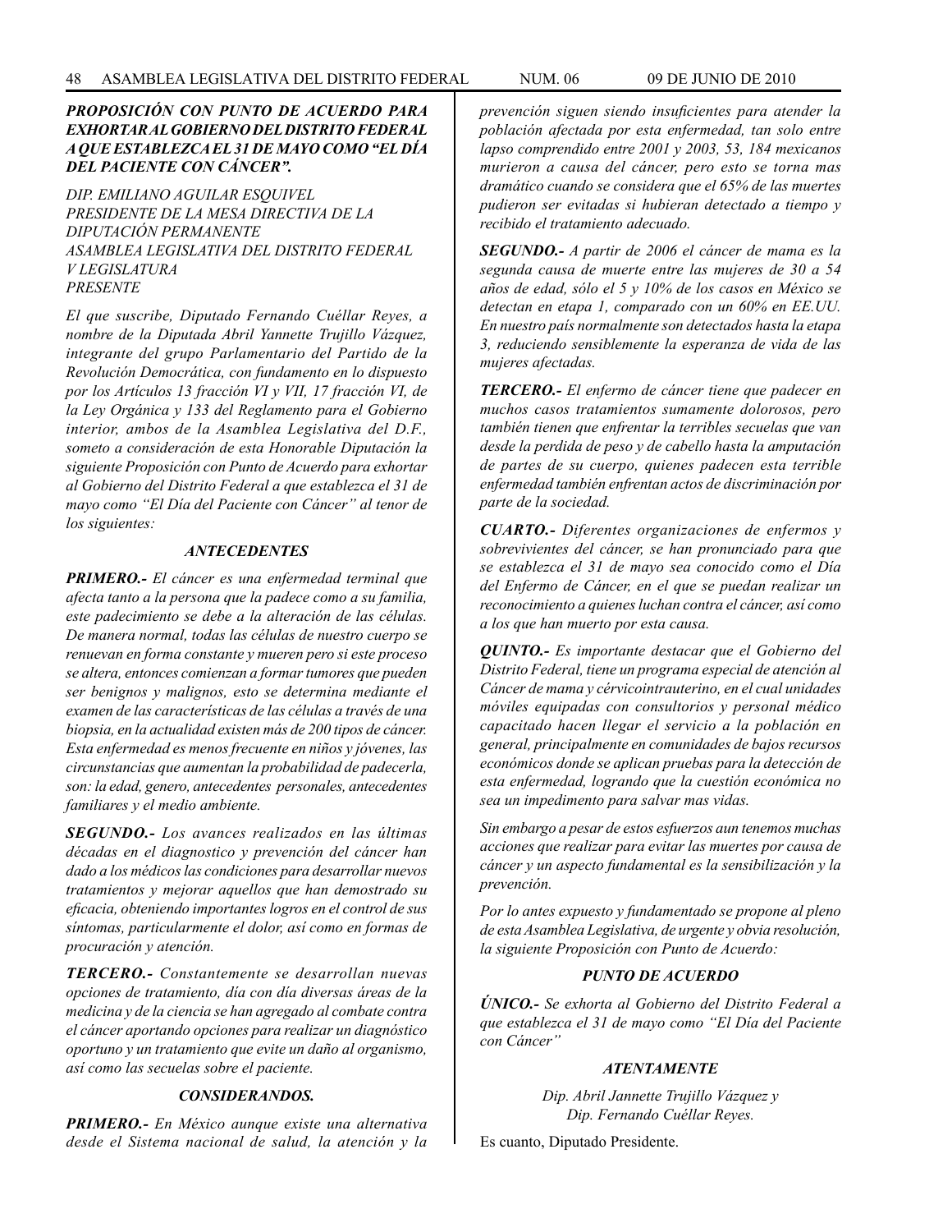***PROPOSICIÓN CON PUNTO DE ACUERDO PARA EXHORTAR AL GOBIERNO DEL DISTRITO FEDERAL A QUE ESTABLEZCA EL 31 DE MAYO COMO "EL DÍA DEL PACIENTE CON CÁNCER".***

*DIP. EMILIANO AGUILAR ESQUIVEL*
*PRESIDENTE DE LA MESA DIRECTIVA DE LA DIPUTACIÓN PERMANENTE*
*ASAMBLEA LEGISLATIVA DEL DISTRITO FEDERAL*
*V LEGISLATURA*
*PRESENTE*

***El que suscribe, Diputado Fernando Cuéllar Reyes, a nombre de la Diputada Abril Yannette Trujillo Vázquez, integrante del grupo Parlamentario del Partido de la Revolución Democrática, con fundamento en lo dispuesto por los Artículos 13 fracción VI y VII, 17 fracción VI, de la Ley Orgánica y 133 del Reglamento para el Gobierno interior, ambos de la Asamblea Legislativa del D.F., someto a consideración de esta Honorable Diputación la siguiente Proposición con Punto de Acuerdo para exhortar al Gobierno del Distrito Federal a que establezca el 31 de mayo como "El Día del Paciente con Cáncer" al tenor de los siguientes:***

### *ANTECEDENTES*

***PRIMERO.-*** *El cáncer es una enfermedad terminal que afecta tanto a la persona que la padece como a su familia, este padecimiento se debe a la alteración de las células. De manera normal, todas las células de nuestro cuerpo se renuevan en forma constante y mueren pero si este proceso se altera, entonces comienzan a formar tumores que pueden ser benignos y malignos, esto se determina mediante el examen de las características de las células a través de una biopsia, en la actualidad existen más de 200 tipos de cáncer. Esta enfermedad es menos frecuente en niños y jóvenes, las circunstancias que aumentan la probabilidad de padecerla, son: la edad, genero, antecedentes personales, antecedentes familiares y el medio ambiente.*

***SEGUNDO.-*** *Los avances realizados en las últimas décadas en el diagnostico y prevención del cáncer han dado a los médicos las condiciones para desarrollar nuevos tratamientos y mejorar aquellos que han demostrado su eficacia, obteniendo importantes logros en el control de sus síntomas, particularmente el dolor, así como en formas de procuración y atención.*

***TERCERO.-*** *Constantemente se desarrollan nuevas opciones de tratamiento, día con día diversas áreas de la medicina y de la ciencia se han agregado al combate contra el cáncer aportando opciones para realizar un diagnóstico oportuno y un tratamiento que evite un daño al organismo, así como las secuelas sobre el paciente.*

### *CONSIDERANDOS.*

***PRIMERO.-*** *En México aunque existe una alternativa desde el Sistema nacional de salud, la atención y la prevención siguen siendo insuficientes para atender la población afectada por esta enfermedad, tan solo entre lapso comprendido entre 2001 y 2003, 53, 184 mexicanos murieron a causa del cáncer, pero esto se torna mas dramático cuando se considera que el 65% de las muertes pudieron ser evitadas si hubieran detectado a tiempo y recibido el tratamiento adecuado.*

***SEGUNDO.-*** *A partir de 2006 el cáncer de mama es la segunda causa de muerte entre las mujeres de 30 a 54 años de edad, sólo el 5 y 10% de los casos en México se detectan en etapa 1, comparado con un 60% en EE.UU. En nuestro país normalmente son detectados hasta la etapa 3, reduciendo sensiblemente la esperanza de vida de las mujeres afectadas.*

***TERCERO.-*** *El enfermo de cáncer tiene que padecer en muchos casos tratamientos sumamente dolorosos, pero también tienen que enfrentar la terribles secuelas que van desde la perdida de peso y de cabello hasta la amputación de partes de su cuerpo, quienes padecen esta terrible enfermedad también enfrentan actos de discriminación por parte de la sociedad.*

***CUARTO.-*** *Diferentes organizaciones de enfermos y sobrevivientes del cáncer, se han pronunciado para que se establezca el 31 de mayo sea conocido como el Día del Enfermo de Cáncer, en el que se puedan realizar un reconocimiento a quienes luchan contra el cáncer, así como a los que han muerto por esta causa.*

***QUINTO.-*** *Es importante destacar que el Gobierno del Distrito Federal, tiene un programa especial de atención al Cáncer de mama y cérvicointrauterino, en el cual unidades móviles equipadas con consultorios y personal médico capacitado hacen llegar el servicio a la población en general, principalmente en comunidades de bajos recursos económicos donde se aplican pruebas para la detección de esta enfermedad, logrando que la cuestión económica no sea un impedimento para salvar mas vidas.*

*Sin embargo a pesar de estos esfuerzos aun tenemos muchas acciones que realizar para evitar las muertes por causa de cáncer y un aspecto fundamental es la sensibilización y la prevención.*

*Por lo antes expuesto y fundamentado se propone al pleno de esta Asamblea Legislativa, de urgente y obvia resolución, la siguiente Proposición con Punto de Acuerdo:*

### *PUNTO DE ACUERDO*

***ÚNICO.-*** *Se exhorta al Gobierno del Distrito Federal a que establezca el 31 de mayo como "El Día del Paciente con Cáncer"*

### *ATENTAMENTE*

*Dip. Abril Jannette Trujillo Vázquez y*
*Dip. Fernando Cuéllar Reyes.*

Es cuanto, Diputado Presidente.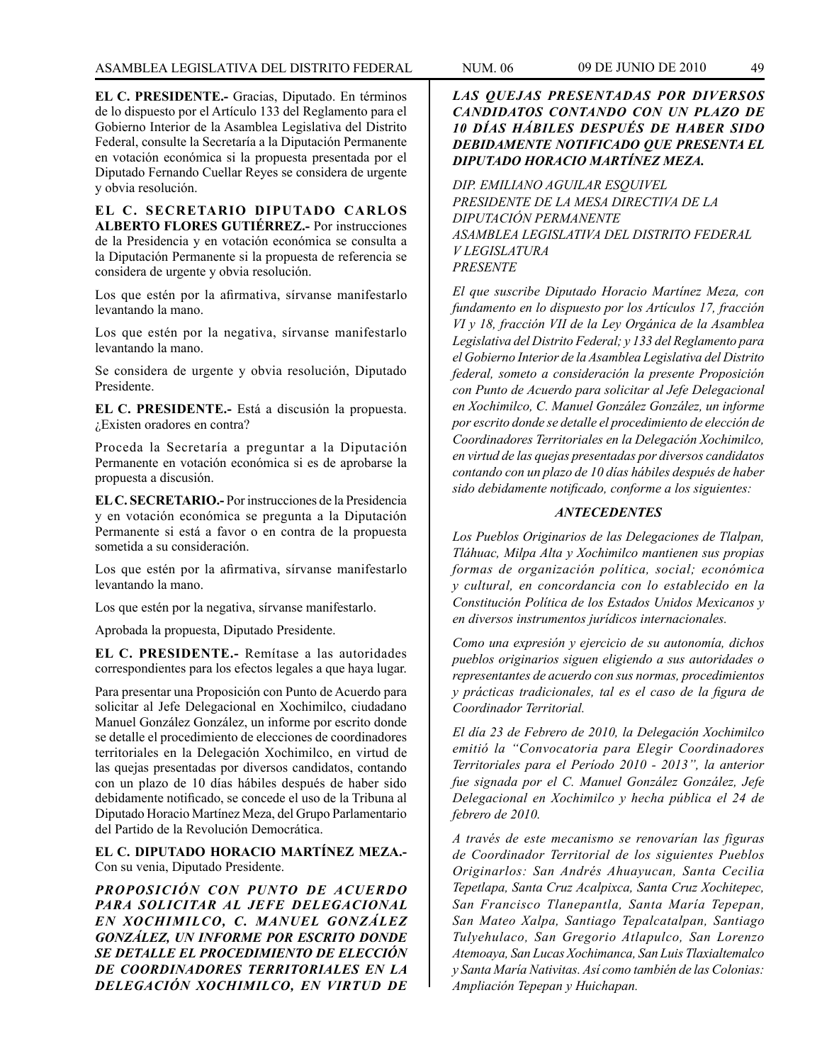**EL C. PRESIDENTE.-** Gracias, Diputado. En términos de lo dispuesto por el Artículo 133 del Reglamento para el Gobierno Interior de la Asamblea Legislativa del Distrito Federal, consulte la Secretaría a la Diputación Permanente en votación económica si la propuesta presentada por el Diputado Fernando Cuellar Reyes se considera de urgente y obvia resolución.

**EL C. SECRETARIO DIPUTADO CARLOS ALBERTO FLORES GUTIÉRREZ.-** Por instrucciones de la Presidencia y en votación económica se consulta a la Diputación Permanente si la propuesta de referencia se considera de urgente y obvia resolución.

Los que estén por la afirmativa, sírvanse manifestarlo levantando la mano.

Los que estén por la negativa, sírvanse manifestarlo levantando la mano.

Se considera de urgente y obvia resolución, Diputado Presidente.

**EL C. PRESIDENTE.-** Está a discusión la propuesta. ¿Existen oradores en contra?

Proceda la Secretaría a preguntar a la Diputación Permanente en votación económica si es de aprobarse la propuesta a discusión.

**EL C. SECRETARIO.-** Por instrucciones de la Presidencia y en votación económica se pregunta a la Diputación Permanente si está a favor o en contra de la propuesta sometida a su consideración.

Los que estén por la afirmativa, sírvanse manifestarlo levantando la mano.

Los que estén por la negativa, sírvanse manifestarlo.

Aprobada la propuesta, Diputado Presidente.

**EL C. PRESIDENTE.-** Remítase a las autoridades correspondientes para los efectos legales a que haya lugar.

Para presentar una Proposición con Punto de Acuerdo para solicitar al Jefe Delegacional en Xochimilco, ciudadano Manuel González González, un informe por escrito donde se detalle el procedimiento de elecciones de coordinadores territoriales en la Delegación Xochimilco, en virtud de las quejas presentadas por diversos candidatos, contando con un plazo de 10 días hábiles después de haber sido debidamente notificado, se concede el uso de la Tribuna al Diputado Horacio Martínez Meza, del Grupo Parlamentario del Partido de la Revolución Democrática.

**EL C. DIPUTADO HORACIO MARTÍNEZ MEZA.-** Con su venia, Diputado Presidente.

***PROPOSICIÓN CON PUNTO DE ACUERDO PARA SOLICITAR AL JEFE DELEGACIONAL EN XOCHIMILCO, C. MANUEL GONZÁLEZ GONZÁLEZ, UN INFORME POR ESCRITO DONDE SE DETALLE EL PROCEDIMIENTO DE ELECCIÓN DE COORDINADORES TERRITORIALES EN LA DELEGACIÓN XOCHIMILCO, EN VIRTUD DE LAS QUEJAS PRESENTADAS POR DIVERSOS CANDIDATOS CONTANDO CON UN PLAZO DE 10 DÍAS HÁBILES DESPUÉS DE HABER SIDO DEBIDAMENTE NOTIFICADO QUE PRESENTA EL DIPUTADO HORACIO MARTÍNEZ MEZA.***

*DIP. EMILIANO AGUILAR ESQUIVEL*
*PRESIDENTE DE LA MESA DIRECTIVA DE LA DIPUTACIÓN PERMANENTE*
*ASAMBLEA LEGISLATIVA DEL DISTRITO FEDERAL*
*V LEGISLATURA*
*PRESENTE*

*El que suscribe Diputado Horacio Martínez Meza, con fundamento en lo dispuesto por los Artículos 17, fracción VI y 18, fracción VII de la Ley Orgánica de la Asamblea Legislativa del Distrito Federal; y 133 del Reglamento para el Gobierno Interior de la Asamblea Legislativa del Distrito federal, someto a consideración la presente Proposición con Punto de Acuerdo para solicitar al Jefe Delegacional en Xochimilco, C. Manuel González González, un informe por escrito donde se detalle el procedimiento de elección de Coordinadores Territoriales en la Delegación Xochimilco, en virtud de las quejas presentadas por diversos candidatos contando con un plazo de 10 días hábiles después de haber sido debidamente notificado, conforme a los siguientes:*

***ANTECEDENTES***

*Los Pueblos Originarios de las Delegaciones de Tlalpan, Tláhuac, Milpa Alta y Xochimilco mantienen sus propias formas de organización política, social; económica y cultural, en concordancia con lo establecido en la Constitución Política de los Estados Unidos Mexicanos y en diversos instrumentos jurídicos internacionales.*

*Como una expresión y ejercicio de su autonomía, dichos pueblos originarios siguen eligiendo a sus autoridades o representantes de acuerdo con sus normas, procedimientos y prácticas tradicionales, tal es el caso de la figura de Coordinador Territorial.*

*El día 23 de Febrero de 2010, la Delegación Xochimilco emitió la "Convocatoria para Elegir Coordinadores Territoriales para el Período 2010 - 2013", la anterior fue signada por el C. Manuel González González, Jefe Delegacional en Xochimilco y hecha pública el 24 de febrero de 2010.*

*A través de este mecanismo se renovarían las figuras de Coordinador Territorial de los siguientes Pueblos Originarlos: San Andrés Ahuayucan, Santa Cecilia Tepetlapa, Santa Cruz Acalpixca, Santa Cruz Xochitepec, San Francisco Tlanepantla, Santa María Tepepan, San Mateo Xalpa, Santiago Tepalcatalpan, Santiago Tulyehulaco, San Gregorio Atlapulco, San Lorenzo Atemoaya, San Lucas Xochimanca, San Luis Tlaxialtemalco y Santa María Nativitas. Así como también de las Colonias: Ampliación Tepepan y Huichapan.*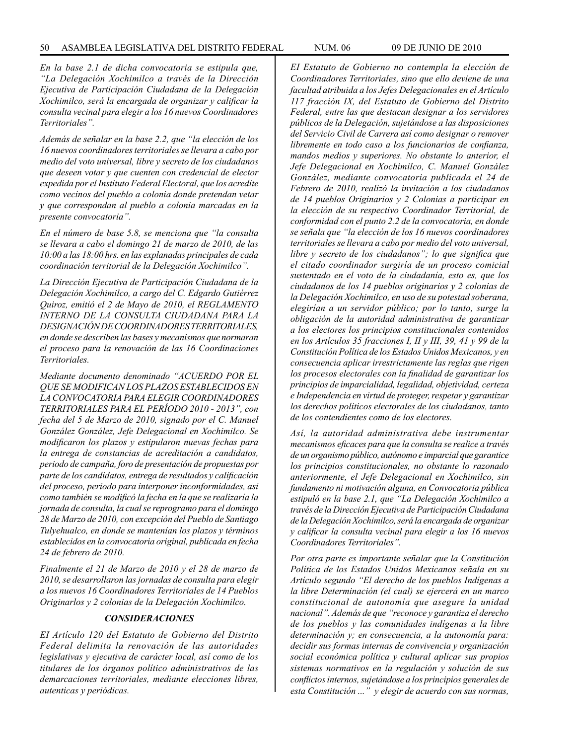*En la base 2.1 de dicha convocatoria se estipula que, "La Delegación Xochimilco a través de la Dirección Ejecutiva de Participación Ciudadana de la Delegación Xochimilco, será la encargada de organizar y calificar la consulta vecinal para elegir a los 16 nuevos Coordinadores Territoriales".*

*Además de señalar en la base 2.2, que "la elección de los 16 nuevos coordinadores territoriales se llevara a cabo por medio del voto universal, libre y secreto de los ciudadanos que deseen votar y que cuenten con credencial de elector expedida por el Instituto Federal Electoral, que los acredite como vecinos del pueblo a colonia donde pretendan vetar y que correspondan al pueblo a colonia marcadas en la presente convocatoria".*

*En el número de base 5.8, se menciona que "la consulta se llevara a cabo el domingo 21 de marzo de 2010, de las 10:00 a las 18:00 hrs. en las explanadas principales de cada coordinación territorial de la Delegación Xochimilco".*

*La Dirección Ejecutiva de Participación Ciudadana de la Delegación Xochimilco, a cargo del C. Edgardo Gutiérrez Quiroz, emitió el 2 de Mayo de 2010, el REGLAMENTO INTERNO DE LA CONSULTA CIUDADANA PARA LA DESIGNACIÓN DE COORDINADORES TERRITORIALES, en donde se describen las bases y mecanismos que normaran el proceso para la renovación de las 16 Coordinaciones Territoriales.*

*Mediante documento denominado "ACUERDO POR EL QUE SE MODIFICAN LOS PLAZOS ESTABLECIDOS EN LA CONVOCATORIA PARA ELEGIR COORDINADORES TERRITORIALES PARA EL PERÍODO 2010 - 2013", con fecha del 5 de Marzo de 2010, signado por el C. Manuel González González, Jefe Delegacional en Xochimilco. Se modificaron los plazos y estipularon nuevas fechas para la entrega de constancias de acreditación a candidatos, periodo de campaña, foro de presentación de propuestas por parte de los candidatos, entrega de resultados y calificación del proceso, período para interponer inconformidades, así como también se modificó la fecha en la que se realizaría la jornada de consulta, la cual se reprogramo para el domingo 28 de Marzo de 2010, con excepción del Pueblo de Santiago Tulyehualco, en donde se mantenían los plazos y términos establecidos en la convocatoria original, publicada en fecha 24 de febrero de 2010.*

*Finalmente el 21 de Marzo de 2010 y el 28 de marzo de 2010, se desarrollaron las jornadas de consulta para elegir a los nuevos 16 Coordinadores Territoriales de 14 Pueblos Originarlos y 2 colonias de la Delegación Xochimilco.*

### *CONSIDERACIONES*

*EI Artículo 120 del Estatuto de Gobierno del Distrito Federal delimita la renovación de las autoridades legislativas y ejecutiva de carácter local, así como de los titulares de los órganos político administrativos de las demarcaciones territoriales, mediante elecciones libres, autenticas y periódicas.*

*EI Estatuto de Gobierno no contempla la elección de Coordinadores Territoriales, sino que ello deviene de una facultad atribuida a los Jefes Delegacionales en el Artículo 117 fracción IX, del Estatuto de Gobierno del Distrito Federal, entre las que destacan designar a los servidores públicos de la Delegación, sujetándose a las disposiciones del Servicio Civil de Carrera así como designar o remover libremente en todo caso a los funcionarios de confianza, mandos medios y superiores. No obstante lo anterior, el Jefe Delegacional en Xochimilco, C. Manuel González González, mediante convocatoria publicada el 24 de Febrero de 2010, realizó la invitación a los ciudadanos de 14 pueblos Originarios y 2 Colonias a participar en la elección de su respectivo Coordinador Territorial, de conformidad con el punto 2.2 de la convocatoria, en donde se señala que "la elección de los 16 nuevos coordinadores territoriales se llevara a cabo por medio del voto universal, libre y secreto de los ciudadanos"; lo que significa que el citado coordinador surgiría de un proceso comicial sustentado en el voto de la ciudadanía, esto es, que los ciudadanos de los 14 pueblos originarios y 2 colonias de la Delegación Xochimilco, en uso de su potestad soberana, elegirían a un servidor público; por lo tanto, surge la obligación de la autoridad administrativa de garantizar a los electores los principios constitucionales contenidos en los Artículos 35 fracciones I, II y III, 39, 41 y 99 de la Constitución Política de los Estados Unidos Mexicanos, y en consecuencia aplicar irrestrictamente las reglas que rigen los procesos electorales con la finalidad de garantizar los principios de imparcialidad, legalidad, objetividad, certeza e Independencia en virtud de proteger, respetar y garantizar los derechos políticos electorales de los ciudadanos, tanto de los contendientes como de los electores.*

*Así, la autoridad administrativa debe instrumentar mecanismos eficaces para que la consulta se realice a través de un organismo público, autónomo e imparcial que garantice los principios constitucionales, no obstante lo razonado anteriormente, el Jefe Delegacional en Xochimilco, sin fundamento ni motivación alguna, en Convocatoria pública estipuló en la base 2.1, que "La Delegación Xochimilco a través de la Dirección Ejecutiva de Participación Ciudadana de la Delegación Xochimilco, será la encargada de organizar y calificar la consulta vecinal para elegir a los 16 nuevos Coordinadores Territoriales".*

*Por otra parte es importante señalar que la Constitución Política de los Estados Unidos Mexicanos señala en su Artículo segundo "El derecho de los pueblos Indígenas a la libre Determinación (el cual) se ejercerá en un marco constitucional de autonomía que asegure la unidad nacional". Además de que "reconoce y garantiza el derecho de los pueblos y las comunidades indígenas a la libre determinación y; en consecuencia, a la autonomía para: decidir sus formas internas de convivencia y organización social económica política y cultural aplicar sus propios sistemas normativos en la regulación y solución de sus conflictos internos, sujetándose a los principios generales de esta Constitución ..." y elegir de acuerdo con sus normas,*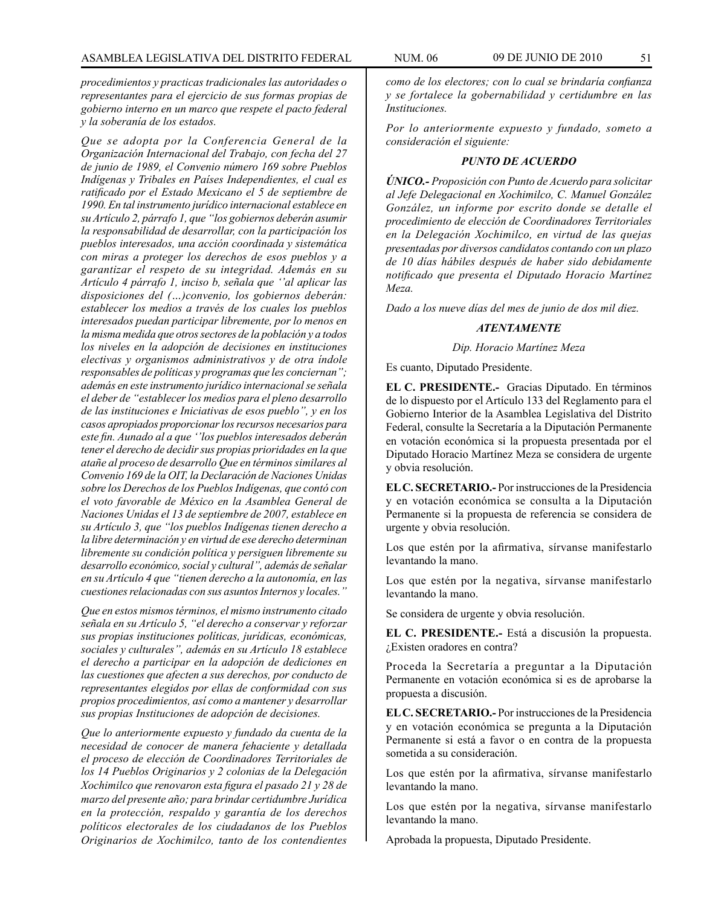*procedimientos y practicas tradicionales las autoridades o representantes para el ejercicio de sus formas propias de gobierno interno en un marco que respete el pacto federal y la soberanía de los estados.*

*Que se adopta por la Conferencia General de la Organización Internacional del Trabajo, con fecha del 27 de junio de 1989, el Convenio número 169 sobre Pueblos Indígenas y Tribales en Países Independientes, el cual es ratificado por el Estado Mexicano el 5 de septiembre de 1990. En tal instrumento jurídico internacional establece en su Artículo 2, párrafo 1, que "los gobiernos deberán asumir la responsabilidad de desarrollar, con la participación los pueblos interesados, una acción coordinada y sistemática con miras a proteger los derechos de esos pueblos y a garantizar el respeto de su integridad. Además en su Artículo 4 párrafo 1, inciso b, señala que ''al aplicar las disposiciones del (…)convenio, los gobiernos deberán: establecer los medios a través de los cuales los pueblos interesados puedan participar libremente, por lo menos en la misma medida que otros sectores de la población y a todos los niveles en la adopción de decisiones en instituciones electivas y organismos administrativos y de otra índole responsables de políticas y programas que les conciernan"; además en este instrumento jurídico internacional se señala el deber de "establecer los medios para el pleno desarrollo de las instituciones e Iniciativas de esos pueblo", y en los casos apropiados proporcionar los recursos necesarios para este fin. Aunado al a que ''los pueblos interesados deberán tener el derecho de decidir sus propias prioridades en la que atañe al proceso de desarrollo Que en términos similares al Convenio 169 de la OIT, la Declaración de Naciones Unidas sobre los Derechos de los Pueblos Indígenas, que contó con el voto favorable de México en la Asamblea General de Naciones Unidas el 13 de septiembre de 2007, establece en su Artículo 3, que "los pueblos Indígenas tienen derecho a la libre determinación y en virtud de ese derecho determinan libremente su condición política y persiguen libremente su desarrollo económico, social y cultural", además de señalar en su Artículo 4 que "tienen derecho a la autonomía, en las cuestiones relacionadas con sus asuntos Internos y locales."*

*Que en estos mismos términos, el mismo instrumento citado señala en su Artículo 5, "el derecho a conservar y reforzar sus propias instituciones políticas, jurídicas, económicas, sociales y culturales", además en su Artículo 18 establece el derecho a participar en la adopción de dediciones en las cuestiones que afecten a sus derechos, por conducto de representantes elegidos por ellas de conformidad con sus propios procedimientos, así como a mantener y desarrollar sus propias Instituciones de adopción de decisiones.*

*Que lo anteriormente expuesto y fundado da cuenta de la necesidad de conocer de manera fehaciente y detallada el proceso de elección de Coordinadores Territoriales de los 14 Pueblos Originarios y 2 colonias de la Delegación Xochimilco que renovaron esta figura el pasado 21 y 28 de marzo del presente año; para brindar certidumbre Jurídica en la protección, respaldo y garantía de los derechos políticos electorales de los ciudadanos de los Pueblos Originarios de Xochimilco, tanto de los contendientes como de los electores; con lo cual se brindaría confianza y se fortalece la gobernabilidad y certidumbre en las Instituciones.*

*Por lo anteriormente expuesto y fundado, someto a consideración el siguiente:*

***PUNTO DE ACUERDO***

***ÚNICO.-*** *Proposición con Punto de Acuerdo para solicitar al Jefe Delegacional en Xochimilco, C. Manuel González González, un informe por escrito donde se detalle el procedimiento de elección de Coordinadores Territoriales en la Delegación Xochimilco, en virtud de las quejas presentadas por diversos candidatos contando con un plazo de 10 días hábiles después de haber sido debidamente notificado que presenta el Diputado Horacio Martínez Meza.*

*Dado a los nueve días del mes de junio de dos mil diez.*

***ATENTAMENTE***

*Dip. Horacio Martínez Meza*

Es cuanto, Diputado Presidente.

**EL C. PRESIDENTE.-** Gracias Diputado. En términos de lo dispuesto por el Artículo 133 del Reglamento para el Gobierno Interior de la Asamblea Legislativa del Distrito Federal, consulte la Secretaría a la Diputación Permanente en votación económica si la propuesta presentada por el Diputado Horacio Martínez Meza se considera de urgente y obvia resolución.

**EL C. SECRETARIO.-** Por instrucciones de la Presidencia y en votación económica se consulta a la Diputación Permanente si la propuesta de referencia se considera de urgente y obvia resolución.

Los que estén por la afirmativa, sírvanse manifestarlo levantando la mano.

Los que estén por la negativa, sírvanse manifestarlo levantando la mano.

Se considera de urgente y obvia resolución.

**EL C. PRESIDENTE.-** Está a discusión la propuesta. ¿Existen oradores en contra?

Proceda la Secretaría a preguntar a la Diputación Permanente en votación económica si es de aprobarse la propuesta a discusión.

**EL C. SECRETARIO.-** Por instrucciones de la Presidencia y en votación económica se pregunta a la Diputación Permanente si está a favor o en contra de la propuesta sometida a su consideración.

Los que estén por la afirmativa, sírvanse manifestarlo levantando la mano.

Los que estén por la negativa, sírvanse manifestarlo levantando la mano.

Aprobada la propuesta, Diputado Presidente.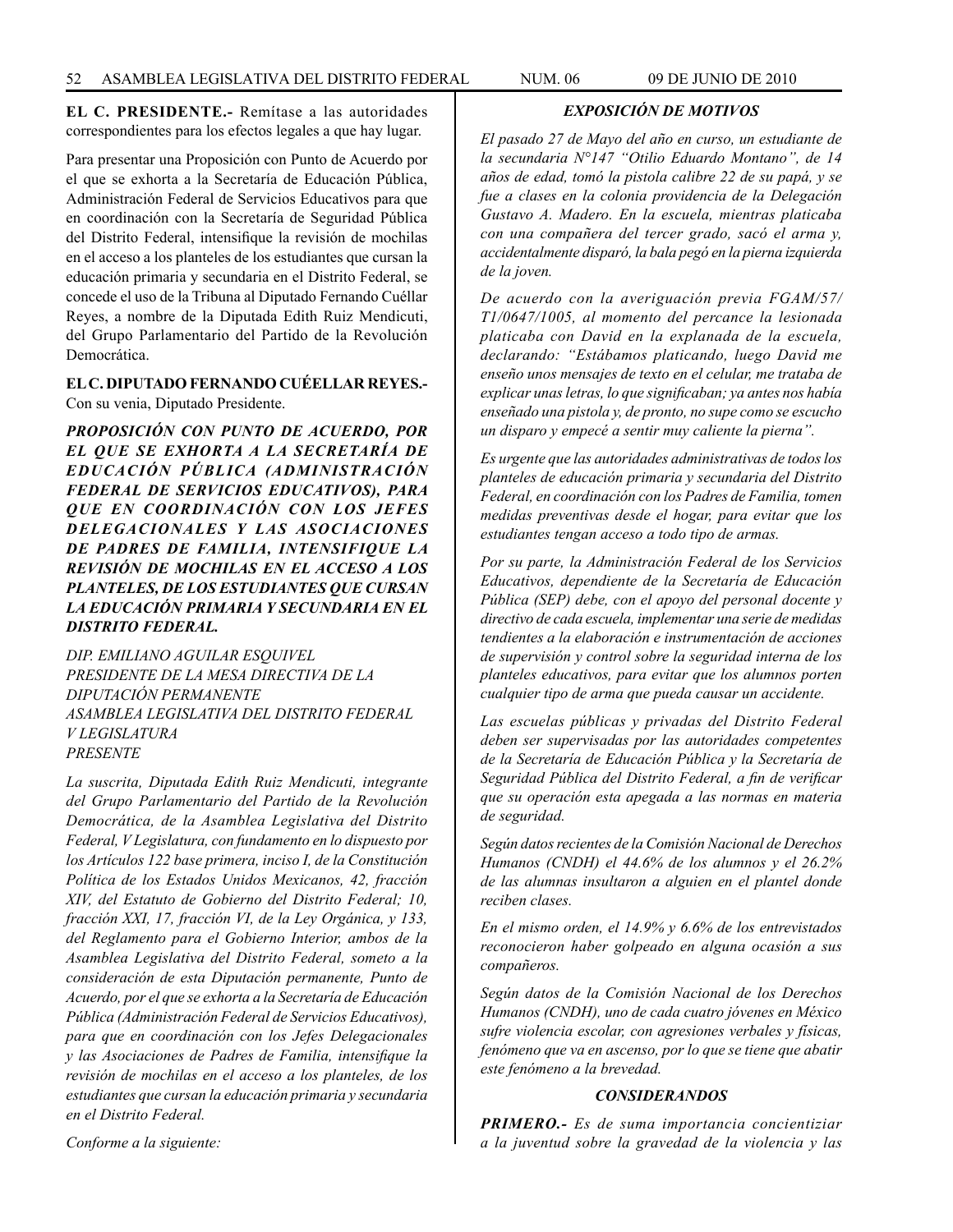**EL C. PRESIDENTE.-** Remítase a las autoridades correspondientes para los efectos legales a que hay lugar.

Para presentar una Proposición con Punto de Acuerdo por el que se exhorta a la Secretaría de Educación Pública, Administración Federal de Servicios Educativos para que en coordinación con la Secretaría de Seguridad Pública del Distrito Federal, intensifique la revisión de mochilas en el acceso a los planteles de los estudiantes que cursan la educación primaria y secundaria en el Distrito Federal, se concede el uso de la Tribuna al Diputado Fernando Cuéllar Reyes, a nombre de la Diputada Edith Ruiz Mendicuti, del Grupo Parlamentario del Partido de la Revolución Democrática.

**EL C. DIPUTADO FERNANDO CUÉELLAR REYES.-** Con su venia, Diputado Presidente.

***PROPOSICIÓN CON PUNTO DE ACUERDO, POR EL QUE SE EXHORTA A LA SECRETARÍA DE EDUCACIÓN PÚBLICA (ADMINISTRACIÓN FEDERAL DE SERVICIOS EDUCATIVOS), PARA QUE EN COORDINACIÓN CON LOS JEFES DELEGACIONALES Y LAS ASOCIACIONES DE PADRES DE FAMILIA, INTENSIFIQUE LA REVISIÓN DE MOCHILAS EN EL ACCESO A LOS PLANTELES, DE LOS ESTUDIANTES QUE CURSAN LA EDUCACIÓN PRIMARIA Y SECUNDARIA EN EL DISTRITO FEDERAL.***

*DIP. EMILIANO AGUILAR ESQUIVEL*
*PRESIDENTE DE LA MESA DIRECTIVA DE LA DIPUTACIÓN PERMANENTE*
*ASAMBLEA LEGISLATIVA DEL DISTRITO FEDERAL*
*V LEGISLATURA*
*PRESENTE*

*La suscrita, Diputada Edith Ruiz Mendicuti, integrante del Grupo Parlamentario del Partido de la Revolución Democrática, de la Asamblea Legislativa del Distrito Federal, V Legislatura, con fundamento en lo dispuesto por los Artículos 122 base primera, inciso I, de la Constitución Política de los Estados Unidos Mexicanos, 42, fracción XIV, del Estatuto de Gobierno del Distrito Federal; 10, fracción XXI, 17, fracción VI, de la Ley Orgánica, y 133, del Reglamento para el Gobierno Interior, ambos de la Asamblea Legislativa del Distrito Federal, someto a la consideración de esta Diputación permanente, Punto de Acuerdo, por el que se exhorta a la Secretaría de Educación Pública (Administración Federal de Servicios Educativos), para que en coordinación con los Jefes Delegacionales y las Asociaciones de Padres de Familia, intensifique la revisión de mochilas en el acceso a los planteles, de los estudiantes que cursan la educación primaria y secundaria en el Distrito Federal.*

*Conforme a la siguiente:*

***EXPOSICIÓN DE MOTIVOS***

*El pasado 27 de Mayo del año en curso, un estudiante de la secundaria N°147 "Otilio Eduardo Montano", de 14 años de edad, tomó la pistola calibre 22 de su papá, y se fue a clases en la colonia providencia de la Delegación Gustavo A. Madero. En la escuela, mientras platicaba con una compañera del tercer grado, sacó el arma y, accidentalmente disparó, la bala pegó en la pierna izquierda de la joven.*

*De acuerdo con la averiguación previa FGAM/57/T1/0647/1005, al momento del percance la lesionada platicaba con David en la explanada de la escuela, declarando: "Estábamos platicando, luego David me enseño unos mensajes de texto en el celular, me trataba de explicar unas letras, lo que significaban; ya antes nos había enseñado una pistola y, de pronto, no supe como se escucho un disparo y empecé a sentir muy caliente la pierna".*

*Es urgente que las autoridades administrativas de todos los planteles de educación primaria y secundaria del Distrito Federal, en coordinación con los Padres de Familia, tomen medidas preventivas desde el hogar, para evitar que los estudiantes tengan acceso a todo tipo de armas.*

*Por su parte, la Administración Federal de los Servicios Educativos, dependiente de la Secretaría de Educación Pública (SEP) debe, con el apoyo del personal docente y directivo de cada escuela, implementar una serie de medidas tendientes a la elaboración e instrumentación de acciones de supervisión y control sobre la seguridad interna de los planteles educativos, para evitar que los alumnos porten cualquier tipo de arma que pueda causar un accidente.*

*Las escuelas públicas y privadas del Distrito Federal deben ser supervisadas por las autoridades competentes de la Secretaría de Educación Pública y la Secretaría de Seguridad Pública del Distrito Federal, a fin de verificar que su operación esta apegada a las normas en materia de seguridad.*

*Según datos recientes de la Comisión Nacional de Derechos Humanos (CNDH) el 44.6% de los alumnos y el 26.2% de las alumnas insultaron a alguien en el plantel donde reciben clases.*

*En el mismo orden, el 14.9% y 6.6% de los entrevistados reconocieron haber golpeado en alguna ocasión a sus compañeros.*

*Según datos de la Comisión Nacional de los Derechos Humanos (CNDH), uno de cada cuatro jóvenes en México sufre violencia escolar, con agresiones verbales y físicas, fenómeno que va en ascenso, por lo que se tiene que abatir este fenómeno a la brevedad.*

***CONSIDERANDOS***

***PRIMERO.-*** *Es de suma importancia concientiziar a la juventud sobre la gravedad de la violencia y las*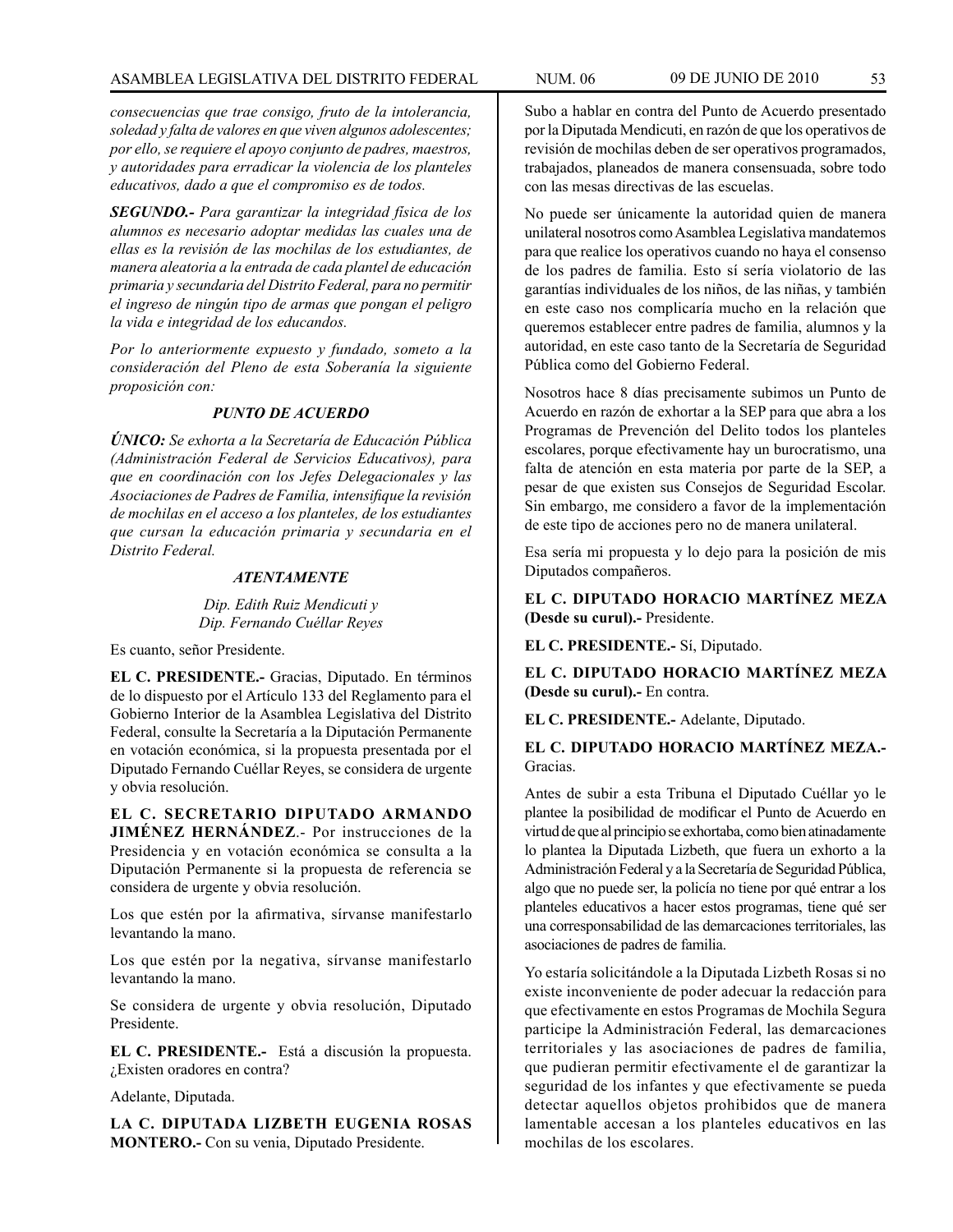*consecuencias que trae consigo, fruto de la intolerancia, soledad y falta de valores en que viven algunos adolescentes; por ello, se requiere el apoyo conjunto de padres, maestros, y autoridades para erradicar la violencia de los planteles educativos, dado a que el compromiso es de todos.*

***SEGUNDO.-*** *Para garantizar la integridad física de los alumnos es necesario adoptar medidas las cuales una de ellas es la revisión de las mochilas de los estudiantes, de manera aleatoria a la entrada de cada plantel de educación primaria y secundaria del Distrito Federal, para no permitir el ingreso de ningún tipo de armas que pongan el peligro la vida e integridad de los educandos.*

*Por lo anteriormente expuesto y fundado, someto a la consideración del Pleno de esta Soberanía la siguiente proposición con:*

***PUNTO DE ACUERDO***

***ÚNICO:*** *Se exhorta a la Secretaría de Educación Pública (Administración Federal de Servicios Educativos), para que en coordinación con los Jefes Delegacionales y las Asociaciones de Padres de Familia, intensifique la revisión de mochilas en el acceso a los planteles, de los estudiantes que cursan la educación primaria y secundaria en el Distrito Federal.*

***ATENTAMENTE***

*Dip. Edith Ruiz Mendicuti y*
*Dip. Fernando Cuéllar Reyes*

Es cuanto, señor Presidente.

**EL C. PRESIDENTE.-** Gracias, Diputado. En términos de lo dispuesto por el Artículo 133 del Reglamento para el Gobierno Interior de la Asamblea Legislativa del Distrito Federal, consulte la Secretaría a la Diputación Permanente en votación económica, si la propuesta presentada por el Diputado Fernando Cuéllar Reyes, se considera de urgente y obvia resolución.

**EL C. SECRETARIO DIPUTADO ARMANDO JIMÉNEZ HERNÁNDEZ**.- Por instrucciones de la Presidencia y en votación económica se consulta a la Diputación Permanente si la propuesta de referencia se considera de urgente y obvia resolución.

Los que estén por la afirmativa, sírvanse manifestarlo levantando la mano.

Los que estén por la negativa, sírvanse manifestarlo levantando la mano.

Se considera de urgente y obvia resolución, Diputado Presidente.

**EL C. PRESIDENTE.-** Está a discusión la propuesta. ¿Existen oradores en contra?

Adelante, Diputada.

**LA C. DIPUTADA LIZBETH EUGENIA ROSAS MONTERO.-** Con su venia, Diputado Presidente.

Subo a hablar en contra del Punto de Acuerdo presentado por la Diputada Mendicuti, en razón de que los operativos de revisión de mochilas deben de ser operativos programados, trabajados, planeados de manera consensuada, sobre todo con las mesas directivas de las escuelas.

No puede ser únicamente la autoridad quien de manera unilateral nosotros como Asamblea Legislativa mandatemos para que realice los operativos cuando no haya el consenso de los padres de familia. Esto sí sería violatorio de las garantías individuales de los niños, de las niñas, y también en este caso nos complicaría mucho en la relación que queremos establecer entre padres de familia, alumnos y la autoridad, en este caso tanto de la Secretaría de Seguridad Pública como del Gobierno Federal.

Nosotros hace 8 días precisamente subimos un Punto de Acuerdo en razón de exhortar a la SEP para que abra a los Programas de Prevención del Delito todos los planteles escolares, porque efectivamente hay un burocratismo, una falta de atención en esta materia por parte de la SEP, a pesar de que existen sus Consejos de Seguridad Escolar. Sin embargo, me considero a favor de la implementación de este tipo de acciones pero no de manera unilateral.

Esa sería mi propuesta y lo dejo para la posición de mis Diputados compañeros.

**EL C. DIPUTADO HORACIO MARTÍNEZ MEZA (Desde su curul).-** Presidente.

**EL C. PRESIDENTE.-** Sí, Diputado.

**EL C. DIPUTADO HORACIO MARTÍNEZ MEZA (Desde su curul).-** En contra.

**EL C. PRESIDENTE.-** Adelante, Diputado.

**EL C. DIPUTADO HORACIO MARTÍNEZ MEZA.-** Gracias.

Antes de subir a esta Tribuna el Diputado Cuéllar yo le plantee la posibilidad de modificar el Punto de Acuerdo en virtud de que al principio se exhortaba, como bien atinadamente lo plantea la Diputada Lizbeth, que fuera un exhorto a la Administración Federal y a la Secretaría de Seguridad Pública, algo que no puede ser, la policía no tiene por qué entrar a los planteles educativos a hacer estos programas, tiene qué ser una corresponsabilidad de las demarcaciones territoriales, las asociaciones de padres de familia.

Yo estaría solicitándole a la Diputada Lizbeth Rosas si no existe inconveniente de poder adecuar la redacción para que efectivamente en estos Programas de Mochila Segura participe la Administración Federal, las demarcaciones territoriales y las asociaciones de padres de familia, que pudieran permitir efectivamente el de garantizar la seguridad de los infantes y que efectivamente se pueda detectar aquellos objetos prohibidos que de manera lamentable accesan a los planteles educativos en las mochilas de los escolares.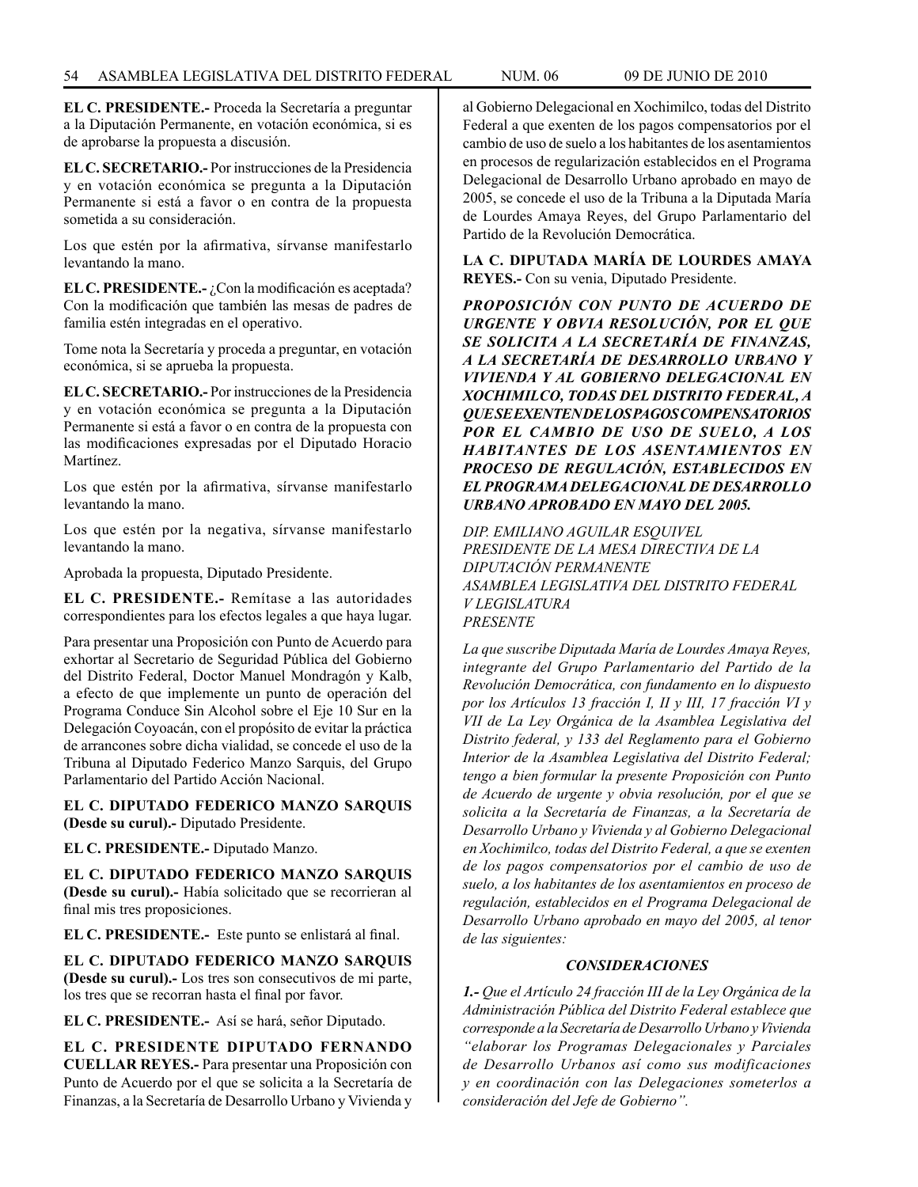**EL C. PRESIDENTE.-** Proceda la Secretaría a preguntar a la Diputación Permanente, en votación económica, si es de aprobarse la propuesta a discusión.

**EL C. SECRETARIO.-** Por instrucciones de la Presidencia y en votación económica se pregunta a la Diputación Permanente si está a favor o en contra de la propuesta sometida a su consideración.

Los que estén por la afirmativa, sírvanse manifestarlo levantando la mano.

**EL C. PRESIDENTE.-** ¿Con la modificación es aceptada? Con la modificación que también las mesas de padres de familia estén integradas en el operativo.

Tome nota la Secretaría y proceda a preguntar, en votación económica, si se aprueba la propuesta.

**EL C. SECRETARIO.-** Por instrucciones de la Presidencia y en votación económica se pregunta a la Diputación Permanente si está a favor o en contra de la propuesta con las modificaciones expresadas por el Diputado Horacio Martínez.

Los que estén por la afirmativa, sírvanse manifestarlo levantando la mano.

Los que estén por la negativa, sírvanse manifestarlo levantando la mano.

Aprobada la propuesta, Diputado Presidente.

**EL C. PRESIDENTE.-** Remítase a las autoridades correspondientes para los efectos legales a que haya lugar.

Para presentar una Proposición con Punto de Acuerdo para exhortar al Secretario de Seguridad Pública del Gobierno del Distrito Federal, Doctor Manuel Mondragón y Kalb, a efecto de que implemente un punto de operación del Programa Conduce Sin Alcohol sobre el Eje 10 Sur en la Delegación Coyoacán, con el propósito de evitar la práctica de arrancones sobre dicha vialidad, se concede el uso de la Tribuna al Diputado Federico Manzo Sarquis, del Grupo Parlamentario del Partido Acción Nacional.

**EL C. DIPUTADO FEDERICO MANZO SARQUIS (Desde su curul).-** Diputado Presidente.

**EL C. PRESIDENTE.-** Diputado Manzo.

**EL C. DIPUTADO FEDERICO MANZO SARQUIS (Desde su curul).-** Había solicitado que se recorrieran al final mis tres proposiciones.

**EL C. PRESIDENTE.-** Este punto se enlistará al final.

**EL C. DIPUTADO FEDERICO MANZO SARQUIS (Desde su curul).-** Los tres son consecutivos de mi parte, los tres que se recorran hasta el final por favor.

**EL C. PRESIDENTE.-** Así se hará, señor Diputado.

**EL C. PRESIDENTE DIPUTADO FERNANDO CUELLAR REYES.-** Para presentar una Proposición con Punto de Acuerdo por el que se solicita a la Secretaría de Finanzas, a la Secretaría de Desarrollo Urbano y Vivienda y al Gobierno Delegacional en Xochimilco, todas del Distrito Federal a que exenten de los pagos compensatorios por el cambio de uso de suelo a los habitantes de los asentamientos en procesos de regularización establecidos en el Programa Delegacional de Desarrollo Urbano aprobado en mayo de 2005, se concede el uso de la Tribuna a la Diputada María de Lourdes Amaya Reyes, del Grupo Parlamentario del Partido de la Revolución Democrática.

**LA C. DIPUTADA MARÍA DE LOURDES AMAYA REYES.-** Con su venia, Diputado Presidente.

***PROPOSICIÓN CON PUNTO DE ACUERDO DE URGENTE Y OBVIA RESOLUCIÓN, POR EL QUE SE SOLICITA A LA SECRETARÍA DE FINANZAS, A LA SECRETARÍA DE DESARROLLO URBANO Y VIVIENDA Y AL GOBIERNO DELEGACIONAL EN XOCHIMILCO, TODAS DEL DISTRITO FEDERAL, A QUE SE EXENTEN DE LOS PAGOS COMPENSATORIOS POR EL CAMBIO DE USO DE SUELO, A LOS HABITANTES DE LOS ASENTAMIENTOS EN PROCESO DE REGULACIÓN, ESTABLECIDOS EN EL PROGRAMA DELEGACIONAL DE DESARROLLO URBANO APROBADO EN MAYO DEL 2005.***

*DIP. EMILIANO AGUILAR ESQUIVEL*
*PRESIDENTE DE LA MESA DIRECTIVA DE LA DIPUTACIÓN PERMANENTE*
*ASAMBLEA LEGISLATIVA DEL DISTRITO FEDERAL*
*V LEGISLATURA*
*PRESENTE*

*La que suscribe Diputada María de Lourdes Amaya Reyes, integrante del Grupo Parlamentario del Partido de la Revolución Democrática, con fundamento en lo dispuesto por los Artículos 13 fracción I, II y III, 17 fracción VI y VII de La Ley Orgánica de la Asamblea Legislativa del Distrito federal, y 133 del Reglamento para el Gobierno Interior de la Asamblea Legislativa del Distrito Federal; tengo a bien formular la presente Proposición con Punto de Acuerdo de urgente y obvia resolución, por el que se solicita a la Secretaría de Finanzas, a la Secretaría de Desarrollo Urbano y Vivienda y al Gobierno Delegacional en Xochimilco, todas del Distrito Federal, a que se exenten de los pagos compensatorios por el cambio de uso de suelo, a los habitantes de los asentamientos en proceso de regulación, establecidos en el Programa Delegacional de Desarrollo Urbano aprobado en mayo del 2005, al tenor de las siguientes:*

***CONSIDERACIONES***

***1.-*** *Que el Artículo 24 fracción III de la Ley Orgánica de la Administración Pública del Distrito Federal establece que corresponde a la Secretaría de Desarrollo Urbano y Vivienda "elaborar los Programas Delegacionales y Parciales de Desarrollo Urbanos así como sus modificaciones y en coordinación con las Delegaciones someterlos a consideración del Jefe de Gobierno".*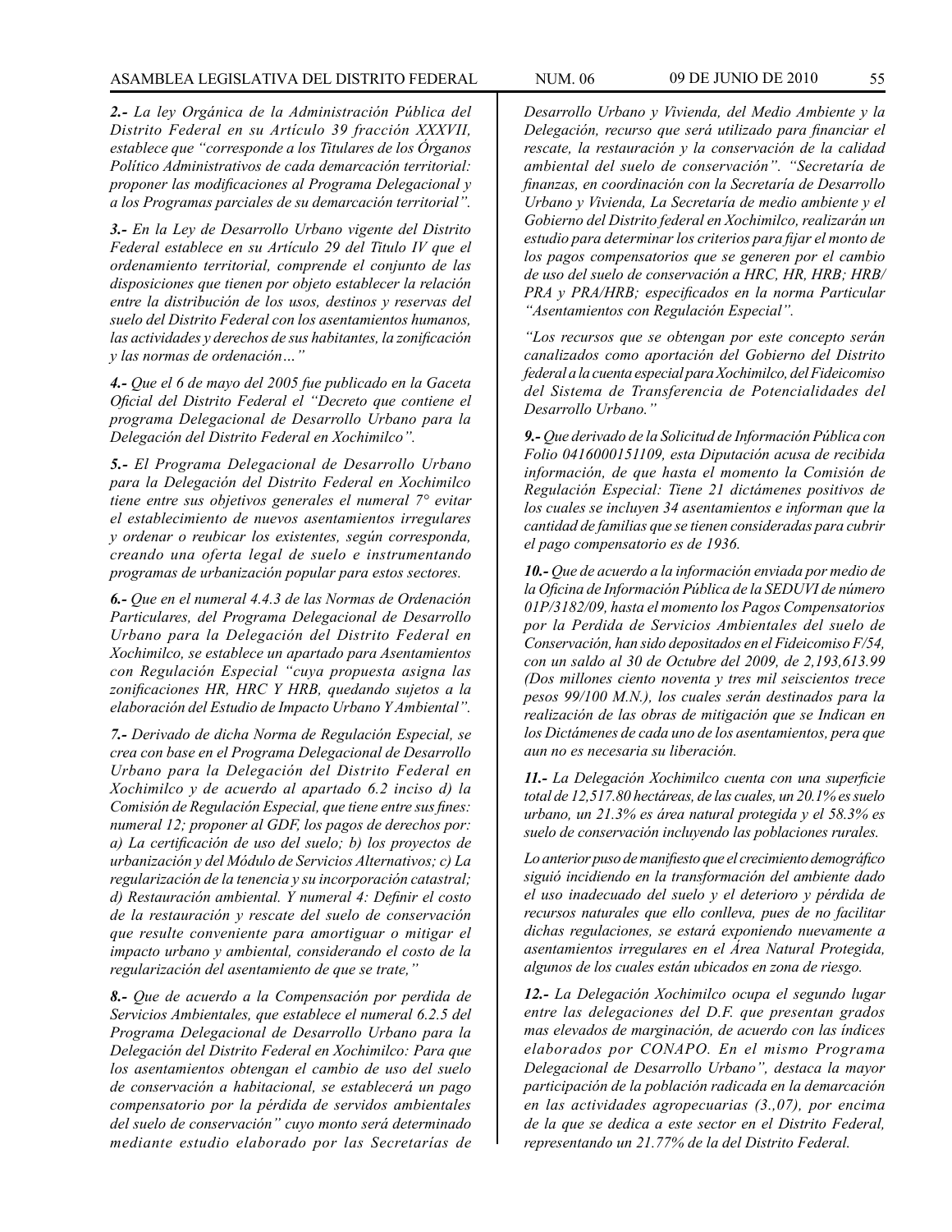*2.- La ley Orgánica de la Administración Pública del Distrito Federal en su Artículo 39 fracción XXXVII, establece que "corresponde a los Titulares de los Órganos Político Administrativos de cada demarcación territorial: proponer las modificaciones al Programa Delegacional y a los Programas parciales de su demarcación territorial".*

*3.- En la Ley de Desarrollo Urbano vigente del Distrito Federal establece en su Artículo 29 del Titulo IV que el ordenamiento territorial, comprende el conjunto de las disposiciones que tienen por objeto establecer la relación entre la distribución de los usos, destinos y reservas del suelo del Distrito Federal con los asentamientos humanos, las actividades y derechos de sus habitantes, la zonificación y las normas de ordenación…"*

*4.- Que el 6 de mayo del 2005 fue publicado en la Gaceta Oficial del Distrito Federal el "Decreto que contiene el programa Delegacional de Desarrollo Urbano para la Delegación del Distrito Federal en Xochimilco".*

*5.- El Programa Delegacional de Desarrollo Urbano para la Delegación del Distrito Federal en Xochimilco tiene entre sus objetivos generales el numeral 7° evitar el establecimiento de nuevos asentamientos irregulares y ordenar o reubicar los existentes, según corresponda, creando una oferta legal de suelo e instrumentando programas de urbanización popular para estos sectores.*

*6.- Que en el numeral 4.4.3 de las Normas de Ordenación Particulares, del Programa Delegacional de Desarrollo Urbano para la Delegación del Distrito Federal en Xochimilco, se establece un apartado para Asentamientos con Regulación Especial "cuya propuesta asigna las zonificaciones HR, HRC Y HRB, quedando sujetos a la elaboración del Estudio de Impacto Urbano Y Ambiental".*

*7.- Derivado de dicha Norma de Regulación Especial, se crea con base en el Programa Delegacional de Desarrollo Urbano para la Delegación del Distrito Federal en Xochimilco y de acuerdo al apartado 6.2 inciso d) la Comisión de Regulación Especial, que tiene entre sus fines: numeral 12; proponer al GDF, los pagos de derechos por: a) La certificación de uso del suelo; b) los proyectos de urbanización y del Módulo de Servicios Alternativos; c) La regularización de la tenencia y su incorporación catastral; d) Restauración ambiental. Y numeral 4: Definir el costo de la restauración y rescate del suelo de conservación que resulte conveniente para amortiguar o mitigar el impacto urbano y ambiental, considerando el costo de la regularización del asentamiento de que se trate,"*

*8.- Que de acuerdo a la Compensación por perdida de Servicios Ambientales, que establece el numeral 6.2.5 del Programa Delegacional de Desarrollo Urbano para la Delegación del Distrito Federal en Xochimilco: Para que los asentamientos obtengan el cambio de uso del suelo de conservación a habitacional, se establecerá un pago compensatorio por la pérdida de servidos ambientales del suelo de conservación" cuyo monto será determinado mediante estudio elaborado por las Secretarías de Desarrollo Urbano y Vivienda, del Medio Ambiente y la Delegación, recurso que será utilizado para financiar el rescate, la restauración y la conservación de la calidad ambiental del suelo de conservación". "Secretaría de finanzas, en coordinación con la Secretaría de Desarrollo Urbano y Vivienda, La Secretaría de medio ambiente y el Gobierno del Distrito federal en Xochimilco, realizarán un estudio para determinar los criterios para fijar el monto de los pagos compensatorios que se generen por el cambio de uso del suelo de conservación a HRC, HR, HRB; HRB/PRA y PRA/HRB; especificados en la norma Particular "Asentamientos con Regulación Especial".*

*"Los recursos que se obtengan por este concepto serán canalizados como aportación del Gobierno del Distrito federal a la cuenta especial para Xochimilco, del Fideicomiso del Sistema de Transferencia de Potencialidades del Desarrollo Urbano."*

*9.- Que derivado de la Solicitud de Información Pública con Folio 0416000151109, esta Diputación acusa de recibida información, de que hasta el momento la Comisión de Regulación Especial: Tiene 21 dictámenes positivos de los cuales se incluyen 34 asentamientos e informan que la cantidad de familias que se tienen consideradas para cubrir el pago compensatorio es de 1936.*

*10.- Que de acuerdo a la información enviada por medio de la Oficina de Información Pública de la SEDUVI de número 01P/3182/09, hasta el momento los Pagos Compensatorios por la Perdida de Servicios Ambientales del suelo de Conservación, han sido depositados en el Fideicomiso F/54, con un saldo al 30 de Octubre del 2009, de 2,193,613.99 (Dos millones ciento noventa y tres mil seiscientos trece pesos 99/100 M.N.), los cuales serán destinados para la realización de las obras de mitigación que se Indican en los Dictámenes de cada uno de los asentamientos, pera que aun no es necesaria su liberación.*

*11.- La Delegación Xochimilco cuenta con una superficie total de 12,517.80 hectáreas, de las cuales, un 20.1% es suelo urbano, un 21.3% es área natural protegida y el 58.3% es suelo de conservación incluyendo las poblaciones rurales.*

*Lo anterior puso de manifiesto que el crecimiento demográfico siguió incidiendo en la transformación del ambiente dado el uso inadecuado del suelo y el deterioro y pérdida de recursos naturales que ello conlleva, pues de no facilitar dichas regulaciones, se estará exponiendo nuevamente a asentamientos irregulares en el Área Natural Protegida, algunos de los cuales están ubicados en zona de riesgo.*

*12.- La Delegación Xochimilco ocupa el segundo lugar entre las delegaciones del D.F. que presentan grados mas elevados de marginación, de acuerdo con las índices elaborados por CONAPO. En el mismo Programa Delegacional de Desarrollo Urbano", destaca la mayor participación de la población radicada en la demarcación en las actividades agropecuarias (3.,07), por encima de la que se dedica a este sector en el Distrito Federal, representando un 21.77% de la del Distrito Federal.*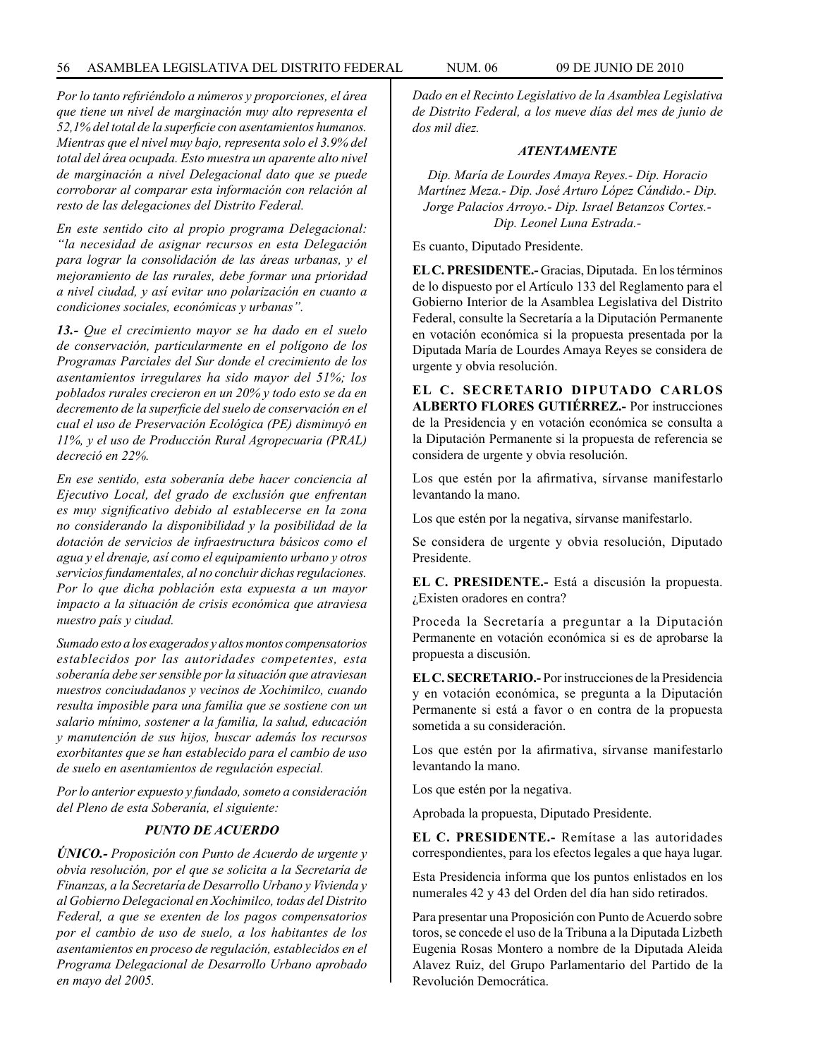*Por lo tanto refiriéndolo a números y proporciones, el área que tiene un nivel de marginación muy alto representa el 52,1% del total de la superficie con asentamientos humanos. Mientras que el nivel muy bajo, representa solo el 3.9% del total del área ocupada. Esto muestra un aparente alto nivel de marginación a nivel Delegacional dato que se puede corroborar al comparar esta información con relación al resto de las delegaciones del Distrito Federal.*

*En este sentido cito al propio programa Delegacional: "la necesidad de asignar recursos en esta Delegación para lograr la consolidación de las áreas urbanas, y el mejoramiento de las rurales, debe formar una prioridad a nivel ciudad, y así evitar uno polarización en cuanto a condiciones sociales, económicas y urbanas".*

***13.-*** *Que el crecimiento mayor se ha dado en el suelo de conservación, particularmente en el polígono de los Programas Parciales del Sur donde el crecimiento de los asentamientos irregulares ha sido mayor del 51%; los poblados rurales crecieron en un 20% y todo esto se da en decremento de la superficie del suelo de conservación en el cual el uso de Preservación Ecológica (PE) disminuyó en 11%, y el uso de Producción Rural Agropecuaria (PRAL) decreció en 22%.*

*En ese sentido, esta soberanía debe hacer conciencia al Ejecutivo Local, del grado de exclusión que enfrentan es muy significativo debido al establecerse en la zona no considerando la disponibilidad y la posibilidad de la dotación de servicios de infraestructura básicos como el agua y el drenaje, así como el equipamiento urbano y otros servicios fundamentales, al no concluir dichas regulaciones. Por lo que dicha población esta expuesta a un mayor impacto a la situación de crisis económica que atraviesa nuestro país y ciudad.*

*Sumado esto a los exagerados y altos montos compensatorios establecidos por las autoridades competentes, esta soberanía debe ser sensible por la situación que atraviesan nuestros conciudadanos y vecinos de Xochimilco, cuando resulta imposible para una familia que se sostiene con un salario mínimo, sostener a la familia, la salud, educación y manutención de sus hijos, buscar además los recursos exorbitantes que se han establecido para el cambio de uso de suelo en asentamientos de regulación especial.*

*Por lo anterior expuesto y fundado, someto a consideración del Pleno de esta Soberanía, el siguiente:*

***PUNTO DE ACUERDO***

***ÚNICO.-*** *Proposición con Punto de Acuerdo de urgente y obvia resolución, por el que se solicita a la Secretaría de Finanzas, a la Secretaría de Desarrollo Urbano y Vivienda y al Gobierno Delegacional en Xochimilco, todas del Distrito Federal, a que se exenten de los pagos compensatorios por el cambio de uso de suelo, a los habitantes de los asentamientos en proceso de regulación, establecidos en el Programa Delegacional de Desarrollo Urbano aprobado en mayo del 2005.*

*Dado en el Recinto Legislativo de la Asamblea Legislativa de Distrito Federal, a los nueve días del mes de junio de dos mil diez.*

***ATENTAMENTE***

*Dip. María de Lourdes Amaya Reyes.- Dip. Horacio Martínez Meza.- Dip. José Arturo López Cándido.- Dip. Jorge Palacios Arroyo.- Dip. Israel Betanzos Cortes.- Dip. Leonel Luna Estrada.-*

Es cuanto, Diputado Presidente.

**EL C. PRESIDENTE.-** Gracias, Diputada. En los términos de lo dispuesto por el Artículo 133 del Reglamento para el Gobierno Interior de la Asamblea Legislativa del Distrito Federal, consulte la Secretaría a la Diputación Permanente en votación económica si la propuesta presentada por la Diputada María de Lourdes Amaya Reyes se considera de urgente y obvia resolución.

**EL C. SECRETARIO DIPUTADO CARLOS ALBERTO FLORES GUTIÉRREZ.-** Por instrucciones de la Presidencia y en votación económica se consulta a la Diputación Permanente si la propuesta de referencia se considera de urgente y obvia resolución.

Los que estén por la afirmativa, sírvanse manifestarlo levantando la mano.

Los que estén por la negativa, sírvanse manifestarlo.

Se considera de urgente y obvia resolución, Diputado Presidente.

**EL C. PRESIDENTE.-** Está a discusión la propuesta. ¿Existen oradores en contra?

Proceda la Secretaría a preguntar a la Diputación Permanente en votación económica si es de aprobarse la propuesta a discusión.

**EL C. SECRETARIO.-** Por instrucciones de la Presidencia y en votación económica, se pregunta a la Diputación Permanente si está a favor o en contra de la propuesta sometida a su consideración.

Los que estén por la afirmativa, sírvanse manifestarlo levantando la mano.

Los que estén por la negativa.

Aprobada la propuesta, Diputado Presidente.

**EL C. PRESIDENTE.-** Remítase a las autoridades correspondientes, para los efectos legales a que haya lugar.

Esta Presidencia informa que los puntos enlistados en los numerales 42 y 43 del Orden del día han sido retirados.

Para presentar una Proposición con Punto de Acuerdo sobre toros, se concede el uso de la Tribuna a la Diputada Lizbeth Eugenia Rosas Montero a nombre de la Diputada Aleida Alavez Ruiz, del Grupo Parlamentario del Partido de la Revolución Democrática.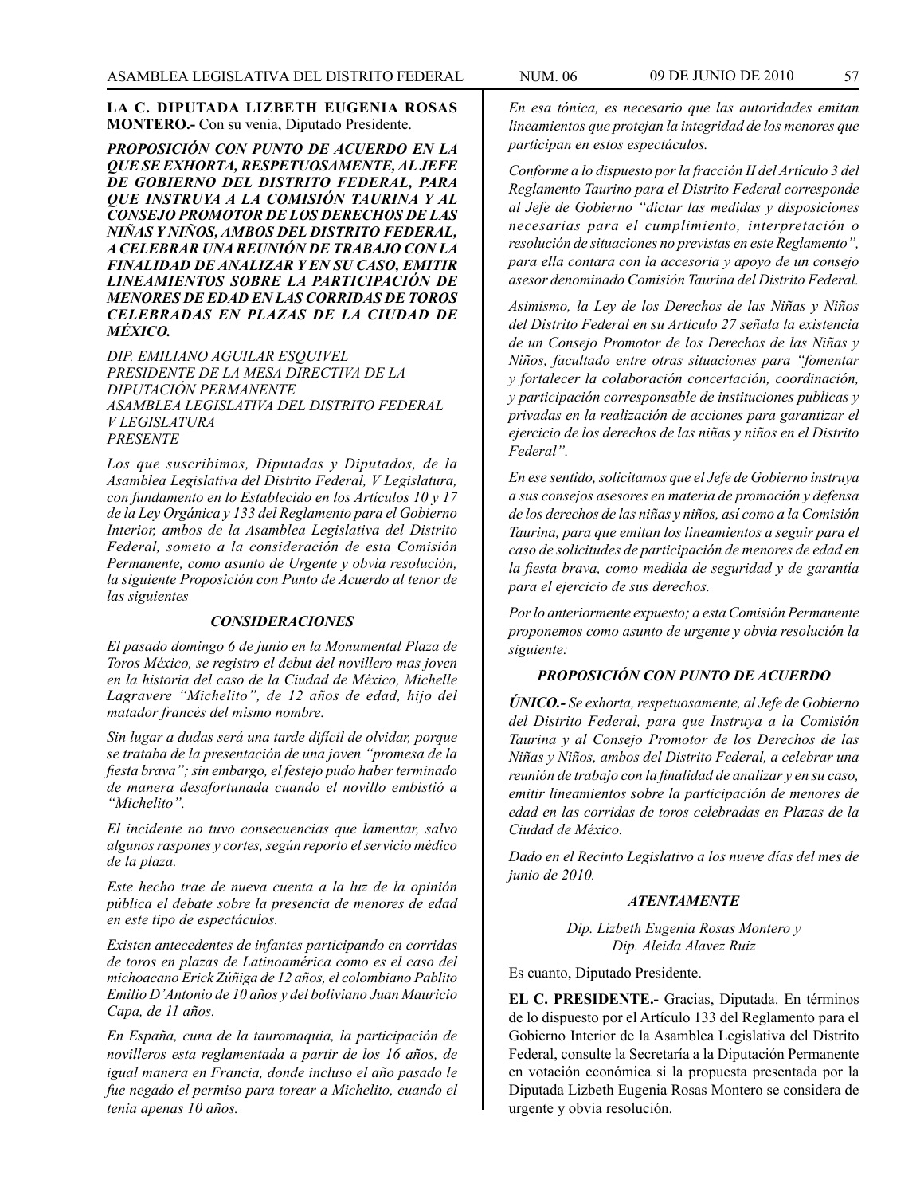**LA C. DIPUTADA LIZBETH EUGENIA ROSAS MONTERO.-** Con su venia, Diputado Presidente.

***PROPOSICIÓN CON PUNTO DE ACUERDO EN LA QUE SE EXHORTA, RESPETUOSAMENTE, AL JEFE DE GOBIERNO DEL DISTRITO FEDERAL, PARA QUE INSTRUYA A LA COMISIÓN TAURINA Y AL CONSEJO PROMOTOR DE LOS DERECHOS DE LAS NIÑAS Y NIÑOS, AMBOS DEL DISTRITO FEDERAL, A CELEBRAR UNA REUNIÓN DE TRABAJO CON LA FINALIDAD DE ANALIZAR Y EN SU CASO, EMITIR LINEAMIENTOS SOBRE LA PARTICIPACIÓN DE MENORES DE EDAD EN LAS CORRIDAS DE TOROS CELEBRADAS EN PLAZAS DE LA CIUDAD DE MÉXICO.***

*DIP. EMILIANO AGUILAR ESQUIVEL*
*PRESIDENTE DE LA MESA DIRECTIVA DE LA DIPUTACIÓN PERMANENTE*
*ASAMBLEA LEGISLATIVA DEL DISTRITO FEDERAL*
*V LEGISLATURA*
*PRESENTE*

*Los que suscribimos, Diputadas y Diputados, de la Asamblea Legislativa del Distrito Federal, V Legislatura, con fundamento en lo Establecido en los Artículos 10 y 17 de la Ley Orgánica y 133 del Reglamento para el Gobierno Interior, ambos de la Asamblea Legislativa del Distrito Federal, someto a la consideración de esta Comisión Permanente, como asunto de Urgente y obvia resolución, la siguiente Proposición con Punto de Acuerdo al tenor de las siguientes*

***CONSIDERACIONES***

*El pasado domingo 6 de junio en la Monumental Plaza de Toros México, se registro el debut del novillero mas joven en la historia del caso de la Ciudad de México, Michelle Lagravere "Michelito", de 12 años de edad, hijo del matador francés del mismo nombre.*

*Sin lugar a dudas será una tarde difícil de olvidar, porque se trataba de la presentación de una joven "promesa de la fiesta brava"; sin embargo, el festejo pudo haber terminado de manera desafortunada cuando el novillo embistió a "Michelito".*

*El incidente no tuvo consecuencias que lamentar, salvo algunos raspones y cortes, según reporto el servicio médico de la plaza.*

*Este hecho trae de nueva cuenta a la luz de la opinión pública el debate sobre la presencia de menores de edad en este tipo de espectáculos.*

*Existen antecedentes de infantes participando en corridas de toros en plazas de Latinoamérica como es el caso del michoacano Erick Zúñiga de 12 años, el colombiano Pablito Emilio D'Antonio de 10 años y del boliviano Juan Mauricio Capa, de 11 años.*

*En España, cuna de la tauromaquia, la participación de novilleros esta reglamentada a partir de los 16 años, de igual manera en Francia, donde incluso el año pasado le fue negado el permiso para torear a Michelito, cuando el tenia apenas 10 años.*

*En esa tónica, es necesario que las autoridades emitan lineamientos que protejan la integridad de los menores que participan en estos espectáculos.*

*Conforme a lo dispuesto por la fracción II del Artículo 3 del Reglamento Taurino para el Distrito Federal corresponde al Jefe de Gobierno "dictar las medidas y disposiciones necesarias para el cumplimiento, interpretación o resolución de situaciones no previstas en este Reglamento", para ella contara con la accesoria y apoyo de un consejo asesor denominado Comisión Taurina del Distrito Federal.*

*Asimismo, la Ley de los Derechos de las Niñas y Niños del Distrito Federal en su Artículo 27 señala la existencia de un Consejo Promotor de los Derechos de las Niñas y Niños, facultado entre otras situaciones para "fomentar y fortalecer la colaboración concertación, coordinación, y participación corresponsable de instituciones publicas y privadas en la realización de acciones para garantizar el ejercicio de los derechos de las niñas y niños en el Distrito Federal".*

*En ese sentido, solicitamos que el Jefe de Gobierno instruya a sus consejos asesores en materia de promoción y defensa de los derechos de las niñas y niños, así como a la Comisión Taurina, para que emitan los lineamientos a seguir para el caso de solicitudes de participación de menores de edad en la fiesta brava, como medida de seguridad y de garantía para el ejercicio de sus derechos.*

*Por lo anteriormente expuesto; a esta Comisión Permanente proponemos como asunto de urgente y obvia resolución la siguiente:*

***PROPOSICIÓN CON PUNTO DE ACUERDO***

***ÚNICO.-*** *Se exhorta, respetuosamente, al Jefe de Gobierno del Distrito Federal, para que Instruya a la Comisión Taurina y al Consejo Promotor de los Derechos de las Niñas y Niños, ambos del Distrito Federal, a celebrar una reunión de trabajo con la finalidad de analizar y en su caso, emitir lineamientos sobre la participación de menores de edad en las corridas de toros celebradas en Plazas de la Ciudad de México.*

*Dado en el Recinto Legislativo a los nueve días del mes de junio de 2010.*

***ATENTAMENTE***

*Dip. Lizbeth Eugenia Rosas Montero y*
*Dip. Aleida Alavez Ruiz*

Es cuanto, Diputado Presidente.

**EL C. PRESIDENTE.-** Gracias, Diputada. En términos de lo dispuesto por el Artículo 133 del Reglamento para el Gobierno Interior de la Asamblea Legislativa del Distrito Federal, consulte la Secretaría a la Diputación Permanente en votación económica si la propuesta presentada por la Diputada Lizbeth Eugenia Rosas Montero se considera de urgente y obvia resolución.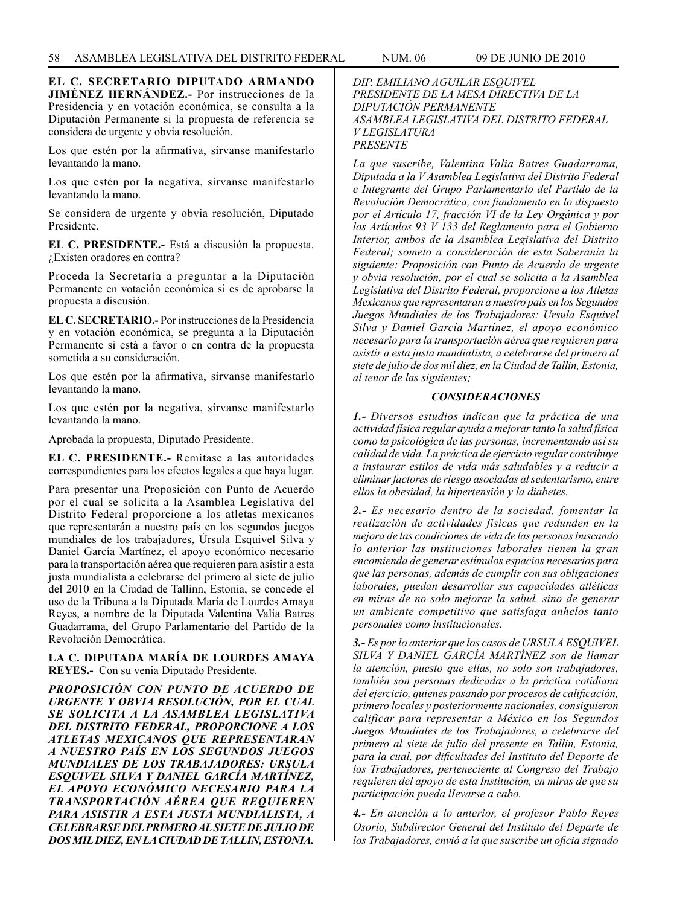**EL C. SECRETARIO DIPUTADO ARMANDO JIMÉNEZ HERNÁNDEZ.-** Por instrucciones de la Presidencia y en votación económica, se consulta a la Diputación Permanente si la propuesta de referencia se considera de urgente y obvia resolución.

Los que estén por la afirmativa, sírvanse manifestarlo levantando la mano.

Los que estén por la negativa, sírvanse manifestarlo levantando la mano.

Se considera de urgente y obvia resolución, Diputado Presidente.

**EL C. PRESIDENTE.-** Está a discusión la propuesta. ¿Existen oradores en contra?

Proceda la Secretaría a preguntar a la Diputación Permanente en votación económica si es de aprobarse la propuesta a discusión.

**EL C. SECRETARIO.-** Por instrucciones de la Presidencia y en votación económica, se pregunta a la Diputación Permanente si está a favor o en contra de la propuesta sometida a su consideración.

Los que estén por la afirmativa, sírvanse manifestarlo levantando la mano.

Los que estén por la negativa, sírvanse manifestarlo levantando la mano.

Aprobada la propuesta, Diputado Presidente.

**EL C. PRESIDENTE.-** Remítase a las autoridades correspondientes para los efectos legales a que haya lugar.

Para presentar una Proposición con Punto de Acuerdo por el cual se solicita a la Asamblea Legislativa del Distrito Federal proporcione a los atletas mexicanos que representarán a nuestro país en los segundos juegos mundiales de los trabajadores, Úrsula Esquivel Silva y Daniel García Martínez, el apoyo económico necesario para la transportación aérea que requieren para asistir a esta justa mundialista a celebrarse del primero al siete de julio del 2010 en la Ciudad de Tallinn, Estonia, se concede el uso de la Tribuna a la Diputada María de Lourdes Amaya Reyes, a nombre de la Diputada Valentina Valia Batres Guadarrama, del Grupo Parlamentario del Partido de la Revolución Democrática.

**LA C. DIPUTADA MARÍA DE LOURDES AMAYA REYES.-** Con su venia Diputado Presidente.

***PROPOSICIÓN CON PUNTO DE ACUERDO DE URGENTE Y OBVIA RESOLUCIÓN, POR EL CUAL SE SOLICITA A LA ASAMBLEA LEGISLATIVA DEL DISTRITO FEDERAL, PROPORCIONE A LOS ATLETAS MEXICANOS QUE REPRESENTARAN A NUESTRO PAÍS EN LOS SEGUNDOS JUEGOS MUNDIALES DE LOS TRABAJADORES: URSULA ESQUIVEL SILVA Y DANIEL GARCÍA MARTÍNEZ, EL APOYO ECONÓMICO NECESARIO PARA LA TRANSPORTACIÓN AÉREA QUE REQUIEREN PARA ASISTIR A ESTA JUSTA MUNDIALISTA, A CELEBRARSE DEL PRIMERO AL SIETE DE JULIO DE DOS MIL DIEZ, EN LA CIUDAD DE TALLIN, ESTONIA.***

*DIP. EMILIANO AGUILAR ESQUIVEL*
*PRESIDENTE DE LA MESA DIRECTIVA DE LA DIPUTACIÓN PERMANENTE*
*ASAMBLEA LEGISLATIVA DEL DISTRITO FEDERAL*
*V LEGISLATURA*
*PRESENTE*

*La que suscribe, Valentina Valia Batres Guadarrama, Diputada a la V Asamblea Legislativa del Distrito Federal e Integrante del Grupo Parlamentarlo del Partido de la Revolución Democrática, con fundamento en lo dispuesto por el Artículo 17, fracción VI de la Ley Orgánica y por los Artículos 93 V 133 del Reglamento para el Gobierno Interior, ambos de la Asamblea Legislativa del Distrito Federal; someto a consideración de esta Soberanía la siguiente: Proposición con Punto de Acuerdo de urgente y obvia resolución, por el cual se solicita a la Asamblea Legislativa del Distrito Federal, proporcione a los Atletas Mexicanos que representaran a nuestro país en los Segundos Juegos Mundiales de los Trabajadores: Ursula Esquivel Silva y Daniel García Martínez, el apoyo económico necesario para la transportación aérea que requieren para asistir a esta justa mundialista, a celebrarse del primero al siete de julio de dos mil diez, en la Ciudad de Tallin, Estonia, al tenor de las siguientes;*

***CONSIDERACIONES***

***1.-*** *Diversos estudios indican que la práctica de una actividad física regular ayuda a mejorar tanto la salud física como la psicológica de las personas, incrementando así su calidad de vida. La práctica de ejercicio regular contribuye a instaurar estilos de vida más saludables y a reducir a eliminar factores de riesgo asociadas al sedentarismo, entre ellos la obesidad, la hipertensión y la diabetes.*

***2.-*** *Es necesario dentro de la sociedad, fomentar la realización de actividades físicas que redunden en la mejora de las condiciones de vida de las personas buscando lo anterior las instituciones laborales tienen la gran encomienda de generar estímulos espacios necesarios para que las personas, además de cumplir con sus obligaciones laborales, puedan desarrollar sus capacidades atléticas en miras de no solo mejorar la salud, sino de generar un ambiente competitivo que satisfaga anhelos tanto personales como institucionales.*

***3.-*** *Es por lo anterior que los casos de URSULA ESQUIVEL SILVA Y DANIEL GARCÍA MARTÍNEZ son de llamar la atención, puesto que ellas, no solo son trabajadores, también son personas dedicadas a la práctica cotidiana del ejercicio, quienes pasando por procesos de calificación, primero locales y posteriormente nacionales, consiguieron calificar para representar a México en los Segundos Juegos Mundiales de los Trabajadores, a celebrarse del primero al siete de julio del presente en Tallin, Estonia, para la cual, por dificultades del Instituto del Deporte de los Trabajadores, perteneciente al Congreso del Trabajo requieren del apoyo de esta Institución, en miras de que su participación pueda lIevarse a cabo.*

***4.-*** *En atención a lo anterior, el profesor Pablo Reyes Osorio, Subdirector General del Instituto del Departe de los Trabajadores, envió a la que suscribe un oficia signado*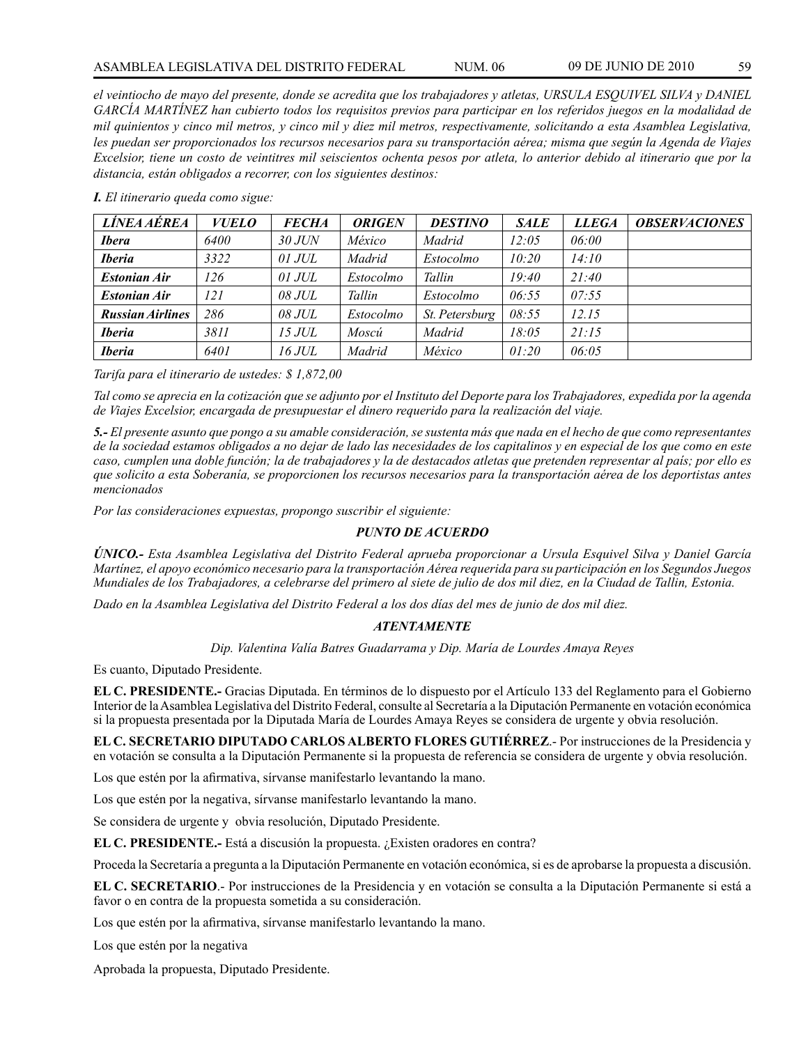*el veintiocho de mayo del presente, donde se acredita que los trabajadores y atletas, URSULA ESQUIVEL SILVA y DANIEL GARCÍA MARTÍNEZ han cubierto todos los requisitos previos para participar en los referidos juegos en la modalidad de mil quinientos y cinco mil metros, y cinco mil y diez mil metros, respectivamente, solicitando a esta Asamblea Legislativa, les puedan ser proporcionados los recursos necesarios para su transportación aérea; misma que según la Agenda de Viajes Excelsior, tiene un costo de veintitres mil seiscientos ochenta pesos por atleta, lo anterior debido al itinerario que por la distancia, están obligados a recorrer, con los siguientes destinos:*

***I.** El itinerario queda como sigue:*

| *LÍNEA AÉREA* | *VUELO* | *FECHA* | *ORIGEN* | *DESTINO* | *SALE* | *LLEGA* | *OBSERVACIONES* |
|---|---|---|---|---|---|---|---|
| ***Ibera*** | *6400* | *30 JUN* | *México* | *Madrid* | *12:05* | *06:00* | |
| ***Iberia*** | *3322* | *01 JUL* | *Madrid* | *Estocolmo* | *10:20* | *14:10* | |
| ***Estonian Air*** | *126* | *01 JUL* | *Estocolmo* | *Tallin* | *19:40* | *21:40* | |
| ***Estonian Air*** | *121* | *08 JUL* | *Tallin* | *Estocolmo* | *06:55* | *07:55* | |
| ***Russian Airlines*** | *286* | *08 JUL* | *Estocolmo* | *St. Petersburg* | *08:55* | *12.15* | |
| ***Iberia*** | *3811* | *15 JUL* | *Moscú* | *Madrid* | *18:05* | *21:15* | |
| ***Iberia*** | *6401* | *16 JUL* | *Madrid* | *México* | *01:20* | *06:05* | |

*Tarifa para el itinerario de ustedes: $ 1,872,00*

*Tal como se aprecia en la cotización que se adjunto por el Instituto del Deporte para los Trabajadores, expedida por la agenda de Viajes Excelsior, encargada de presupuestar el dinero requerido para la realización del viaje.*

***5.-** El presente asunto que pongo a su amable consideración, se sustenta más que nada en el hecho de que como representantes de la sociedad estamos obligados a no dejar de lado las necesidades de los capitalinos y en especial de los que como en este caso, cumplen una doble función; la de trabajadores y la de destacados atletas que pretenden representar al país; por ello es que solicito a esta Soberanía, se proporcionen los recursos necesarios para la transportación aérea de los deportistas antes mencionados*

*Por las consideraciones expuestas, propongo suscribir el siguiente:*

***PUNTO DE ACUERDO***

***ÚNICO.-** Esta Asamblea Legislativa del Distrito Federal aprueba proporcionar a Ursula Esquivel Silva y Daniel García Martínez, el apoyo económico necesario para la transportación Aérea requerida para su participación en los Segundos Juegos Mundiales de los Trabajadores, a celebrarse del primero al siete de julio de dos mil diez, en la Ciudad de Tallin, Estonia.*

*Dado en la Asamblea Legislativa del Distrito Federal a los dos días del mes de junio de dos mil diez.*

***ATENTAMENTE***

*Dip. Valentina Valía Batres Guadarrama y Dip. María de Lourdes Amaya Reyes*

Es cuanto, Diputado Presidente.

**EL C. PRESIDENTE.-** Gracias Diputada. En términos de lo dispuesto por el Artículo 133 del Reglamento para el Gobierno Interior de la Asamblea Legislativa del Distrito Federal, consulte al Secretaría a la Diputación Permanente en votación económica si la propuesta presentada por la Diputada María de Lourdes Amaya Reyes se considera de urgente y obvia resolución.

**EL C. SECRETARIO DIPUTADO CARLOS ALBERTO FLORES GUTIÉRREZ**.- Por instrucciones de la Presidencia y en votación se consulta a la Diputación Permanente si la propuesta de referencia se considera de urgente y obvia resolución.

Los que estén por la afirmativa, sírvanse manifestarlo levantando la mano.

Los que estén por la negativa, sírvanse manifestarlo levantando la mano.

Se considera de urgente y obvia resolución, Diputado Presidente.

**EL C. PRESIDENTE.-** Está a discusión la propuesta. ¿Existen oradores en contra?

Proceda la Secretaría a pregunta a la Diputación Permanente en votación económica, si es de aprobarse la propuesta a discusión.

**EL C. SECRETARIO**.- Por instrucciones de la Presidencia y en votación se consulta a la Diputación Permanente si está a favor o en contra de la propuesta sometida a su consideración.

Los que estén por la afirmativa, sírvanse manifestarlo levantando la mano.

Los que estén por la negativa

Aprobada la propuesta, Diputado Presidente.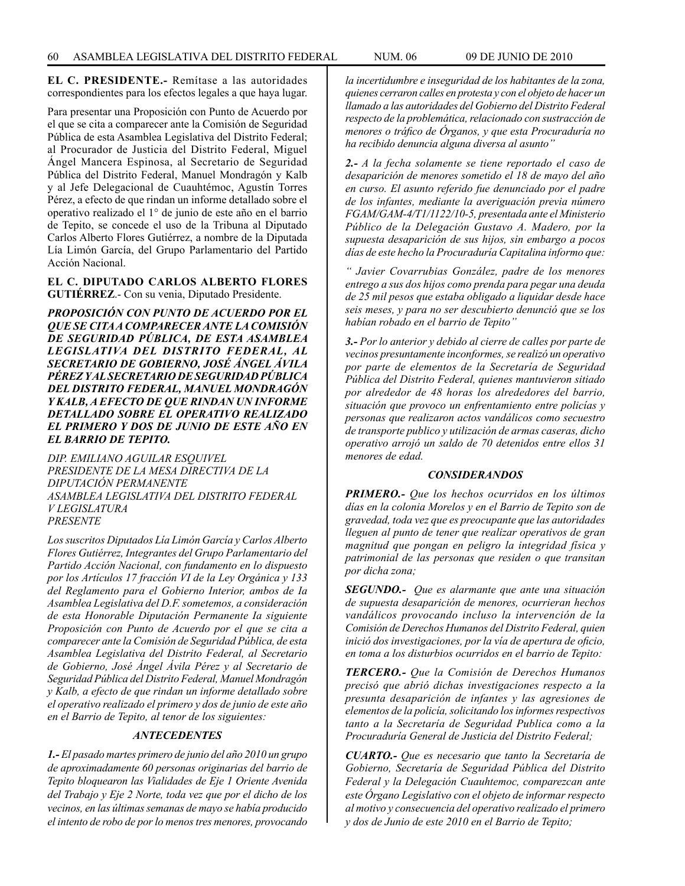**EL C. PRESIDENTE.-** Remítase a las autoridades correspondientes para los efectos legales a que haya lugar.

Para presentar una Proposición con Punto de Acuerdo por el que se cita a comparecer ante la Comisión de Seguridad Pública de esta Asamblea Legislativa del Distrito Federal; al Procurador de Justicia del Distrito Federal, Miguel Ángel Mancera Espinosa, al Secretario de Seguridad Pública del Distrito Federal, Manuel Mondragón y Kalb y al Jefe Delegacional de Cuauhtémoc, Agustín Torres Pérez, a efecto de que rindan un informe detallado sobre el operativo realizado el 1° de junio de este año en el barrio de Tepito, se concede el uso de la Tribuna al Diputado Carlos Alberto Flores Gutiérrez, a nombre de la Diputada Lía Limón García, del Grupo Parlamentario del Partido Acción Nacional.

**EL C. DIPUTADO CARLOS ALBERTO FLORES GUTIÉRREZ**.- Con su venia, Diputado Presidente.

***PROPOSICIÓN CON PUNTO DE ACUERDO POR EL QUE SE CITA A COMPARECER ANTE LA COMISIÓN DE SEGURIDAD PÚBLICA, DE ESTA ASAMBLEA LEGISLATIVA DEL DISTRITO FEDERAL, AL SECRETARIO DE GOBIERNO, JOSÉ ÁNGEL ÁVILA PÉREZ Y AL SECRETARIO DE SEGURIDAD PÚBLICA DEL DISTRITO FEDERAL, MANUEL MONDRAGÓN Y KALB, A EFECTO DE QUE RINDAN UN INFORME DETALLADO SOBRE EL OPERATIVO REALIZADO EL PRIMERO Y DOS DE JUNIO DE ESTE AÑO EN EL BARRIO DE TEPITO.***

*DIP. EMILIANO AGUILAR ESQUIVEL*
*PRESIDENTE DE LA MESA DIRECTIVA DE LA DIPUTACIÓN PERMANENTE*
*ASAMBLEA LEGISLATIVA DEL DISTRITO FEDERAL*
*V LEGISLATURA*
*PRESENTE*

*Los suscritos Diputados Lía Limón García y Carlos Alberto Flores Gutiérrez, Integrantes del Grupo Parlamentario del Partido Acción Nacional, con fundamento en lo dispuesto por los Artículos 17 fracción VI de la Ley Orgánica y 133 del Reglamento para el Gobierno Interior, ambos de Ia Asamblea Legislativa del D.F. sometemos, a consideración de esta Honorable Diputación Permanente Ia siguiente Proposición con Punto de Acuerdo por el que se cita a comparecer ante la Comisión de Seguridad Pública, de esta Asamblea Legislativa del Distrito Federal, al Secretario de Gobierno, José Ángel Ávila Pérez y al Secretario de Seguridad Pública del Distrito Federal, Manuel Mondragón y Kalb, a efecto de que rindan un informe detallado sobre el operativo realizado el primero y dos de junio de este año en el Barrio de Tepito, al tenor de los siguientes:*

***ANTECEDENTES***

***1.-*** *El pasado martes primero de junio del año 2010 un grupo de aproximadamente 60 personas originarias del barrio de Tepito bloquearon las Vialidades de Eje 1 Oriente Avenida del Trabajo y Eje 2 Norte, toda vez que por el dicho de los vecinos, en las últimas semanas de mayo se había producido el intento de robo de por lo menos tres menores, provocando la incertidumbre e inseguridad de los habitantes de la zona, quienes cerraron calles en protesta y con el objeto de hacer un llamado a las autoridades del Gobierno del Distrito Federal respecto de la problemática, relacionado con sustracción de menores o tráfico de Órganos, y que esta Procuraduría no ha recibido denuncia alguna diversa al asunto"*

***2.-*** *A la fecha solamente se tiene reportado el caso de desaparición de menores sometido el 18 de mayo del año en curso. El asunto referido fue denunciado por el padre de los infantes, mediante la averiguación previa número FGAM/GAM-4/T1/1122/10-5, presentada ante el Ministerio Público de la Delegación Gustavo A. Madero, por la supuesta desaparición de sus hijos, sin embargo a pocos días de este hecho la Procuraduría Capitalina informo que:*

*" Javier Covarrubias González, padre de los menores entrego a sus dos hijos como prenda para pegar una deuda de 25 mil pesos que estaba obligado a liquidar desde hace seis meses, y para no ser descubierto denunció que se los habían robado en el barrio de Tepito"*

***3.-*** *Por lo anterior y debido al cierre de calles por parte de vecinos presuntamente inconformes, se realizó un operativo por parte de elementos de la Secretaría de Seguridad Pública del Distrito Federal, quienes mantuvieron sitiado por alrededor de 48 horas los alrededores del barrio, situación que provoco un enfrentamiento entre policías y personas que realizaron actos vandálicos como secuestro de transporte publico y utilización de armas caseras, dicho operativo arrojó un saldo de 70 detenidos entre ellos 31 menores de edad.*

***CONSIDERANDOS***

***PRIMERO.-*** *Que los hechos ocurridos en los últimos días en la colonia Morelos y en el Barrio de Tepito son de gravedad, toda vez que es preocupante que las autoridades lleguen al punto de tener que realizar operativos de gran magnitud que pongan en peligro la integridad física y patrimonial de las personas que residen o que transitan por dicha zona;*

***SEGUNDO.-*** *Que es alarmante que ante una situación de supuesta desaparición de menores, ocurrieran hechos vandálicos provocando incluso la intervención de la Comisión de Derechos Humanos del Distrito Federal, quien inició dos investigaciones, por la vía de apertura de oficio, en toma a los disturbios ocurridos en el barrio de Tepito:*

***TERCERO.-*** *Que la Comisión de Derechos Humanos precisó que abrió dichas investigaciones respecto a la presunta desaparición de infantes y las agresiones de elementos de la policía, solicitando los informes respectivos tanto a la Secretaría de Seguridad Publica como a la Procuraduría General de Justicia del Distrito Federal;*

***CUARTO.-*** *Que es necesario que tanto la Secretaría de Gobierno, Secretaría de Seguridad Pública del Distrito Federal y la Delegación Cuauhtemoc, comparezcan ante este Órgano Legislativo con el objeto de informar respecto al motivo y consecuencia del operativo realizado el primero y dos de Junio de este 2010 en el Barrio de Tepito;*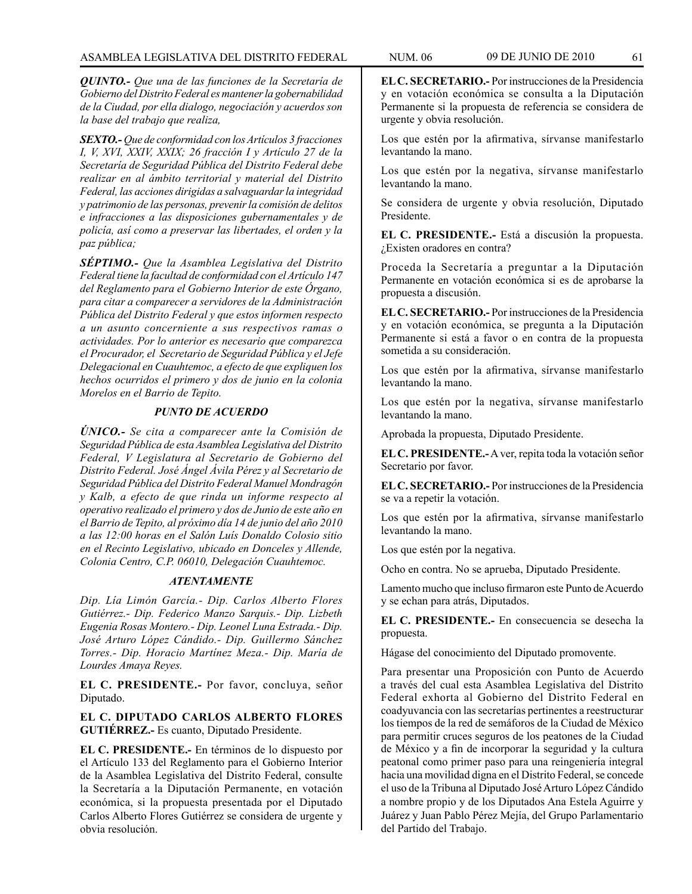***QUINTO.-*** *Que una de las funciones de la Secretaría de Gobierno del Distrito Federal es mantener la gobernabilidad de la Ciudad, por ella dialogo, negociación y acuerdos son la base del trabajo que realiza,*

***SEXTO.-*** *Que de conformidad con los Artículos 3 fracciones I, V, XVI, XXIV, XXIX; 26 fracción I y Artículo 27 de la Secretaría de Seguridad Pública del Distrito Federal debe realizar en al ámbito territorial y material del Distrito Federal, las acciones dirigidas a salvaguardar la integridad y patrimonio de las personas, prevenir la comisión de delitos e infracciones a las disposiciones gubernamentales y de policía, así como a preservar las libertades, el orden y la paz pública;*

***SÉPTIMO.-*** *Que la Asamblea Legislativa del Distrito Federal tiene la facultad de conformidad con el Artículo 147 del Reglamento para el Gobierno Interior de este Órgano, para citar a comparecer a servidores de la Administración Pública del Distrito Federal y que estos informen respecto a un asunto concerniente a sus respectivos ramas o actividades. Por lo anterior es necesario que comparezca el Procurador, el Secretario de Seguridad Pública y el Jefe Delegacional en Cuauhtemoc, a efecto de que expliquen los hechos ocurridos el primero y dos de junio en la colonia Morelos en el Barrio de Tepito.*

***PUNTO DE ACUERDO***

***ÚNICO.-*** *Se cita a comparecer ante la Comisión de Seguridad Pública de esta Asamblea Legislativa del Distrito Federal, V Legislatura al Secretario de Gobierno del Distrito Federal. José Ángel Ávila Pérez y al Secretario de Seguridad Pública del Distrito Federal Manuel Mondragón y Kalb, a efecto de que rinda un informe respecto al operativo realizado el primero y dos de Junio de este año en el Barrio de Tepito, al próximo día 14 de junio del año 2010 a las 12:00 horas en el Salón Luís Donaldo Colosio sitio en el Recinto Legislativo, ubicado en Donceles y Allende, Colonia Centro, C.P. 06010, Delegación Cuauhtemoc.*

***ATENTAMENTE***

*Dip. Lía Limón García.- Dip. Carlos Alberto Flores Gutiérrez.- Dip. Federico Manzo Sarquis.- Dip. Lizbeth Eugenia Rosas Montero.- Dip. Leonel Luna Estrada.- Dip. José Arturo López Cándido.- Dip. Guillermo Sánchez Torres.- Dip. Horacio Martínez Meza.- Dip. María de Lourdes Amaya Reyes.*

**EL C. PRESIDENTE.-** Por favor, concluya, señor Diputado.

**EL C. DIPUTADO CARLOS ALBERTO FLORES GUTIÉRREZ.-** Es cuanto, Diputado Presidente.

**EL C. PRESIDENTE.-** En términos de lo dispuesto por el Artículo 133 del Reglamento para el Gobierno Interior de la Asamblea Legislativa del Distrito Federal, consulte la Secretaría a la Diputación Permanente, en votación económica, si la propuesta presentada por el Diputado Carlos Alberto Flores Gutiérrez se considera de urgente y obvia resolución.

**EL C. SECRETARIO.-** Por instrucciones de la Presidencia y en votación económica se consulta a la Diputación Permanente si la propuesta de referencia se considera de urgente y obvia resolución.

Los que estén por la afirmativa, sírvanse manifestarlo levantando la mano.

Los que estén por la negativa, sírvanse manifestarlo levantando la mano.

Se considera de urgente y obvia resolución, Diputado Presidente.

**EL C. PRESIDENTE.-** Está a discusión la propuesta. ¿Existen oradores en contra?

Proceda la Secretaría a preguntar a la Diputación Permanente en votación económica si es de aprobarse la propuesta a discusión.

**EL C. SECRETARIO.-** Por instrucciones de la Presidencia y en votación económica, se pregunta a la Diputación Permanente si está a favor o en contra de la propuesta sometida a su consideración.

Los que estén por la afirmativa, sírvanse manifestarlo levantando la mano.

Los que estén por la negativa, sírvanse manifestarlo levantando la mano.

Aprobada la propuesta, Diputado Presidente.

**EL C. PRESIDENTE.-** A ver, repita toda la votación señor Secretario por favor.

**EL C. SECRETARIO.-** Por instrucciones de la Presidencia se va a repetir la votación.

Los que estén por la afirmativa, sírvanse manifestarlo levantando la mano.

Los que estén por la negativa.

Ocho en contra. No se aprueba, Diputado Presidente.

Lamento mucho que incluso firmaron este Punto de Acuerdo y se echan para atrás, Diputados.

**EL C. PRESIDENTE.-** En consecuencia se desecha la propuesta.

Hágase del conocimiento del Diputado promovente.

Para presentar una Proposición con Punto de Acuerdo a través del cual esta Asamblea Legislativa del Distrito Federal exhorta al Gobierno del Distrito Federal en coadyuvancia con las secretarías pertinentes a reestructurar los tiempos de la red de semáforos de la Ciudad de México para permitir cruces seguros de los peatones de la Ciudad de México y a fin de incorporar la seguridad y la cultura peatonal como primer paso para una reingeniería integral hacia una movilidad digna en el Distrito Federal, se concede el uso de la Tribuna al Diputado José Arturo López Cándido a nombre propio y de los Diputados Ana Estela Aguirre y Juárez y Juan Pablo Pérez Mejía, del Grupo Parlamentario del Partido del Trabajo.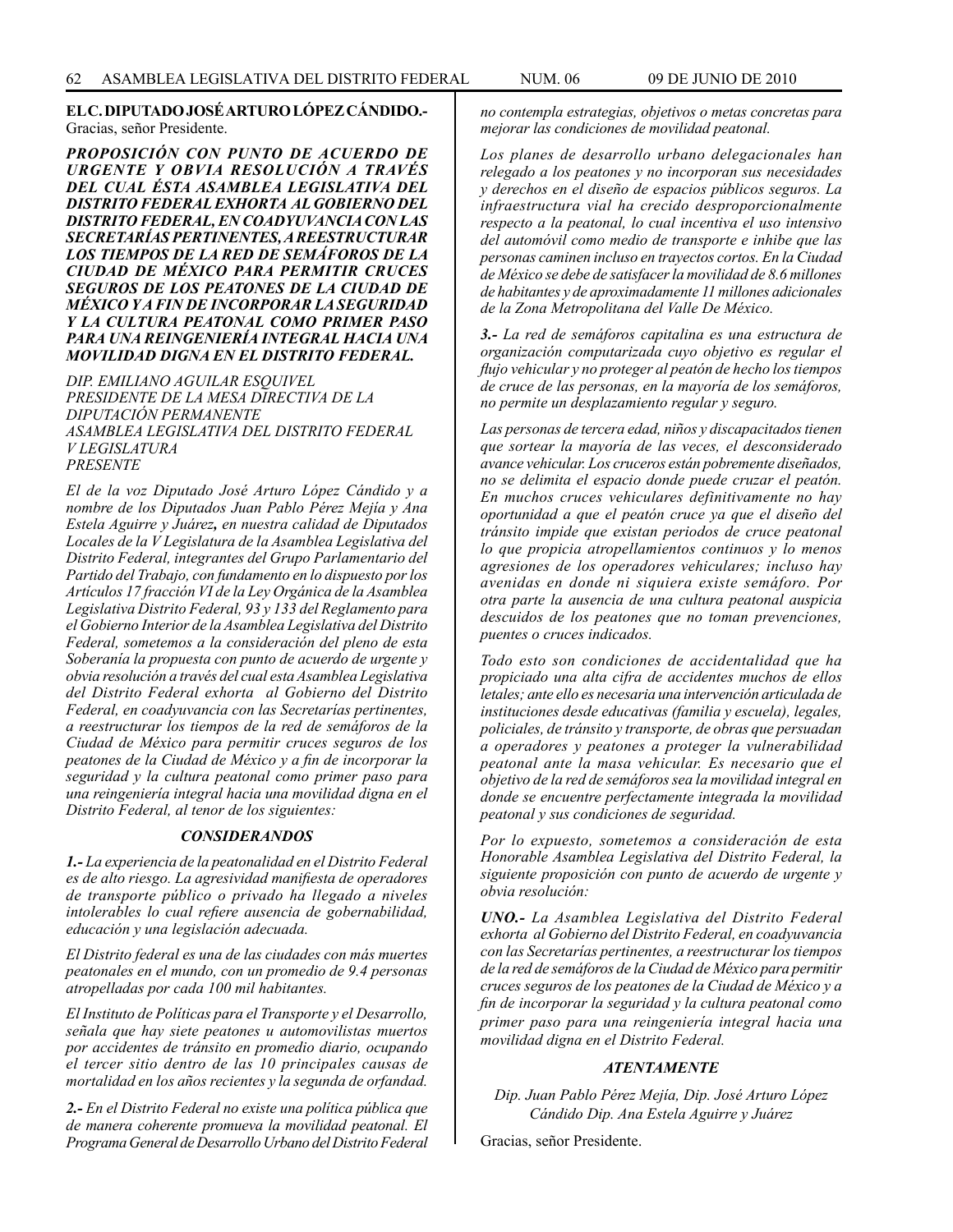**EL C. DIPUTADO JOSÉ ARTURO LÓPEZ CÁNDIDO.-** Gracias, señor Presidente.

***PROPOSICIÓN CON PUNTO DE ACUERDO DE URGENTE Y OBVIA RESOLUCIÓN A TRAVÉS DEL CUAL ÉSTA ASAMBLEA LEGISLATIVA DEL DISTRITO FEDERAL EXHORTA AL GOBIERNO DEL DISTRITO FEDERAL, EN COADYUVANCIA CON LAS SECRETARÍAS PERTINENTES, A REESTRUCTURAR LOS TIEMPOS DE LA RED DE SEMÁFOROS DE LA CIUDAD DE MÉXICO PARA PERMITIR CRUCES SEGUROS DE LOS PEATONES DE LA CIUDAD DE MÉXICO Y A FIN DE INCORPORAR LA SEGURIDAD Y LA CULTURA PEATONAL COMO PRIMER PASO PARA UNA REINGENIERÍA INTEGRAL HACIA UNA MOVILIDAD DIGNA EN EL DISTRITO FEDERAL.***

*DIP. EMILIANO AGUILAR ESQUIVEL*
*PRESIDENTE DE LA MESA DIRECTIVA DE LA DIPUTACIÓN PERMANENTE*
*ASAMBLEA LEGISLATIVA DEL DISTRITO FEDERAL*
*V LEGISLATURA*
*PRESENTE*

*El de la voz Diputado José Arturo López Cándido y a nombre de los Diputados Juan Pablo Pérez Mejía y Ana Estela Aguirre y Juárez, en nuestra calidad de Diputados Locales de la V Legislatura de la Asamblea Legislativa del Distrito Federal, integrantes del Grupo Parlamentario del Partido del Trabajo, con fundamento en lo dispuesto por los Artículos 17 fracción VI de la Ley Orgánica de la Asamblea Legislativa Distrito Federal, 93 y 133 del Reglamento para el Gobierno Interior de la Asamblea Legislativa del Distrito Federal, sometemos a la consideración del pleno de esta Soberanía la propuesta con punto de acuerdo de urgente y obvia resolución a través del cual esta Asamblea Legislativa del Distrito Federal exhorta al Gobierno del Distrito Federal, en coadyuvancia con las Secretarías pertinentes, a reestructurar los tiempos de la red de semáforos de la Ciudad de México para permitir cruces seguros de los peatones de la Ciudad de México y a fin de incorporar la seguridad y la cultura peatonal como primer paso para una reingeniería integral hacia una movilidad digna en el Distrito Federal, al tenor de los siguientes:*

***CONSIDERANDOS***

***1.-*** *La experiencia de la peatonalidad en el Distrito Federal es de alto riesgo. La agresividad manifiesta de operadores de transporte público o privado ha llegado a niveles intolerables lo cual refiere ausencia de gobernabilidad, educación y una legislación adecuada.*

*El Distrito federal es una de las ciudades con más muertes peatonales en el mundo, con un promedio de 9.4 personas atropelladas por cada 100 mil habitantes.*

*El Instituto de Políticas para el Transporte y el Desarrollo, señala que hay siete peatones u automovilistas muertos por accidentes de tránsito en promedio diario, ocupando el tercer sitio dentro de las 10 principales causas de mortalidad en los años recientes y la segunda de orfandad.*

***2.-*** *En el Distrito Federal no existe una política pública que de manera coherente promueva la movilidad peatonal. El Programa General de Desarrollo Urbano del Distrito Federal no contempla estrategias, objetivos o metas concretas para mejorar las condiciones de movilidad peatonal.*

*Los planes de desarrollo urbano delegacionales han relegado a los peatones y no incorporan sus necesidades y derechos en el diseño de espacios públicos seguros. La infraestructura vial ha crecido desproporcionalmente respecto a la peatonal, lo cual incentiva el uso intensivo del automóvil como medio de transporte e inhibe que las personas caminen incluso en trayectos cortos. En la Ciudad de México se debe de satisfacer la movilidad de 8.6 millones de habitantes y de aproximadamente 11 millones adicionales de la Zona Metropolitana del Valle De México.*

***3.-*** *La red de semáforos capitalina es una estructura de organización computarizada cuyo objetivo es regular el flujo vehicular y no proteger al peatón de hecho los tiempos de cruce de las personas, en la mayoría de los semáforos, no permite un desplazamiento regular y seguro.*

*Las personas de tercera edad, niños y discapacitados tienen que sortear la mayoría de las veces, el desconsiderado avance vehicular. Los cruceros están pobremente diseñados, no se delimita el espacio donde puede cruzar el peatón. En muchos cruces vehiculares definitivamente no hay oportunidad a que el peatón cruce ya que el diseño del tránsito impide que existan periodos de cruce peatonal lo que propicia atropellamientos continuos y lo menos agresiones de los operadores vehiculares; incluso hay avenidas en donde ni siquiera existe semáforo. Por otra parte la ausencia de una cultura peatonal auspicia descuidos de los peatones que no toman prevenciones, puentes o cruces indicados.*

*Todo esto son condiciones de accidentalidad que ha propiciado una alta cifra de accidentes muchos de ellos letales; ante ello es necesaria una intervención articulada de instituciones desde educativas (familia y escuela), legales, policiales, de tránsito y transporte, de obras que persuadan a operadores y peatones a proteger la vulnerabilidad peatonal ante la masa vehicular. Es necesario que el objetivo de la red de semáforos sea la movilidad integral en donde se encuentre perfectamente integrada la movilidad peatonal y sus condiciones de seguridad.*

*Por lo expuesto, sometemos a consideración de esta Honorable Asamblea Legislativa del Distrito Federal, la siguiente proposición con punto de acuerdo de urgente y obvia resolución:*

***UNO.-*** *La Asamblea Legislativa del Distrito Federal exhorta al Gobierno del Distrito Federal, en coadyuvancia con las Secretarías pertinentes, a reestructurar los tiempos de la red de semáforos de la Ciudad de México para permitir cruces seguros de los peatones de la Ciudad de México y a fin de incorporar la seguridad y la cultura peatonal como primer paso para una reingeniería integral hacia una movilidad digna en el Distrito Federal.*

***ATENTAMENTE***

*Dip. Juan Pablo Pérez Mejía, Dip. José Arturo López Cándido Dip. Ana Estela Aguirre y Juárez*

Gracias, señor Presidente.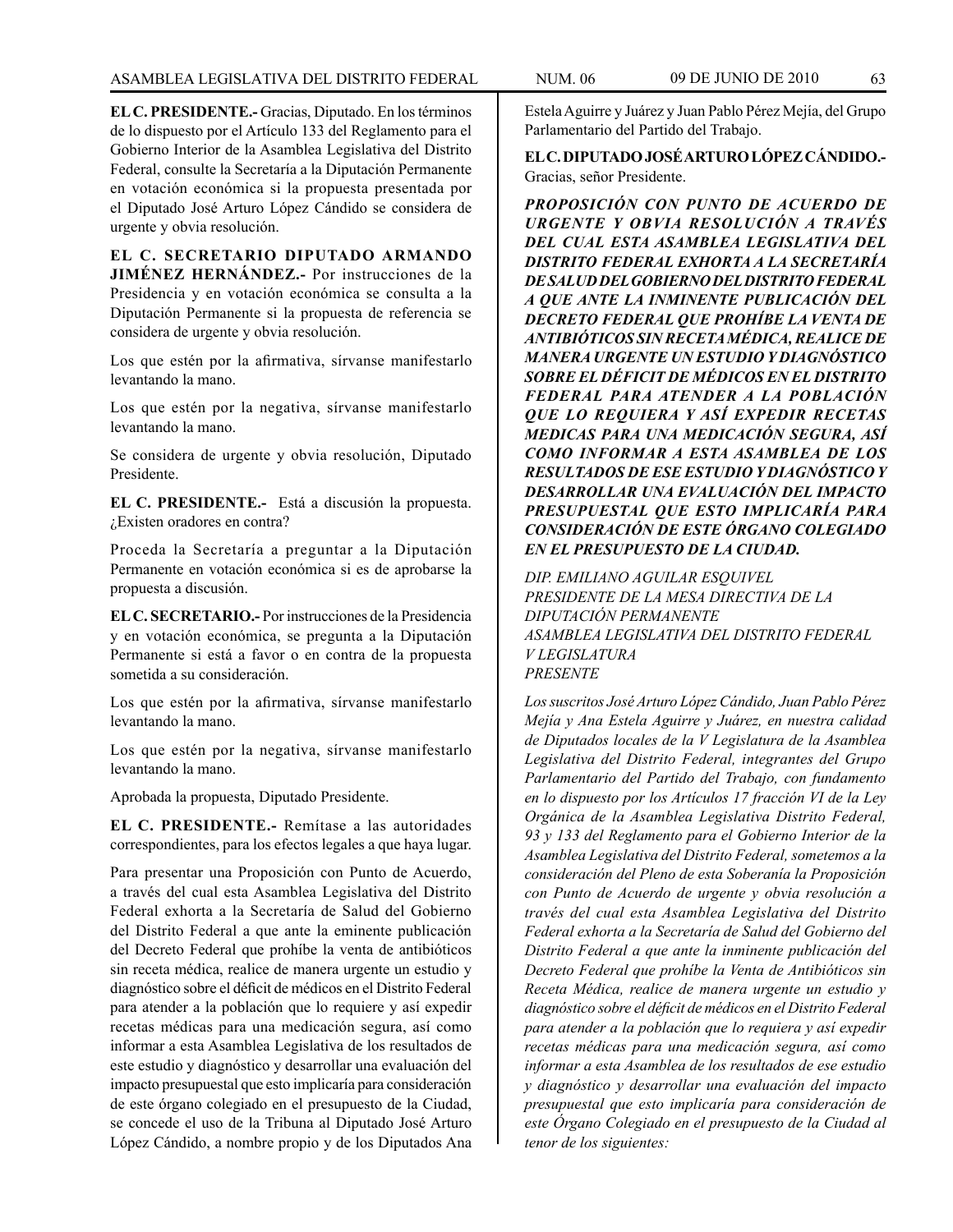**EL C. PRESIDENTE.-** Gracias, Diputado. En los términos de lo dispuesto por el Artículo 133 del Reglamento para el Gobierno Interior de la Asamblea Legislativa del Distrito Federal, consulte la Secretaría a la Diputación Permanente en votación económica si la propuesta presentada por el Diputado José Arturo López Cándido se considera de urgente y obvia resolución.

**EL C. SECRETARIO DIPUTADO ARMANDO JIMÉNEZ HERNÁNDEZ.-** Por instrucciones de la Presidencia y en votación económica se consulta a la Diputación Permanente si la propuesta de referencia se considera de urgente y obvia resolución.

Los que estén por la afirmativa, sírvanse manifestarlo levantando la mano.

Los que estén por la negativa, sírvanse manifestarlo levantando la mano.

Se considera de urgente y obvia resolución, Diputado Presidente.

**EL C. PRESIDENTE.-** Está a discusión la propuesta. ¿Existen oradores en contra?

Proceda la Secretaría a preguntar a la Diputación Permanente en votación económica si es de aprobarse la propuesta a discusión.

**EL C. SECRETARIO.-** Por instrucciones de la Presidencia y en votación económica, se pregunta a la Diputación Permanente si está a favor o en contra de la propuesta sometida a su consideración.

Los que estén por la afirmativa, sírvanse manifestarlo levantando la mano.

Los que estén por la negativa, sírvanse manifestarlo levantando la mano.

Aprobada la propuesta, Diputado Presidente.

**EL C. PRESIDENTE.-** Remítase a las autoridades correspondientes, para los efectos legales a que haya lugar.

Para presentar una Proposición con Punto de Acuerdo, a través del cual esta Asamblea Legislativa del Distrito Federal exhorta a la Secretaría de Salud del Gobierno del Distrito Federal a que ante la eminente publicación del Decreto Federal que prohíbe la venta de antibióticos sin receta médica, realice de manera urgente un estudio y diagnóstico sobre el déficit de médicos en el Distrito Federal para atender a la población que lo requiere y así expedir recetas médicas para una medicación segura, así como informar a esta Asamblea Legislativa de los resultados de este estudio y diagnóstico y desarrollar una evaluación del impacto presupuestal que esto implicaría para consideración de este órgano colegiado en el presupuesto de la Ciudad, se concede el uso de la Tribuna al Diputado José Arturo López Cándido, a nombre propio y de los Diputados Ana Estela Aguirre y Juárez y Juan Pablo Pérez Mejía, del Grupo Parlamentario del Partido del Trabajo.

**EL C. DIPUTADO JOSÉ ARTURO LÓPEZ CÁNDIDO.-** Gracias, señor Presidente.

***PROPOSICIÓN CON PUNTO DE ACUERDO DE URGENTE Y OBVIA RESOLUCIÓN A TRAVÉS DEL CUAL ESTA ASAMBLEA LEGISLATIVA DEL DISTRITO FEDERAL EXHORTA A LA SECRETARÍA DE SALUD DEL GOBIERNO DEL DISTRITO FEDERAL A QUE ANTE LA INMINENTE PUBLICACIÓN DEL DECRETO FEDERAL QUE PROHÍBE LA VENTA DE ANTIBIÓTICOS SIN RECETA MÉDICA, REALICE DE MANERA URGENTE UN ESTUDIO Y DIAGNÓSTICO SOBRE EL DÉFICIT DE MÉDICOS EN EL DISTRITO FEDERAL PARA ATENDER A LA POBLACIÓN QUE LO REQUIERA Y ASÍ EXPEDIR RECETAS MEDICAS PARA UNA MEDICACIÓN SEGURA, ASÍ COMO INFORMAR A ESTA ASAMBLEA DE LOS RESULTADOS DE ESE ESTUDIO Y DIAGNÓSTICO Y DESARROLLAR UNA EVALUACIÓN DEL IMPACTO PRESUPUESTAL QUE ESTO IMPLICARÍA PARA CONSIDERACIÓN DE ESTE ÓRGANO COLEGIADO EN EL PRESUPUESTO DE LA CIUDAD.***

*DIP. EMILIANO AGUILAR ESQUIVEL*
*PRESIDENTE DE LA MESA DIRECTIVA DE LA DIPUTACIÓN PERMANENTE*
*ASAMBLEA LEGISLATIVA DEL DISTRITO FEDERAL*
*V LEGISLATURA*
*PRESENTE*

*Los suscritos José Arturo López Cándido, Juan Pablo Pérez Mejía y Ana Estela Aguirre y Juárez, en nuestra calidad de Diputados locales de la V Legislatura de la Asamblea Legislativa del Distrito Federal, integrantes del Grupo Parlamentario del Partido del Trabajo, con fundamento en lo dispuesto por los Artículos 17 fracción VI de la Ley Orgánica de la Asamblea Legislativa Distrito Federal, 93 y 133 del Reglamento para el Gobierno Interior de la Asamblea Legislativa del Distrito Federal, sometemos a la consideración del Pleno de esta Soberanía la Proposición con Punto de Acuerdo de urgente y obvia resolución a través del cual esta Asamblea Legislativa del Distrito Federal exhorta a la Secretaría de Salud del Gobierno del Distrito Federal a que ante la inminente publicación del Decreto Federal que prohíbe la Venta de Antibióticos sin Receta Médica, realice de manera urgente un estudio y diagnóstico sobre el déficit de médicos en el Distrito Federal para atender a la población que lo requiera y así expedir recetas médicas para una medicación segura, así como informar a esta Asamblea de los resultados de ese estudio y diagnóstico y desarrollar una evaluación del impacto presupuestal que esto implicaría para consideración de este Órgano Colegiado en el presupuesto de la Ciudad al tenor de los siguientes:*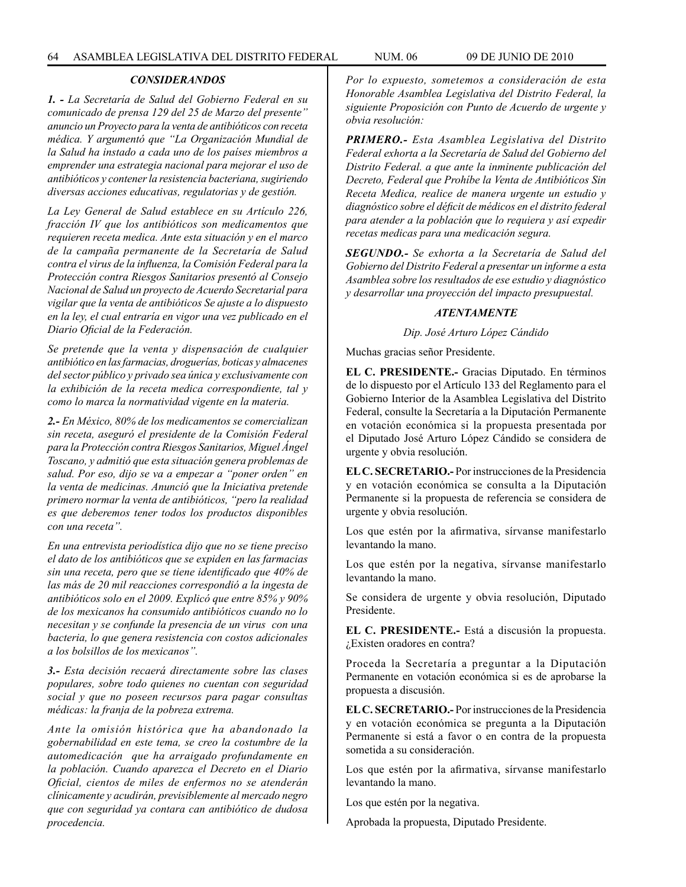### *CONSIDERANDOS*

***1. -*** *La Secretaría de Salud del Gobierno Federal en su comunicado de prensa 129 del 25 de Marzo del presente" anuncio un Proyecto para la venta de antibióticos con receta médica. Y argumentó que "La Organización Mundial de la Salud ha instado a cada uno de los países miembros a emprender una estrategia nacional para mejorar el uso de antibióticos y contener la resistencia bacteriana, sugiriendo diversas acciones educativas, regulatorias y de gestión.*

*La Ley General de Salud establece en su Artículo 226, fracción IV que los antibióticos son medicamentos que requieren receta medica. Ante esta situación y en el marco de la campaña permanente de la Secretaría de Salud contra el virus de la influenza, la Comisión Federal para la Protección contra Riesgos Sanitarios presentó al Consejo Nacional de Salud un proyecto de Acuerdo Secretarial para vigilar que la venta de antibióticos Se ajuste a lo dispuesto en la ley, el cual entraría en vigor una vez publicado en el Diario Oficial de la Federación.*

*Se pretende que la venta y dispensación de cualquier antibiótico en las farmacias, droguerías, boticas y almacenes del sector público y privado sea única y exclusivamente con la exhibición de la receta medica correspondiente, tal y como lo marca la normatividad vigente en la materia.*

***2.-*** *En México, 80% de los medicamentos se comercializan sin receta, aseguró el presidente de la Comisión Federal para la Protección contra Riesgos Sanitarios, Miguel Ángel Toscano, y admitió que esta situación genera problemas de salud. Por eso, dijo se va a empezar a "poner orden" en la venta de medicinas. Anunció que la Iniciativa pretende primero normar la venta de antibióticos, "pero la realidad es que deberemos tener todos los productos disponibles con una receta".*

*En una entrevista periodística dijo que no se tiene preciso el dato de los antibióticos que se expiden en las farmacias sin una receta, pero que se tiene identificado que 40% de las más de 20 mil reacciones correspondió a la ingesta de antibióticos solo en el 2009. Explicó que entre 85% y 90% de los mexicanos ha consumido antibióticos cuando no lo necesitan y se confunde la presencia de un virus con una bacteria, lo que genera resistencia con costos adicionales a los bolsillos de los mexicanos".*

***3.-*** *Esta decisión recaerá directamente sobre las clases populares, sobre todo quienes no cuentan con seguridad social y que no poseen recursos para pagar consultas médicas: la franja de la pobreza extrema.*

*Ante la omisión histórica que ha abandonado la gobernabilidad en este tema, se creo la costumbre de la automedicación que ha arraigado profundamente en la población. Cuando aparezca el Decreto en el Diario Oficial, cientos de miles de enfermos no se atenderán clínicamente y acudirán, previsiblemente al mercado negro que con seguridad ya contara can antibiótico de dudosa procedencia.*

*Por lo expuesto, sometemos a consideración de esta Honorable Asamblea Legislativa del Distrito Federal, la siguiente Proposición con Punto de Acuerdo de urgente y obvia resolución:*

***PRIMERO.-*** *Esta Asamblea Legislativa del Distrito Federal exhorta a la Secretaría de Salud del Gobierno del Distrito Federal. a que ante la inminente publicación del Decreto, Federal que Prohíbe la Venta de Antibióticos Sin Receta Medica, realice de manera urgente un estudio y diagnóstico sobre el déficit de médicos en el distrito federal para atender a la población que lo requiera y así expedir recetas medicas para una medicación segura.*

***SEGUNDO.-*** *Se exhorta a la Secretaría de Salud del Gobierno del Distrito Federal a presentar un informe a esta Asamblea sobre los resultados de ese estudio y diagnóstico y desarrollar una proyección del impacto presupuestal.*

***ATENTAMENTE***

*Dip. José Arturo López Cándido*

Muchas gracias señor Presidente.

**EL C. PRESIDENTE.-** Gracias Diputado. En términos de lo dispuesto por el Artículo 133 del Reglamento para el Gobierno Interior de la Asamblea Legislativa del Distrito Federal, consulte la Secretaría a la Diputación Permanente en votación económica si la propuesta presentada por el Diputado José Arturo López Cándido se considera de urgente y obvia resolución.

**EL C. SECRETARIO.-** Por instrucciones de la Presidencia y en votación económica se consulta a la Diputación Permanente si la propuesta de referencia se considera de urgente y obvia resolución.

Los que estén por la afirmativa, sírvanse manifestarlo levantando la mano.

Los que estén por la negativa, sírvanse manifestarlo levantando la mano.

Se considera de urgente y obvia resolución, Diputado Presidente.

**EL C. PRESIDENTE.-** Está a discusión la propuesta. ¿Existen oradores en contra?

Proceda la Secretaría a preguntar a la Diputación Permanente en votación económica si es de aprobarse la propuesta a discusión.

**EL C. SECRETARIO.-** Por instrucciones de la Presidencia y en votación económica se pregunta a la Diputación Permanente si está a favor o en contra de la propuesta sometida a su consideración.

Los que estén por la afirmativa, sírvanse manifestarlo levantando la mano.

Los que estén por la negativa.

Aprobada la propuesta, Diputado Presidente.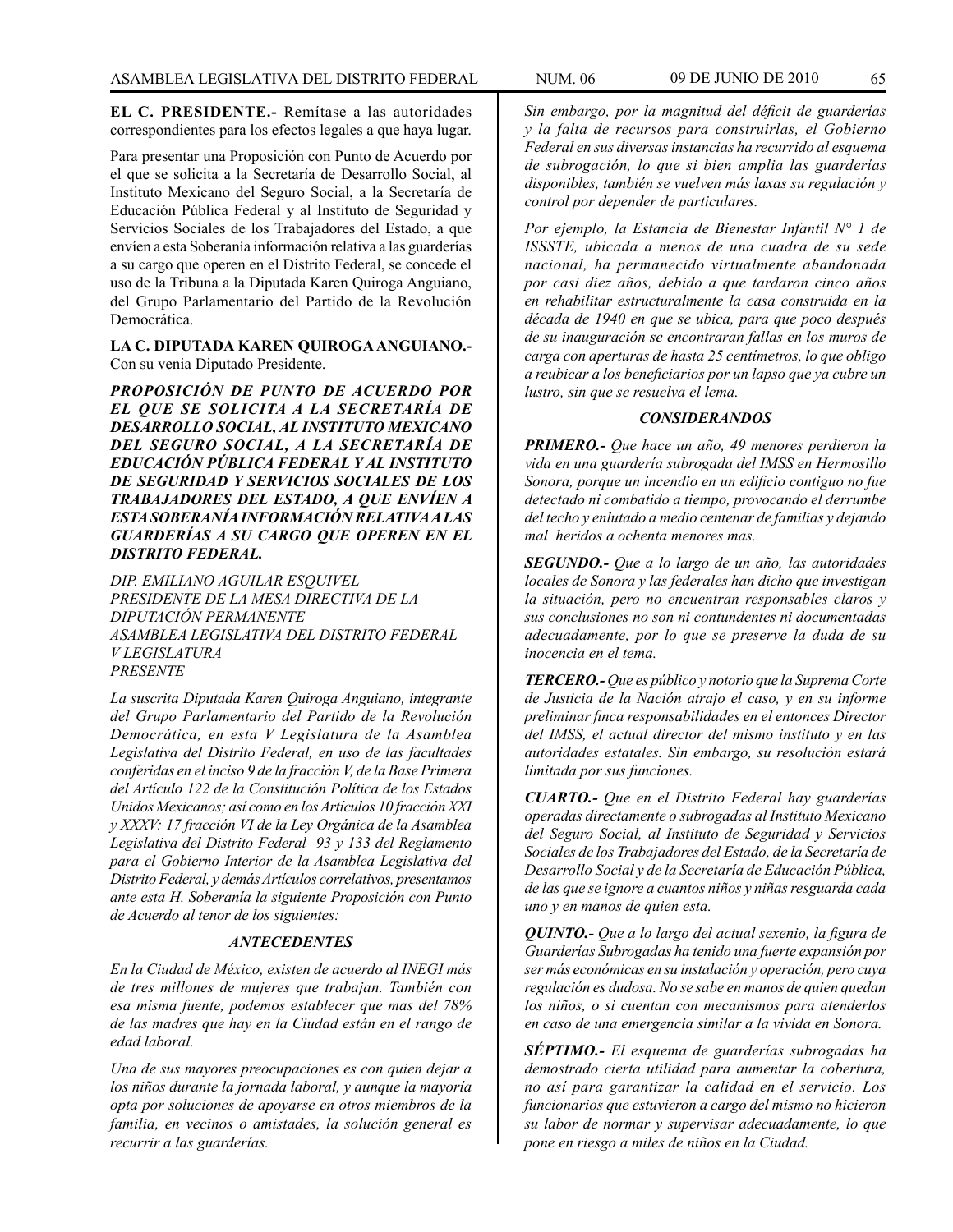**EL C. PRESIDENTE.-** Remítase a las autoridades correspondientes para los efectos legales a que haya lugar.

Para presentar una Proposición con Punto de Acuerdo por el que se solicita a la Secretaría de Desarrollo Social, al Instituto Mexicano del Seguro Social, a la Secretaría de Educación Pública Federal y al Instituto de Seguridad y Servicios Sociales de los Trabajadores del Estado, a que envíen a esta Soberanía información relativa a las guarderías a su cargo que operen en el Distrito Federal, se concede el uso de la Tribuna a la Diputada Karen Quiroga Anguiano, del Grupo Parlamentario del Partido de la Revolución Democrática.

**LA C. DIPUTADA KAREN QUIROGA ANGUIANO.-** Con su venia Diputado Presidente.

***PROPOSICIÓN DE PUNTO DE ACUERDO POR EL QUE SE SOLICITA A LA SECRETARÍA DE DESARROLLO SOCIAL, AL INSTITUTO MEXICANO DEL SEGURO SOCIAL, A LA SECRETARÍA DE EDUCACIÓN PÚBLICA FEDERAL Y AL INSTITUTO DE SEGURIDAD Y SERVICIOS SOCIALES DE LOS TRABAJADORES DEL ESTADO, A QUE ENVÍEN A ESTA SOBERANÍA INFORMACIÓN RELATIVA A LAS GUARDERÍAS A SU CARGO QUE OPEREN EN EL DISTRITO FEDERAL.***

*DIP. EMILIANO AGUILAR ESQUIVEL*
*PRESIDENTE DE LA MESA DIRECTIVA DE LA DIPUTACIÓN PERMANENTE*
*ASAMBLEA LEGISLATIVA DEL DISTRITO FEDERAL*
*V LEGISLATURA*
*PRESENTE*

*La suscrita Diputada Karen Quiroga Anguiano, integrante del Grupo Parlamentario del Partido de la Revolución Democrática, en esta V Legislatura de la Asamblea Legislativa del Distrito Federal, en uso de las facultades conferidas en el inciso 9 de la fracción V, de la Base Primera del Artículo 122 de la Constitución Política de los Estados Unidos Mexicanos; así como en los Artículos 10 fracción XXI y XXXV: 17 fracción VI de la Ley Orgánica de la Asamblea Legislativa del Distrito Federal 93 y 133 del Reglamento para el Gobierno Interior de la Asamblea Legislativa del Distrito Federal, y demás Artículos correlativos, presentamos ante esta H. Soberanía la siguiente Proposición con Punto de Acuerdo al tenor de los siguientes:*

***ANTECEDENTES***

*En la Ciudad de México, existen de acuerdo al INEGI más de tres millones de mujeres que trabajan. También con esa misma fuente, podemos establecer que mas del 78% de las madres que hay en la Ciudad están en el rango de edad laboral.*

*Una de sus mayores preocupaciones es con quien dejar a los niños durante la jornada laboral, y aunque la mayoría opta por soluciones de apoyarse en otros miembros de la familia, en vecinos o amistades, la solución general es recurrir a las guarderías.*

*Sin embargo, por la magnitud del déficit de guarderías y la falta de recursos para construirlas, el Gobierno Federal en sus diversas instancias ha recurrido al esquema de subrogación, lo que si bien amplia las guarderías disponibles, también se vuelven más laxas su regulación y control por depender de particulares.*

*Por ejemplo, la Estancia de Bienestar Infantil N° 1 de ISSSTE, ubicada a menos de una cuadra de su sede nacional, ha permanecido virtualmente abandonada por casi diez años, debido a que tardaron cinco años en rehabilitar estructuralmente la casa construida en la década de 1940 en que se ubica, para que poco después de su inauguración se encontraran fallas en los muros de carga con aperturas de hasta 25 centímetros, lo que obligo a reubicar a los beneficiarios por un lapso que ya cubre un lustro, sin que se resuelva el lema.*

***CONSIDERANDOS***

***PRIMERO.-*** *Que hace un año, 49 menores perdieron la vida en una guardería subrogada del IMSS en Hermosillo Sonora, porque un incendio en un edificio contiguo no fue detectado ni combatido a tiempo, provocando el derrumbe del techo y enlutado a medio centenar de familias y dejando mal heridos a ochenta menores mas.*

***SEGUNDO.-*** *Que a lo largo de un año, las autoridades locales de Sonora y las federales han dicho que investigan la situación, pero no encuentran responsables claros y sus conclusiones no son ni contundentes ni documentadas adecuadamente, por lo que se preserve la duda de su inocencia en el tema.*

***TERCERO.-*** *Que es público y notorio que la Suprema Corte de Justicia de la Nación atrajo el caso, y en su informe preliminar finca responsabilidades en el entonces Director del IMSS, el actual director del mismo instituto y en las autoridades estatales. Sin embargo, su resolución estará limitada por sus funciones.*

***CUARTO.-*** *Que en el Distrito Federal hay guarderías operadas directamente o subrogadas al Instituto Mexicano del Seguro Social, al Instituto de Seguridad y Servicios Sociales de los Trabajadores del Estado, de la Secretaría de Desarrollo Social y de la Secretaría de Educación Pública, de las que se ignore a cuantos niños y niñas resguarda cada uno y en manos de quien esta.*

***QUINTO.-*** *Que a lo largo del actual sexenio, la figura de Guarderías Subrogadas ha tenido una fuerte expansión por ser más económicas en su instalación y operación, pero cuya regulación es dudosa. No se sabe en manos de quien quedan los niños, o si cuentan con mecanismos para atenderlos en caso de una emergencia similar a la vivida en Sonora.*

***SÉPTIMO.-*** *El esquema de guarderías subrogadas ha demostrado cierta utilidad para aumentar la cobertura, no así para garantizar la calidad en el servicio. Los funcionarios que estuvieron a cargo del mismo no hicieron su labor de normar y supervisar adecuadamente, lo que pone en riesgo a miles de niños en la Ciudad.*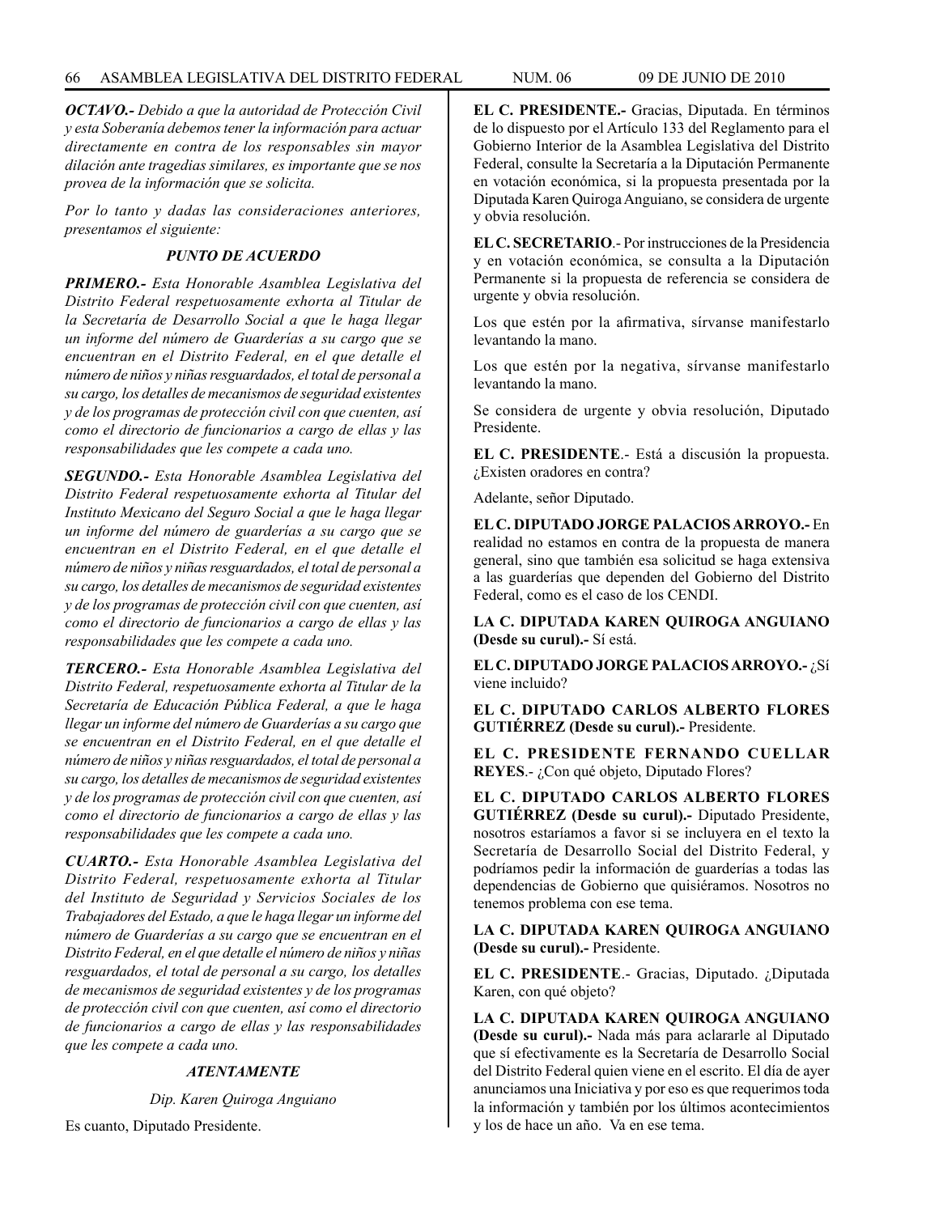*OCTAVO.- Debido a que la autoridad de Protección Civil y esta Soberanía debemos tener la información para actuar directamente en contra de los responsables sin mayor dilación ante tragedias similares, es importante que se nos provea de la información que se solicita.*

*Por lo tanto y dadas las consideraciones anteriores, presentamos el siguiente:*

***PUNTO DE ACUERDO***

***PRIMERO.-** Esta Honorable Asamblea Legislativa del Distrito Federal respetuosamente exhorta al Titular de la Secretaría de Desarrollo Social a que le haga llegar un informe del número de Guarderías a su cargo que se encuentran en el Distrito Federal, en el que detalle el número de niños y niñas resguardados, el total de personal a su cargo, los detalles de mecanismos de seguridad existentes y de los programas de protección civil con que cuenten, así como el directorio de funcionarios a cargo de ellas y las responsabilidades que les compete a cada uno.*

***SEGUNDO.-** Esta Honorable Asamblea Legislativa del Distrito Federal respetuosamente exhorta al Titular del Instituto Mexicano del Seguro Social a que le haga llegar un informe del número de guarderías a su cargo que se encuentran en el Distrito Federal, en el que detalle el número de niños y niñas resguardados, el total de personal a su cargo, los detalles de mecanismos de seguridad existentes y de los programas de protección civil con que cuenten, así como el directorio de funcionarios a cargo de ellas y las responsabilidades que les compete a cada uno.*

***TERCERO.-** Esta Honorable Asamblea Legislativa del Distrito Federal, respetuosamente exhorta al Titular de la Secretaría de Educación Pública Federal, a que le haga llegar un informe del número de Guarderías a su cargo que se encuentran en el Distrito Federal, en el que detalle el número de niños y niñas resguardados, el total de personal a su cargo, los detalles de mecanismos de seguridad existentes y de los programas de protección civil con que cuenten, así como el directorio de funcionarios a cargo de ellas y las responsabilidades que les compete a cada uno.*

***CUARTO.-** Esta Honorable Asamblea Legislativa del Distrito Federal, respetuosamente exhorta al Titular del Instituto de Seguridad y Servicios Sociales de los Trabajadores del Estado, a que le haga llegar un informe del número de Guarderías a su cargo que se encuentran en el Distrito Federal, en el que detalle el número de niños y niñas resguardados, el total de personal a su cargo, los detalles de mecanismos de seguridad existentes y de los programas de protección civil con que cuenten, así como el directorio de funcionarios a cargo de ellas y las responsabilidades que les compete a cada uno.*

***ATENTAMENTE***

*Dip. Karen Quiroga Anguiano*

Es cuanto, Diputado Presidente.

**EL C. PRESIDENTE.-** Gracias, Diputada. En términos de lo dispuesto por el Artículo 133 del Reglamento para el Gobierno Interior de la Asamblea Legislativa del Distrito Federal, consulte la Secretaría a la Diputación Permanente en votación económica, si la propuesta presentada por la Diputada Karen Quiroga Anguiano, se considera de urgente y obvia resolución.

**EL C. SECRETARIO**.- Por instrucciones de la Presidencia y en votación económica, se consulta a la Diputación Permanente si la propuesta de referencia se considera de urgente y obvia resolución.

Los que estén por la afirmativa, sírvanse manifestarlo levantando la mano.

Los que estén por la negativa, sírvanse manifestarlo levantando la mano.

Se considera de urgente y obvia resolución, Diputado Presidente.

**EL C. PRESIDENTE**.- Está a discusión la propuesta. ¿Existen oradores en contra?

Adelante, señor Diputado.

**EL C. DIPUTADO JORGE PALACIOS ARROYO.-** En realidad no estamos en contra de la propuesta de manera general, sino que también esa solicitud se haga extensiva a las guarderías que dependen del Gobierno del Distrito Federal, como es el caso de los CENDI.

**LA C. DIPUTADA KAREN QUIROGA ANGUIANO (Desde su curul).-** Sí está.

**EL C. DIPUTADO JORGE PALACIOS ARROYO.-** ¿Sí viene incluido?

**EL C. DIPUTADO CARLOS ALBERTO FLORES GUTIÉRREZ (Desde su curul).-** Presidente.

**EL C. PRESIDENTE FERNANDO CUELLAR REYES**.- ¿Con qué objeto, Diputado Flores?

**EL C. DIPUTADO CARLOS ALBERTO FLORES GUTIÉRREZ (Desde su curul).-** Diputado Presidente, nosotros estaríamos a favor si se incluyera en el texto la Secretaría de Desarrollo Social del Distrito Federal, y podríamos pedir la información de guarderías a todas las dependencias de Gobierno que quisiéramos. Nosotros no tenemos problema con ese tema.

**LA C. DIPUTADA KAREN QUIROGA ANGUIANO (Desde su curul).-** Presidente.

**EL C. PRESIDENTE**.- Gracias, Diputado. ¿Diputada Karen, con qué objeto?

**LA C. DIPUTADA KAREN QUIROGA ANGUIANO (Desde su curul).-** Nada más para aclararle al Diputado que sí efectivamente es la Secretaría de Desarrollo Social del Distrito Federal quien viene en el escrito. El día de ayer anunciamos una Iniciativa y por eso es que requerimos toda la información y también por los últimos acontecimientos y los de hace un año. Va en ese tema.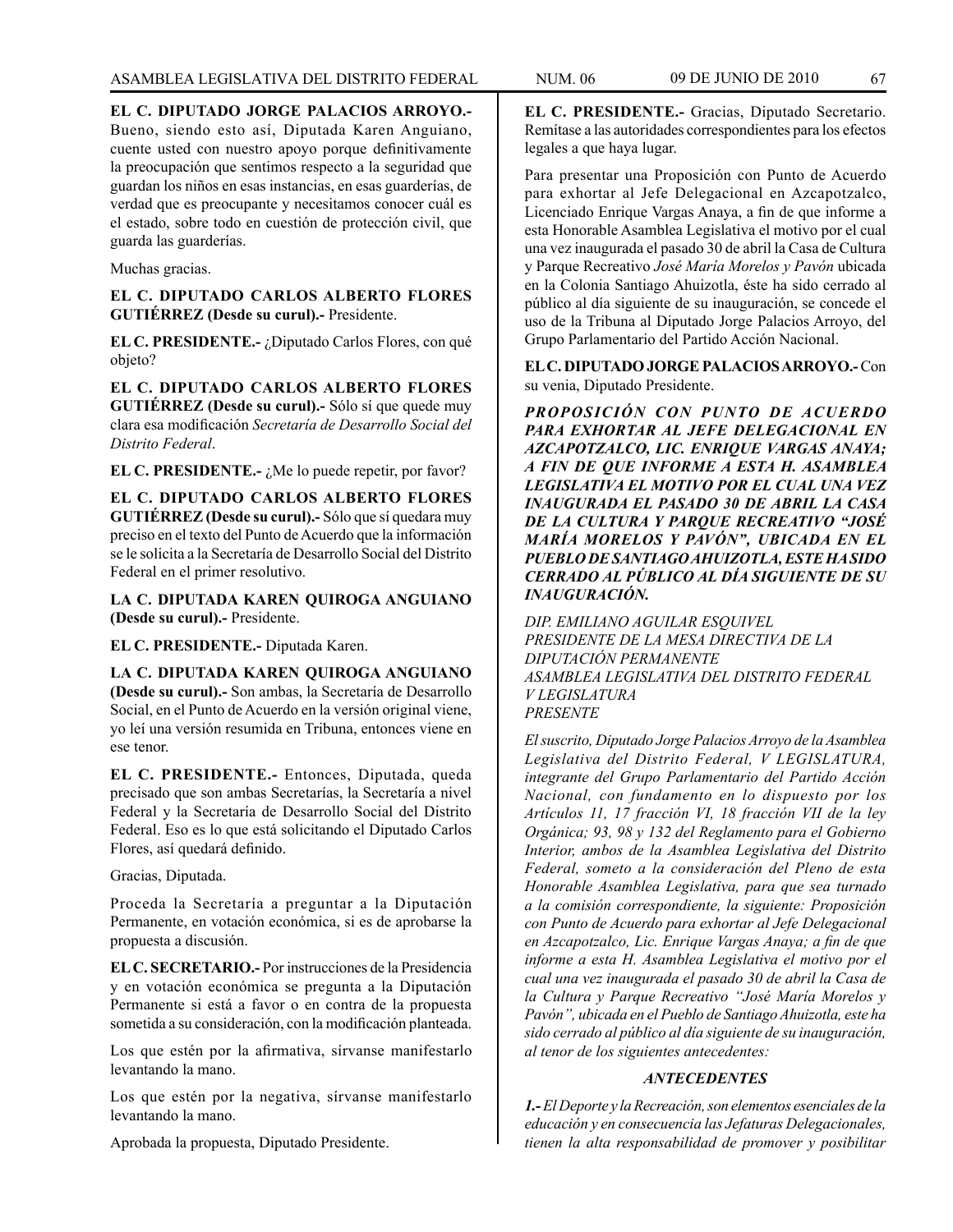**EL C. DIPUTADO JORGE PALACIOS ARROYO.-** Bueno, siendo esto así, Diputada Karen Anguiano, cuente usted con nuestro apoyo porque definitivamente la preocupación que sentimos respecto a la seguridad que guardan los niños en esas instancias, en esas guarderías, de verdad que es preocupante y necesitamos conocer cuál es el estado, sobre todo en cuestión de protección civil, que guarda las guarderías.

Muchas gracias.

**EL C. DIPUTADO CARLOS ALBERTO FLORES GUTIÉRREZ (Desde su curul).-** Presidente.

**EL C. PRESIDENTE.-** ¿Diputado Carlos Flores, con qué objeto?

**EL C. DIPUTADO CARLOS ALBERTO FLORES GUTIÉRREZ (Desde su curul).-** Sólo sí que quede muy clara esa modificación *Secretaría de Desarrollo Social del Distrito Federal*.

**EL C. PRESIDENTE.-** ¿Me lo puede repetir, por favor?

**EL C. DIPUTADO CARLOS ALBERTO FLORES GUTIÉRREZ (Desde su curul).-** Sólo que sí quedara muy preciso en el texto del Punto de Acuerdo que la información se le solicita a la Secretaría de Desarrollo Social del Distrito Federal en el primer resolutivo.

**LA C. DIPUTADA KAREN QUIROGA ANGUIANO (Desde su curul).-** Presidente.

**EL C. PRESIDENTE.-** Diputada Karen.

**LA C. DIPUTADA KAREN QUIROGA ANGUIANO (Desde su curul).-** Son ambas, la Secretaría de Desarrollo Social, en el Punto de Acuerdo en la versión original viene, yo leí una versión resumida en Tribuna, entonces viene en ese tenor.

**EL C. PRESIDENTE.-** Entonces, Diputada, queda precisado que son ambas Secretarías, la Secretaría a nivel Federal y la Secretaría de Desarrollo Social del Distrito Federal. Eso es lo que está solicitando el Diputado Carlos Flores, así quedará definido.

Gracias, Diputada.

Proceda la Secretaría a preguntar a la Diputación Permanente, en votación económica, si es de aprobarse la propuesta a discusión.

**EL C. SECRETARIO.-** Por instrucciones de la Presidencia y en votación económica se pregunta a la Diputación Permanente si está a favor o en contra de la propuesta sometida a su consideración, con la modificación planteada.

Los que estén por la afirmativa, sírvanse manifestarlo levantando la mano.

Los que estén por la negativa, sírvanse manifestarlo levantando la mano.

Aprobada la propuesta, Diputado Presidente.

**EL C. PRESIDENTE.-** Gracias, Diputado Secretario. Remítase a las autoridades correspondientes para los efectos legales a que haya lugar.

Para presentar una Proposición con Punto de Acuerdo para exhortar al Jefe Delegacional en Azcapotzalco, Licenciado Enrique Vargas Anaya, a fin de que informe a esta Honorable Asamblea Legislativa el motivo por el cual una vez inaugurada el pasado 30 de abril la Casa de Cultura y Parque Recreativo *José María Morelos y Pavón* ubicada en la Colonia Santiago Ahuizotla, éste ha sido cerrado al público al día siguiente de su inauguración, se concede el uso de la Tribuna al Diputado Jorge Palacios Arroyo, del Grupo Parlamentario del Partido Acción Nacional.

**EL C. DIPUTADO JORGE PALACIOS ARROYO.-** Con su venia, Diputado Presidente.

***PROPOSICIÓN CON PUNTO DE ACUERDO PARA EXHORTAR AL JEFE DELEGACIONAL EN AZCAPOTZALCO, LIC. ENRIQUE VARGAS ANAYA; A FIN DE QUE INFORME A ESTA H. ASAMBLEA LEGISLATIVA EL MOTIVO POR EL CUAL UNA VEZ INAUGURADA EL PASADO 30 DE ABRIL LA CASA DE LA CULTURA Y PARQUE RECREATIVO "JOSÉ MARÍA MORELOS Y PAVÓN", UBICADA EN EL PUEBLO DE SANTIAGO AHUIZOTLA, ESTE HA SIDO CERRADO AL PÚBLICO AL DÍA SIGUIENTE DE SU INAUGURACIÓN.***

*DIP. EMILIANO AGUILAR ESQUIVEL*
*PRESIDENTE DE LA MESA DIRECTIVA DE LA DIPUTACIÓN PERMANENTE*
*ASAMBLEA LEGISLATIVA DEL DISTRITO FEDERAL*
*V LEGISLATURA*
*PRESENTE*

*El suscrito, Diputado Jorge Palacios Arroyo de la Asamblea Legislativa del Distrito Federal, V LEGISLATURA, integrante del Grupo Parlamentario del Partido Acción Nacional, con fundamento en lo dispuesto por los Artículos 11, 17 fracción VI, 18 fracción VII de la ley Orgánica; 93, 98 y 132 del Reglamento para el Gobierno Interior, ambos de la Asamblea Legislativa del Distrito Federal, someto a la consideración del Pleno de esta Honorable Asamblea Legislativa, para que sea turnado a la comisión correspondiente, la siguiente: Proposición con Punto de Acuerdo para exhortar al Jefe Delegacional en Azcapotzalco, Lic. Enrique Vargas Anaya; a fin de que informe a esta H. Asamblea Legislativa el motivo por el cual una vez inaugurada el pasado 30 de abril la Casa de la Cultura y Parque Recreativo "José María Morelos y Pavón", ubicada en el Pueblo de Santiago Ahuizotla, este ha sido cerrado al público al día siguiente de su inauguración, al tenor de los siguientes antecedentes:*

***ANTECEDENTES***

***1.-*** *El Deporte y la Recreación, son elementos esenciales de la educación y en consecuencia las Jefaturas Delegacionales, tienen la alta responsabilidad de promover y posibilitar*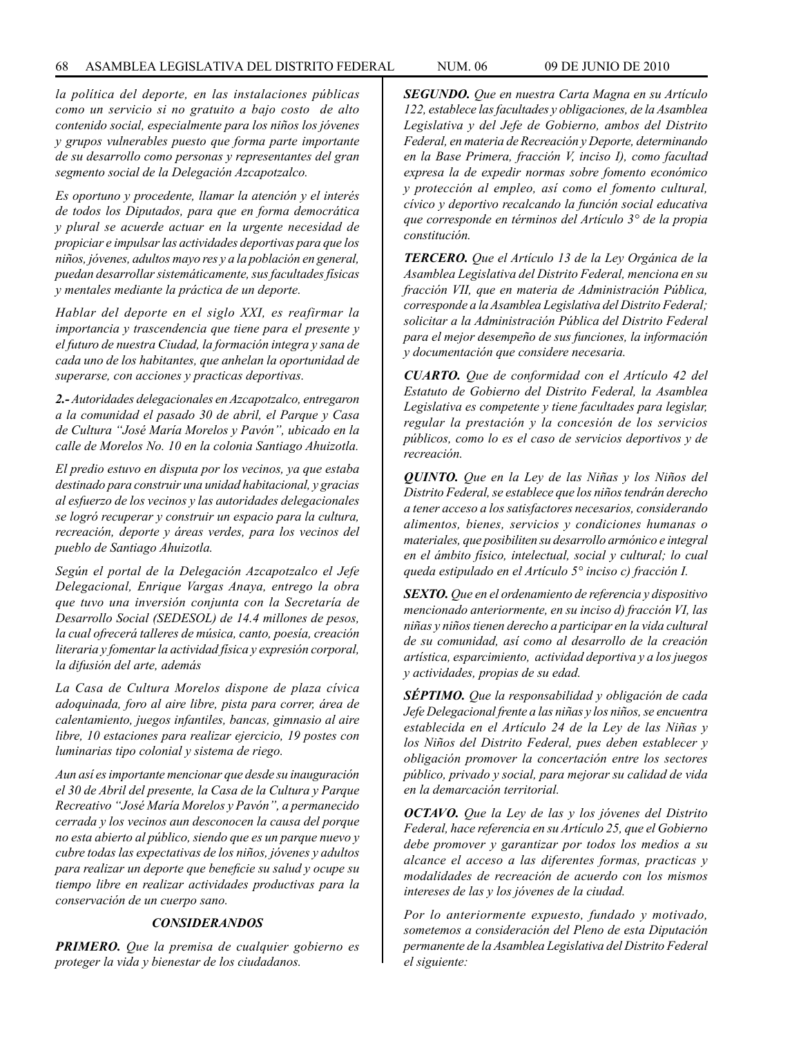*la política del deporte, en las instalaciones públicas como un servicio si no gratuito a bajo costo de alto contenido social, especialmente para los niños los jóvenes y grupos vulnerables puesto que forma parte importante de su desarrollo como personas y representantes del gran segmento social de la Delegación Azcapotzalco.*

*Es oportuno y procedente, llamar la atención y el interés de todos los Diputados, para que en forma democrática y plural se acuerde actuar en la urgente necesidad de propiciar e impulsar las actividades deportivas para que los niños, jóvenes, adultos mayo res y a la población en general, puedan desarrollar sistemáticamente, sus facultades físicas y mentales mediante la práctica de un deporte.*

*Hablar del deporte en el siglo XXI, es reafirmar la importancia y trascendencia que tiene para el presente y el futuro de nuestra Ciudad, la formación integra y sana de cada uno de los habitantes, que anhelan la oportunidad de superarse, con acciones y practicas deportivas.*

***2.-** Autoridades delegacionales en Azcapotzalco, entregaron a la comunidad el pasado 30 de abril, el Parque y Casa de Cultura "José María Morelos y Pavón", ubicado en la calle de Morelos No. 10 en la colonia Santiago Ahuizotla.*

*El predio estuvo en disputa por los vecinos, ya que estaba destinado para construir una unidad habitacional, y gracias al esfuerzo de los vecinos y las autoridades delegacionales se logró recuperar y construir un espacio para la cultura, recreación, deporte y áreas verdes, para los vecinos del pueblo de Santiago Ahuizotla.*

*Según el portal de la Delegación Azcapotzalco el Jefe Delegacional, Enrique Vargas Anaya, entrego la obra que tuvo una inversión conjunta con la Secretaría de Desarrollo Social (SEDESOL) de 14.4 millones de pesos, la cual ofrecerá talleres de música, canto, poesía, creación literaria y fomentar la actividad física y expresión corporal, la difusión del arte, además*

*La Casa de Cultura Morelos dispone de plaza cívica adoquinada, foro al aire libre, pista para correr, área de calentamiento, juegos infantiles, bancas, gimnasio al aire libre, 10 estaciones para realizar ejercicio, 19 postes con luminarias tipo colonial y sistema de riego.*

*Aun así es importante mencionar que desde su inauguración el 30 de Abril del presente, la Casa de la Cultura y Parque Recreativo "José María Morelos y Pavón", a permanecido cerrada y los vecinos aun desconocen la causa del porque no esta abierto al público, siendo que es un parque nuevo y cubre todas las expectativas de los niños, jóvenes y adultos para realizar un deporte que beneficie su salud y ocupe su tiempo libre en realizar actividades productivas para la conservación de un cuerpo sano.*

### *CONSIDERANDOS*

***PRIMERO.** Que la premisa de cualquier gobierno es proteger la vida y bienestar de los ciudadanos.*

***SEGUNDO.** Que en nuestra Carta Magna en su Artículo 122, establece las facultades y obligaciones, de la Asamblea Legislativa y del Jefe de Gobierno, ambos del Distrito Federal, en materia de Recreación y Deporte, determinando en la Base Primera, fracción V, inciso I), como facultad expresa la de expedir normas sobre fomento económico y protección al empleo, así como el fomento cultural, cívico y deportivo recalcando la función social educativa que corresponde en términos del Artículo 3° de la propia constitución.*

***TERCERO.** Que el Artículo 13 de la Ley Orgánica de la Asamblea Legislativa del Distrito Federal, menciona en su fracción VII, que en materia de Administración Pública, corresponde a la Asamblea Legislativa del Distrito Federal; solicitar a la Administración Pública del Distrito Federal para el mejor desempeño de sus funciones, la información y documentación que considere necesaria.*

***CUARTO.** Que de conformidad con el Artículo 42 del Estatuto de Gobierno del Distrito Federal, la Asamblea Legislativa es competente y tiene facultades para legislar, regular la prestación y la concesión de los servicios públicos, como lo es el caso de servicios deportivos y de recreación.*

***QUINTO.** Que en la Ley de las Niñas y los Niños del Distrito Federal, se establece que los niños tendrán derecho a tener acceso a los satisfactores necesarios, considerando alimentos, bienes, servicios y condiciones humanas o materiales, que posibiliten su desarrollo armónico e integral en el ámbito físico, intelectual, social y cultural; lo cual queda estipulado en el Artículo 5° inciso c) fracción I.*

***SEXTO.** Que en el ordenamiento de referencia y dispositivo mencionado anteriormente, en su inciso d) fracción VI, las niñas y niños tienen derecho a participar en la vida cultural de su comunidad, así como al desarrollo de la creación artística, esparcimiento, actividad deportiva y a los juegos y actividades, propias de su edad.*

***SÉPTIMO.** Que la responsabilidad y obligación de cada Jefe Delegacional frente a las niñas y los niños, se encuentra establecida en el Artículo 24 de la Ley de las Niñas y los Niños del Distrito Federal, pues deben establecer y obligación promover la concertación entre los sectores público, privado y social, para mejorar su calidad de vida en la demarcación territorial.*

***OCTAVO.** Que la Ley de las y los jóvenes del Distrito Federal, hace referencia en su Artículo 25, que el Gobierno debe promover y garantizar por todos los medios a su alcance el acceso a las diferentes formas, practicas y modalidades de recreación de acuerdo con los mismos intereses de las y los jóvenes de la ciudad.*

*Por lo anteriormente expuesto, fundado y motivado, sometemos a consideración del Pleno de esta Diputación permanente de la Asamblea Legislativa del Distrito Federal el siguiente:*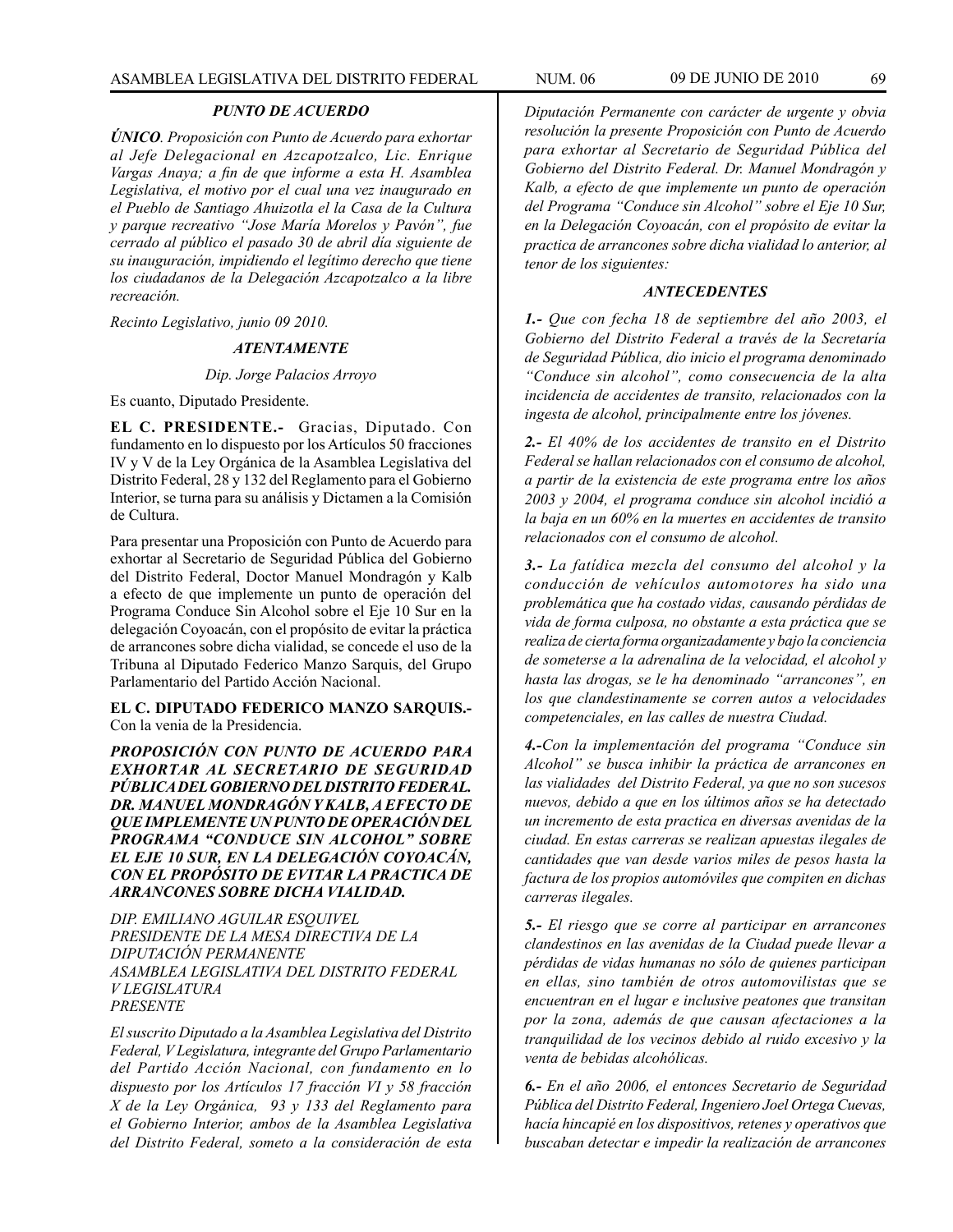### *PUNTO DE ACUERDO*

***ÚNICO****. Proposición con Punto de Acuerdo para exhortar al Jefe Delegacional en Azcapotzalco, Lic. Enrique Vargas Anaya; a fin de que informe a esta H. Asamblea Legislativa, el motivo por el cual una vez inaugurado en el Pueblo de Santiago Ahuizotla el la Casa de la Cultura y parque recreativo "Jose María Morelos y Pavón", fue cerrado al público el pasado 30 de abril día siguiente de su inauguración, impidiendo el legítimo derecho que tiene los ciudadanos de la Delegación Azcapotzalco a la libre recreación.*

*Recinto Legislativo, junio 09 2010.*

***ATENTAMENTE***

*Dip. Jorge Palacios Arroyo*

Es cuanto, Diputado Presidente.

**EL C. PRESIDENTE.-** Gracias, Diputado. Con fundamento en lo dispuesto por los Artículos 50 fracciones IV y V de la Ley Orgánica de la Asamblea Legislativa del Distrito Federal, 28 y 132 del Reglamento para el Gobierno Interior, se turna para su análisis y Dictamen a la Comisión de Cultura.

Para presentar una Proposición con Punto de Acuerdo para exhortar al Secretario de Seguridad Pública del Gobierno del Distrito Federal, Doctor Manuel Mondragón y Kalb a efecto de que implemente un punto de operación del Programa Conduce Sin Alcohol sobre el Eje 10 Sur en la delegación Coyoacán, con el propósito de evitar la práctica de arrancones sobre dicha vialidad, se concede el uso de la Tribuna al Diputado Federico Manzo Sarquis, del Grupo Parlamentario del Partido Acción Nacional.

**EL C. DIPUTADO FEDERICO MANZO SARQUIS.-** Con la venia de la Presidencia.

***PROPOSICIÓN CON PUNTO DE ACUERDO PARA EXHORTAR AL SECRETARIO DE SEGURIDAD PÚBLICA DEL GOBIERNO DEL DISTRITO FEDERAL. DR. MANUEL MONDRAGÓN Y KALB, A EFECTO DE QUE IMPLEMENTE UN PUNTO DE OPERACIÓN DEL PROGRAMA "CONDUCE SIN ALCOHOL" SOBRE EL EJE 10 SUR, EN LA DELEGACIÓN COYOACÁN, CON EL PROPÓSITO DE EVITAR LA PRACTICA DE ARRANCONES SOBRE DICHA VIALIDAD.***

*DIP. EMILIANO AGUILAR ESQUIVEL*
*PRESIDENTE DE LA MESA DIRECTIVA DE LA DIPUTACIÓN PERMANENTE*
*ASAMBLEA LEGISLATIVA DEL DISTRITO FEDERAL*
*V LEGISLATURA*
*PRESENTE*

*El suscrito Diputado a la Asamblea Legislativa del Distrito Federal, V Legislatura, integrante del Grupo Parlamentario del Partido Acción Nacional, con fundamento en lo dispuesto por los Artículos 17 fracción VI y 58 fracción X de la Ley Orgánica, 93 y 133 del Reglamento para el Gobierno Interior, ambos de la Asamblea Legislativa del Distrito Federal, someto a la consideración de esta Diputación Permanente con carácter de urgente y obvia resolución la presente Proposición con Punto de Acuerdo para exhortar al Secretario de Seguridad Pública del Gobierno del Distrito Federal. Dr. Manuel Mondragón y Kalb, a efecto de que implemente un punto de operación del Programa "Conduce sin Alcohol" sobre el Eje 10 Sur, en la Delegación Coyoacán, con el propósito de evitar la practica de arrancones sobre dicha vialidad lo anterior, al tenor de los siguientes:*

### *ANTECEDENTES*

***1.-*** *Que con fecha 18 de septiembre del año 2003, el Gobierno del Distrito Federal a través de la Secretaría de Seguridad Pública, dio inicio el programa denominado "Conduce sin alcohol", como consecuencia de la alta incidencia de accidentes de transito, relacionados con la ingesta de alcohol, principalmente entre los jóvenes.*

***2.-*** *El 40% de los accidentes de transito en el Distrito Federal se hallan relacionados con el consumo de alcohol, a partir de la existencia de este programa entre los años 2003 y 2004, el programa conduce sin alcohol incidió a la baja en un 60% en la muertes en accidentes de transito relacionados con el consumo de alcohol.*

***3.-*** *La fatídica mezcla del consumo del alcohol y la conducción de vehículos automotores ha sido una problemática que ha costado vidas, causando pérdidas de vida de forma culposa, no obstante a esta práctica que se realiza de cierta forma organizadamente y bajo la conciencia de someterse a la adrenalina de la velocidad, el alcohol y hasta las drogas, se le ha denominado "arrancones", en los que clandestinamente se corren autos a velocidades competenciales, en las calles de nuestra Ciudad.*

***4.-****Con la implementación del programa "Conduce sin Alcohol" se busca inhibir la práctica de arrancones en las vialidades del Distrito Federal, ya que no son sucesos nuevos, debido a que en los últimos años se ha detectado un incremento de esta practica en diversas avenidas de la ciudad. En estas carreras se realizan apuestas ilegales de cantidades que van desde varios miles de pesos hasta la factura de los propios automóviles que compiten en dichas carreras ilegales.*

***5.-*** *El riesgo que se corre al participar en arrancones clandestinos en las avenidas de la Ciudad puede llevar a pérdidas de vidas humanas no sólo de quienes participan en ellas, sino también de otros automovilistas que se encuentran en el lugar e inclusive peatones que transitan por la zona, además de que causan afectaciones a la tranquilidad de los vecinos debido al ruido excesivo y la venta de bebidas alcohólicas.*

***6.-*** *En el año 2006, el entonces Secretario de Seguridad Pública del Distrito Federal, Ingeniero Joel Ortega Cuevas, hacía hincapié en los dispositivos, retenes y operativos que buscaban detectar e impedir la realización de arrancones*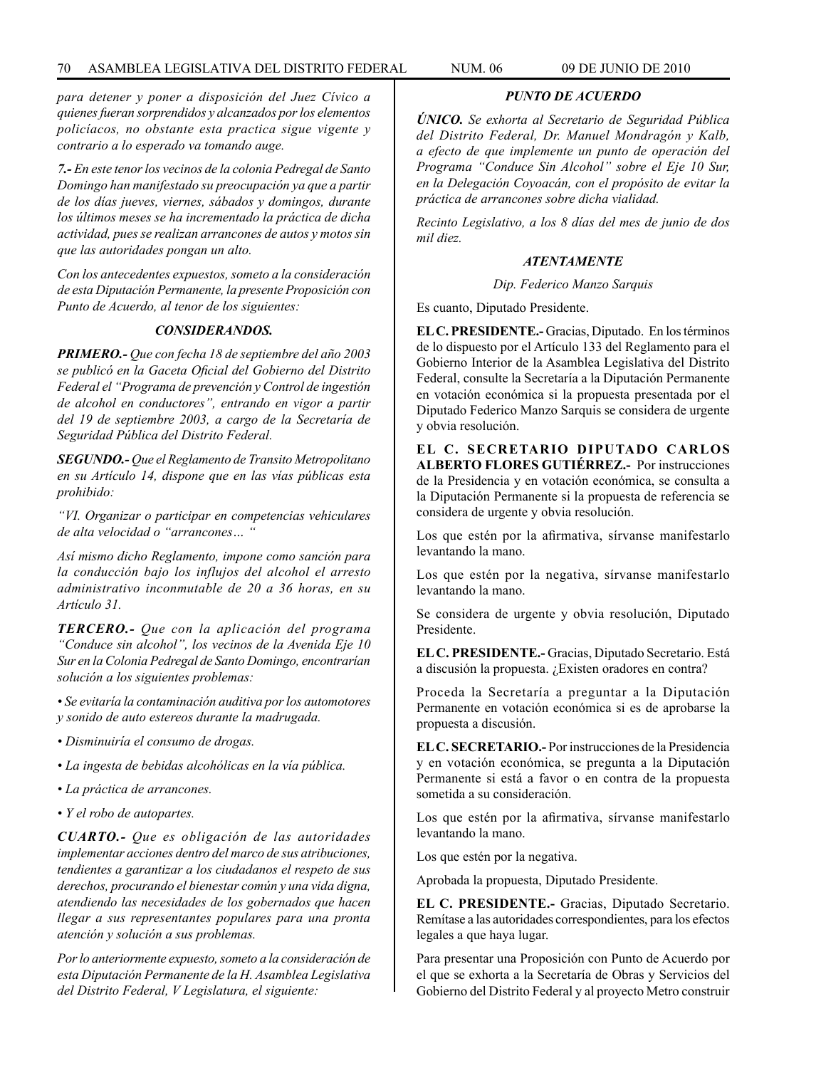*para detener y poner a disposición del Juez Cívico a quienes fueran sorprendidos y alcanzados por los elementos policíacos, no obstante esta practica sigue vigente y contrario a lo esperado va tomando auge.*

*7.- En este tenor los vecinos de la colonia Pedregal de Santo Domingo han manifestado su preocupación ya que a partir de los días jueves, viernes, sábados y domingos, durante los últimos meses se ha incrementado la práctica de dicha actividad, pues se realizan arrancones de autos y motos sin que las autoridades pongan un alto.*

*Con los antecedentes expuestos, someto a la consideración de esta Diputación Permanente, la presente Proposición con Punto de Acuerdo, al tenor de los siguientes:*

***CONSIDERANDOS.***

***PRIMERO.-** Que con fecha 18 de septiembre del año 2003 se publicó en la Gaceta Oficial del Gobierno del Distrito Federal el "Programa de prevención y Control de ingestión de alcohol en conductores", entrando en vigor a partir del 19 de septiembre 2003, a cargo de la Secretaría de Seguridad Pública del Distrito Federal.*

***SEGUNDO.-** Que el Reglamento de Transito Metropolitano en su Artículo 14, dispone que en las vías públicas esta prohibido:*

*"VI. Organizar o participar en competencias vehiculares de alta velocidad o "arrancones… "*

*Así mismo dicho Reglamento, impone como sanción para la conducción bajo los influjos del alcohol el arresto administrativo inconmutable de 20 a 36 horas, en su Artículo 31.*

***TERCERO.-** Que con la aplicación del programa "Conduce sin alcohol", los vecinos de la Avenida Eje 10 Sur en la Colonia Pedregal de Santo Domingo, encontrarían solución a los siguientes problemas:*

- *Se evitaría la contaminación auditiva por los automotores y sonido de auto estereos durante la madrugada.*
- *Disminuiría el consumo de drogas.*
- *La ingesta de bebidas alcohólicas en la vía pública.*
- *La práctica de arrancones.*
- *Y el robo de autopartes.*

***CUARTO.-** Que es obligación de las autoridades implementar acciones dentro del marco de sus atribuciones, tendientes a garantizar a los ciudadanos el respeto de sus derechos, procurando el bienestar común y una vida digna, atendiendo las necesidades de los gobernados que hacen llegar a sus representantes populares para una pronta atención y solución a sus problemas.*

*Por lo anteriormente expuesto, someto a la consideración de esta Diputación Permanente de la H. Asamblea Legislativa del Distrito Federal, V Legislatura, el siguiente:*

***PUNTO DE ACUERDO***

***ÚNICO.** Se exhorta al Secretario de Seguridad Pública del Distrito Federal, Dr. Manuel Mondragón y Kalb, a efecto de que implemente un punto de operación del Programa "Conduce Sin Alcohol" sobre el Eje 10 Sur, en la Delegación Coyoacán, con el propósito de evitar la práctica de arrancones sobre dicha vialidad.*

*Recinto Legislativo, a los 8 días del mes de junio de dos mil diez.*

***ATENTAMENTE***

*Dip. Federico Manzo Sarquis*

Es cuanto, Diputado Presidente.

**EL C. PRESIDENTE.-** Gracias, Diputado. En los términos de lo dispuesto por el Artículo 133 del Reglamento para el Gobierno Interior de la Asamblea Legislativa del Distrito Federal, consulte la Secretaría a la Diputación Permanente en votación económica si la propuesta presentada por el Diputado Federico Manzo Sarquis se considera de urgente y obvia resolución.

**EL C. SECRETARIO DIPUTADO CARLOS ALBERTO FLORES GUTIÉRREZ.-** Por instrucciones de la Presidencia y en votación económica, se consulta a la Diputación Permanente si la propuesta de referencia se considera de urgente y obvia resolución.

Los que estén por la afirmativa, sírvanse manifestarlo levantando la mano.

Los que estén por la negativa, sírvanse manifestarlo levantando la mano.

Se considera de urgente y obvia resolución, Diputado Presidente.

**EL C. PRESIDENTE.-** Gracias, Diputado Secretario. Está a discusión la propuesta. ¿Existen oradores en contra?

Proceda la Secretaría a preguntar a la Diputación Permanente en votación económica si es de aprobarse la propuesta a discusión.

**EL C. SECRETARIO.-** Por instrucciones de la Presidencia y en votación económica, se pregunta a la Diputación Permanente si está a favor o en contra de la propuesta sometida a su consideración.

Los que estén por la afirmativa, sírvanse manifestarlo levantando la mano.

Los que estén por la negativa.

Aprobada la propuesta, Diputado Presidente.

**EL C. PRESIDENTE.-** Gracias, Diputado Secretario. Remítase a las autoridades correspondientes, para los efectos legales a que haya lugar.

Para presentar una Proposición con Punto de Acuerdo por el que se exhorta a la Secretaría de Obras y Servicios del Gobierno del Distrito Federal y al proyecto Metro construir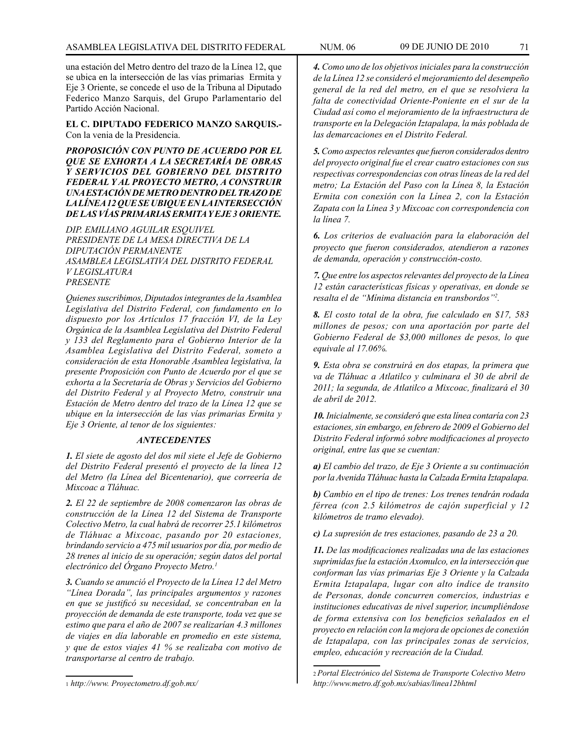una estación del Metro dentro del trazo de la Línea 12, que se ubica en la intersección de las vías primarias Ermita y Eje 3 Oriente, se concede el uso de la Tribuna al Diputado Federico Manzo Sarquis, del Grupo Parlamentario del Partido Acción Nacional.

**EL C. DIPUTADO FEDERICO MANZO SARQUIS.-** Con la venia de la Presidencia.

***PROPOSICIÓN CON PUNTO DE ACUERDO POR EL QUE SE EXHORTA A LA SECRETARÍA DE OBRAS Y SERVICIOS DEL GOBIERNO DEL DISTRITO FEDERAL Y AL PROYECTO METRO, A CONSTRUIR UNA ESTACIÓN DE METRO DENTRO DEL TRAZO DE LA LÍNEA 12 QUE SE UBIQUE EN LA INTERSECCIÓN DE LAS VÍAS PRIMARIAS ERMITA Y EJE 3 ORIENTE.***

*DIP. EMILIANO AGUILAR ESQUIVEL*
*PRESIDENTE DE LA MESA DIRECTIVA DE LA DIPUTACIÓN PERMANENTE*
*ASAMBLEA LEGISLATIVA DEL DISTRITO FEDERAL*
*V LEGISLATURA*
*PRESENTE*

*Quienes suscribimos, Diputados integrantes de la Asamblea Legislativa del Distrito Federal, con fundamento en lo dispuesto por los Artículos 17 fracción VI, de la Ley Orgánica de la Asamblea Legislativa del Distrito Federal y 133 del Reglamento para el Gobierno Interior de la Asamblea Legislativa del Distrito Federal, someto a consideración de esta Honorable Asamblea legislativa, la presente Proposición con Punto de Acuerdo por el que se exhorta a la Secretaría de Obras y Servicios del Gobierno del Distrito Federal y al Proyecto Metro, construir una Estación de Metro dentro del trazo de la Línea 12 que se ubique en la intersección de las vías primarias Ermita y Eje 3 Oriente, al tenor de los siguientes:*

***ANTECEDENTES***

***1.*** *El siete de agosto del dos mil siete el Jefe de Gobierno del Distrito Federal presentó el proyecto de la línea 12 del Metro (la Línea del Bicentenario), que correería de Mixcoac a Tláhuac.*

***2.*** *El 22 de septiembre de 2008 comenzaron las obras de construcción de la Línea 12 del Sistema de Transporte Colectivo Metro, la cual habrá de recorrer 25.1 kilómetros de Tláhuac a Mixcoac, pasando por 20 estaciones, brindando servicio a 475 mil usuarios por día, por medio de 28 trenes al inicio de su operación; según datos del portal electrónico del Órgano Proyecto Metro.[1]*

***3.*** *Cuando se anunció el Proyecto de la Línea 12 del Metro "Línea Dorada", las principales argumentos y razones en que se justificó su necesidad, se concentraban en la proyección de demanda de este transporte, toda vez que se estimo que para el año de 2007 se realizarían 4.3 millones de viajes en día laborable en promedio en este sistema, y que de estos viajes 41 % se realizaba con motivo de transportarse al centro de trabajo.*

***4.*** *Como uno de los objetivos iniciales para la construcción de la Línea 12 se consideró el mejoramiento del desempeño general de la red del metro, en el que se resolviera la falta de conectividad Oriente-Poniente en el sur de la Ciudad así como el mejoramiento de la infraestructura de transporte en la Delegación Iztapalapa, la más poblada de las demarcaciones en el Distrito Federal.*

***5.*** *Como aspectos relevantes que fueron considerados dentro del proyecto original fue el crear cuatro estaciones con sus respectivas correspondencias con otras líneas de la red del metro; La Estación del Paso con la Línea 8, la Estación Ermita con conexión con la Línea 2, con la Estación Zapata con la Línea 3 y Mixcoac con correspondencia con la línea 7.*

***6.*** *Los criterios de evaluación para la elaboración del proyecto que fueron considerados, atendieron a razones de demanda, operación y construcción-costo.*

***7.*** *Que entre los aspectos relevantes del proyecto de la Línea 12 están características físicas y operativas, en donde se resalta el de "Mínima distancia en transbordos"[2].*

***8.*** *El costo total de la obra, fue calculado en $17, 583 millones de pesos; con una aportación por parte del Gobierno Federal de $3,000 millones de pesos, lo que equivale al 17.06%.*

***9.*** *Esta obra se construirá en dos etapas, la primera que va de Tláhuac a Atlatilco y culminara el 30 de abril de 2011; la segunda, de Atlatilco a Mixcoac, finalizará el 30 de abril de 2012.*

***10.*** *Inicialmente, se consideró que esta línea contaría con 23 estaciones, sin embargo, en febrero de 2009 el Gobierno del Distrito Federal informó sobre modificaciones al proyecto original, entre las que se cuentan:*

***a)*** *El cambio del trazo, de Eje 3 Oriente a su continuación por la Avenida TIáhuac hasta la Calzada Ermita Iztapalapa.*

***b)*** *Cambio en el tipo de trenes: Los trenes tendrán rodada férrea (con 2.5 kilómetros de cajón superficial y 12 kilómetros de tramo elevado).*

***c)*** *La supresión de tres estaciones, pasando de 23 a 20.*

***11.*** *De las modificaciones realizadas una de las estaciones suprimidas fue la estación Axomulco, en la intersección que conforman las vías primarias Eje 3 Oriente y la Calzada Ermita Iztapalapa, lugar con alto índice de transito de Personas, donde concurren comercios, industrias e instituciones educativas de nivel superior, incumpliéndose de forma extensiva con los beneficios señalados en el proyecto en relación con la mejora de opciones de conexión de Iztapalapa, con las principales zonas de servicios, empleo, educación y recreación de la Ciudad.*

---

[1] *http://www. Proyectometro.df.gob.mx/*

[2] *Portal Electrónico del Sistema de Transporte Colectivo Metro http://www.metro.df.gob.mx/sabias/linea12bhtml*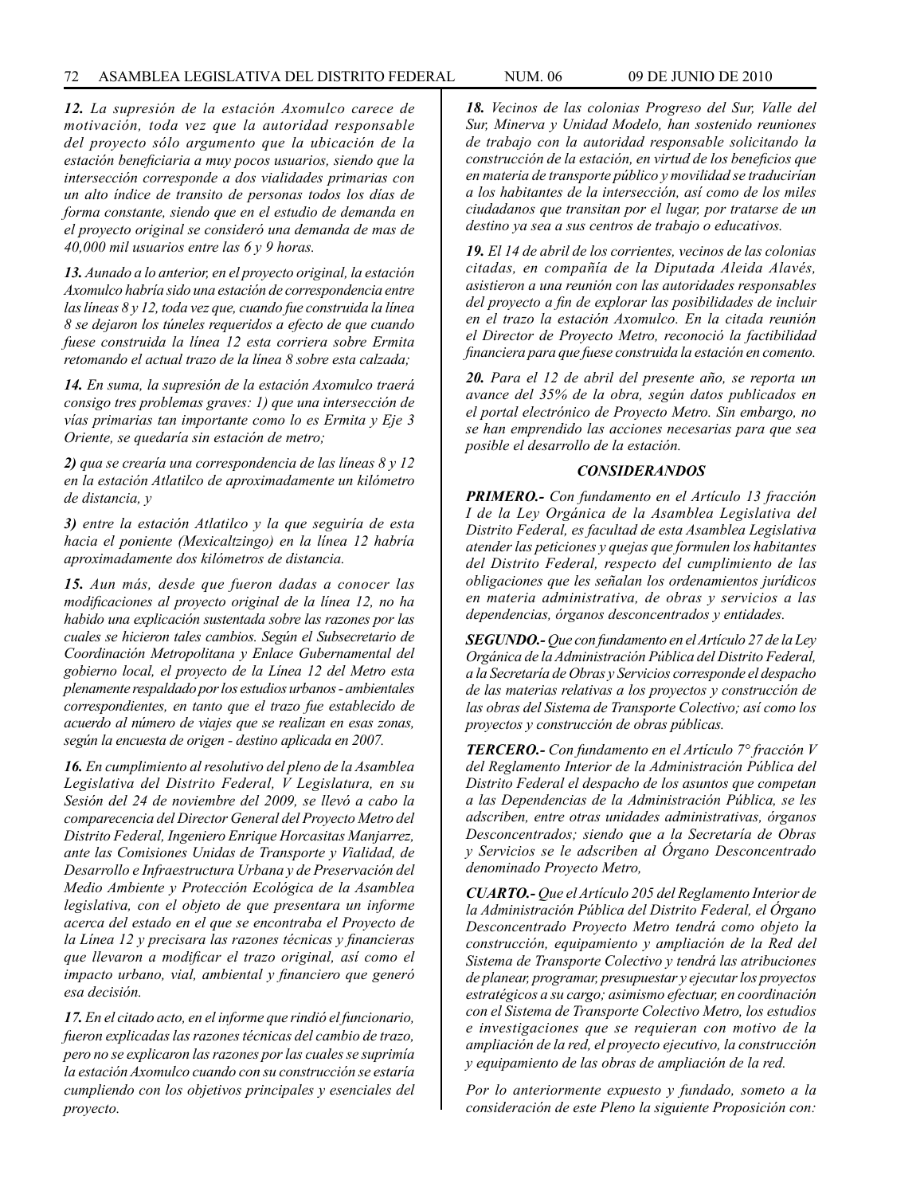*12. La supresión de la estación Axomulco carece de motivación, toda vez que la autoridad responsable del proyecto sólo argumento que la ubicación de la estación beneficiaria a muy pocos usuarios, siendo que la intersección corresponde a dos vialidades primarias con un alto índice de transito de personas todos los días de forma constante, siendo que en el estudio de demanda en el proyecto original se consideró una demanda de mas de 40,000 mil usuarios entre las 6 y 9 horas.*

*13. Aunado a lo anterior, en el proyecto original, la estación Axomulco habría sido una estación de correspondencia entre las líneas 8 y 12, toda vez que, cuando fue construida la línea 8 se dejaron los túneles requeridos a efecto de que cuando fuese construida la línea 12 esta corriera sobre Ermita retomando el actual trazo de la línea 8 sobre esta calzada;*

*14. En suma, la supresión de la estación Axomulco traerá consigo tres problemas graves: 1) que una intersección de vías primarias tan importante como lo es Ermita y Eje 3 Oriente, se quedaría sin estación de metro;*

*2) qua se crearía una correspondencia de las líneas 8 y 12 en la estación Atlatilco de aproximadamente un kilómetro de distancia, y*

*3) entre la estación Atlatilco y la que seguiría de esta hacia el poniente (Mexicaltzingo) en la línea 12 habría aproximadamente dos kilómetros de distancia.*

*15. Aun más, desde que fueron dadas a conocer las modificaciones al proyecto original de la línea 12, no ha habido una explicación sustentada sobre las razones por las cuales se hicieron tales cambios. Según el Subsecretario de Coordinación Metropolitana y Enlace Gubernamental del gobierno local, el proyecto de la Línea 12 del Metro esta plenamente respaldado por los estudios urbanos - ambientales correspondientes, en tanto que el trazo fue establecido de acuerdo al número de viajes que se realizan en esas zonas, según la encuesta de origen - destino aplicada en 2007.*

*16. En cumplimiento al resolutivo del pleno de la Asamblea Legislativa del Distrito Federal, V Legislatura, en su Sesión del 24 de noviembre del 2009, se llevó a cabo la comparecencia del Director General del Proyecto Metro del Distrito Federal, Ingeniero Enrique Horcasitas Manjarrez, ante las Comisiones Unidas de Transporte y Vialidad, de Desarrollo e Infraestructura Urbana y de Preservación del Medio Ambiente y Protección Ecológica de la Asamblea legislativa, con el objeto de que presentara un informe acerca del estado en el que se encontraba el Proyecto de la Línea 12 y precisara las razones técnicas y financieras que llevaron a modificar el trazo original, así como el impacto urbano, vial, ambiental y financiero que generó esa decisión.*

*17. En el citado acto, en el informe que rindió el funcionario, fueron explicadas las razones técnicas del cambio de trazo, pero no se explicaron las razones por las cuales se suprimía la estación Axomulco cuando con su construcción se estaría cumpliendo con los objetivos principales y esenciales del proyecto.*

*18. Vecinos de las colonias Progreso del Sur, Valle del Sur, Minerva y Unidad Modelo, han sostenido reuniones de trabajo con la autoridad responsable solicitando la construcción de la estación, en virtud de los beneficios que en materia de transporte público y movilidad se traducirían a los habitantes de la intersección, así como de los miles ciudadanos que transitan por el lugar, por tratarse de un destino ya sea a sus centros de trabajo o educativos.*

*19. El 14 de abril de los corrientes, vecinos de las colonias citadas, en compañía de la Diputada Aleida Alavés, asistieron a una reunión con las autoridades responsables del proyecto a fin de explorar las posibilidades de incluir en el trazo la estación Axomulco. En la citada reunión el Director de Proyecto Metro, reconoció la factibilidad financiera para que fuese construida la estación en comento.*

*20. Para el 12 de abril del presente año, se reporta un avance del 35% de la obra, según datos publicados en el portal electrónico de Proyecto Metro. Sin embargo, no se han emprendido las acciones necesarias para que sea posible el desarrollo de la estación.*

## *CONSIDERANDOS*

***PRIMERO.-*** *Con fundamento en el Artículo 13 fracción I de la Ley Orgánica de la Asamblea Legislativa del Distrito Federal, es facultad de esta Asamblea Legislativa atender las peticiones y quejas que formulen los habitantes del Distrito Federal, respecto del cumplimiento de las obligaciones que les señalan los ordenamientos jurídicos en materia administrativa, de obras y servicios a las dependencias, órganos desconcentrados y entidades.*

***SEGUNDO.-*** *Que con fundamento en el Artículo 27 de la Ley Orgánica de la Administración Pública del Distrito Federal, a la Secretaría de Obras y Servicios corresponde el despacho de las materias relativas a los proyectos y construcción de las obras del Sistema de Transporte Colectivo; así como los proyectos y construcción de obras públicas.*

***TERCERO.-*** *Con fundamento en el Artículo 7° fracción V del Reglamento Interior de la Administración Pública del Distrito Federal el despacho de los asuntos que competan a las Dependencias de la Administración Pública, se les adscriben, entre otras unidades administrativas, órganos Desconcentrados; siendo que a la Secretaría de Obras y Servicios se le adscriben al Órgano Desconcentrado denominado Proyecto Metro,*

***CUARTO.-*** *Que el Artículo 205 del Reglamento Interior de la Administración Pública del Distrito Federal, el Órgano Desconcentrado Proyecto Metro tendrá como objeto la construcción, equipamiento y ampliación de la Red del Sistema de Transporte Colectivo y tendrá las atribuciones de planear, programar, presupuestar y ejecutar los proyectos estratégicos a su cargo; asimismo efectuar, en coordinación con el Sistema de Transporte Colectivo Metro, los estudios e investigaciones que se requieran con motivo de la ampliación de la red, el proyecto ejecutivo, la construcción y equipamiento de las obras de ampliación de la red.*

*Por lo anteriormente expuesto y fundado, someto a la consideración de este Pleno la siguiente Proposición con:*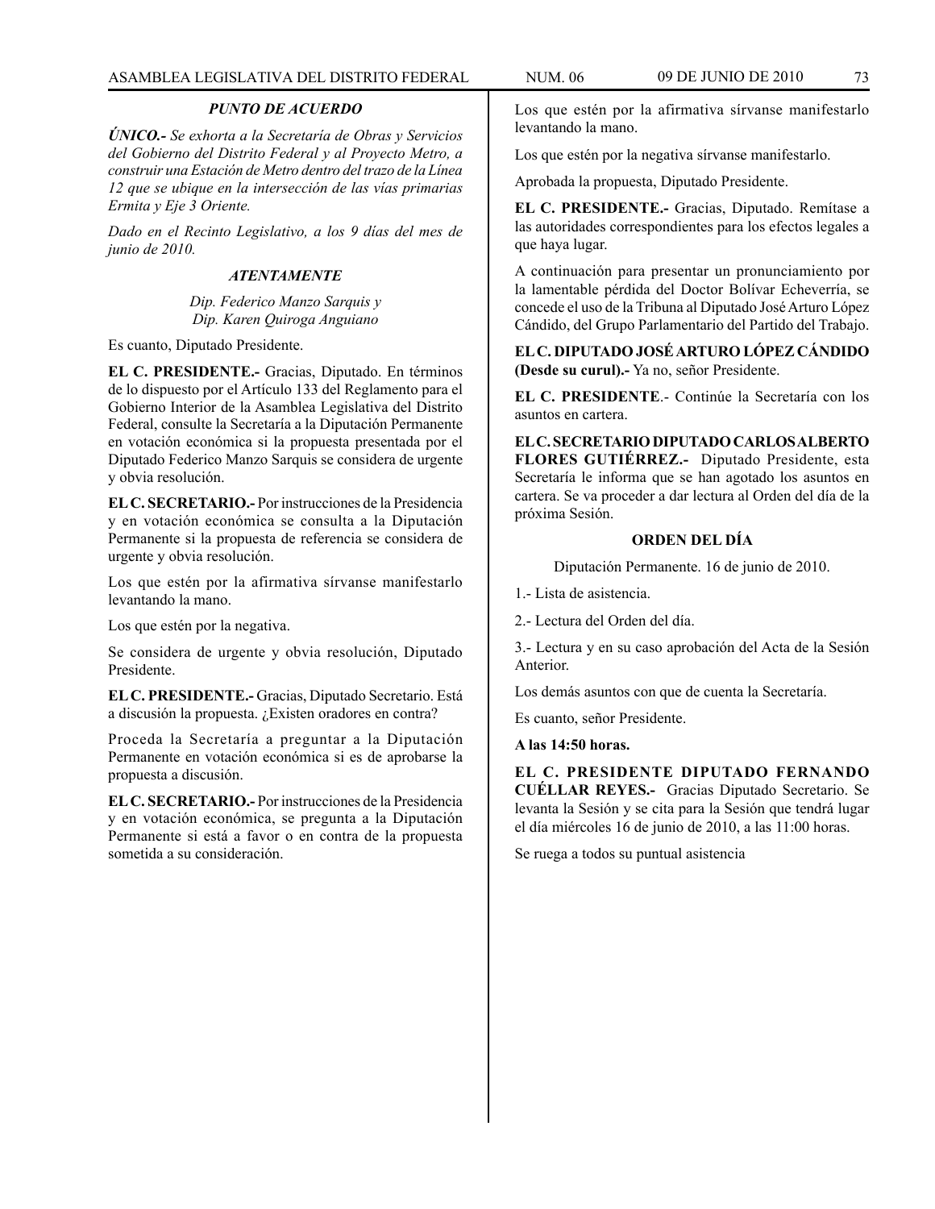### *PUNTO DE ACUERDO*

***ÚNICO.-*** *Se exhorta a la Secretaría de Obras y Servicios del Gobierno del Distrito Federal y al Proyecto Metro, a construir una Estación de Metro dentro del trazo de la Línea 12 que se ubique en la intersección de las vías primarias Ermita y Eje 3 Oriente.*

*Dado en el Recinto Legislativo, a los 9 días del mes de junio de 2010.*

***ATENTAMENTE***

*Dip. Federico Manzo Sarquis y*
*Dip. Karen Quiroga Anguiano*

Es cuanto, Diputado Presidente.

**EL C. PRESIDENTE.-** Gracias, Diputado. En términos de lo dispuesto por el Artículo 133 del Reglamento para el Gobierno Interior de la Asamblea Legislativa del Distrito Federal, consulte la Secretaría a la Diputación Permanente en votación económica si la propuesta presentada por el Diputado Federico Manzo Sarquis se considera de urgente y obvia resolución.

**EL C. SECRETARIO.-** Por instrucciones de la Presidencia y en votación económica se consulta a la Diputación Permanente si la propuesta de referencia se considera de urgente y obvia resolución.

Los que estén por la afirmativa sírvanse manifestarlo levantando la mano.

Los que estén por la negativa.

Se considera de urgente y obvia resolución, Diputado Presidente.

**EL C. PRESIDENTE.-** Gracias, Diputado Secretario. Está a discusión la propuesta. ¿Existen oradores en contra?

Proceda la Secretaría a preguntar a la Diputación Permanente en votación económica si es de aprobarse la propuesta a discusión.

**EL C. SECRETARIO.-** Por instrucciones de la Presidencia y en votación económica, se pregunta a la Diputación Permanente si está a favor o en contra de la propuesta sometida a su consideración.

Los que estén por la afirmativa sírvanse manifestarlo levantando la mano.

Los que estén por la negativa sírvanse manifestarlo.

Aprobada la propuesta, Diputado Presidente.

**EL C. PRESIDENTE.-** Gracias, Diputado. Remítase a las autoridades correspondientes para los efectos legales a que haya lugar.

A continuación para presentar un pronunciamiento por la lamentable pérdida del Doctor Bolívar Echeverría, se concede el uso de la Tribuna al Diputado José Arturo López Cándido, del Grupo Parlamentario del Partido del Trabajo.

**EL C. DIPUTADO JOSÉ ARTURO LÓPEZ CÁNDIDO (Desde su curul).-** Ya no, señor Presidente.

**EL C. PRESIDENTE**.- Continúe la Secretaría con los asuntos en cartera.

**EL C. SECRETARIO DIPUTADO CARLOS ALBERTO FLORES GUTIÉRREZ.-** Diputado Presidente, esta Secretaría le informa que se han agotado los asuntos en cartera. Se va proceder a dar lectura al Orden del día de la próxima Sesión.

**ORDEN DEL DÍA**

Diputación Permanente. 16 de junio de 2010.

1.- Lista de asistencia.

2.- Lectura del Orden del día.

3.- Lectura y en su caso aprobación del Acta de la Sesión Anterior.

Los demás asuntos con que de cuenta la Secretaría.

Es cuanto, señor Presidente.

**A las 14:50 horas.**

**EL C. PRESIDENTE DIPUTADO FERNANDO CUÉLLAR REYES.-** Gracias Diputado Secretario. Se levanta la Sesión y se cita para la Sesión que tendrá lugar el día miércoles 16 de junio de 2010, a las 11:00 horas.

Se ruega a todos su puntual asistencia